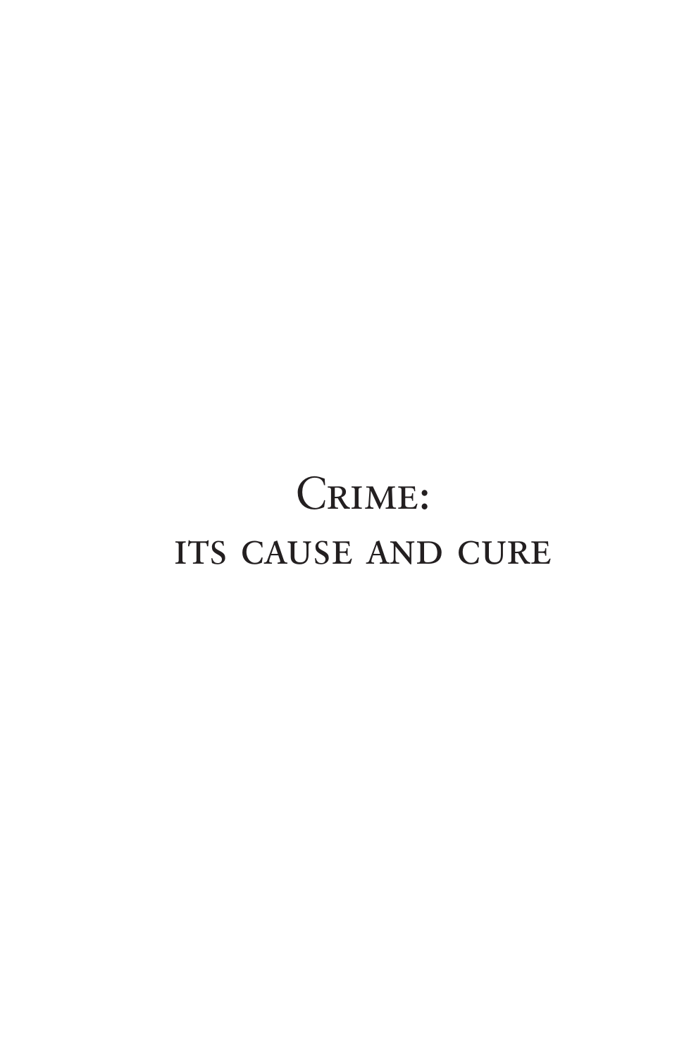# Crime:
## its cause and cure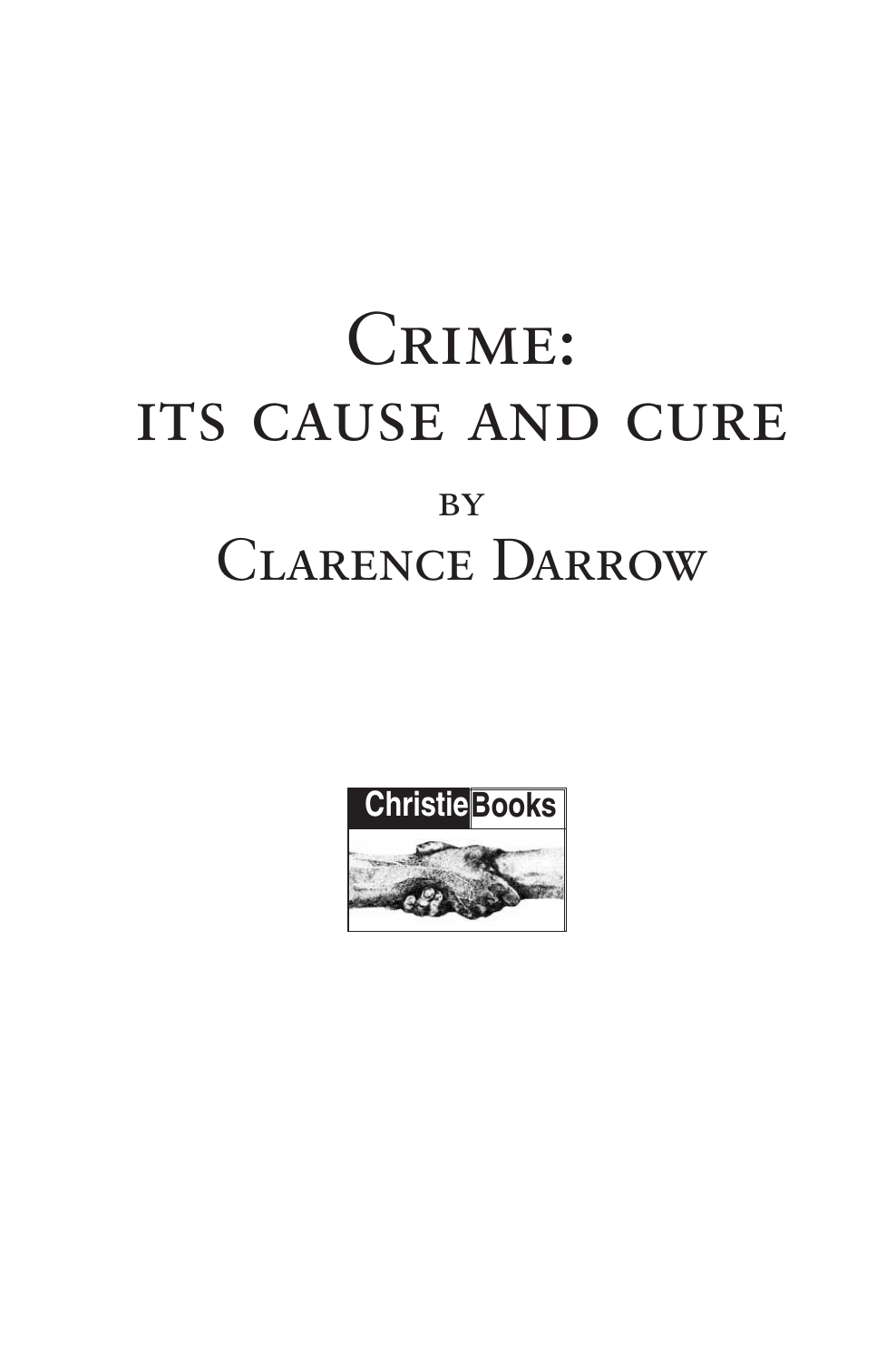# Crime: its cause and cure

by

## Clarence Darrow

ChristieBooks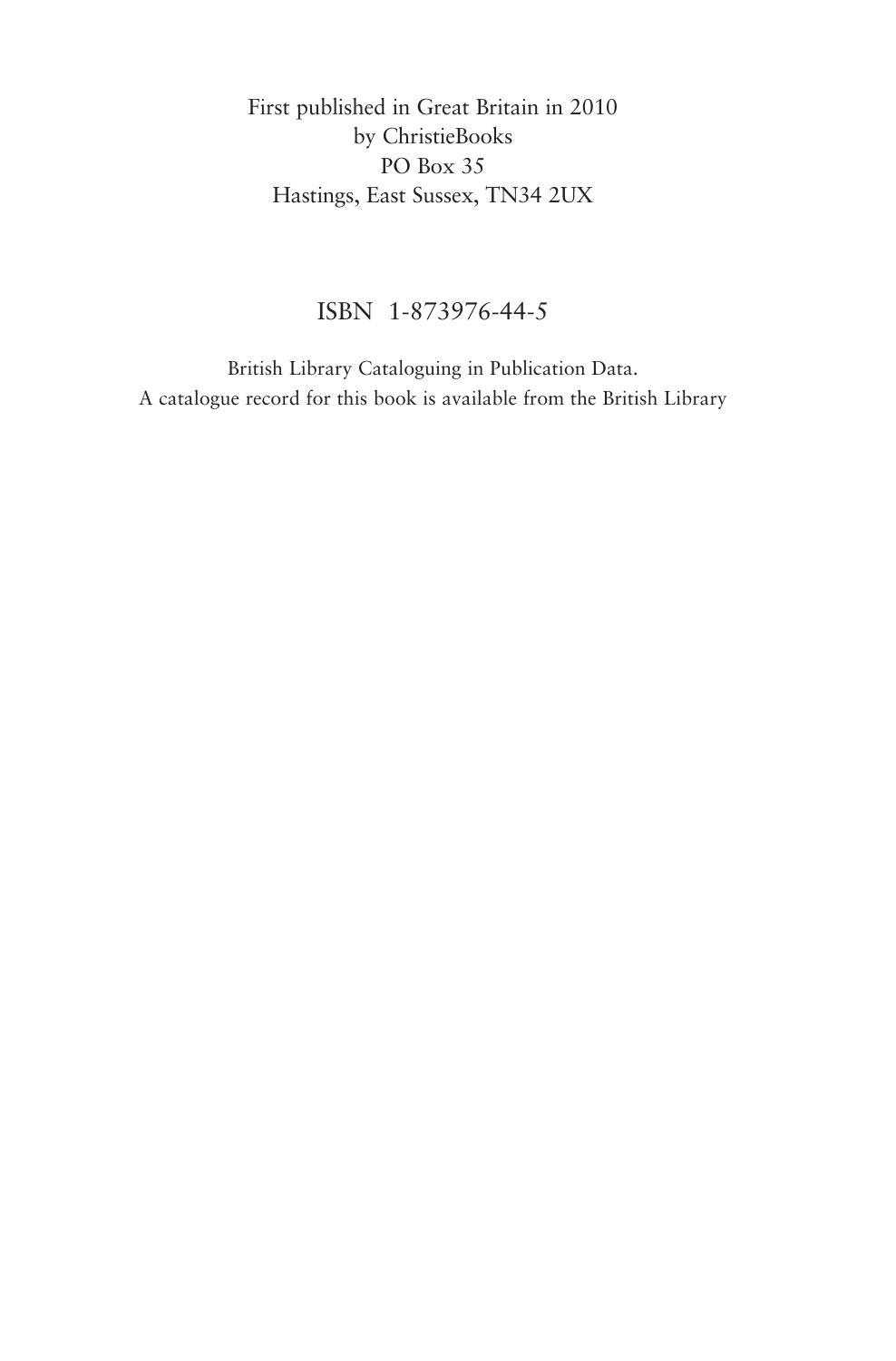First published in Great Britain in 2010
by ChristieBooks
PO Box 35
Hastings, East Sussex, TN34 2UX

ISBN 1-873976-44-5

British Library Cataloguing in Publication Data.
A catalogue record for this book is available from the British Library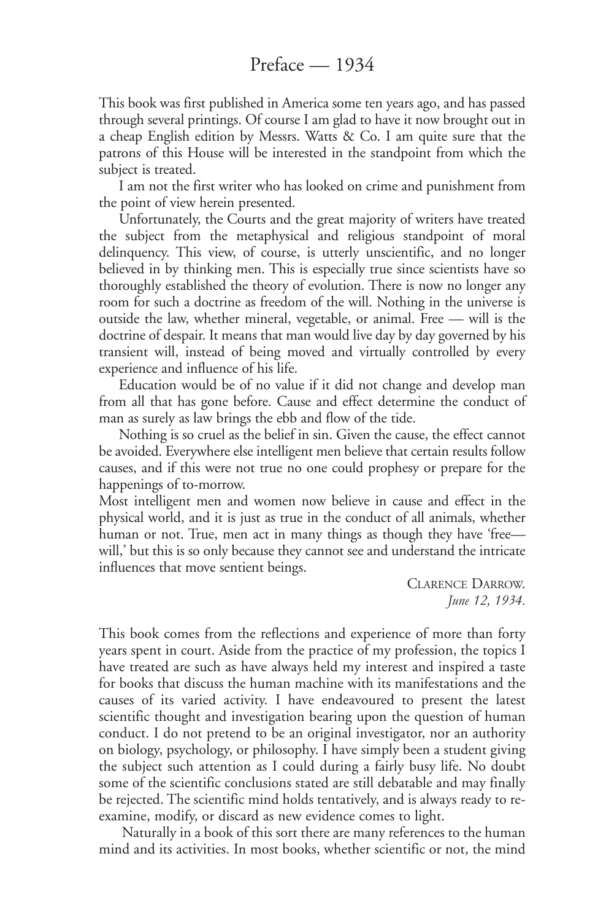# Preface — 1934

This book was first published in America some ten years ago, and has passed through several printings. Of course I am glad to have it now brought out in a cheap English edition by Messrs. Watts & Co. I am quite sure that the patrons of this House will be interested in the standpoint from which the subject is treated.

I am not the first writer who has looked on crime and punishment from the point of view herein presented.

Unfortunately, the Courts and the great majority of writers have treated the subject from the metaphysical and religious standpoint of moral delinquency. This view, of course, is utterly unscientific, and no longer believed in by thinking men. This is especially true since scientists have so thoroughly established the theory of evolution. There is now no longer any room for such a doctrine as freedom of the will. Nothing in the universe is outside the law, whether mineral, vegetable, or animal. Free — will is the doctrine of despair. It means that man would live day by day governed by his transient will, instead of being moved and virtually controlled by every experience and influence of his life.

Education would be of no value if it did not change and develop man from all that has gone before. Cause and effect determine the conduct of man as surely as law brings the ebb and flow of the tide.

Nothing is so cruel as the belief in sin. Given the cause, the effect cannot be avoided. Everywhere else intelligent men believe that certain results follow causes, and if this were not true no one could prophesy or prepare for the happenings of to-morrow.

Most intelligent men and women now believe in cause and effect in the physical world, and it is just as true in the conduct of all animals, whether human or not. True, men act in many things as though they have 'free—will,' but this is so only because they cannot see and understand the intricate influences that move sentient beings.

Clarence Darrow.
*June 12, 1934.*

This book comes from the reflections and experience of more than forty years spent in court. Aside from the practice of my profession, the topics I have treated are such as have always held my interest and inspired a taste for books that discuss the human machine with its manifestations and the causes of its varied activity. I have endeavoured to present the latest scientific thought and investigation bearing upon the question of human conduct. I do not pretend to be an original investigator, nor an authority on biology, psychology, or philosophy. I have simply been a student giving the subject such attention as I could during a fairly busy life. No doubt some of the scientific conclusions stated are still debatable and may finally be rejected. The scientific mind holds tentatively, and is always ready to re-examine, modify, or discard as new evidence comes to light.

Naturally in a book of this sort there are many references to the human mind and its activities. In most books, whether scientific or not, the mind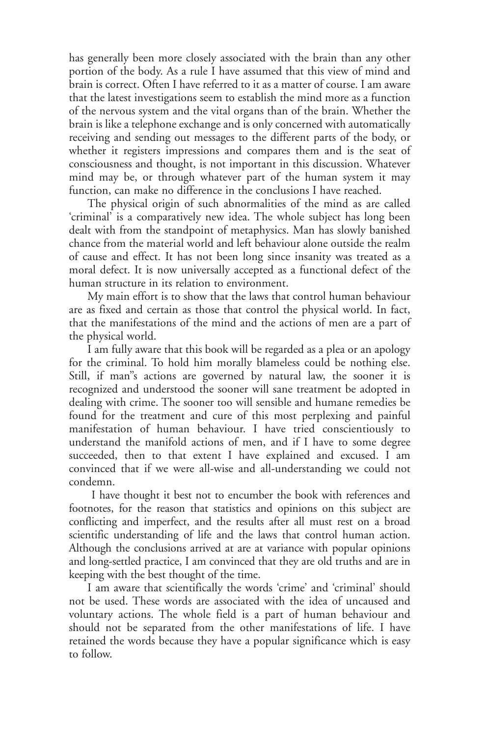has generally been more closely associated with the brain than any other portion of the body. As a rule I have assumed that this view of mind and brain is correct. Often I have referred to it as a matter of course. I am aware that the latest investigations seem to establish the mind more as a function of the nervous system and the vital organs than of the brain. Whether the brain is like a telephone exchange and is only concerned with automatically receiving and sending out messages to the different parts of the body, or whether it registers impressions and compares them and is the seat of consciousness and thought, is not important in this discussion. Whatever mind may be, or through whatever part of the human system it may function, can make no difference in the conclusions I have reached.

The physical origin of such abnormalities of the mind as are called 'criminal' is a comparatively new idea. The whole subject has long been dealt with from the standpoint of metaphysics. Man has slowly banished chance from the material world and left behaviour alone outside the realm of cause and effect. It has not been long since insanity was treated as a moral defect. It is now universally accepted as a functional defect of the human structure in its relation to environment.

My main effort is to show that the laws that control human behaviour are as fixed and certain as those that control the physical world. In fact, that the manifestations of the mind and the actions of men are a part of the physical world.

I am fully aware that this book will be regarded as a plea or an apology for the criminal. To hold him morally blameless could be nothing else. Still, if man"s actions are governed by natural law, the sooner it is recognized and understood the sooner will sane treatment be adopted in dealing with crime. The sooner too will sensible and humane remedies be found for the treatment and cure of this most perplexing and painful manifestation of human behaviour. I have tried conscientiously to understand the manifold actions of men, and if I have to some degree succeeded, then to that extent I have explained and excused. I am convinced that if we were all-wise and all-understanding we could not condemn.

I have thought it best not to encumber the book with references and footnotes, for the reason that statistics and opinions on this subject are conflicting and imperfect, and the results after all must rest on a broad scientific understanding of life and the laws that control human action. Although the conclusions arrived at are at variance with popular opinions and long-settled practice, I am convinced that they are old truths and are in keeping with the best thought of the time.

I am aware that scientifically the words 'crime' and 'criminal' should not be used. These words are associated with the idea of uncaused and voluntary actions. The whole field is a part of human behaviour and should not be separated from the other manifestations of life. I have retained the words because they have a popular significance which is easy to follow.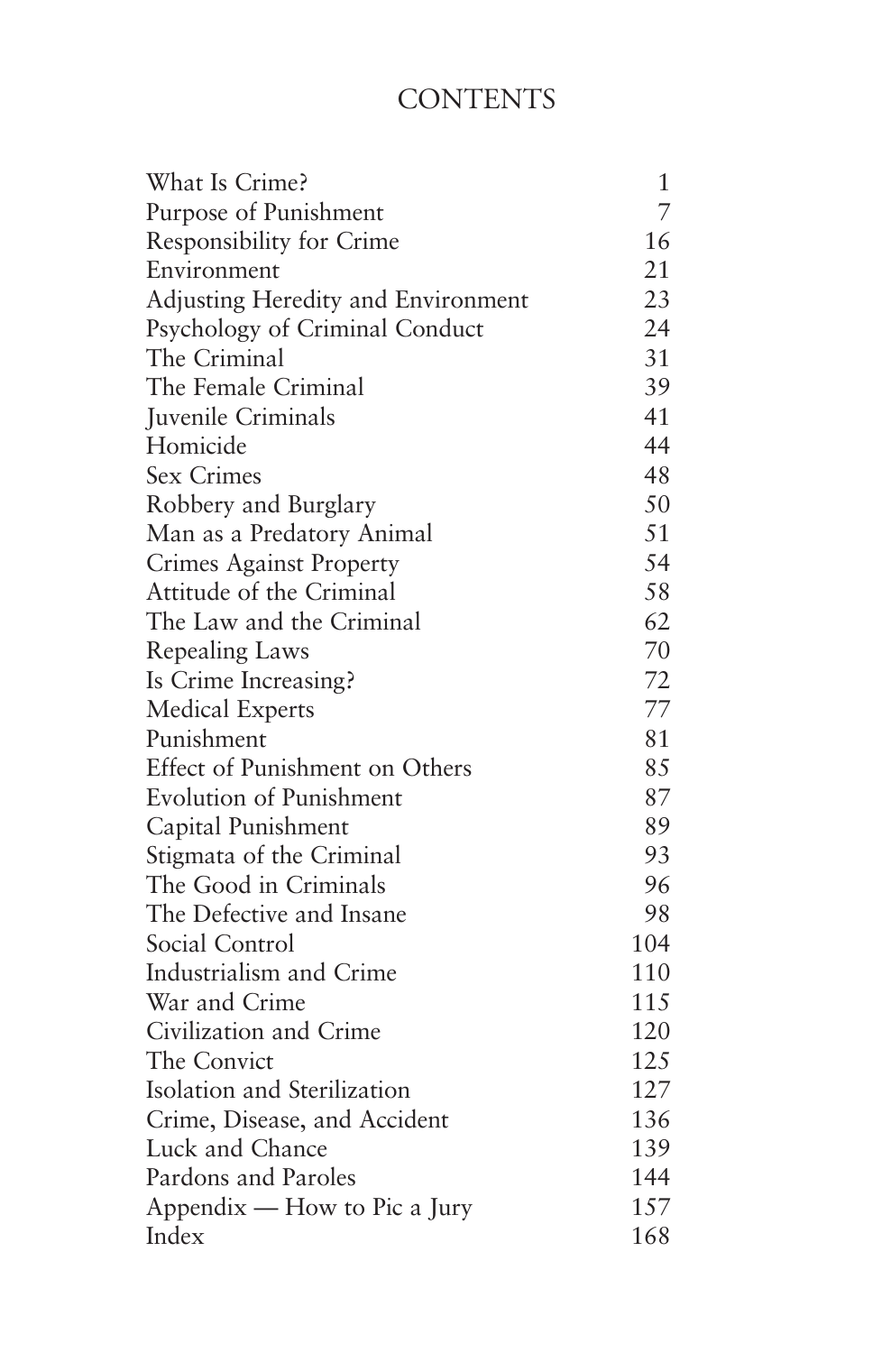# CONTENTS

| | |
|---|---|
| What Is Crime? | 1 |
| Purpose of Punishment | 7 |
| Responsibility for Crime | 16 |
| Environment | 21 |
| Adjusting Heredity and Environment | 23 |
| Psychology of Criminal Conduct | 24 |
| The Criminal | 31 |
| The Female Criminal | 39 |
| Juvenile Criminals | 41 |
| Homicide | 44 |
| Sex Crimes | 48 |
| Robbery and Burglary | 50 |
| Man as a Predatory Animal | 51 |
| Crimes Against Property | 54 |
| Attitude of the Criminal | 58 |
| The Law and the Criminal | 62 |
| Repealing Laws | 70 |
| Is Crime Increasing? | 72 |
| Medical Experts | 77 |
| Punishment | 81 |
| Effect of Punishment on Others | 85 |
| Evolution of Punishment | 87 |
| Capital Punishment | 89 |
| Stigmata of the Criminal | 93 |
| The Good in Criminals | 96 |
| The Defective and Insane | 98 |
| Social Control | 104 |
| Industrialism and Crime | 110 |
| War and Crime | 115 |
| Civilization and Crime | 120 |
| The Convict | 125 |
| Isolation and Sterilization | 127 |
| Crime, Disease, and Accident | 136 |
| Luck and Chance | 139 |
| Pardons and Paroles | 144 |
| Appendix — How to Pic a Jury | 157 |
| Index | 168 |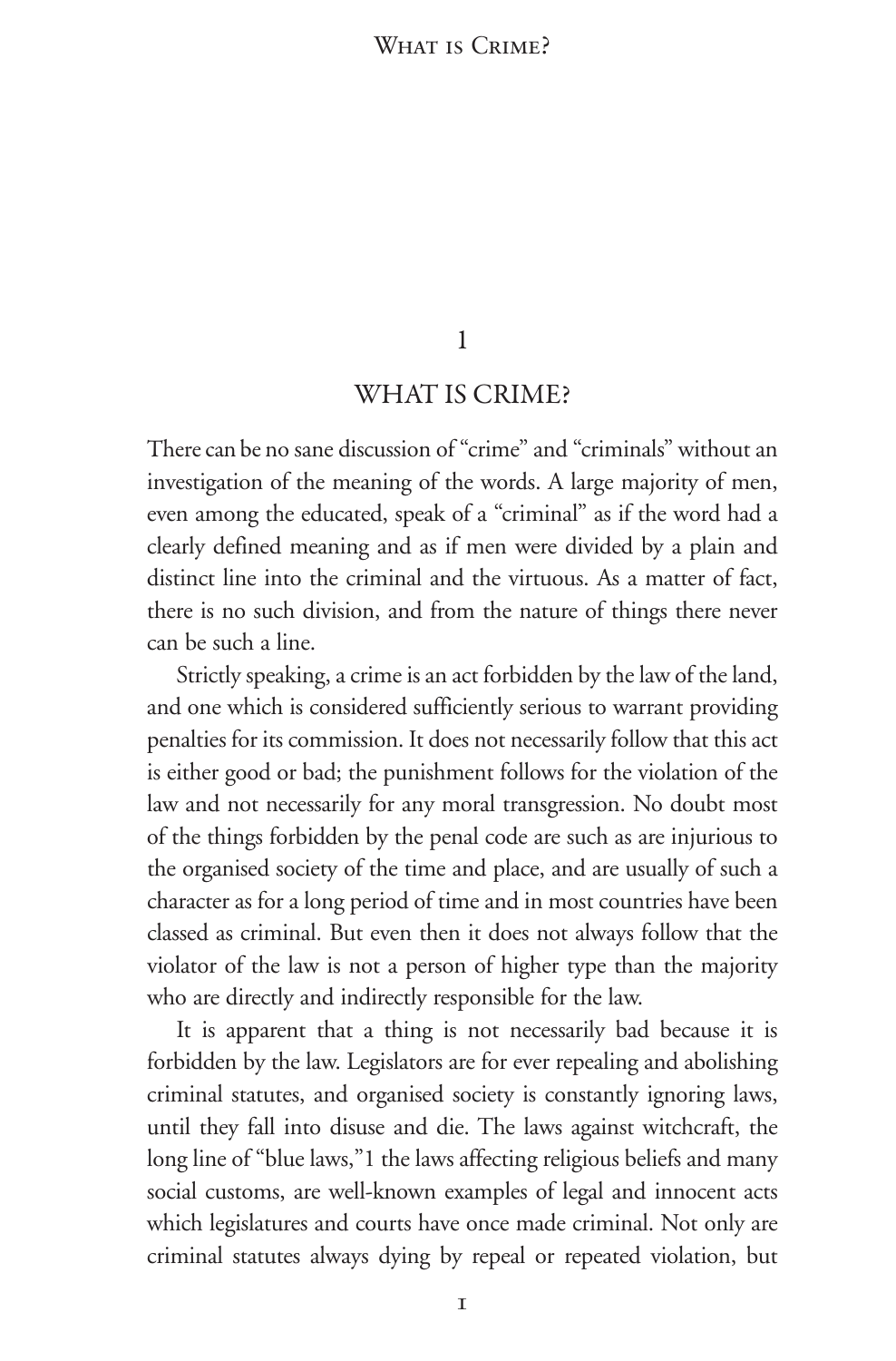# 1

# WHAT IS CRIME?

There can be no sane discussion of "crime" and "criminals" without an investigation of the meaning of the words. A large majority of men, even among the educated, speak of a "criminal" as if the word had a clearly defined meaning and as if men were divided by a plain and distinct line into the criminal and the virtuous. As a matter of fact, there is no such division, and from the nature of things there never can be such a line.

Strictly speaking, a crime is an act forbidden by the law of the land, and one which is considered sufficiently serious to warrant providing penalties for its commission. It does not necessarily follow that this act is either good or bad; the punishment follows for the violation of the law and not necessarily for any moral transgression. No doubt most of the things forbidden by the penal code are such as are injurious to the organised society of the time and place, and are usually of such a character as for a long period of time and in most countries have been classed as criminal. But even then it does not always follow that the violator of the law is not a person of higher type than the majority who are directly and indirectly responsible for the law.

It is apparent that a thing is not necessarily bad because it is forbidden by the law. Legislators are for ever repealing and abolishing criminal statutes, and organised society is constantly ignoring laws, until they fall into disuse and die. The laws against witchcraft, the long line of "blue laws,"[1] the laws affecting religious beliefs and many social customs, are well-known examples of legal and innocent acts which legislatures and courts have once made criminal. Not only are criminal statutes always dying by repeal or repeated violation, but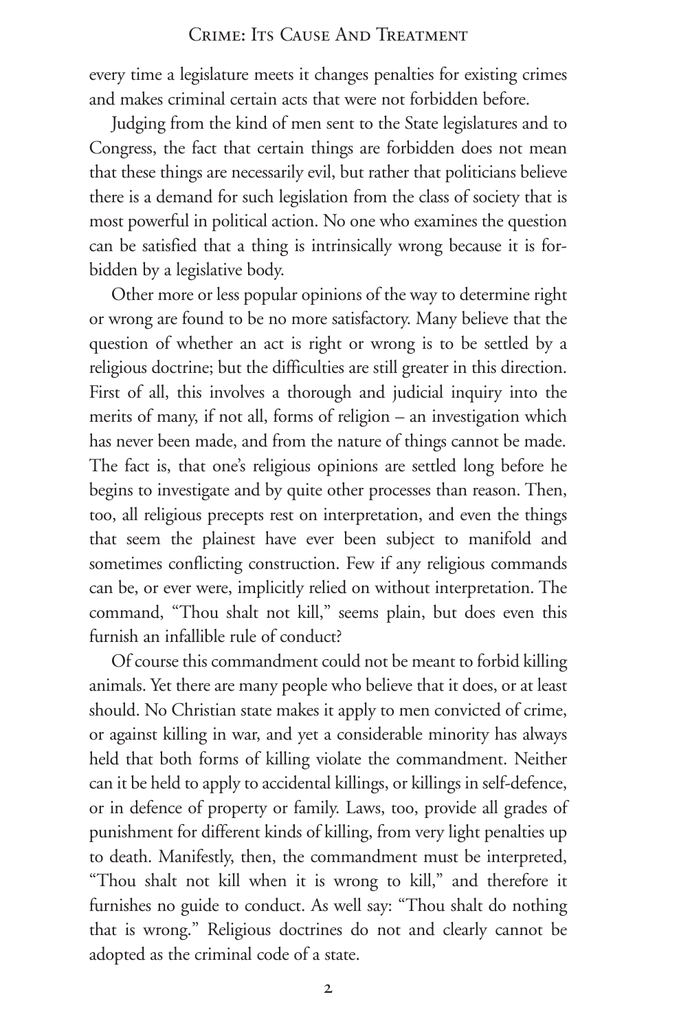every time a legislature meets it changes penalties for existing crimes and makes criminal certain acts that were not forbidden before.

Judging from the kind of men sent to the State legislatures and to Congress, the fact that certain things are forbidden does not mean that these things are necessarily evil, but rather that politicians believe there is a demand for such legislation from the class of society that is most powerful in political action. No one who examines the question can be satisfied that a thing is intrinsically wrong because it is forbidden by a legislative body.

Other more or less popular opinions of the way to determine right or wrong are found to be no more satisfactory. Many believe that the question of whether an act is right or wrong is to be settled by a religious doctrine; but the difficulties are still greater in this direction. First of all, this involves a thorough and judicial inquiry into the merits of many, if not all, forms of religion – an investigation which has never been made, and from the nature of things cannot be made. The fact is, that one's religious opinions are settled long before he begins to investigate and by quite other processes than reason. Then, too, all religious precepts rest on interpretation, and even the things that seem the plainest have ever been subject to manifold and sometimes conflicting construction. Few if any religious commands can be, or ever were, implicitly relied on without interpretation. The command, "Thou shalt not kill," seems plain, but does even this furnish an infallible rule of conduct?

Of course this commandment could not be meant to forbid killing animals. Yet there are many people who believe that it does, or at least should. No Christian state makes it apply to men convicted of crime, or against killing in war, and yet a considerable minority has always held that both forms of killing violate the commandment. Neither can it be held to apply to accidental killings, or killings in self-defence, or in defence of property or family. Laws, too, provide all grades of punishment for different kinds of killing, from very light penalties up to death. Manifestly, then, the commandment must be interpreted, "Thou shalt not kill when it is wrong to kill," and therefore it furnishes no guide to conduct. As well say: "Thou shalt do nothing that is wrong." Religious doctrines do not and clearly cannot be adopted as the criminal code of a state.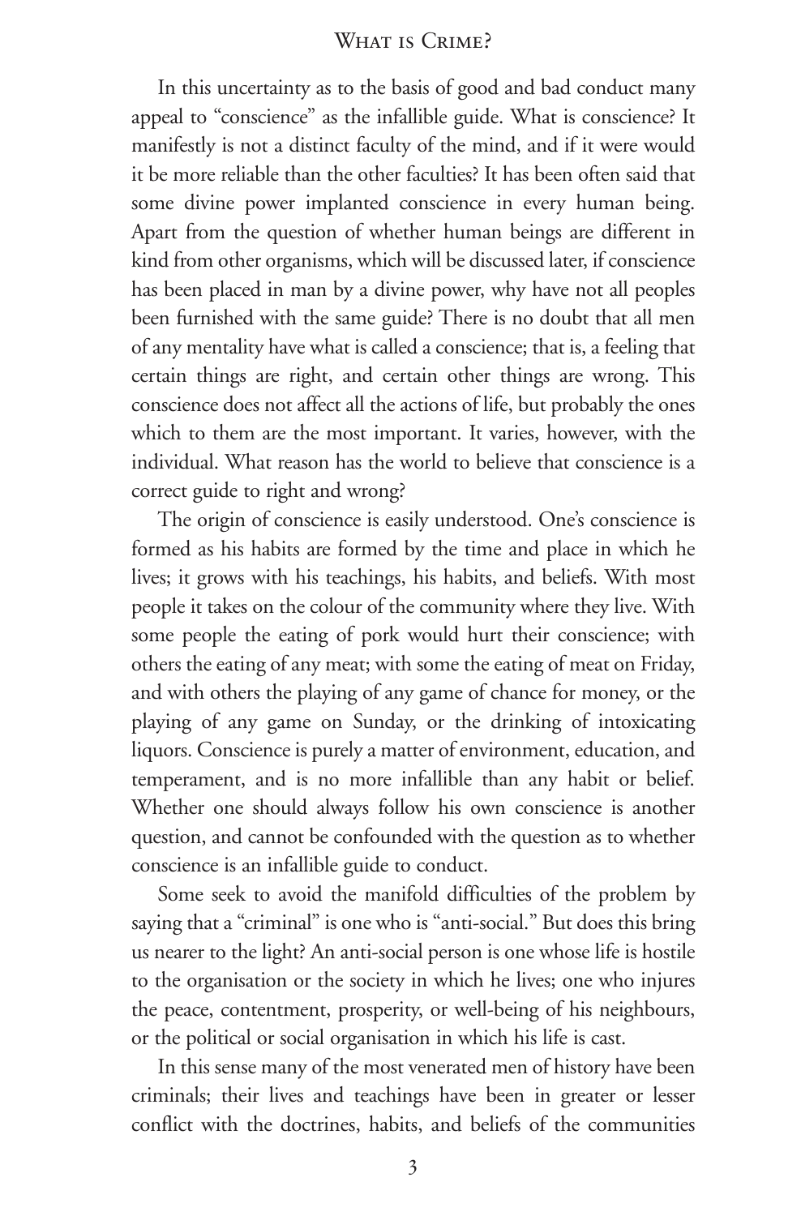In this uncertainty as to the basis of good and bad conduct many appeal to "conscience" as the infallible guide. What is conscience? It manifestly is not a distinct faculty of the mind, and if it were would it be more reliable than the other faculties? It has been often said that some divine power implanted conscience in every human being. Apart from the question of whether human beings are different in kind from other organisms, which will be discussed later, if conscience has been placed in man by a divine power, why have not all peoples been furnished with the same guide? There is no doubt that all men of any mentality have what is called a conscience; that is, a feeling that certain things are right, and certain other things are wrong. This conscience does not affect all the actions of life, but probably the ones which to them are the most important. It varies, however, with the individual. What reason has the world to believe that conscience is a correct guide to right and wrong?

The origin of conscience is easily understood. One's conscience is formed as his habits are formed by the time and place in which he lives; it grows with his teachings, his habits, and beliefs. With most people it takes on the colour of the community where they live. With some people the eating of pork would hurt their conscience; with others the eating of any meat; with some the eating of meat on Friday, and with others the playing of any game of chance for money, or the playing of any game on Sunday, or the drinking of intoxicating liquors. Conscience is purely a matter of environment, education, and temperament, and is no more infallible than any habit or belief. Whether one should always follow his own conscience is another question, and cannot be confounded with the question as to whether conscience is an infallible guide to conduct.

Some seek to avoid the manifold difficulties of the problem by saying that a "criminal" is one who is "anti-social." But does this bring us nearer to the light? An anti-social person is one whose life is hostile to the organisation or the society in which he lives; one who injures the peace, contentment, prosperity, or well-being of his neighbours, or the political or social organisation in which his life is cast.

In this sense many of the most venerated men of history have been criminals; their lives and teachings have been in greater or lesser conflict with the doctrines, habits, and beliefs of the communities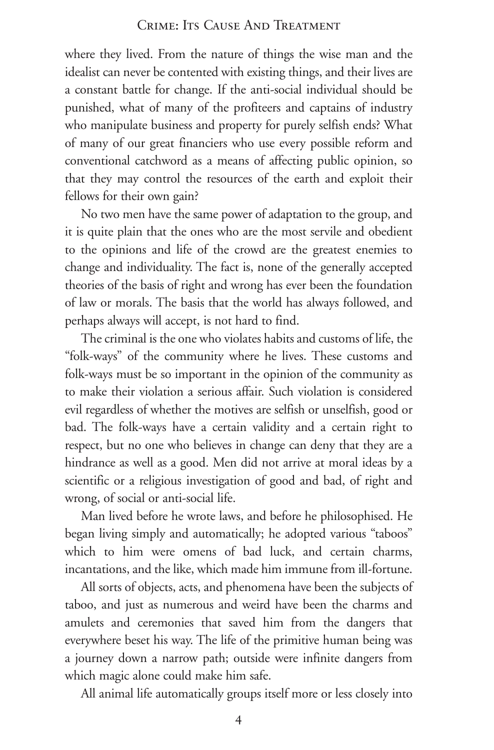where they lived. From the nature of things the wise man and the idealist can never be contented with existing things, and their lives are a constant battle for change. If the anti-social individual should be punished, what of many of the profiteers and captains of industry who manipulate business and property for purely selfish ends? What of many of our great financiers who use every possible reform and conventional catchword as a means of affecting public opinion, so that they may control the resources of the earth and exploit their fellows for their own gain?

No two men have the same power of adaptation to the group, and it is quite plain that the ones who are the most servile and obedient to the opinions and life of the crowd are the greatest enemies to change and individuality. The fact is, none of the generally accepted theories of the basis of right and wrong has ever been the foundation of law or morals. The basis that the world has always followed, and perhaps always will accept, is not hard to find.

The criminal is the one who violates habits and customs of life, the "folk-ways" of the community where he lives. These customs and folk-ways must be so important in the opinion of the community as to make their violation a serious affair. Such violation is considered evil regardless of whether the motives are selfish or unselfish, good or bad. The folk-ways have a certain validity and a certain right to respect, but no one who believes in change can deny that they are a hindrance as well as a good. Men did not arrive at moral ideas by a scientific or a religious investigation of good and bad, of right and wrong, of social or anti-social life.

Man lived before he wrote laws, and before he philosophised. He began living simply and automatically; he adopted various "taboos" which to him were omens of bad luck, and certain charms, incantations, and the like, which made him immune from ill-fortune.

All sorts of objects, acts, and phenomena have been the subjects of taboo, and just as numerous and weird have been the charms and amulets and ceremonies that saved him from the dangers that everywhere beset his way. The life of the primitive human being was a journey down a narrow path; outside were infinite dangers from which magic alone could make him safe.

All animal life automatically groups itself more or less closely into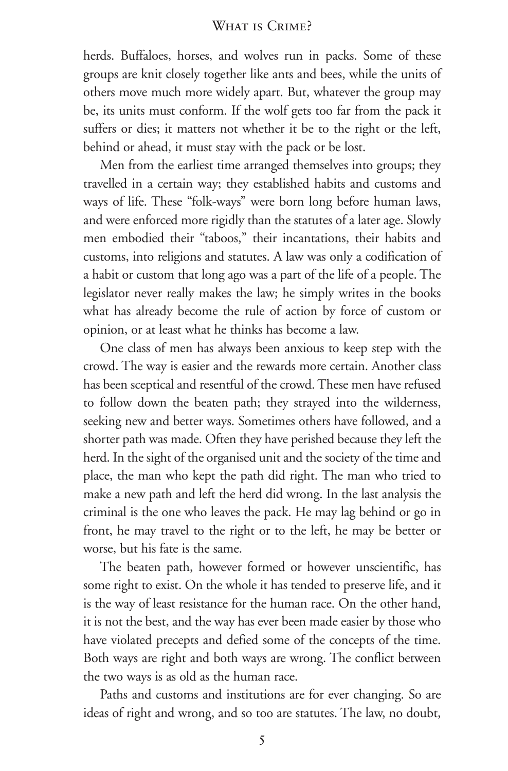herds. Buffaloes, horses, and wolves run in packs. Some of these groups are knit closely together like ants and bees, while the units of others move much more widely apart. But, whatever the group may be, its units must conform. If the wolf gets too far from the pack it suffers or dies; it matters not whether it be to the right or the left, behind or ahead, it must stay with the pack or be lost.

Men from the earliest time arranged themselves into groups; they travelled in a certain way; they established habits and customs and ways of life. These "folk-ways" were born long before human laws, and were enforced more rigidly than the statutes of a later age. Slowly men embodied their "taboos," their incantations, their habits and customs, into religions and statutes. A law was only a codification of a habit or custom that long ago was a part of the life of a people. The legislator never really makes the law; he simply writes in the books what has already become the rule of action by force of custom or opinion, or at least what he thinks has become a law.

One class of men has always been anxious to keep step with the crowd. The way is easier and the rewards more certain. Another class has been sceptical and resentful of the crowd. These men have refused to follow down the beaten path; they strayed into the wilderness, seeking new and better ways. Sometimes others have followed, and a shorter path was made. Often they have perished because they left the herd. In the sight of the organised unit and the society of the time and place, the man who kept the path did right. The man who tried to make a new path and left the herd did wrong. In the last analysis the criminal is the one who leaves the pack. He may lag behind or go in front, he may travel to the right or to the left, he may be better or worse, but his fate is the same.

The beaten path, however formed or however unscientific, has some right to exist. On the whole it has tended to preserve life, and it is the way of least resistance for the human race. On the other hand, it is not the best, and the way has ever been made easier by those who have violated precepts and defied some of the concepts of the time. Both ways are right and both ways are wrong. The conflict between the two ways is as old as the human race.

Paths and customs and institutions are for ever changing. So are ideas of right and wrong, and so too are statutes. The law, no doubt,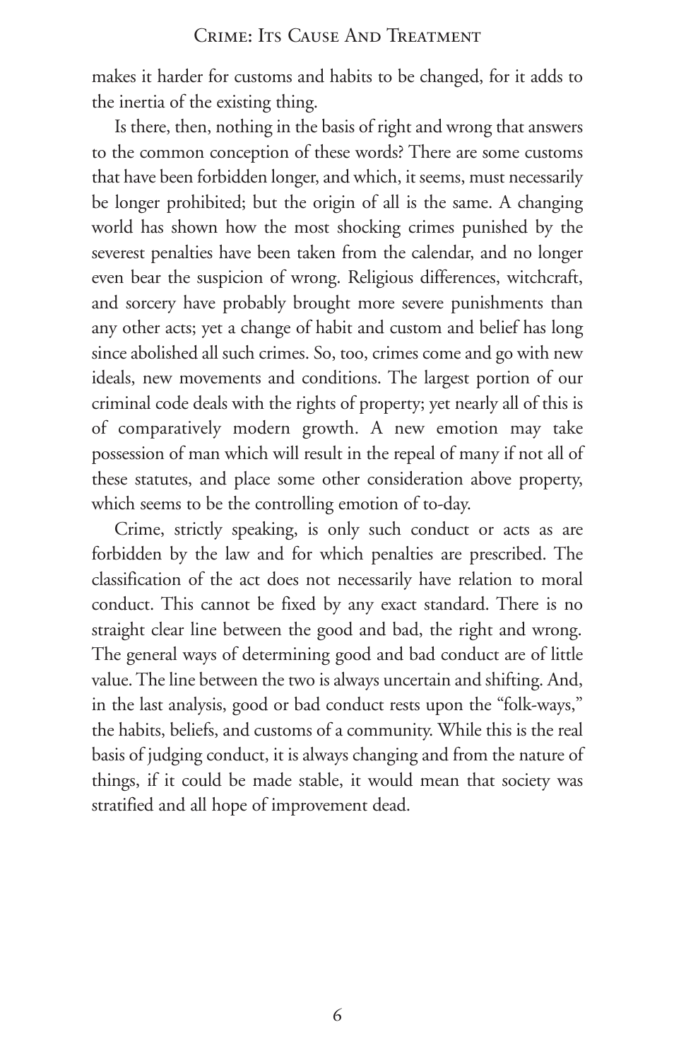makes it harder for customs and habits to be changed, for it adds to the inertia of the existing thing.

Is there, then, nothing in the basis of right and wrong that answers to the common conception of these words? There are some customs that have been forbidden longer, and which, it seems, must necessarily be longer prohibited; but the origin of all is the same. A changing world has shown how the most shocking crimes punished by the severest penalties have been taken from the calendar, and no longer even bear the suspicion of wrong. Religious differences, witchcraft, and sorcery have probably brought more severe punishments than any other acts; yet a change of habit and custom and belief has long since abolished all such crimes. So, too, crimes come and go with new ideals, new movements and conditions. The largest portion of our criminal code deals with the rights of property; yet nearly all of this is of comparatively modern growth. A new emotion may take possession of man which will result in the repeal of many if not all of these statutes, and place some other consideration above property, which seems to be the controlling emotion of to-day.

Crime, strictly speaking, is only such conduct or acts as are forbidden by the law and for which penalties are prescribed. The classification of the act does not necessarily have relation to moral conduct. This cannot be fixed by any exact standard. There is no straight clear line between the good and bad, the right and wrong. The general ways of determining good and bad conduct are of little value. The line between the two is always uncertain and shifting. And, in the last analysis, good or bad conduct rests upon the "folk-ways," the habits, beliefs, and customs of a community. While this is the real basis of judging conduct, it is always changing and from the nature of things, if it could be made stable, it would mean that society was stratified and all hope of improvement dead.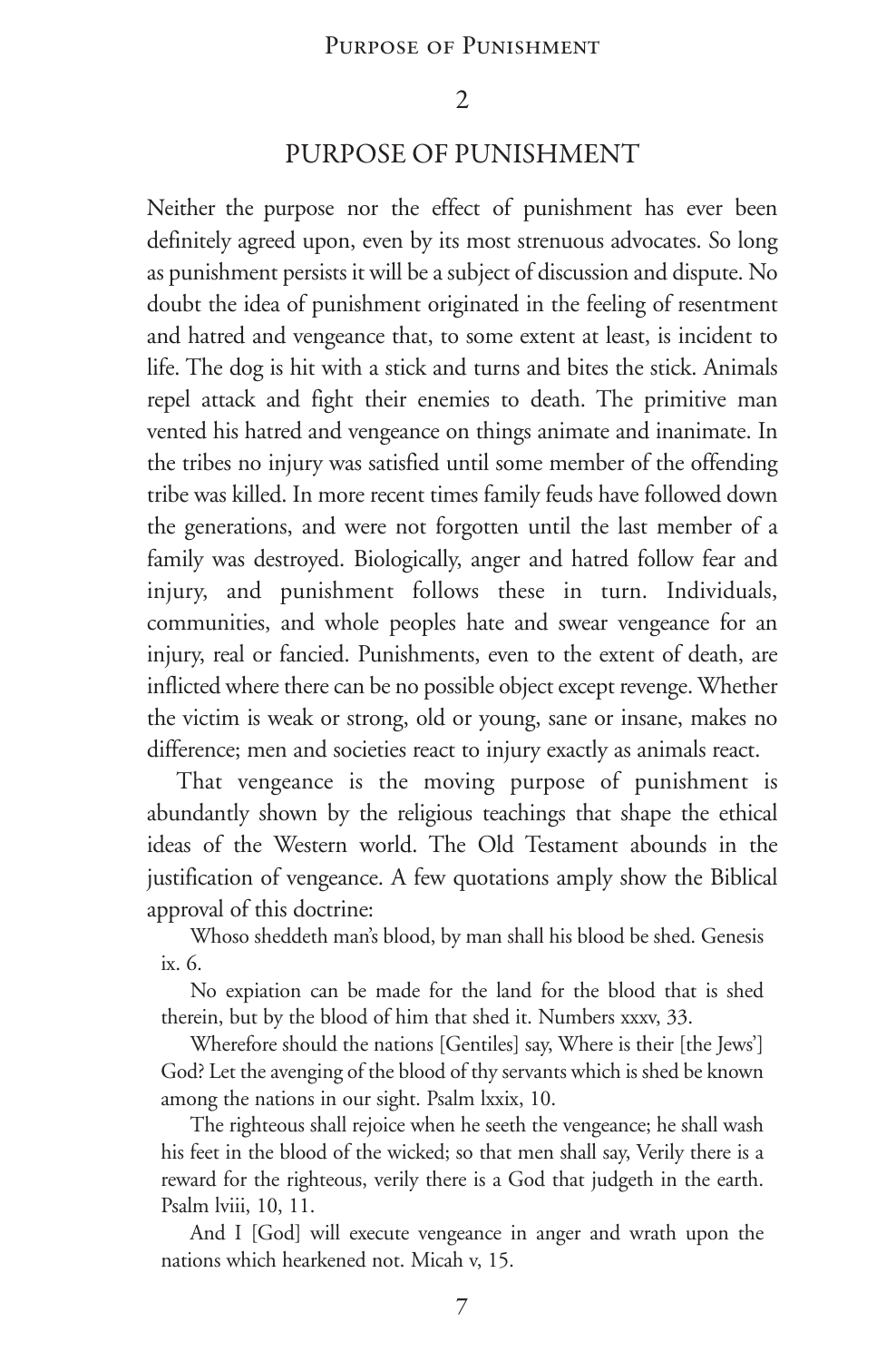## 2

## PURPOSE OF PUNISHMENT

Neither the purpose nor the effect of punishment has ever been definitely agreed upon, even by its most strenuous advocates. So long as punishment persists it will be a subject of discussion and dispute. No doubt the idea of punishment originated in the feeling of resentment and hatred and vengeance that, to some extent at least, is incident to life. The dog is hit with a stick and turns and bites the stick. Animals repel attack and fight their enemies to death. The primitive man vented his hatred and vengeance on things animate and inanimate. In the tribes no injury was satisfied until some member of the offending tribe was killed. In more recent times family feuds have followed down the generations, and were not forgotten until the last member of a family was destroyed. Biologically, anger and hatred follow fear and injury, and punishment follows these in turn. Individuals, communities, and whole peoples hate and swear vengeance for an injury, real or fancied. Punishments, even to the extent of death, are inflicted where there can be no possible object except revenge. Whether the victim is weak or strong, old or young, sane or insane, makes no difference; men and societies react to injury exactly as animals react.

That vengeance is the moving purpose of punishment is abundantly shown by the religious teachings that shape the ethical ideas of the Western world. The Old Testament abounds in the justification of vengeance. A few quotations amply show the Biblical approval of this doctrine:

> Whoso sheddeth man's blood, by man shall his blood be shed. Genesis ix. 6.
>
> No expiation can be made for the land for the blood that is shed therein, but by the blood of him that shed it. Numbers xxxv, 33.
>
> Wherefore should the nations [Gentiles] say, Where is their [the Jews'] God? Let the avenging of the blood of thy servants which is shed be known among the nations in our sight. Psalm lxxix, 10.
>
> The righteous shall rejoice when he seeth the vengeance; he shall wash his feet in the blood of the wicked; so that men shall say, Verily there is a reward for the righteous, verily there is a God that judgeth in the earth. Psalm lviii, 10, 11.
>
> And I [God] will execute vengeance in anger and wrath upon the nations which hearkened not. Micah v, 15.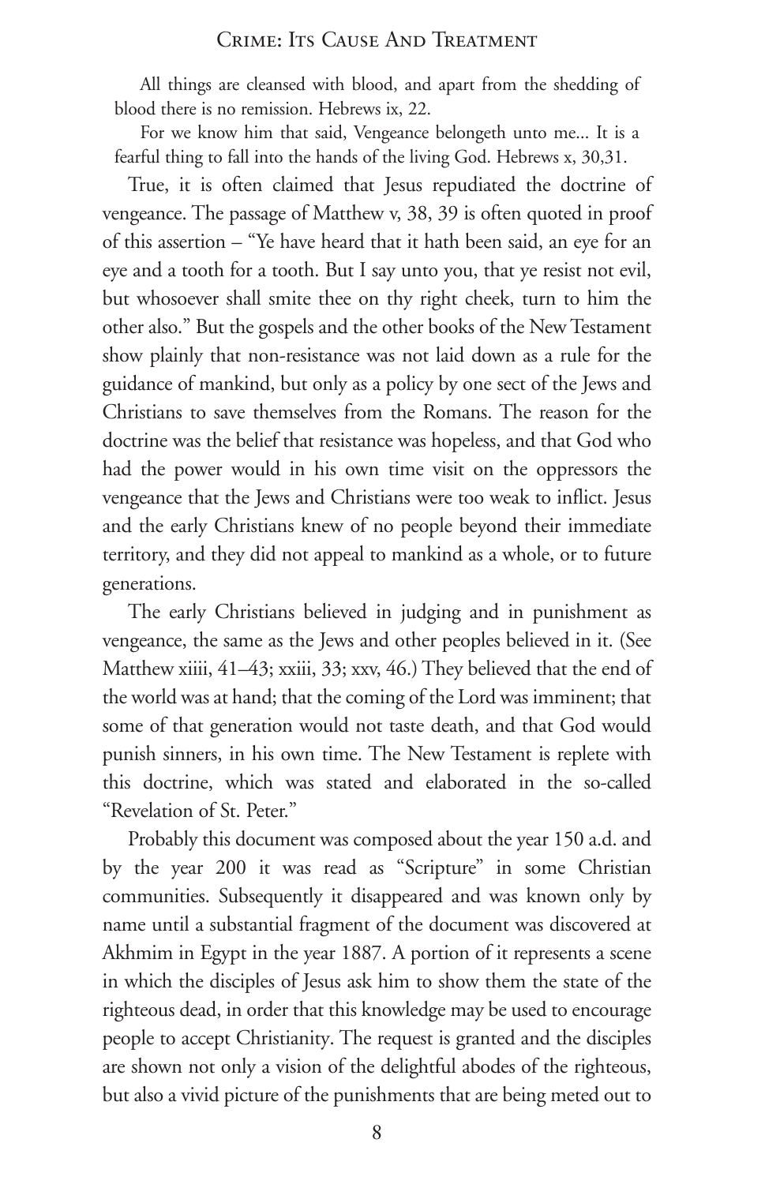All things are cleansed with blood, and apart from the shedding of blood there is no remission. Hebrews ix, 22.

For we know him that said, Vengeance belongeth unto me... It is a fearful thing to fall into the hands of the living God. Hebrews x, 30,31.

True, it is often claimed that Jesus repudiated the doctrine of vengeance. The passage of Matthew v, 38, 39 is often quoted in proof of this assertion – "Ye have heard that it hath been said, an eye for an eye and a tooth for a tooth. But I say unto you, that ye resist not evil, but whosoever shall smite thee on thy right cheek, turn to him the other also." But the gospels and the other books of the New Testament show plainly that non-resistance was not laid down as a rule for the guidance of mankind, but only as a policy by one sect of the Jews and Christians to save themselves from the Romans. The reason for the doctrine was the belief that resistance was hopeless, and that God who had the power would in his own time visit on the oppressors the vengeance that the Jews and Christians were too weak to inflict. Jesus and the early Christians knew of no people beyond their immediate territory, and they did not appeal to mankind as a whole, or to future generations.

The early Christians believed in judging and in punishment as vengeance, the same as the Jews and other peoples believed in it. (See Matthew xiiii, 41–43; xxiii, 33; xxv, 46.) They believed that the end of the world was at hand; that the coming of the Lord was imminent; that some of that generation would not taste death, and that God would punish sinners, in his own time. The New Testament is replete with this doctrine, which was stated and elaborated in the so-called "Revelation of St. Peter."

Probably this document was composed about the year 150 a.d. and by the year 200 it was read as "Scripture" in some Christian communities. Subsequently it disappeared and was known only by name until a substantial fragment of the document was discovered at Akhmim in Egypt in the year 1887. A portion of it represents a scene in which the disciples of Jesus ask him to show them the state of the righteous dead, in order that this knowledge may be used to encourage people to accept Christianity. The request is granted and the disciples are shown not only a vision of the delightful abodes of the righteous, but also a vivid picture of the punishments that are being meted out to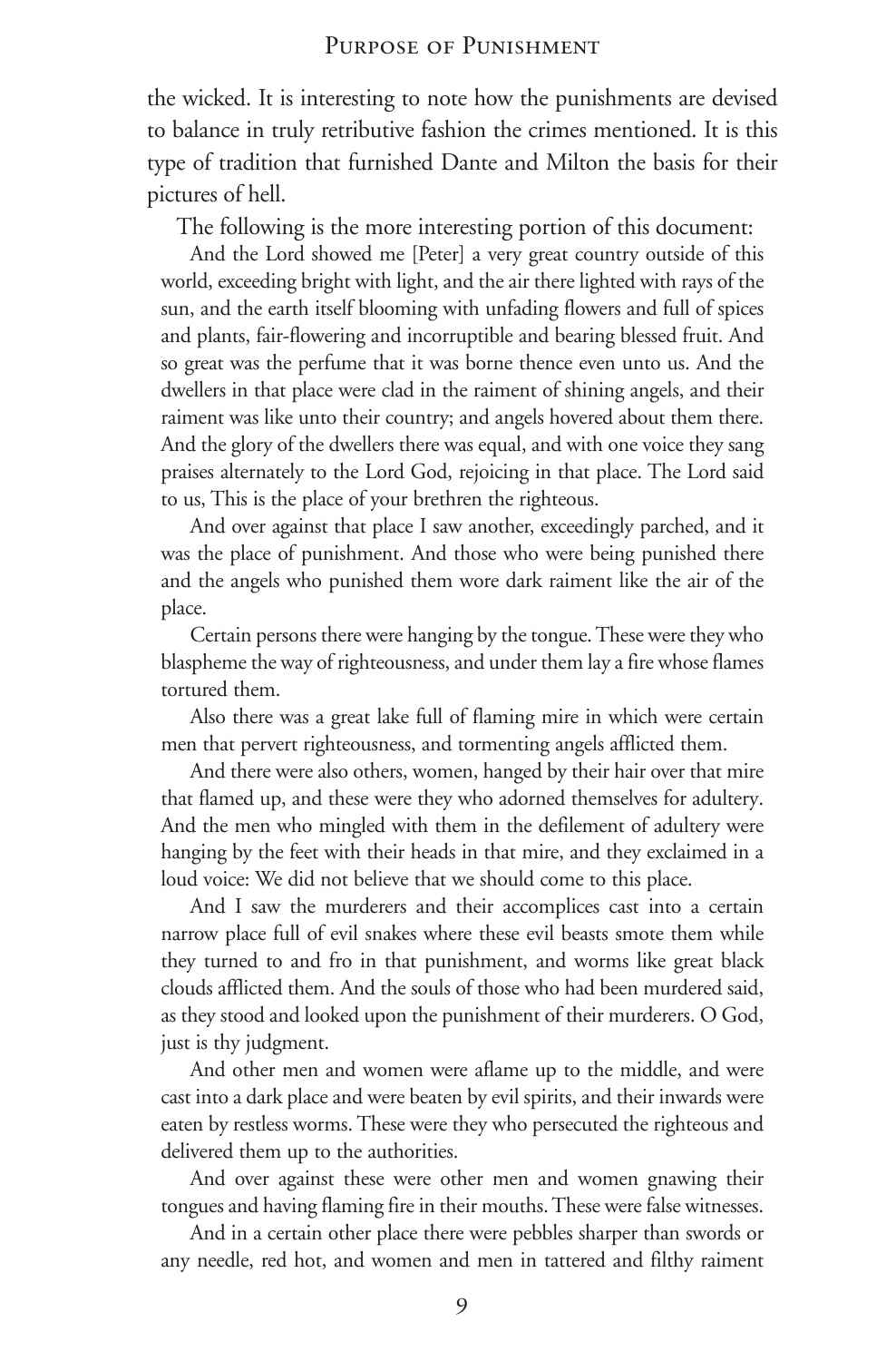the wicked. It is interesting to note how the punishments are devised to balance in truly retributive fashion the crimes mentioned. It is this type of tradition that furnished Dante and Milton the basis for their pictures of hell.

The following is the more interesting portion of this document:

> And the Lord showed me [Peter] a very great country outside of this world, exceeding bright with light, and the air there lighted with rays of the sun, and the earth itself blooming with unfading flowers and full of spices and plants, fair-flowering and incorruptible and bearing blessed fruit. And so great was the perfume that it was borne thence even unto us. And the dwellers in that place were clad in the raiment of shining angels, and their raiment was like unto their country; and angels hovered about them there. And the glory of the dwellers there was equal, and with one voice they sang praises alternately to the Lord God, rejoicing in that place. The Lord said to us, This is the place of your brethren the righteous.
>
> And over against that place I saw another, exceedingly parched, and it was the place of punishment. And those who were being punished there and the angels who punished them wore dark raiment like the air of the place.
>
> Certain persons there were hanging by the tongue. These were they who blaspheme the way of righteousness, and under them lay a fire whose flames tortured them.
>
> Also there was a great lake full of flaming mire in which were certain men that pervert righteousness, and tormenting angels afflicted them.
>
> And there were also others, women, hanged by their hair over that mire that flamed up, and these were they who adorned themselves for adultery. And the men who mingled with them in the defilement of adultery were hanging by the feet with their heads in that mire, and they exclaimed in a loud voice: We did not believe that we should come to this place.
>
> And I saw the murderers and their accomplices cast into a certain narrow place full of evil snakes where these evil beasts smote them while they turned to and fro in that punishment, and worms like great black clouds afflicted them. And the souls of those who had been murdered said, as they stood and looked upon the punishment of their murderers. O God, just is thy judgment.
>
> And other men and women were aflame up to the middle, and were cast into a dark place and were beaten by evil spirits, and their inwards were eaten by restless worms. These were they who persecuted the righteous and delivered them up to the authorities.
>
> And over against these were other men and women gnawing their tongues and having flaming fire in their mouths. These were false witnesses.
>
> And in a certain other place there were pebbles sharper than swords or any needle, red hot, and women and men in tattered and filthy raiment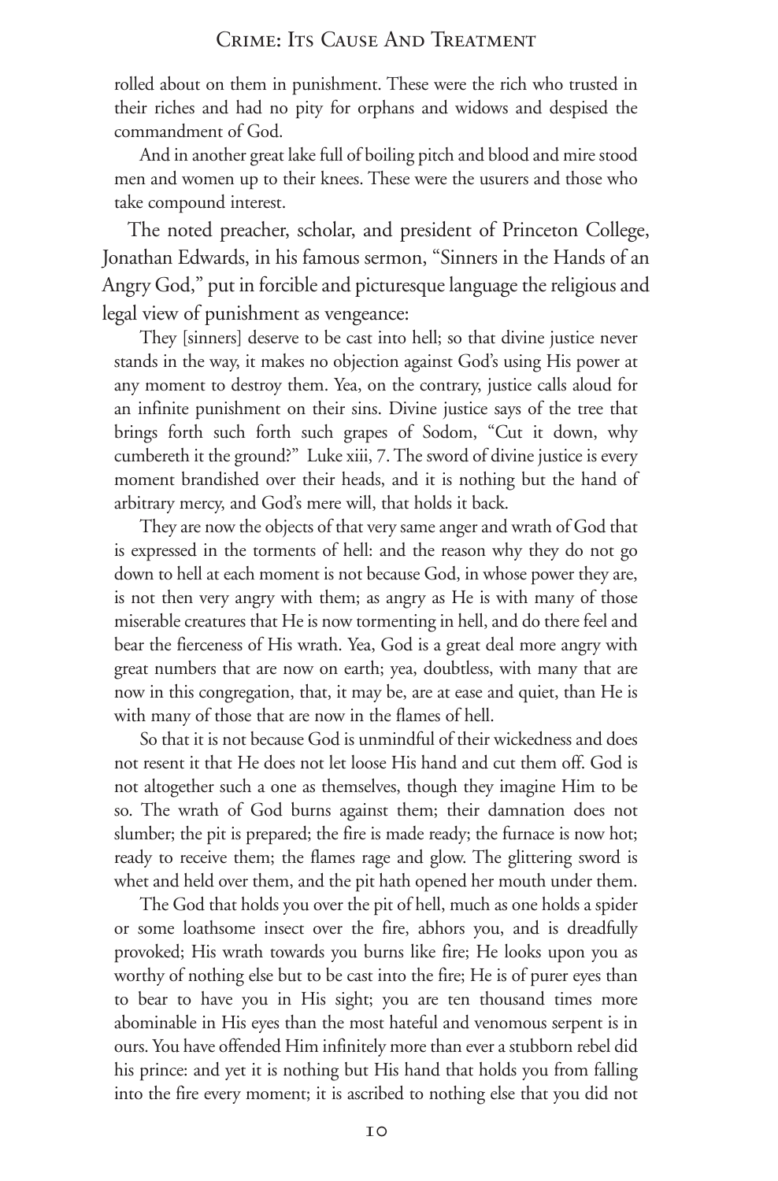rolled about on them in punishment. These were the rich who trusted in their riches and had no pity for orphans and widows and despised the commandment of God.

And in another great lake full of boiling pitch and blood and mire stood men and women up to their knees. These were the usurers and those who take compound interest.

The noted preacher, scholar, and president of Princeton College, Jonathan Edwards, in his famous sermon, "Sinners in the Hands of an Angry God," put in forcible and picturesque language the religious and legal view of punishment as vengeance:

> They [sinners] deserve to be cast into hell; so that divine justice never stands in the way, it makes no objection against God's using His power at any moment to destroy them. Yea, on the contrary, justice calls aloud for an infinite punishment on their sins. Divine justice says of the tree that brings forth such forth such grapes of Sodom, "Cut it down, why cumbereth it the ground?" Luke xiii, 7. The sword of divine justice is every moment brandished over their heads, and it is nothing but the hand of arbitrary mercy, and God's mere will, that holds it back.
>
> They are now the objects of that very same anger and wrath of God that is expressed in the torments of hell: and the reason why they do not go down to hell at each moment is not because God, in whose power they are, is not then very angry with them; as angry as He is with many of those miserable creatures that He is now tormenting in hell, and do there feel and bear the fierceness of His wrath. Yea, God is a great deal more angry with great numbers that are now on earth; yea, doubtless, with many that are now in this congregation, that, it may be, are at ease and quiet, than He is with many of those that are now in the flames of hell.
>
> So that it is not because God is unmindful of their wickedness and does not resent it that He does not let loose His hand and cut them off. God is not altogether such a one as themselves, though they imagine Him to be so. The wrath of God burns against them; their damnation does not slumber; the pit is prepared; the fire is made ready; the furnace is now hot; ready to receive them; the flames rage and glow. The glittering sword is whet and held over them, and the pit hath opened her mouth under them.
>
> The God that holds you over the pit of hell, much as one holds a spider or some loathsome insect over the fire, abhors you, and is dreadfully provoked; His wrath towards you burns like fire; He looks upon you as worthy of nothing else but to be cast into the fire; He is of purer eyes than to bear to have you in His sight; you are ten thousand times more abominable in His eyes than the most hateful and venomous serpent is in ours. You have offended Him infinitely more than ever a stubborn rebel did his prince: and yet it is nothing but His hand that holds you from falling into the fire every moment; it is ascribed to nothing else that you did not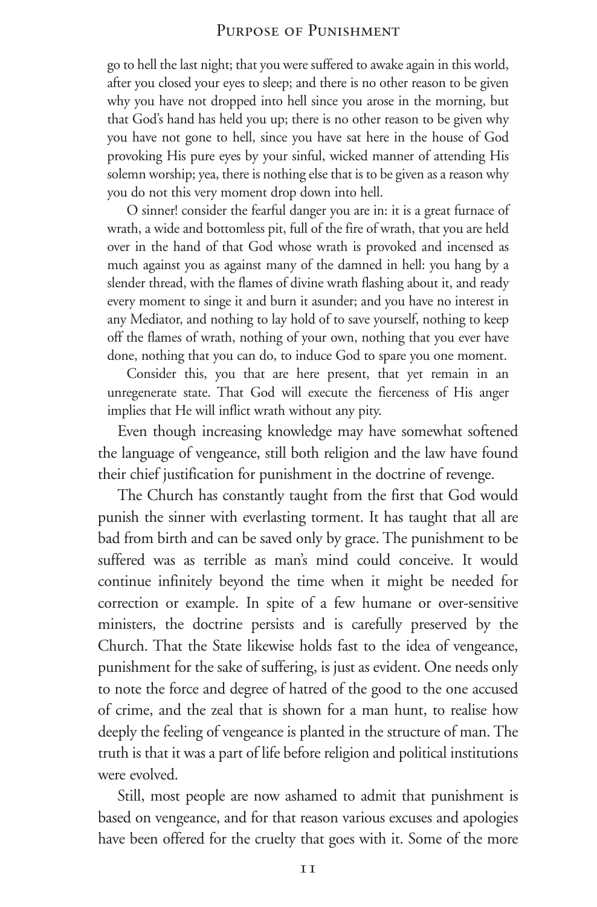> go to hell the last night; that you were suffered to awake again in this world, after you closed your eyes to sleep; and there is no other reason to be given why you have not dropped into hell since you arose in the morning, but that God's hand has held you up; there is no other reason to be given why you have not gone to hell, since you have sat here in the house of God provoking His pure eyes by your sinful, wicked manner of attending His solemn worship; yea, there is nothing else that is to be given as a reason why you do not this very moment drop down into hell.
>
> O sinner! consider the fearful danger you are in: it is a great furnace of wrath, a wide and bottomless pit, full of the fire of wrath, that you are held over in the hand of that God whose wrath is provoked and incensed as much against you as against many of the damned in hell: you hang by a slender thread, with the flames of divine wrath flashing about it, and ready every moment to singe it and burn it asunder; and you have no interest in any Mediator, and nothing to lay hold of to save yourself, nothing to keep off the flames of wrath, nothing of your own, nothing that you ever have done, nothing that you can do, to induce God to spare you one moment.
>
> Consider this, you that are here present, that yet remain in an unregenerate state. That God will execute the fierceness of His anger implies that He will inflict wrath without any pity.

Even though increasing knowledge may have somewhat softened the language of vengeance, still both religion and the law have found their chief justification for punishment in the doctrine of revenge.

The Church has constantly taught from the first that God would punish the sinner with everlasting torment. It has taught that all are bad from birth and can be saved only by grace. The punishment to be suffered was as terrible as man's mind could conceive. It would continue infinitely beyond the time when it might be needed for correction or example. In spite of a few humane or over-sensitive ministers, the doctrine persists and is carefully preserved by the Church. That the State likewise holds fast to the idea of vengeance, punishment for the sake of suffering, is just as evident. One needs only to note the force and degree of hatred of the good to the one accused of crime, and the zeal that is shown for a man hunt, to realise how deeply the feeling of vengeance is planted in the structure of man. The truth is that it was a part of life before religion and political institutions were evolved.

Still, most people are now ashamed to admit that punishment is based on vengeance, and for that reason various excuses and apologies have been offered for the cruelty that goes with it. Some of the more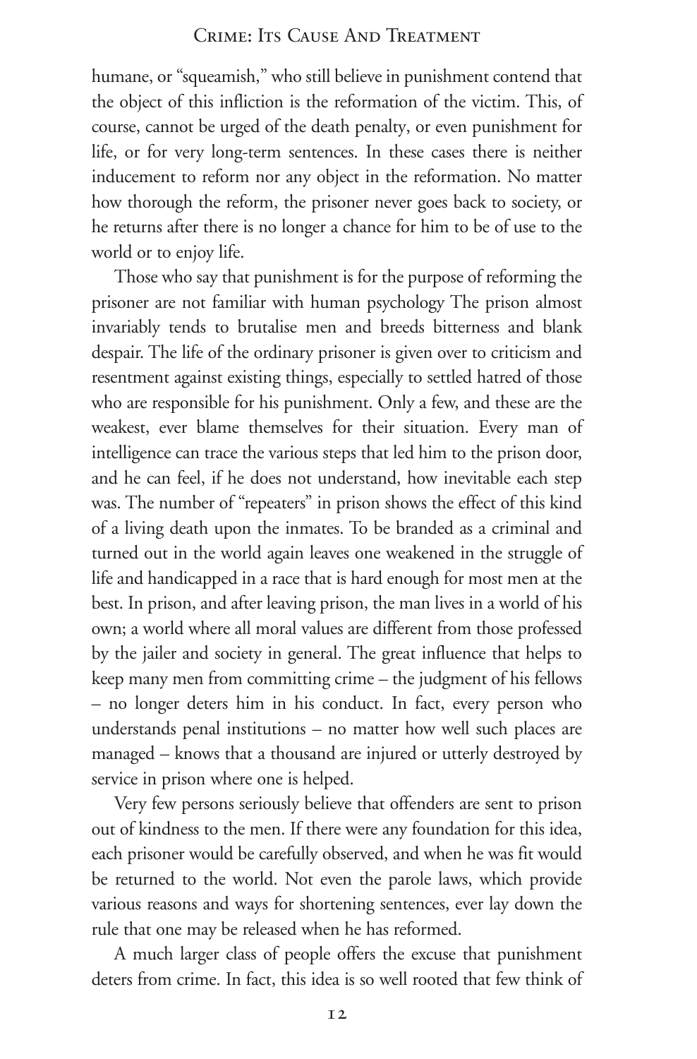humane, or "squeamish," who still believe in punishment contend that the object of this infliction is the reformation of the victim. This, of course, cannot be urged of the death penalty, or even punishment for life, or for very long-term sentences. In these cases there is neither inducement to reform nor any object in the reformation. No matter how thorough the reform, the prisoner never goes back to society, or he returns after there is no longer a chance for him to be of use to the world or to enjoy life.

Those who say that punishment is for the purpose of reforming the prisoner are not familiar with human psychology The prison almost invariably tends to brutalise men and breeds bitterness and blank despair. The life of the ordinary prisoner is given over to criticism and resentment against existing things, especially to settled hatred of those who are responsible for his punishment. Only a few, and these are the weakest, ever blame themselves for their situation. Every man of intelligence can trace the various steps that led him to the prison door, and he can feel, if he does not understand, how inevitable each step was. The number of "repeaters" in prison shows the effect of this kind of a living death upon the inmates. To be branded as a criminal and turned out in the world again leaves one weakened in the struggle of life and handicapped in a race that is hard enough for most men at the best. In prison, and after leaving prison, the man lives in a world of his own; a world where all moral values are different from those professed by the jailer and society in general. The great influence that helps to keep many men from committing crime – the judgment of his fellows – no longer deters him in his conduct. In fact, every person who understands penal institutions – no matter how well such places are managed – knows that a thousand are injured or utterly destroyed by service in prison where one is helped.

Very few persons seriously believe that offenders are sent to prison out of kindness to the men. If there were any foundation for this idea, each prisoner would be carefully observed, and when he was fit would be returned to the world. Not even the parole laws, which provide various reasons and ways for shortening sentences, ever lay down the rule that one may be released when he has reformed.

A much larger class of people offers the excuse that punishment deters from crime. In fact, this idea is so well rooted that few think of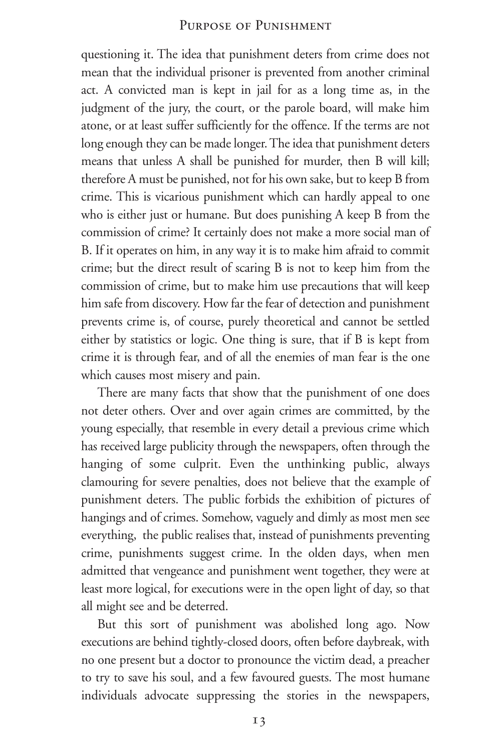questioning it. The idea that punishment deters from crime does not mean that the individual prisoner is prevented from another criminal act. A convicted man is kept in jail for as a long time as, in the judgment of the jury, the court, or the parole board, will make him atone, or at least suffer sufficiently for the offence. If the terms are not long enough they can be made longer. The idea that punishment deters means that unless A shall be punished for murder, then B will kill; therefore A must be punished, not for his own sake, but to keep B from crime. This is vicarious punishment which can hardly appeal to one who is either just or humane. But does punishing A keep B from the commission of crime? It certainly does not make a more social man of B. If it operates on him, in any way it is to make him afraid to commit crime; but the direct result of scaring B is not to keep him from the commission of crime, but to make him use precautions that will keep him safe from discovery. How far the fear of detection and punishment prevents crime is, of course, purely theoretical and cannot be settled either by statistics or logic. One thing is sure, that if B is kept from crime it is through fear, and of all the enemies of man fear is the one which causes most misery and pain.

There are many facts that show that the punishment of one does not deter others. Over and over again crimes are committed, by the young especially, that resemble in every detail a previous crime which has received large publicity through the newspapers, often through the hanging of some culprit. Even the unthinking public, always clamouring for severe penalties, does not believe that the example of punishment deters. The public forbids the exhibition of pictures of hangings and of crimes. Somehow, vaguely and dimly as most men see everything, the public realises that, instead of punishments preventing crime, punishments suggest crime. In the olden days, when men admitted that vengeance and punishment went together, they were at least more logical, for executions were in the open light of day, so that all might see and be deterred.

But this sort of punishment was abolished long ago. Now executions are behind tightly-closed doors, often before daybreak, with no one present but a doctor to pronounce the victim dead, a preacher to try to save his soul, and a few favoured guests. The most humane individuals advocate suppressing the stories in the newspapers,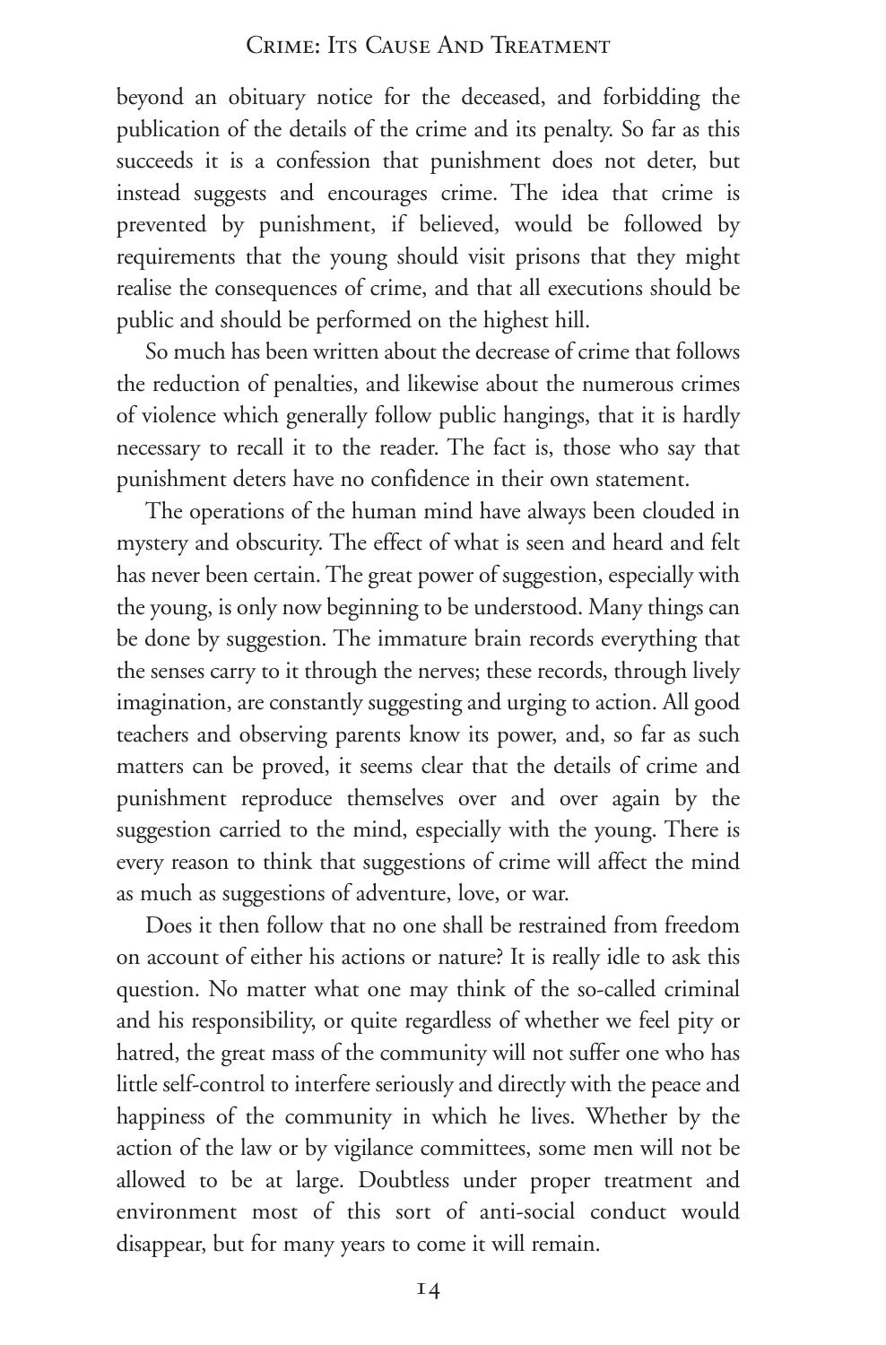beyond an obituary notice for the deceased, and forbidding the publication of the details of the crime and its penalty. So far as this succeeds it is a confession that punishment does not deter, but instead suggests and encourages crime. The idea that crime is prevented by punishment, if believed, would be followed by requirements that the young should visit prisons that they might realise the consequences of crime, and that all executions should be public and should be performed on the highest hill.

So much has been written about the decrease of crime that follows the reduction of penalties, and likewise about the numerous crimes of violence which generally follow public hangings, that it is hardly necessary to recall it to the reader. The fact is, those who say that punishment deters have no confidence in their own statement.

The operations of the human mind have always been clouded in mystery and obscurity. The effect of what is seen and heard and felt has never been certain. The great power of suggestion, especially with the young, is only now beginning to be understood. Many things can be done by suggestion. The immature brain records everything that the senses carry to it through the nerves; these records, through lively imagination, are constantly suggesting and urging to action. All good teachers and observing parents know its power, and, so far as such matters can be proved, it seems clear that the details of crime and punishment reproduce themselves over and over again by the suggestion carried to the mind, especially with the young. There is every reason to think that suggestions of crime will affect the mind as much as suggestions of adventure, love, or war.

Does it then follow that no one shall be restrained from freedom on account of either his actions or nature? It is really idle to ask this question. No matter what one may think of the so-called criminal and his responsibility, or quite regardless of whether we feel pity or hatred, the great mass of the community will not suffer one who has little self-control to interfere seriously and directly with the peace and happiness of the community in which he lives. Whether by the action of the law or by vigilance committees, some men will not be allowed to be at large. Doubtless under proper treatment and environment most of this sort of anti-social conduct would disappear, but for many years to come it will remain.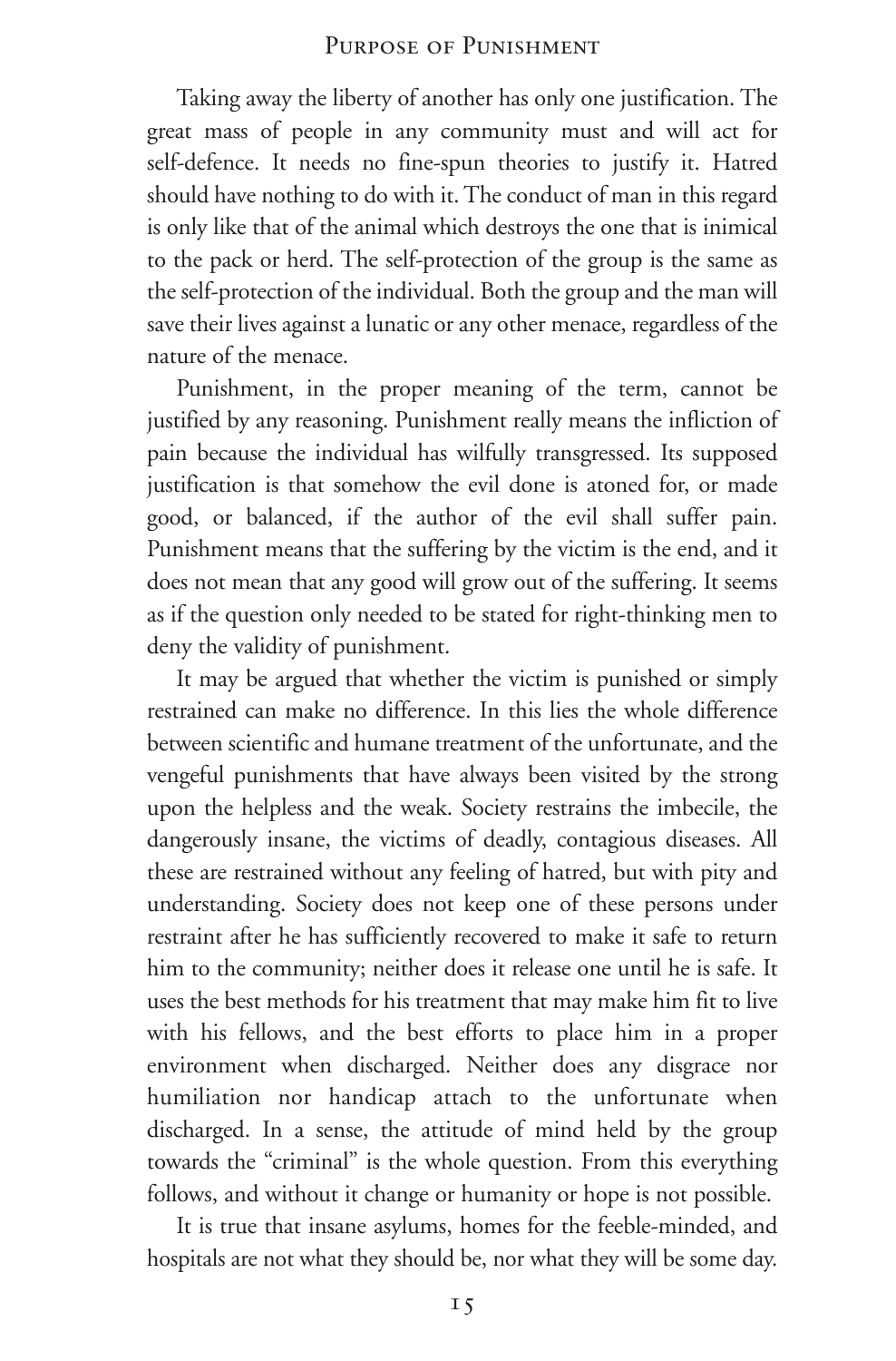Taking away the liberty of another has only one justification. The great mass of people in any community must and will act for self-defence. It needs no fine-spun theories to justify it. Hatred should have nothing to do with it. The conduct of man in this regard is only like that of the animal which destroys the one that is inimical to the pack or herd. The self-protection of the group is the same as the self-protection of the individual. Both the group and the man will save their lives against a lunatic or any other menace, regardless of the nature of the menace.

Punishment, in the proper meaning of the term, cannot be justified by any reasoning. Punishment really means the infliction of pain because the individual has wilfully transgressed. Its supposed justification is that somehow the evil done is atoned for, or made good, or balanced, if the author of the evil shall suffer pain. Punishment means that the suffering by the victim is the end, and it does not mean that any good will grow out of the suffering. It seems as if the question only needed to be stated for right-thinking men to deny the validity of punishment.

It may be argued that whether the victim is punished or simply restrained can make no difference. In this lies the whole difference between scientific and humane treatment of the unfortunate, and the vengeful punishments that have always been visited by the strong upon the helpless and the weak. Society restrains the imbecile, the dangerously insane, the victims of deadly, contagious diseases. All these are restrained without any feeling of hatred, but with pity and understanding. Society does not keep one of these persons under restraint after he has sufficiently recovered to make it safe to return him to the community; neither does it release one until he is safe. It uses the best methods for his treatment that may make him fit to live with his fellows, and the best efforts to place him in a proper environment when discharged. Neither does any disgrace nor humiliation nor handicap attach to the unfortunate when discharged. In a sense, the attitude of mind held by the group towards the "criminal" is the whole question. From this everything follows, and without it change or humanity or hope is not possible.

It is true that insane asylums, homes for the feeble-minded, and hospitals are not what they should be, nor what they will be some day.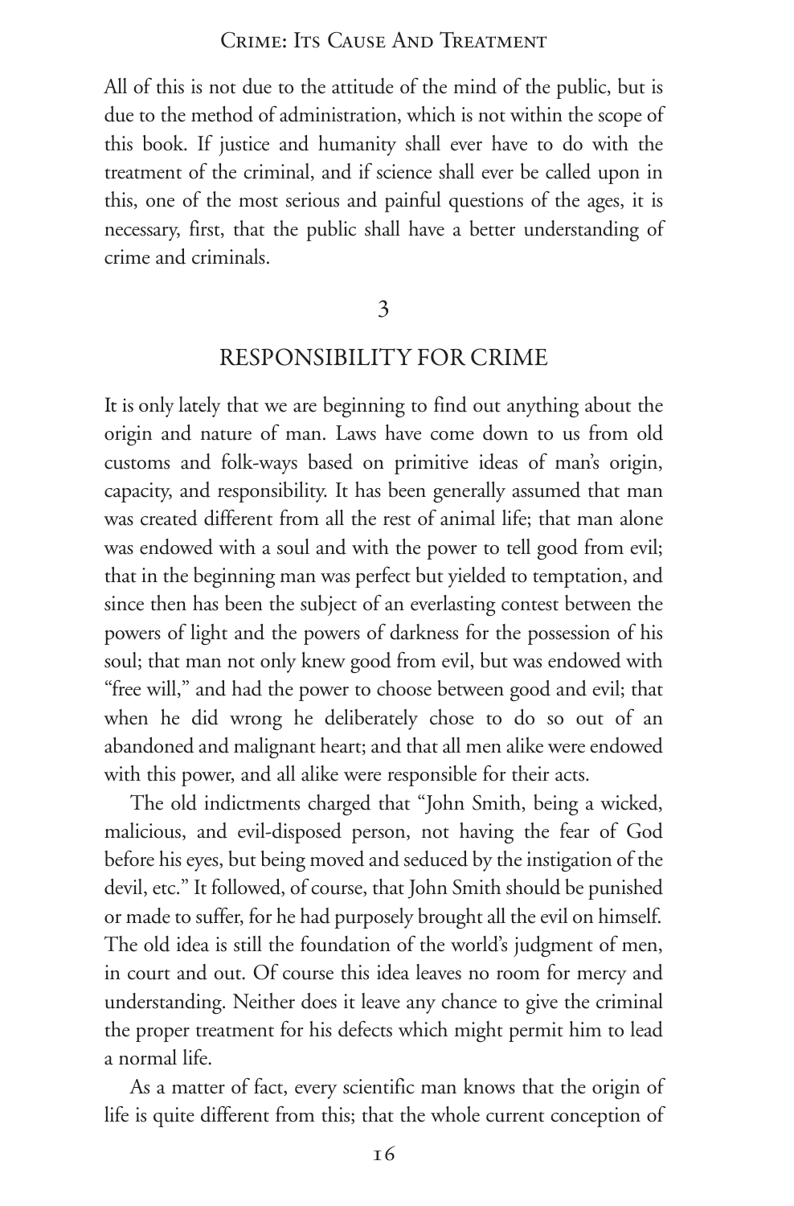All of this is not due to the attitude of the mind of the public, but is due to the method of administration, which is not within the scope of this book. If justice and humanity shall ever have to do with the treatment of the criminal, and if science shall ever be called upon in this, one of the most serious and painful questions of the ages, it is necessary, first, that the public shall have a better understanding of crime and criminals.

## 3

## RESPONSIBILITY FOR CRIME

It is only lately that we are beginning to find out anything about the origin and nature of man. Laws have come down to us from old customs and folk-ways based on primitive ideas of man's origin, capacity, and responsibility. It has been generally assumed that man was created different from all the rest of animal life; that man alone was endowed with a soul and with the power to tell good from evil; that in the beginning man was perfect but yielded to temptation, and since then has been the subject of an everlasting contest between the powers of light and the powers of darkness for the possession of his soul; that man not only knew good from evil, but was endowed with "free will," and had the power to choose between good and evil; that when he did wrong he deliberately chose to do so out of an abandoned and malignant heart; and that all men alike were endowed with this power, and all alike were responsible for their acts.

The old indictments charged that "John Smith, being a wicked, malicious, and evil-disposed person, not having the fear of God before his eyes, but being moved and seduced by the instigation of the devil, etc." It followed, of course, that John Smith should be punished or made to suffer, for he had purposely brought all the evil on himself. The old idea is still the foundation of the world's judgment of men, in court and out. Of course this idea leaves no room for mercy and understanding. Neither does it leave any chance to give the criminal the proper treatment for his defects which might permit him to lead a normal life.

As a matter of fact, every scientific man knows that the origin of life is quite different from this; that the whole current conception of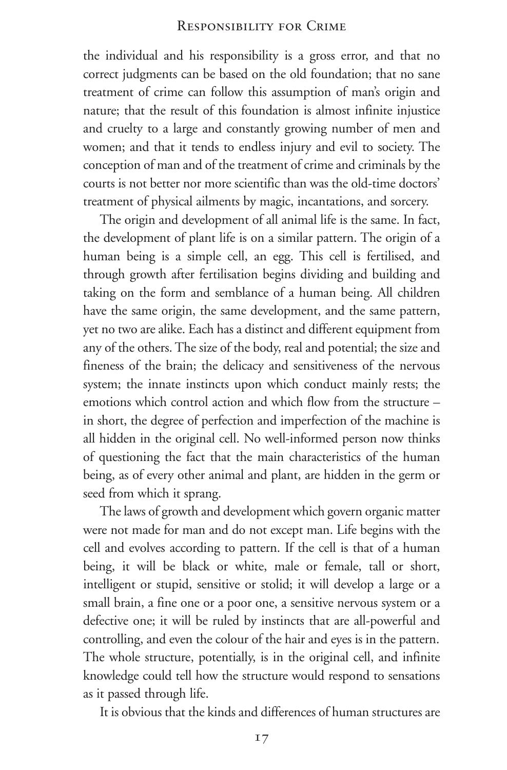the individual and his responsibility is a gross error, and that no correct judgments can be based on the old foundation; that no sane treatment of crime can follow this assumption of man's origin and nature; that the result of this foundation is almost infinite injustice and cruelty to a large and constantly growing number of men and women; and that it tends to endless injury and evil to society. The conception of man and of the treatment of crime and criminals by the courts is not better nor more scientific than was the old-time doctors' treatment of physical ailments by magic, incantations, and sorcery.

The origin and development of all animal life is the same. In fact, the development of plant life is on a similar pattern. The origin of a human being is a simple cell, an egg. This cell is fertilised, and through growth after fertilisation begins dividing and building and taking on the form and semblance of a human being. All children have the same origin, the same development, and the same pattern, yet no two are alike. Each has a distinct and different equipment from any of the others. The size of the body, real and potential; the size and fineness of the brain; the delicacy and sensitiveness of the nervous system; the innate instincts upon which conduct mainly rests; the emotions which control action and which flow from the structure – in short, the degree of perfection and imperfection of the machine is all hidden in the original cell. No well-informed person now thinks of questioning the fact that the main characteristics of the human being, as of every other animal and plant, are hidden in the germ or seed from which it sprang.

The laws of growth and development which govern organic matter were not made for man and do not except man. Life begins with the cell and evolves according to pattern. If the cell is that of a human being, it will be black or white, male or female, tall or short, intelligent or stupid, sensitive or stolid; it will develop a large or a small brain, a fine one or a poor one, a sensitive nervous system or a defective one; it will be ruled by instincts that are all-powerful and controlling, and even the colour of the hair and eyes is in the pattern. The whole structure, potentially, is in the original cell, and infinite knowledge could tell how the structure would respond to sensations as it passed through life.

It is obvious that the kinds and differences of human structures are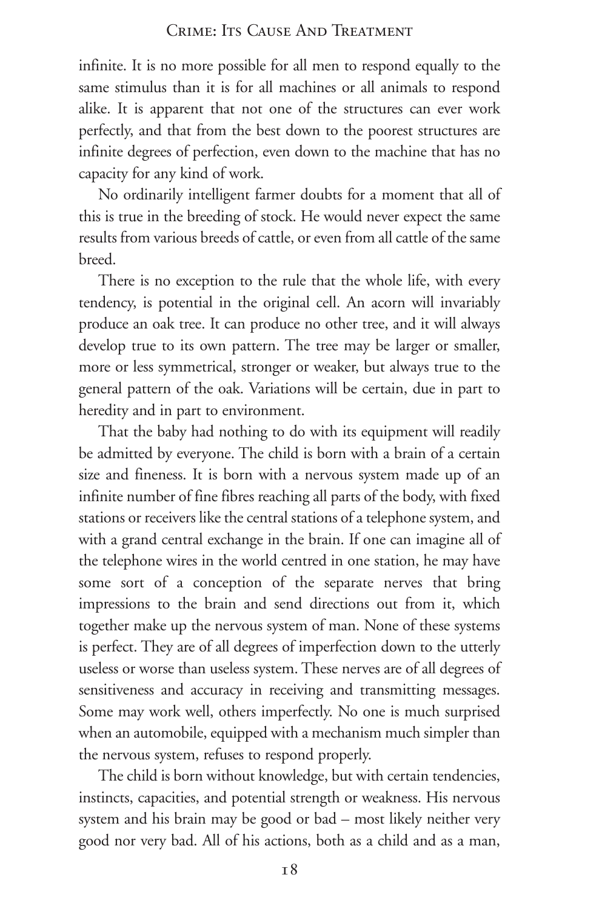infinite. It is no more possible for all men to respond equally to the same stimulus than it is for all machines or all animals to respond alike. It is apparent that not one of the structures can ever work perfectly, and that from the best down to the poorest structures are infinite degrees of perfection, even down to the machine that has no capacity for any kind of work.

No ordinarily intelligent farmer doubts for a moment that all of this is true in the breeding of stock. He would never expect the same results from various breeds of cattle, or even from all cattle of the same breed.

There is no exception to the rule that the whole life, with every tendency, is potential in the original cell. An acorn will invariably produce an oak tree. It can produce no other tree, and it will always develop true to its own pattern. The tree may be larger or smaller, more or less symmetrical, stronger or weaker, but always true to the general pattern of the oak. Variations will be certain, due in part to heredity and in part to environment.

That the baby had nothing to do with its equipment will readily be admitted by everyone. The child is born with a brain of a certain size and fineness. It is born with a nervous system made up of an infinite number of fine fibres reaching all parts of the body, with fixed stations or receivers like the central stations of a telephone system, and with a grand central exchange in the brain. If one can imagine all of the telephone wires in the world centred in one station, he may have some sort of a conception of the separate nerves that bring impressions to the brain and send directions out from it, which together make up the nervous system of man. None of these systems is perfect. They are of all degrees of imperfection down to the utterly useless or worse than useless system. These nerves are of all degrees of sensitiveness and accuracy in receiving and transmitting messages. Some may work well, others imperfectly. No one is much surprised when an automobile, equipped with a mechanism much simpler than the nervous system, refuses to respond properly.

The child is born without knowledge, but with certain tendencies, instincts, capacities, and potential strength or weakness. His nervous system and his brain may be good or bad – most likely neither very good nor very bad. All of his actions, both as a child and as a man,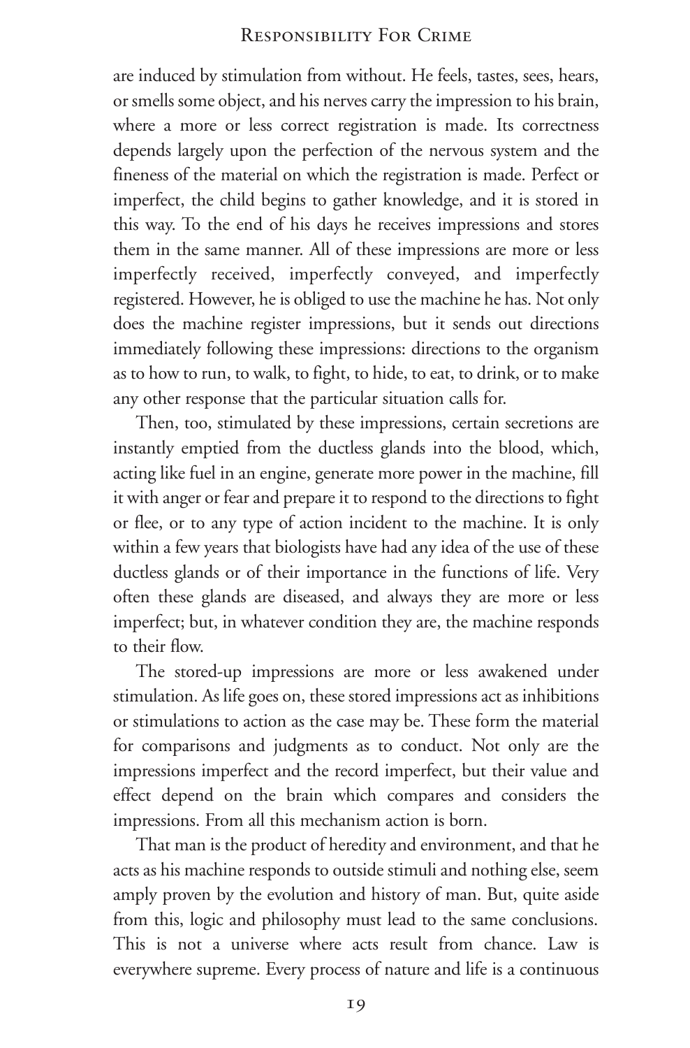are induced by stimulation from without. He feels, tastes, sees, hears, or smells some object, and his nerves carry the impression to his brain, where a more or less correct registration is made. Its correctness depends largely upon the perfection of the nervous system and the fineness of the material on which the registration is made. Perfect or imperfect, the child begins to gather knowledge, and it is stored in this way. To the end of his days he receives impressions and stores them in the same manner. All of these impressions are more or less imperfectly received, imperfectly conveyed, and imperfectly registered. However, he is obliged to use the machine he has. Not only does the machine register impressions, but it sends out directions immediately following these impressions: directions to the organism as to how to run, to walk, to fight, to hide, to eat, to drink, or to make any other response that the particular situation calls for.

Then, too, stimulated by these impressions, certain secretions are instantly emptied from the ductless glands into the blood, which, acting like fuel in an engine, generate more power in the machine, fill it with anger or fear and prepare it to respond to the directions to fight or flee, or to any type of action incident to the machine. It is only within a few years that biologists have had any idea of the use of these ductless glands or of their importance in the functions of life. Very often these glands are diseased, and always they are more or less imperfect; but, in whatever condition they are, the machine responds to their flow.

The stored-up impressions are more or less awakened under stimulation. As life goes on, these stored impressions act as inhibitions or stimulations to action as the case may be. These form the material for comparisons and judgments as to conduct. Not only are the impressions imperfect and the record imperfect, but their value and effect depend on the brain which compares and considers the impressions. From all this mechanism action is born.

That man is the product of heredity and environment, and that he acts as his machine responds to outside stimuli and nothing else, seem amply proven by the evolution and history of man. But, quite aside from this, logic and philosophy must lead to the same conclusions. This is not a universe where acts result from chance. Law is everywhere supreme. Every process of nature and life is a continuous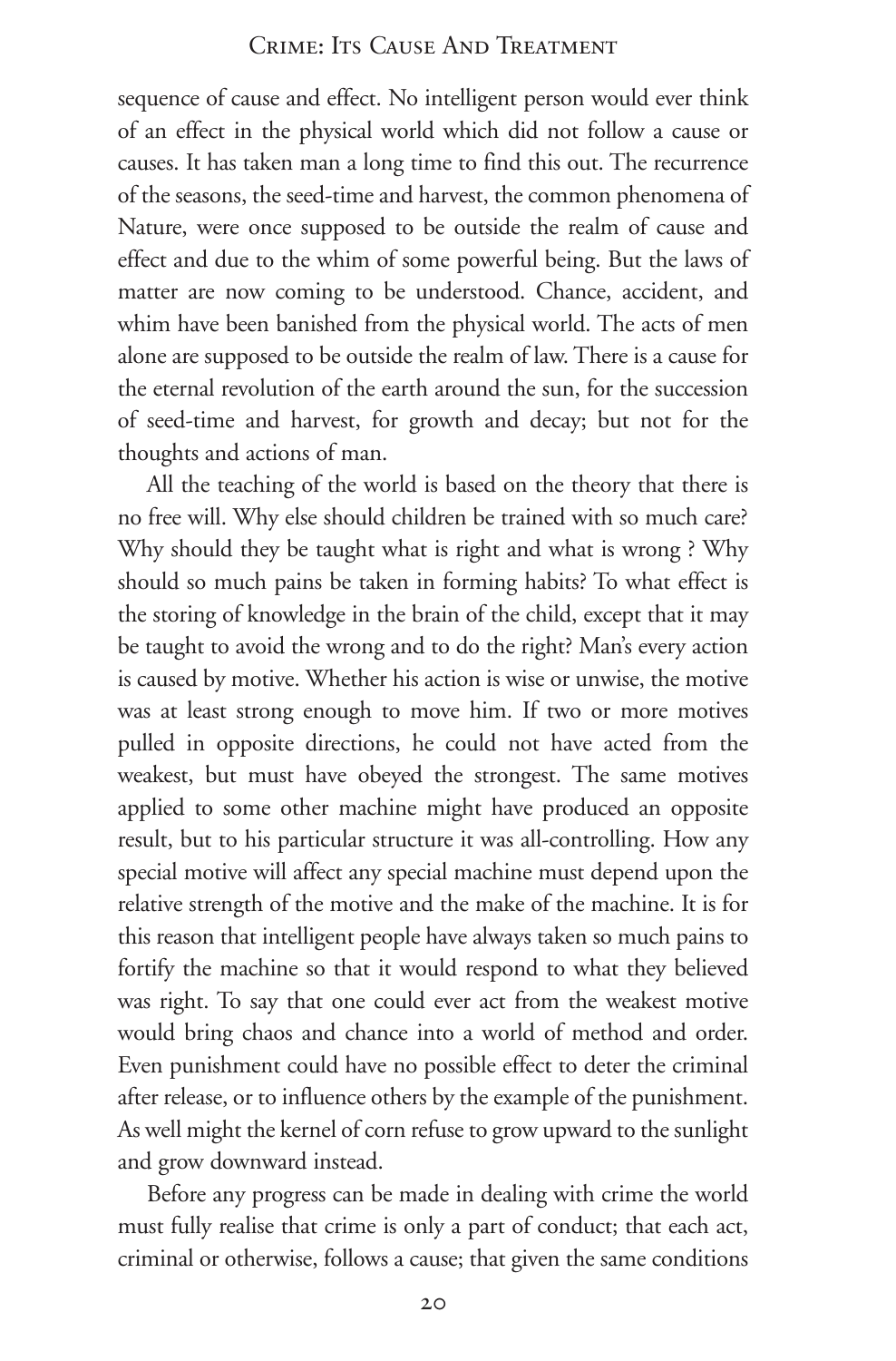sequence of cause and effect. No intelligent person would ever think of an effect in the physical world which did not follow a cause or causes. It has taken man a long time to find this out. The recurrence of the seasons, the seed-time and harvest, the common phenomena of Nature, were once supposed to be outside the realm of cause and effect and due to the whim of some powerful being. But the laws of matter are now coming to be understood. Chance, accident, and whim have been banished from the physical world. The acts of men alone are supposed to be outside the realm of law. There is a cause for the eternal revolution of the earth around the sun, for the succession of seed-time and harvest, for growth and decay; but not for the thoughts and actions of man.

All the teaching of the world is based on the theory that there is no free will. Why else should children be trained with so much care? Why should they be taught what is right and what is wrong ? Why should so much pains be taken in forming habits? To what effect is the storing of knowledge in the brain of the child, except that it may be taught to avoid the wrong and to do the right? Man's every action is caused by motive. Whether his action is wise or unwise, the motive was at least strong enough to move him. If two or more motives pulled in opposite directions, he could not have acted from the weakest, but must have obeyed the strongest. The same motives applied to some other machine might have produced an opposite result, but to his particular structure it was all-controlling. How any special motive will affect any special machine must depend upon the relative strength of the motive and the make of the machine. It is for this reason that intelligent people have always taken so much pains to fortify the machine so that it would respond to what they believed was right. To say that one could ever act from the weakest motive would bring chaos and chance into a world of method and order. Even punishment could have no possible effect to deter the criminal after release, or to influence others by the example of the punishment. As well might the kernel of corn refuse to grow upward to the sunlight and grow downward instead.

Before any progress can be made in dealing with crime the world must fully realise that crime is only a part of conduct; that each act, criminal or otherwise, follows a cause; that given the same conditions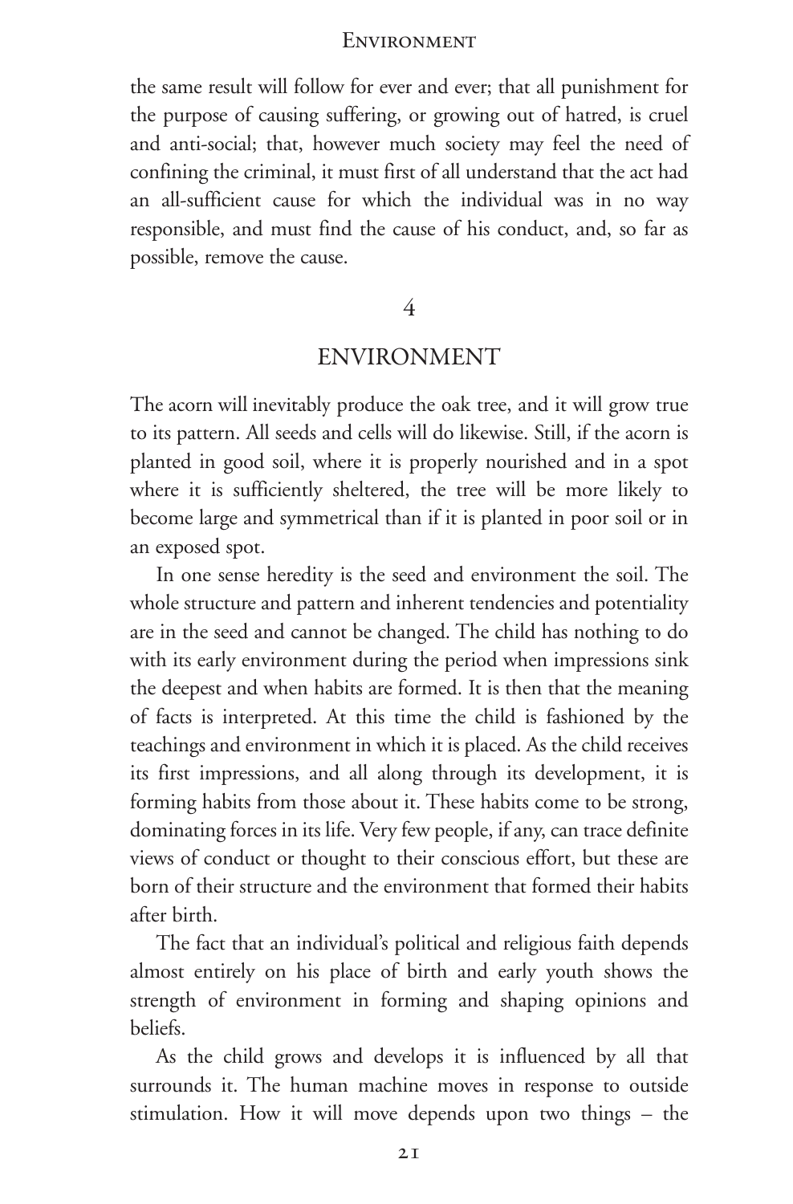the same result will follow for ever and ever; that all punishment for the purpose of causing suffering, or growing out of hatred, is cruel and anti-social; that, however much society may feel the need of confining the criminal, it must first of all understand that the act had an all-sufficient cause for which the individual was in no way responsible, and must find the cause of his conduct, and, so far as possible, remove the cause.

## 4

## ENVIRONMENT

The acorn will inevitably produce the oak tree, and it will grow true to its pattern. All seeds and cells will do likewise. Still, if the acorn is planted in good soil, where it is properly nourished and in a spot where it is sufficiently sheltered, the tree will be more likely to become large and symmetrical than if it is planted in poor soil or in an exposed spot.

In one sense heredity is the seed and environment the soil. The whole structure and pattern and inherent tendencies and potentiality are in the seed and cannot be changed. The child has nothing to do with its early environment during the period when impressions sink the deepest and when habits are formed. It is then that the meaning of facts is interpreted. At this time the child is fashioned by the teachings and environment in which it is placed. As the child receives its first impressions, and all along through its development, it is forming habits from those about it. These habits come to be strong, dominating forces in its life. Very few people, if any, can trace definite views of conduct or thought to their conscious effort, but these are born of their structure and the environment that formed their habits after birth.

The fact that an individual's political and religious faith depends almost entirely on his place of birth and early youth shows the strength of environment in forming and shaping opinions and beliefs.

As the child grows and develops it is influenced by all that surrounds it. The human machine moves in response to outside stimulation. How it will move depends upon two things – the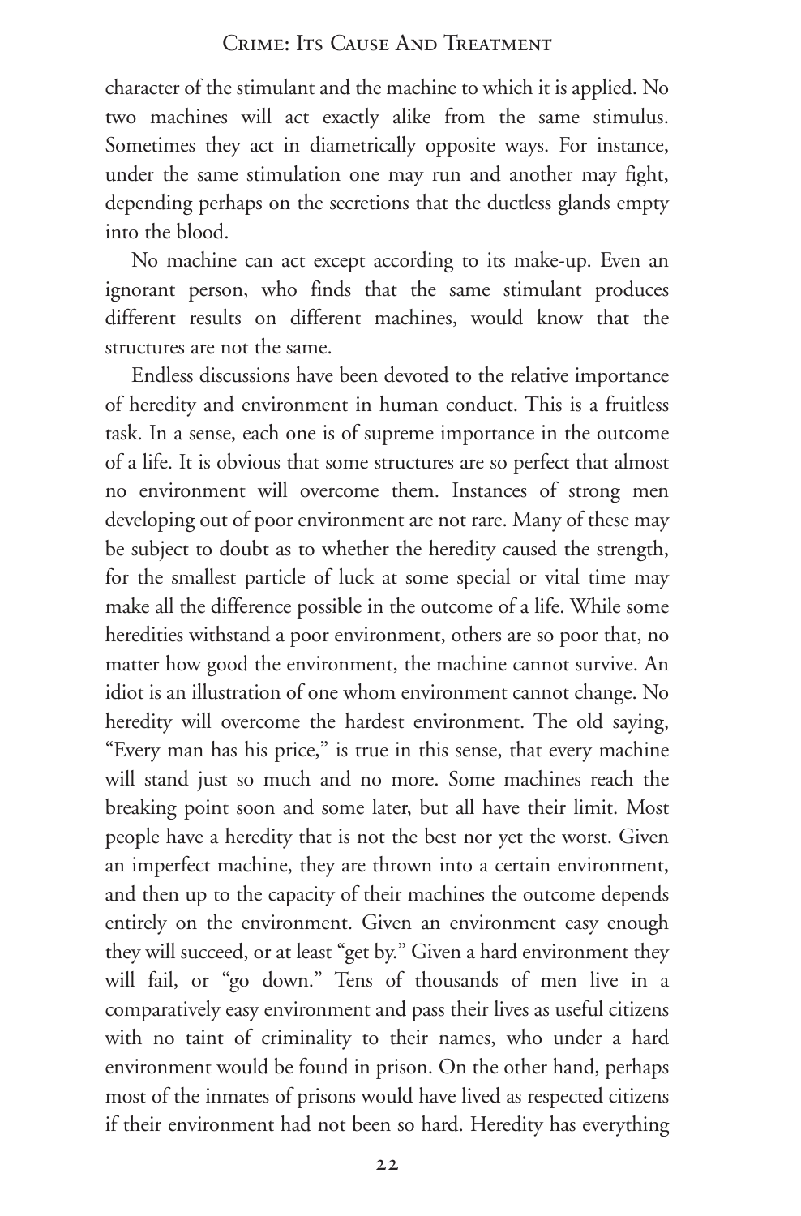character of the stimulant and the machine to which it is applied. No two machines will act exactly alike from the same stimulus. Sometimes they act in diametrically opposite ways. For instance, under the same stimulation one may run and another may fight, depending perhaps on the secretions that the ductless glands empty into the blood.

No machine can act except according to its make-up. Even an ignorant person, who finds that the same stimulant produces different results on different machines, would know that the structures are not the same.

Endless discussions have been devoted to the relative importance of heredity and environment in human conduct. This is a fruitless task. In a sense, each one is of supreme importance in the outcome of a life. It is obvious that some structures are so perfect that almost no environment will overcome them. Instances of strong men developing out of poor environment are not rare. Many of these may be subject to doubt as to whether the heredity caused the strength, for the smallest particle of luck at some special or vital time may make all the difference possible in the outcome of a life. While some heredities withstand a poor environment, others are so poor that, no matter how good the environment, the machine cannot survive. An idiot is an illustration of one whom environment cannot change. No heredity will overcome the hardest environment. The old saying, "Every man has his price," is true in this sense, that every machine will stand just so much and no more. Some machines reach the breaking point soon and some later, but all have their limit. Most people have a heredity that is not the best nor yet the worst. Given an imperfect machine, they are thrown into a certain environment, and then up to the capacity of their machines the outcome depends entirely on the environment. Given an environment easy enough they will succeed, or at least "get by." Given a hard environment they will fail, or "go down." Tens of thousands of men live in a comparatively easy environment and pass their lives as useful citizens with no taint of criminality to their names, who under a hard environment would be found in prison. On the other hand, perhaps most of the inmates of prisons would have lived as respected citizens if their environment had not been so hard. Heredity has everything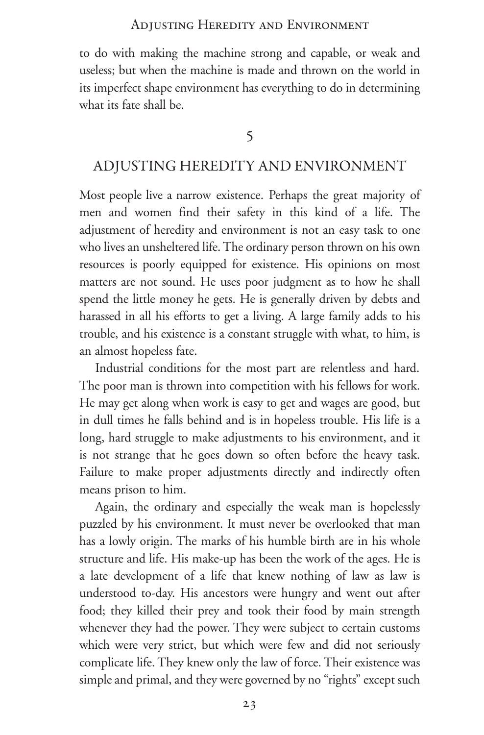to do with making the machine strong and capable, or weak and useless; but when the machine is made and thrown on the world in its imperfect shape environment has everything to do in determining what its fate shall be.

## 5

## ADJUSTING HEREDITY AND ENVIRONMENT

Most people live a narrow existence. Perhaps the great majority of men and women find their safety in this kind of a life. The adjustment of heredity and environment is not an easy task to one who lives an unsheltered life. The ordinary person thrown on his own resources is poorly equipped for existence. His opinions on most matters are not sound. He uses poor judgment as to how he shall spend the little money he gets. He is generally driven by debts and harassed in all his efforts to get a living. A large family adds to his trouble, and his existence is a constant struggle with what, to him, is an almost hopeless fate.

Industrial conditions for the most part are relentless and hard. The poor man is thrown into competition with his fellows for work. He may get along when work is easy to get and wages are good, but in dull times he falls behind and is in hopeless trouble. His life is a long, hard struggle to make adjustments to his environment, and it is not strange that he goes down so often before the heavy task. Failure to make proper adjustments directly and indirectly often means prison to him.

Again, the ordinary and especially the weak man is hopelessly puzzled by his environment. It must never be overlooked that man has a lowly origin. The marks of his humble birth are in his whole structure and life. His make-up has been the work of the ages. He is a late development of a life that knew nothing of law as law is understood to-day. His ancestors were hungry and went out after food; they killed their prey and took their food by main strength whenever they had the power. They were subject to certain customs which were very strict, but which were few and did not seriously complicate life. They knew only the law of force. Their existence was simple and primal, and they were governed by no "rights" except such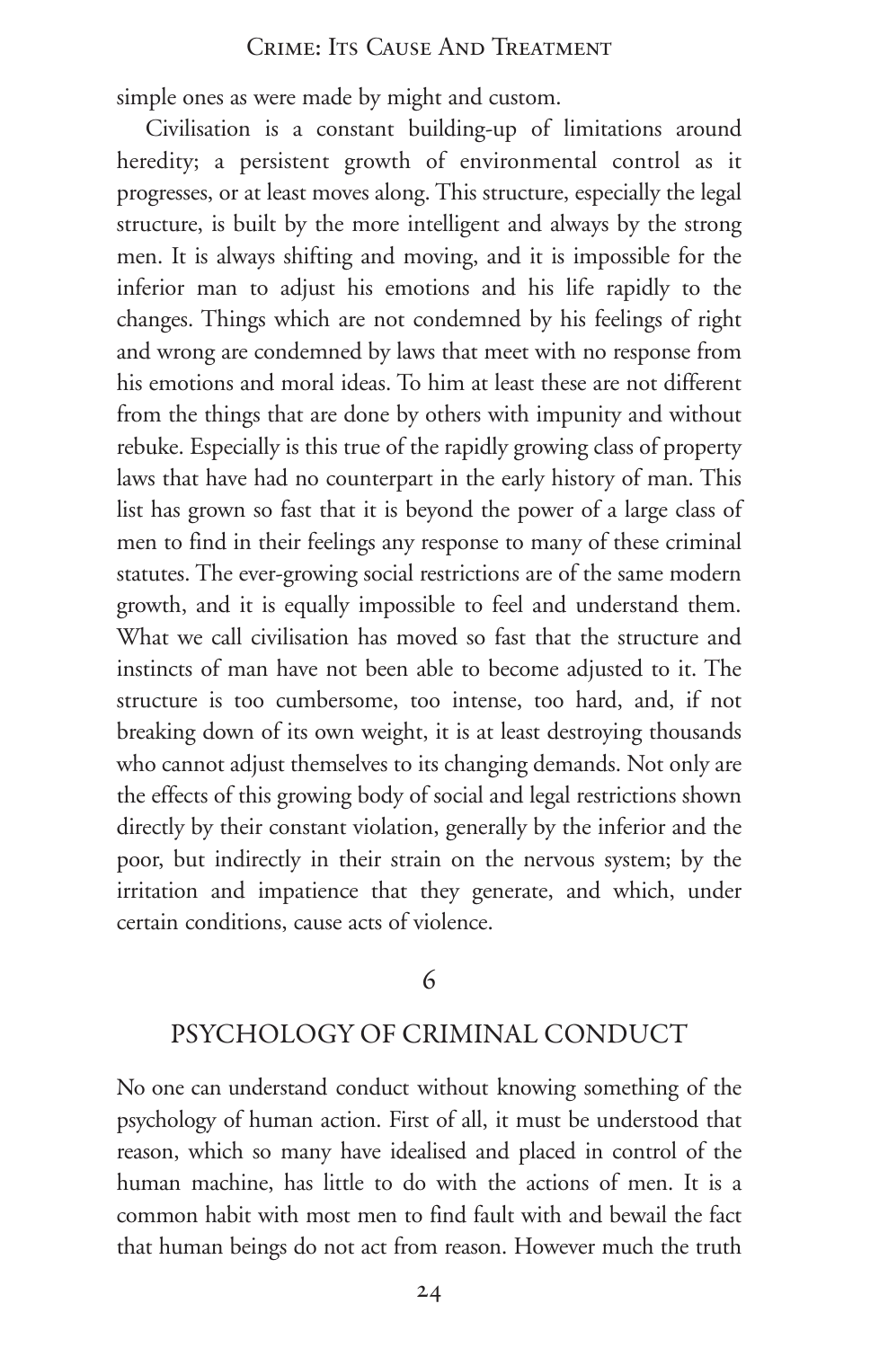simple ones as were made by might and custom.

Civilisation is a constant building-up of limitations around heredity; a persistent growth of environmental control as it progresses, or at least moves along. This structure, especially the legal structure, is built by the more intelligent and always by the strong men. It is always shifting and moving, and it is impossible for the inferior man to adjust his emotions and his life rapidly to the changes. Things which are not condemned by his feelings of right and wrong are condemned by laws that meet with no response from his emotions and moral ideas. To him at least these are not different from the things that are done by others with impunity and without rebuke. Especially is this true of the rapidly growing class of property laws that have had no counterpart in the early history of man. This list has grown so fast that it is beyond the power of a large class of men to find in their feelings any response to many of these criminal statutes. The ever-growing social restrictions are of the same modern growth, and it is equally impossible to feel and understand them. What we call civilisation has moved so fast that the structure and instincts of man have not been able to become adjusted to it. The structure is too cumbersome, too intense, too hard, and, if not breaking down of its own weight, it is at least destroying thousands who cannot adjust themselves to its changing demands. Not only are the effects of this growing body of social and legal restrictions shown directly by their constant violation, generally by the inferior and the poor, but indirectly in their strain on the nervous system; by the irritation and impatience that they generate, and which, under certain conditions, cause acts of violence.

## 6

## PSYCHOLOGY OF CRIMINAL CONDUCT

No one can understand conduct without knowing something of the psychology of human action. First of all, it must be understood that reason, which so many have idealised and placed in control of the human machine, has little to do with the actions of men. It is a common habit with most men to find fault with and bewail the fact that human beings do not act from reason. However much the truth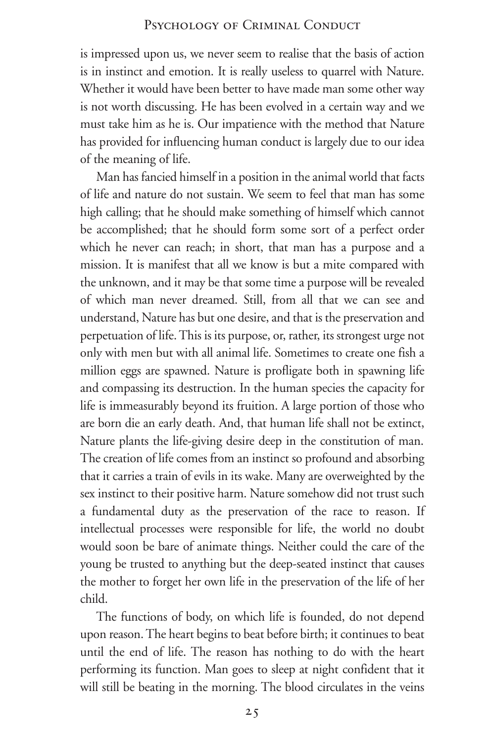is impressed upon us, we never seem to realise that the basis of action is in instinct and emotion. It is really useless to quarrel with Nature. Whether it would have been better to have made man some other way is not worth discussing. He has been evolved in a certain way and we must take him as he is. Our impatience with the method that Nature has provided for influencing human conduct is largely due to our idea of the meaning of life.

Man has fancied himself in a position in the animal world that facts of life and nature do not sustain. We seem to feel that man has some high calling; that he should make something of himself which cannot be accomplished; that he should form some sort of a perfect order which he never can reach; in short, that man has a purpose and a mission. It is manifest that all we know is but a mite compared with the unknown, and it may be that some time a purpose will be revealed of which man never dreamed. Still, from all that we can see and understand, Nature has but one desire, and that is the preservation and perpetuation of life. This is its purpose, or, rather, its strongest urge not only with men but with all animal life. Sometimes to create one fish a million eggs are spawned. Nature is profligate both in spawning life and compassing its destruction. In the human species the capacity for life is immeasurably beyond its fruition. A large portion of those who are born die an early death. And, that human life shall not be extinct, Nature plants the life-giving desire deep in the constitution of man. The creation of life comes from an instinct so profound and absorbing that it carries a train of evils in its wake. Many are overweighted by the sex instinct to their positive harm. Nature somehow did not trust such a fundamental duty as the preservation of the race to reason. If intellectual processes were responsible for life, the world no doubt would soon be bare of animate things. Neither could the care of the young be trusted to anything but the deep-seated instinct that causes the mother to forget her own life in the preservation of the life of her child.

The functions of body, on which life is founded, do not depend upon reason. The heart begins to beat before birth; it continues to beat until the end of life. The reason has nothing to do with the heart performing its function. Man goes to sleep at night confident that it will still be beating in the morning. The blood circulates in the veins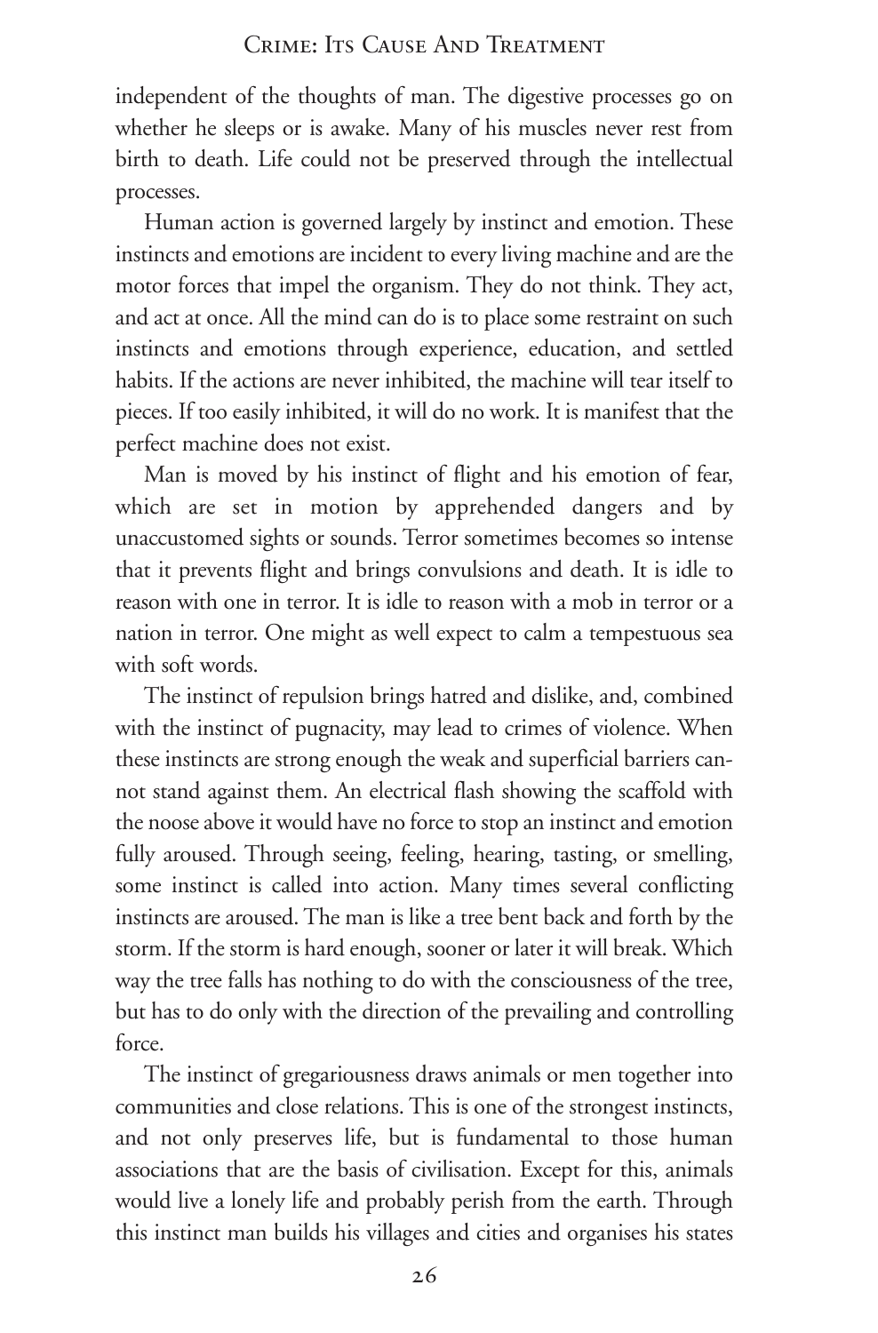independent of the thoughts of man. The digestive processes go on whether he sleeps or is awake. Many of his muscles never rest from birth to death. Life could not be preserved through the intellectual processes.

Human action is governed largely by instinct and emotion. These instincts and emotions are incident to every living machine and are the motor forces that impel the organism. They do not think. They act, and act at once. All the mind can do is to place some restraint on such instincts and emotions through experience, education, and settled habits. If the actions are never inhibited, the machine will tear itself to pieces. If too easily inhibited, it will do no work. It is manifest that the perfect machine does not exist.

Man is moved by his instinct of flight and his emotion of fear, which are set in motion by apprehended dangers and by unaccustomed sights or sounds. Terror sometimes becomes so intense that it prevents flight and brings convulsions and death. It is idle to reason with one in terror. It is idle to reason with a mob in terror or a nation in terror. One might as well expect to calm a tempestuous sea with soft words.

The instinct of repulsion brings hatred and dislike, and, combined with the instinct of pugnacity, may lead to crimes of violence. When these instincts are strong enough the weak and superficial barriers cannot stand against them. An electrical flash showing the scaffold with the noose above it would have no force to stop an instinct and emotion fully aroused. Through seeing, feeling, hearing, tasting, or smelling, some instinct is called into action. Many times several conflicting instincts are aroused. The man is like a tree bent back and forth by the storm. If the storm is hard enough, sooner or later it will break. Which way the tree falls has nothing to do with the consciousness of the tree, but has to do only with the direction of the prevailing and controlling force.

The instinct of gregariousness draws animals or men together into communities and close relations. This is one of the strongest instincts, and not only preserves life, but is fundamental to those human associations that are the basis of civilisation. Except for this, animals would live a lonely life and probably perish from the earth. Through this instinct man builds his villages and cities and organises his states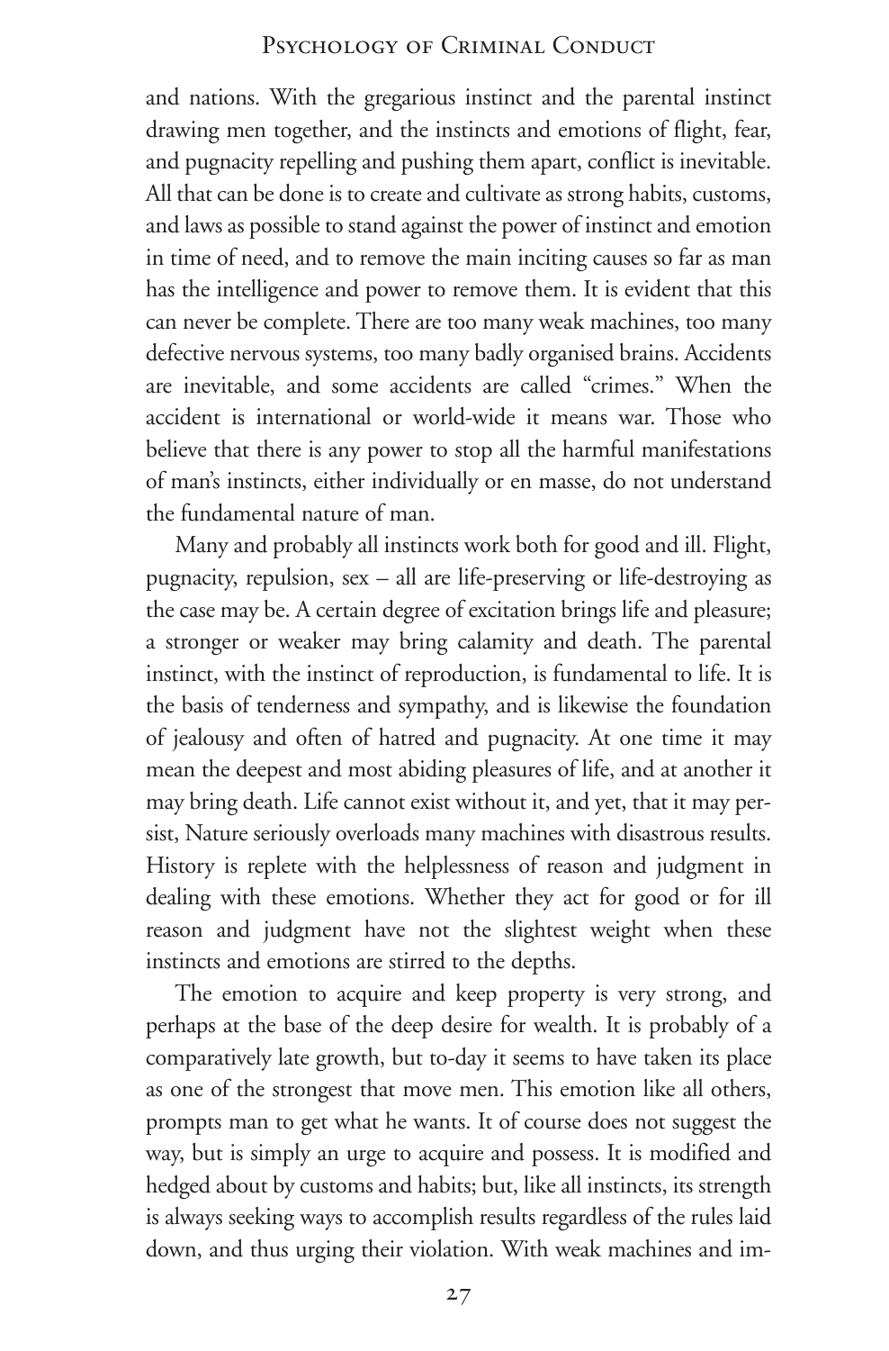and nations. With the gregarious instinct and the parental instinct drawing men together, and the instincts and emotions of flight, fear, and pugnacity repelling and pushing them apart, conflict is inevitable. All that can be done is to create and cultivate as strong habits, customs, and laws as possible to stand against the power of instinct and emotion in time of need, and to remove the main inciting causes so far as man has the intelligence and power to remove them. It is evident that this can never be complete. There are too many weak machines, too many defective nervous systems, too many badly organised brains. Accidents are inevitable, and some accidents are called "crimes." When the accident is international or world-wide it means war. Those who believe that there is any power to stop all the harmful manifestations of man's instincts, either individually or en masse, do not understand the fundamental nature of man.

Many and probably all instincts work both for good and ill. Flight, pugnacity, repulsion, sex – all are life-preserving or life-destroying as the case may be. A certain degree of excitation brings life and pleasure; a stronger or weaker may bring calamity and death. The parental instinct, with the instinct of reproduction, is fundamental to life. It is the basis of tenderness and sympathy, and is likewise the foundation of jealousy and often of hatred and pugnacity. At one time it may mean the deepest and most abiding pleasures of life, and at another it may bring death. Life cannot exist without it, and yet, that it may persist, Nature seriously overloads many machines with disastrous results. History is replete with the helplessness of reason and judgment in dealing with these emotions. Whether they act for good or for ill reason and judgment have not the slightest weight when these instincts and emotions are stirred to the depths.

The emotion to acquire and keep property is very strong, and perhaps at the base of the deep desire for wealth. It is probably of a comparatively late growth, but to-day it seems to have taken its place as one of the strongest that move men. This emotion like all others, prompts man to get what he wants. It of course does not suggest the way, but is simply an urge to acquire and possess. It is modified and hedged about by customs and habits; but, like all instincts, its strength is always seeking ways to accomplish results regardless of the rules laid down, and thus urging their violation. With weak machines and im-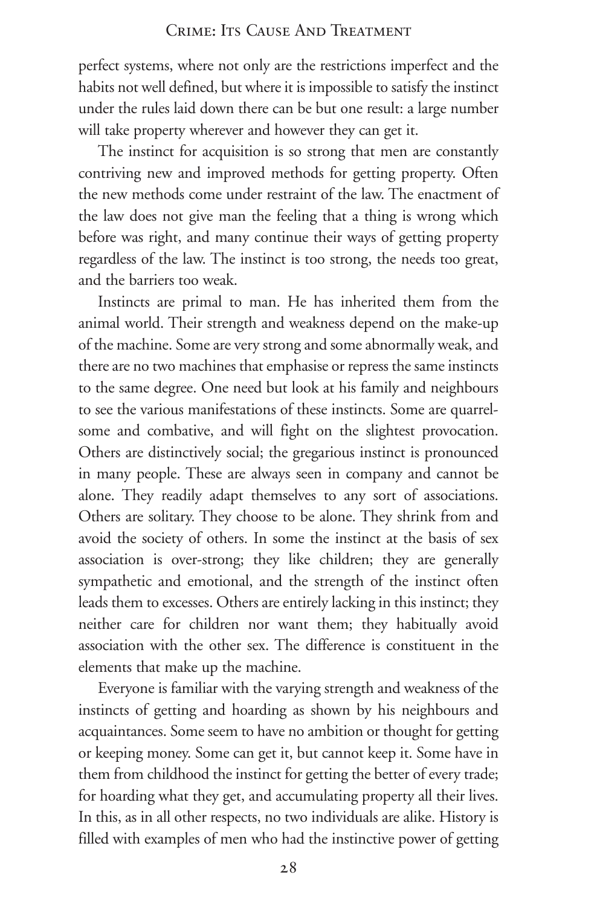perfect systems, where not only are the restrictions imperfect and the habits not well defined, but where it is impossible to satisfy the instinct under the rules laid down there can be but one result: a large number will take property wherever and however they can get it.

The instinct for acquisition is so strong that men are constantly contriving new and improved methods for getting property. Often the new methods come under restraint of the law. The enactment of the law does not give man the feeling that a thing is wrong which before was right, and many continue their ways of getting property regardless of the law. The instinct is too strong, the needs too great, and the barriers too weak.

Instincts are primal to man. He has inherited them from the animal world. Their strength and weakness depend on the make-up of the machine. Some are very strong and some abnormally weak, and there are no two machines that emphasise or repress the same instincts to the same degree. One need but look at his family and neighbours to see the various manifestations of these instincts. Some are quarrelsome and combative, and will fight on the slightest provocation. Others are distinctively social; the gregarious instinct is pronounced in many people. These are always seen in company and cannot be alone. They readily adapt themselves to any sort of associations. Others are solitary. They choose to be alone. They shrink from and avoid the society of others. In some the instinct at the basis of sex association is over-strong; they like children; they are generally sympathetic and emotional, and the strength of the instinct often leads them to excesses. Others are entirely lacking in this instinct; they neither care for children nor want them; they habitually avoid association with the other sex. The difference is constituent in the elements that make up the machine.

Everyone is familiar with the varying strength and weakness of the instincts of getting and hoarding as shown by his neighbours and acquaintances. Some seem to have no ambition or thought for getting or keeping money. Some can get it, but cannot keep it. Some have in them from childhood the instinct for getting the better of every trade; for hoarding what they get, and accumulating property all their lives. In this, as in all other respects, no two individuals are alike. History is filled with examples of men who had the instinctive power of getting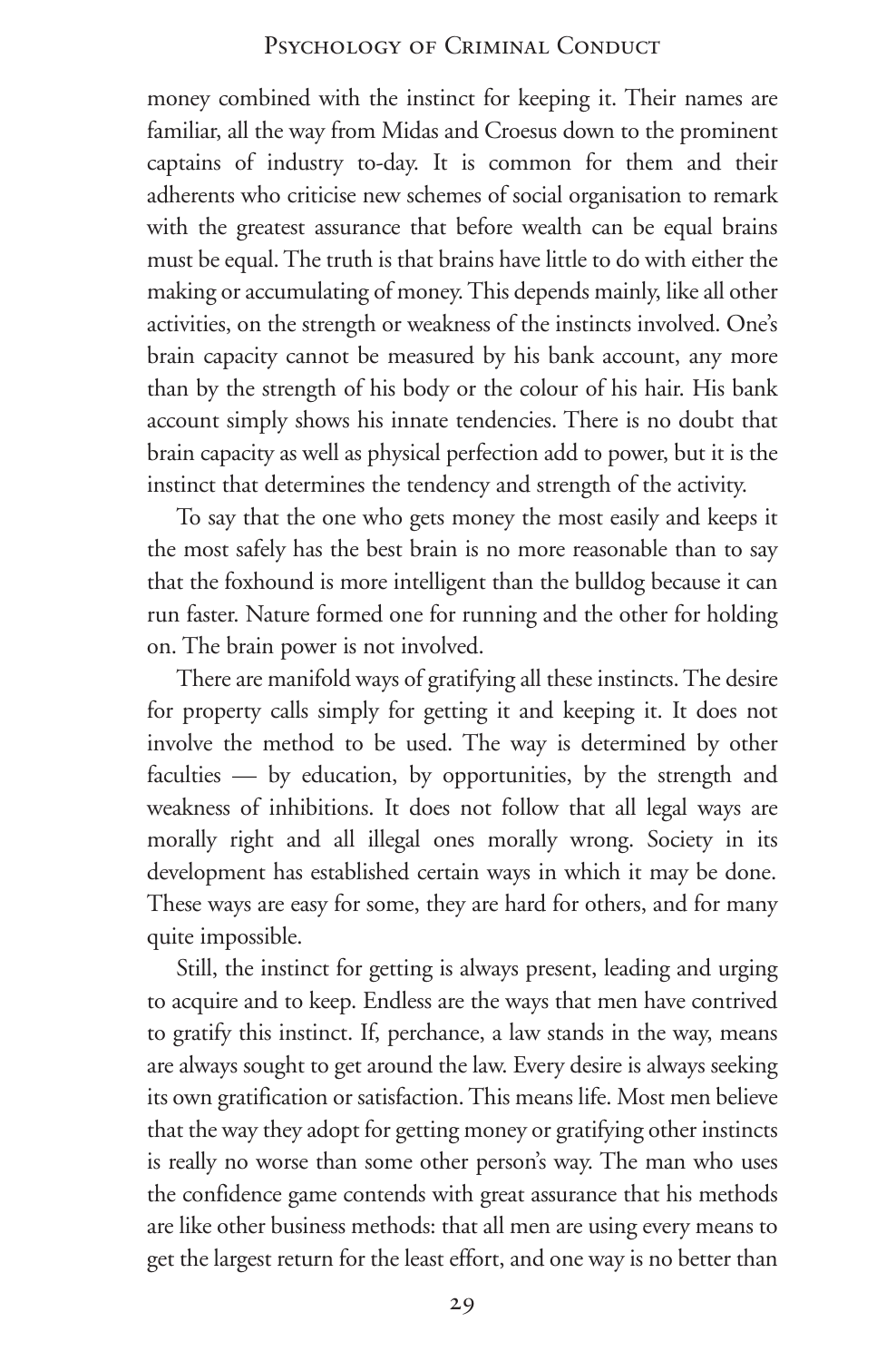money combined with the instinct for keeping it. Their names are familiar, all the way from Midas and Croesus down to the prominent captains of industry to-day. It is common for them and their adherents who criticise new schemes of social organisation to remark with the greatest assurance that before wealth can be equal brains must be equal. The truth is that brains have little to do with either the making or accumulating of money. This depends mainly, like all other activities, on the strength or weakness of the instincts involved. One's brain capacity cannot be measured by his bank account, any more than by the strength of his body or the colour of his hair. His bank account simply shows his innate tendencies. There is no doubt that brain capacity as well as physical perfection add to power, but it is the instinct that determines the tendency and strength of the activity.

To say that the one who gets money the most easily and keeps it the most safely has the best brain is no more reasonable than to say that the foxhound is more intelligent than the bulldog because it can run faster. Nature formed one for running and the other for holding on. The brain power is not involved.

There are manifold ways of gratifying all these instincts. The desire for property calls simply for getting it and keeping it. It does not involve the method to be used. The way is determined by other faculties — by education, by opportunities, by the strength and weakness of inhibitions. It does not follow that all legal ways are morally right and all illegal ones morally wrong. Society in its development has established certain ways in which it may be done. These ways are easy for some, they are hard for others, and for many quite impossible.

Still, the instinct for getting is always present, leading and urging to acquire and to keep. Endless are the ways that men have contrived to gratify this instinct. If, perchance, a law stands in the way, means are always sought to get around the law. Every desire is always seeking its own gratification or satisfaction. This means life. Most men believe that the way they adopt for getting money or gratifying other instincts is really no worse than some other person's way. The man who uses the confidence game contends with great assurance that his methods are like other business methods: that all men are using every means to get the largest return for the least effort, and one way is no better than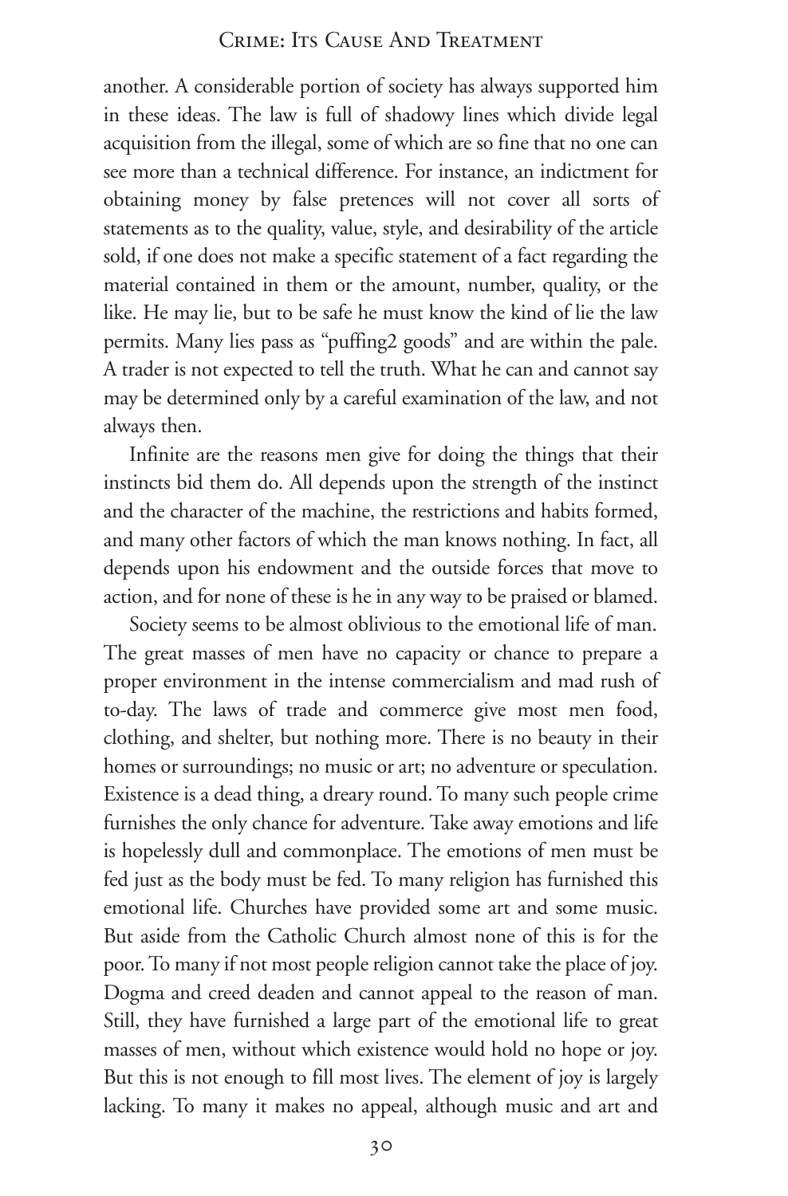another. A considerable portion of society has always supported him in these ideas. The law is full of shadowy lines which divide legal acquisition from the illegal, some of which are so fine that no one can see more than a technical difference. For instance, an indictment for obtaining money by false pretences will not cover all sorts of statements as to the quality, value, style, and desirability of the article sold, if one does not make a specific statement of a fact regarding the material contained in them or the amount, number, quality, or the like. He may lie, but to be safe he must know the kind of lie the law permits. Many lies pass as "puffing[2] goods" and are within the pale. A trader is not expected to tell the truth. What he can and cannot say may be determined only by a careful examination of the law, and not always then.

Infinite are the reasons men give for doing the things that their instincts bid them do. All depends upon the strength of the instinct and the character of the machine, the restrictions and habits formed, and many other factors of which the man knows nothing. In fact, all depends upon his endowment and the outside forces that move to action, and for none of these is he in any way to be praised or blamed.

Society seems to be almost oblivious to the emotional life of man. The great masses of men have no capacity or chance to prepare a proper environment in the intense commercialism and mad rush of to-day. The laws of trade and commerce give most men food, clothing, and shelter, but nothing more. There is no beauty in their homes or surroundings; no music or art; no adventure or speculation. Existence is a dead thing, a dreary round. To many such people crime furnishes the only chance for adventure. Take away emotions and life is hopelessly dull and commonplace. The emotions of men must be fed just as the body must be fed. To many religion has furnished this emotional life. Churches have provided some art and some music. But aside from the Catholic Church almost none of this is for the poor. To many if not most people religion cannot take the place of joy. Dogma and creed deaden and cannot appeal to the reason of man. Still, they have furnished a large part of the emotional life to great masses of men, without which existence would hold no hope or joy. But this is not enough to fill most lives. The element of joy is largely lacking. To many it makes no appeal, although music and art and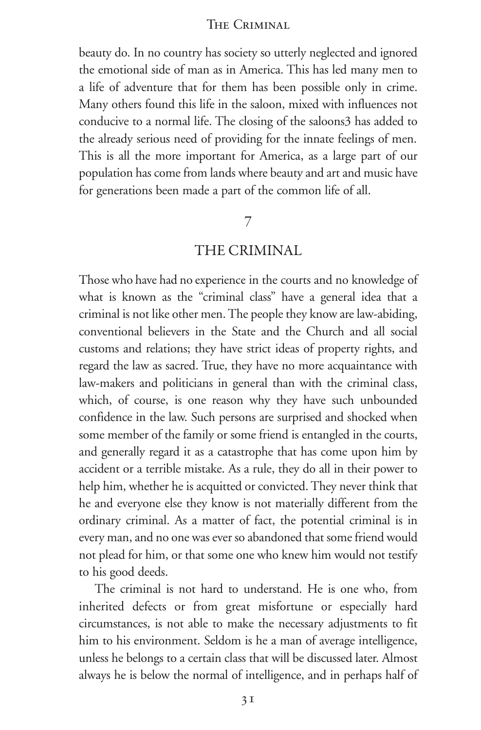beauty do. In no country has society so utterly neglected and ignored the emotional side of man as in America. This has led many men to a life of adventure that for them has been possible only in crime. Many others found this life in the saloon, mixed with influences not conducive to a normal life. The closing of the saloons[3] has added to the already serious need of providing for the innate feelings of men. This is all the more important for America, as a large part of our population has come from lands where beauty and art and music have for generations been made a part of the common life of all.

## 7

## THE CRIMINAL

Those who have had no experience in the courts and no knowledge of what is known as the "criminal class" have a general idea that a criminal is not like other men. The people they know are law-abiding, conventional believers in the State and the Church and all social customs and relations; they have strict ideas of property rights, and regard the law as sacred. True, they have no more acquaintance with law-makers and politicians in general than with the criminal class, which, of course, is one reason why they have such unbounded confidence in the law. Such persons are surprised and shocked when some member of the family or some friend is entangled in the courts, and generally regard it as a catastrophe that has come upon him by accident or a terrible mistake. As a rule, they do all in their power to help him, whether he is acquitted or convicted. They never think that he and everyone else they know is not materially different from the ordinary criminal. As a matter of fact, the potential criminal is in every man, and no one was ever so abandoned that some friend would not plead for him, or that some one who knew him would not testify to his good deeds.

The criminal is not hard to understand. He is one who, from inherited defects or from great misfortune or especially hard circumstances, is not able to make the necessary adjustments to fit him to his environment. Seldom is he a man of average intelligence, unless he belongs to a certain class that will be discussed later. Almost always he is below the normal of intelligence, and in perhaps half of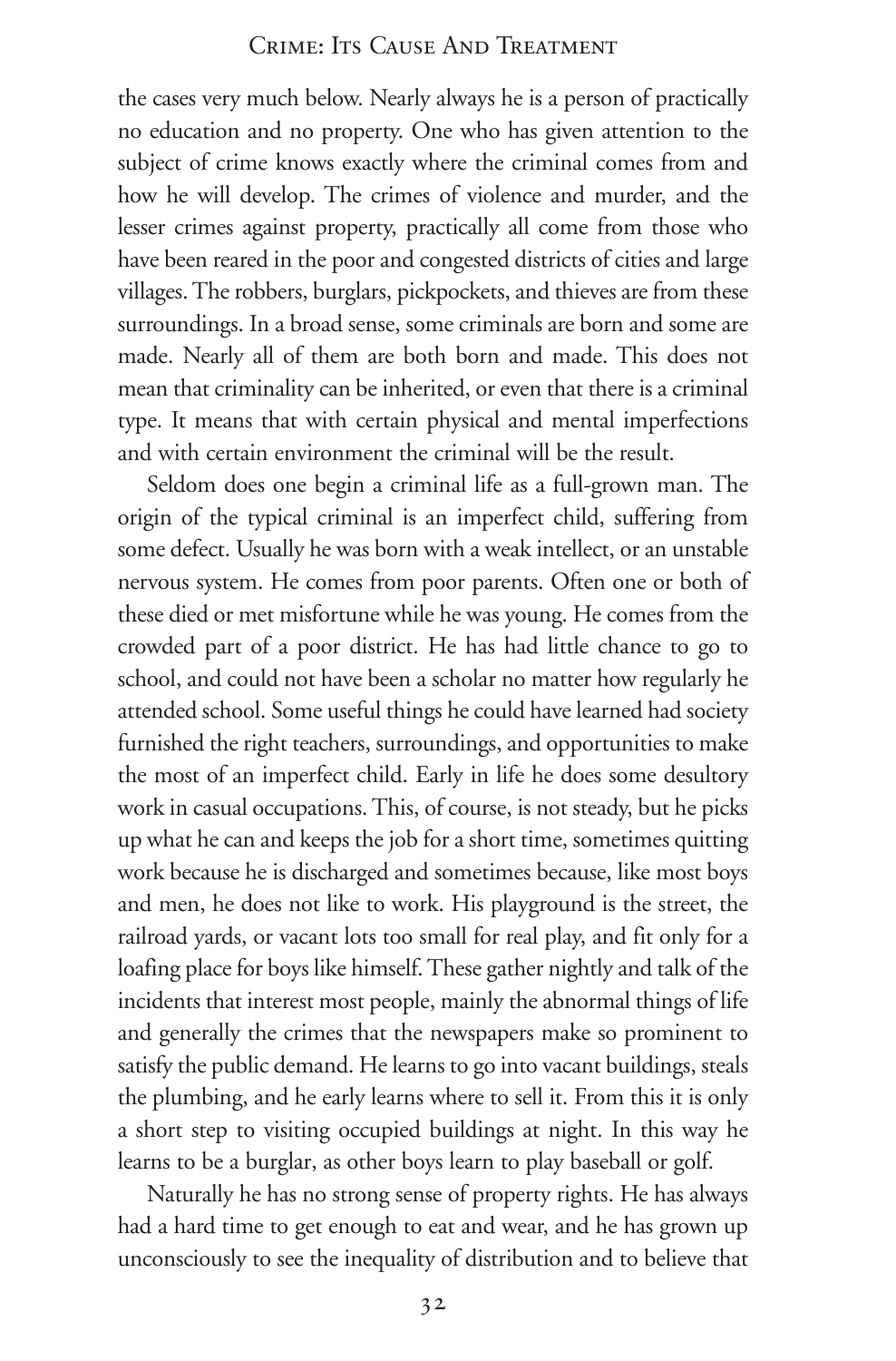the cases very much below. Nearly always he is a person of practically no education and no property. One who has given attention to the subject of crime knows exactly where the criminal comes from and how he will develop. The crimes of violence and murder, and the lesser crimes against property, practically all come from those who have been reared in the poor and congested districts of cities and large villages. The robbers, burglars, pickpockets, and thieves are from these surroundings. In a broad sense, some criminals are born and some are made. Nearly all of them are both born and made. This does not mean that criminality can be inherited, or even that there is a criminal type. It means that with certain physical and mental imperfections and with certain environment the criminal will be the result.

Seldom does one begin a criminal life as a full-grown man. The origin of the typical criminal is an imperfect child, suffering from some defect. Usually he was born with a weak intellect, or an unstable nervous system. He comes from poor parents. Often one or both of these died or met misfortune while he was young. He comes from the crowded part of a poor district. He has had little chance to go to school, and could not have been a scholar no matter how regularly he attended school. Some useful things he could have learned had society furnished the right teachers, surroundings, and opportunities to make the most of an imperfect child. Early in life he does some desultory work in casual occupations. This, of course, is not steady, but he picks up what he can and keeps the job for a short time, sometimes quitting work because he is discharged and sometimes because, like most boys and men, he does not like to work. His playground is the street, the railroad yards, or vacant lots too small for real play, and fit only for a loafing place for boys like himself. These gather nightly and talk of the incidents that interest most people, mainly the abnormal things of life and generally the crimes that the newspapers make so prominent to satisfy the public demand. He learns to go into vacant buildings, steals the plumbing, and he early learns where to sell it. From this it is only a short step to visiting occupied buildings at night. In this way he learns to be a burglar, as other boys learn to play baseball or golf.

Naturally he has no strong sense of property rights. He has always had a hard time to get enough to eat and wear, and he has grown up unconsciously to see the inequality of distribution and to believe that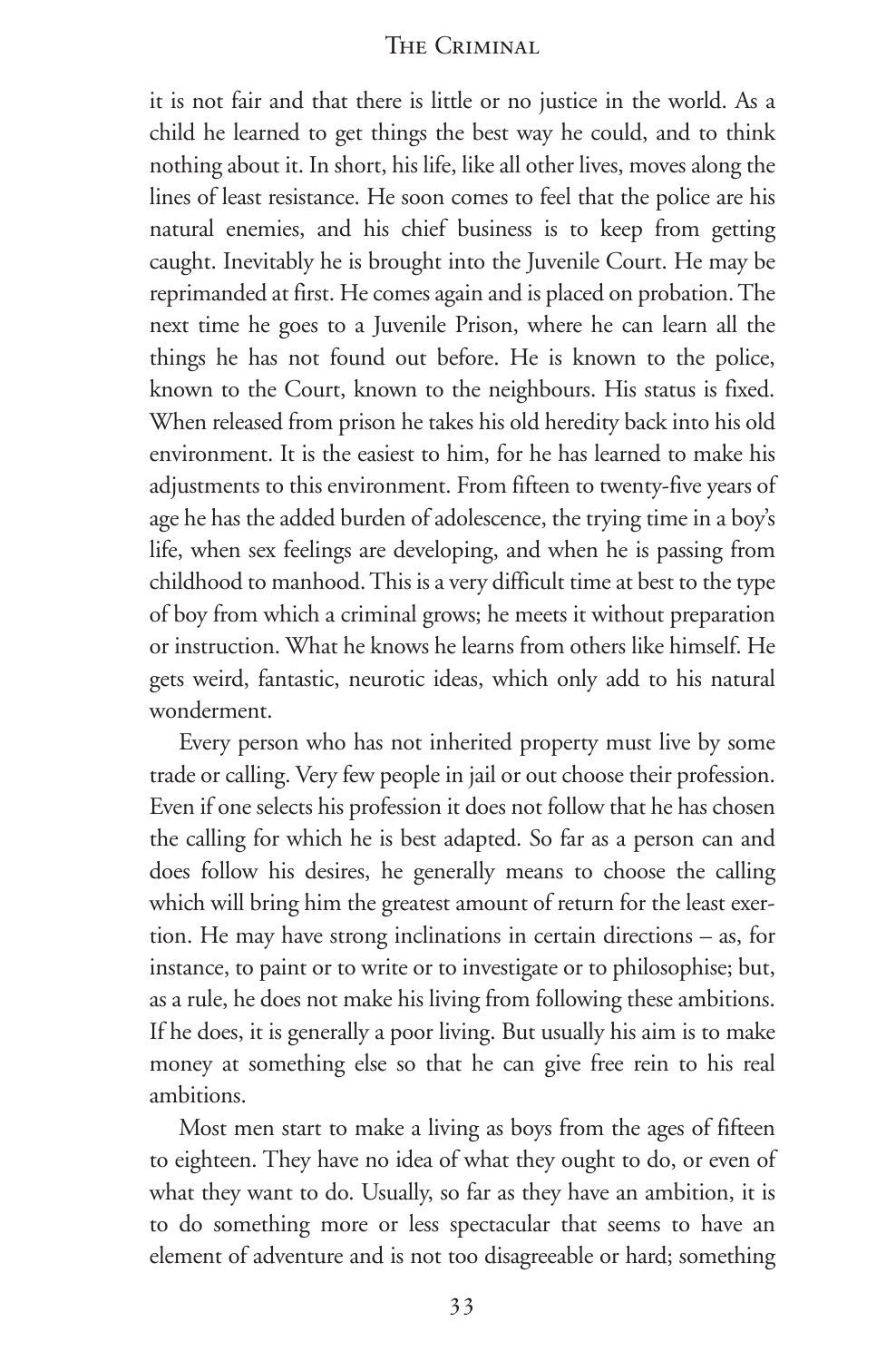it is not fair and that there is little or no justice in the world. As a child he learned to get things the best way he could, and to think nothing about it. In short, his life, like all other lives, moves along the lines of least resistance. He soon comes to feel that the police are his natural enemies, and his chief business is to keep from getting caught. Inevitably he is brought into the Juvenile Court. He may be reprimanded at first. He comes again and is placed on probation. The next time he goes to a Juvenile Prison, where he can learn all the things he has not found out before. He is known to the police, known to the Court, known to the neighbours. His status is fixed. When released from prison he takes his old heredity back into his old environment. It is the easiest to him, for he has learned to make his adjustments to this environment. From fifteen to twenty-five years of age he has the added burden of adolescence, the trying time in a boy's life, when sex feelings are developing, and when he is passing from childhood to manhood. This is a very difficult time at best to the type of boy from which a criminal grows; he meets it without preparation or instruction. What he knows he learns from others like himself. He gets weird, fantastic, neurotic ideas, which only add to his natural wonderment.

Every person who has not inherited property must live by some trade or calling. Very few people in jail or out choose their profession. Even if one selects his profession it does not follow that he has chosen the calling for which he is best adapted. So far as a person can and does follow his desires, he generally means to choose the calling which will bring him the greatest amount of return for the least exertion. He may have strong inclinations in certain directions – as, for instance, to paint or to write or to investigate or to philosophise; but, as a rule, he does not make his living from following these ambitions. If he does, it is generally a poor living. But usually his aim is to make money at something else so that he can give free rein to his real ambitions.

Most men start to make a living as boys from the ages of fifteen to eighteen. They have no idea of what they ought to do, or even of what they want to do. Usually, so far as they have an ambition, it is to do something more or less spectacular that seems to have an element of adventure and is not too disagreeable or hard; something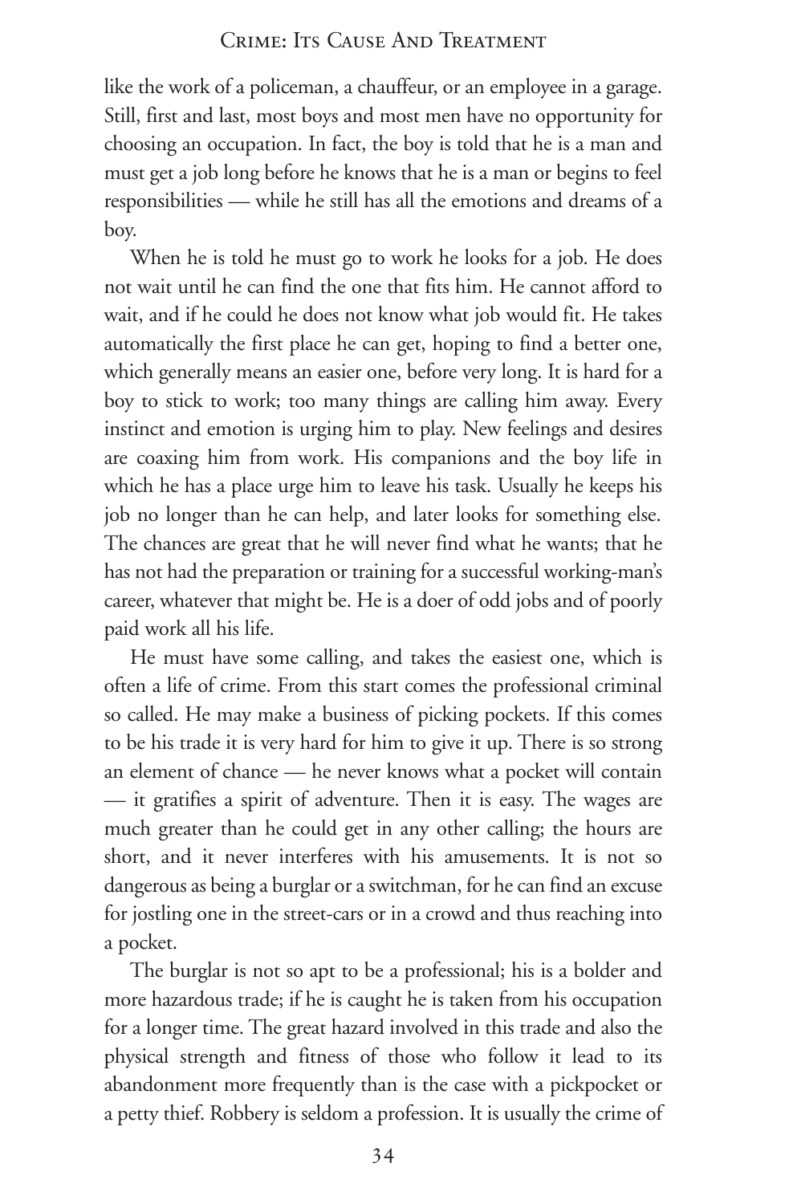like the work of a policeman, a chauffeur, or an employee in a garage. Still, first and last, most boys and most men have no opportunity for choosing an occupation. In fact, the boy is told that he is a man and must get a job long before he knows that he is a man or begins to feel responsibilities — while he still has all the emotions and dreams of a boy.

When he is told he must go to work he looks for a job. He does not wait until he can find the one that fits him. He cannot afford to wait, and if he could he does not know what job would fit. He takes automatically the first place he can get, hoping to find a better one, which generally means an easier one, before very long. It is hard for a boy to stick to work; too many things are calling him away. Every instinct and emotion is urging him to play. New feelings and desires are coaxing him from work. His companions and the boy life in which he has a place urge him to leave his task. Usually he keeps his job no longer than he can help, and later looks for something else. The chances are great that he will never find what he wants; that he has not had the preparation or training for a successful working-man's career, whatever that might be. He is a doer of odd jobs and of poorly paid work all his life.

He must have some calling, and takes the easiest one, which is often a life of crime. From this start comes the professional criminal so called. He may make a business of picking pockets. If this comes to be his trade it is very hard for him to give it up. There is so strong an element of chance — he never knows what a pocket will contain — it gratifies a spirit of adventure. Then it is easy. The wages are much greater than he could get in any other calling; the hours are short, and it never interferes with his amusements. It is not so dangerous as being a burglar or a switchman, for he can find an excuse for jostling one in the street-cars or in a crowd and thus reaching into a pocket.

The burglar is not so apt to be a professional; his is a bolder and more hazardous trade; if he is caught he is taken from his occupation for a longer time. The great hazard involved in this trade and also the physical strength and fitness of those who follow it lead to its abandonment more frequently than is the case with a pickpocket or a petty thief. Robbery is seldom a profession. It is usually the crime of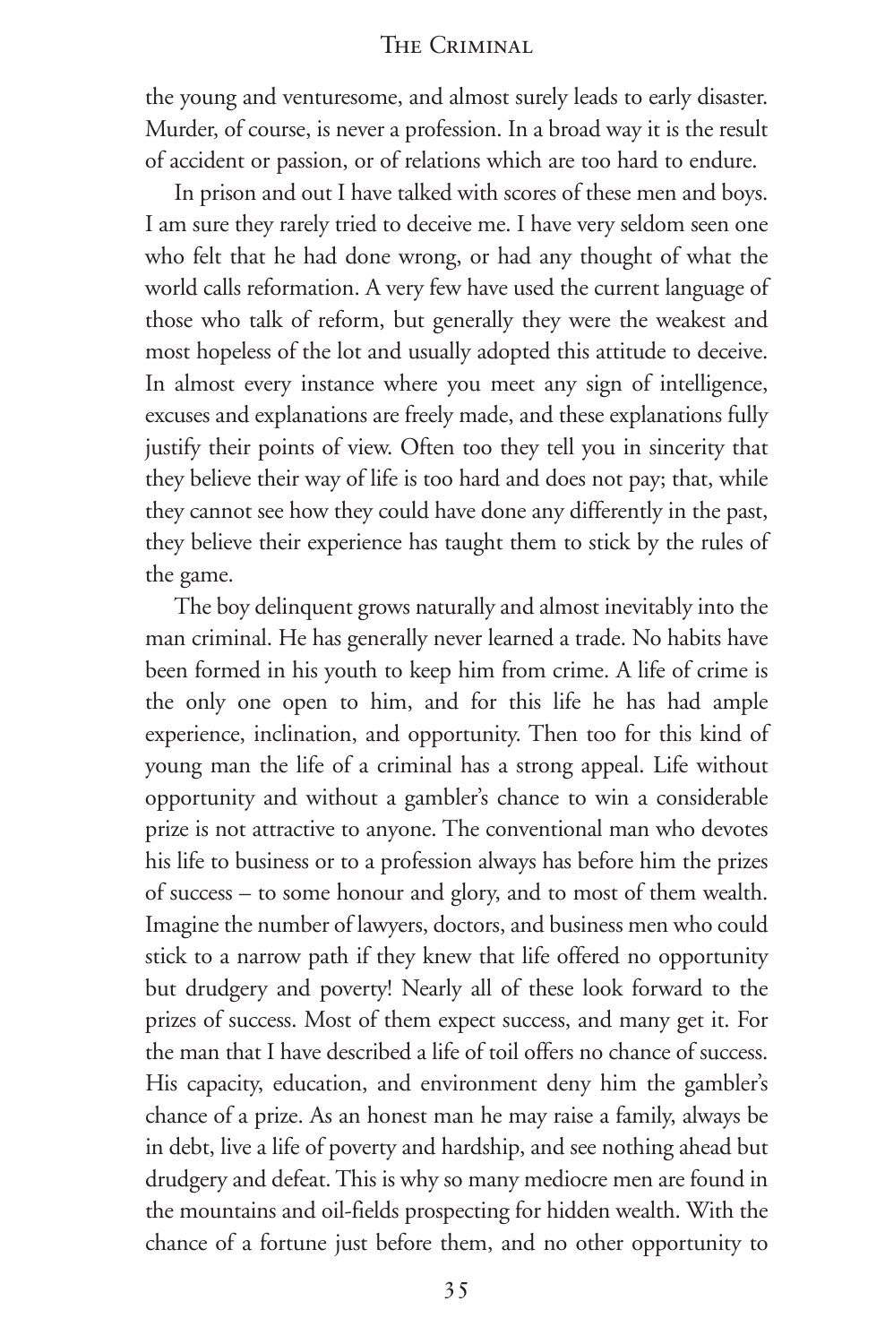the young and venturesome, and almost surely leads to early disaster. Murder, of course, is never a profession. In a broad way it is the result of accident or passion, or of relations which are too hard to endure.

In prison and out I have talked with scores of these men and boys. I am sure they rarely tried to deceive me. I have very seldom seen one who felt that he had done wrong, or had any thought of what the world calls reformation. A very few have used the current language of those who talk of reform, but generally they were the weakest and most hopeless of the lot and usually adopted this attitude to deceive. In almost every instance where you meet any sign of intelligence, excuses and explanations are freely made, and these explanations fully justify their points of view. Often too they tell you in sincerity that they believe their way of life is too hard and does not pay; that, while they cannot see how they could have done any differently in the past, they believe their experience has taught them to stick by the rules of the game.

The boy delinquent grows naturally and almost inevitably into the man criminal. He has generally never learned a trade. No habits have been formed in his youth to keep him from crime. A life of crime is the only one open to him, and for this life he has had ample experience, inclination, and opportunity. Then too for this kind of young man the life of a criminal has a strong appeal. Life without opportunity and without a gambler's chance to win a considerable prize is not attractive to anyone. The conventional man who devotes his life to business or to a profession always has before him the prizes of success – to some honour and glory, and to most of them wealth. Imagine the number of lawyers, doctors, and business men who could stick to a narrow path if they knew that life offered no opportunity but drudgery and poverty! Nearly all of these look forward to the prizes of success. Most of them expect success, and many get it. For the man that I have described a life of toil offers no chance of success. His capacity, education, and environment deny him the gambler's chance of a prize. As an honest man he may raise a family, always be in debt, live a life of poverty and hardship, and see nothing ahead but drudgery and defeat. This is why so many mediocre men are found in the mountains and oil-fields prospecting for hidden wealth. With the chance of a fortune just before them, and no other opportunity to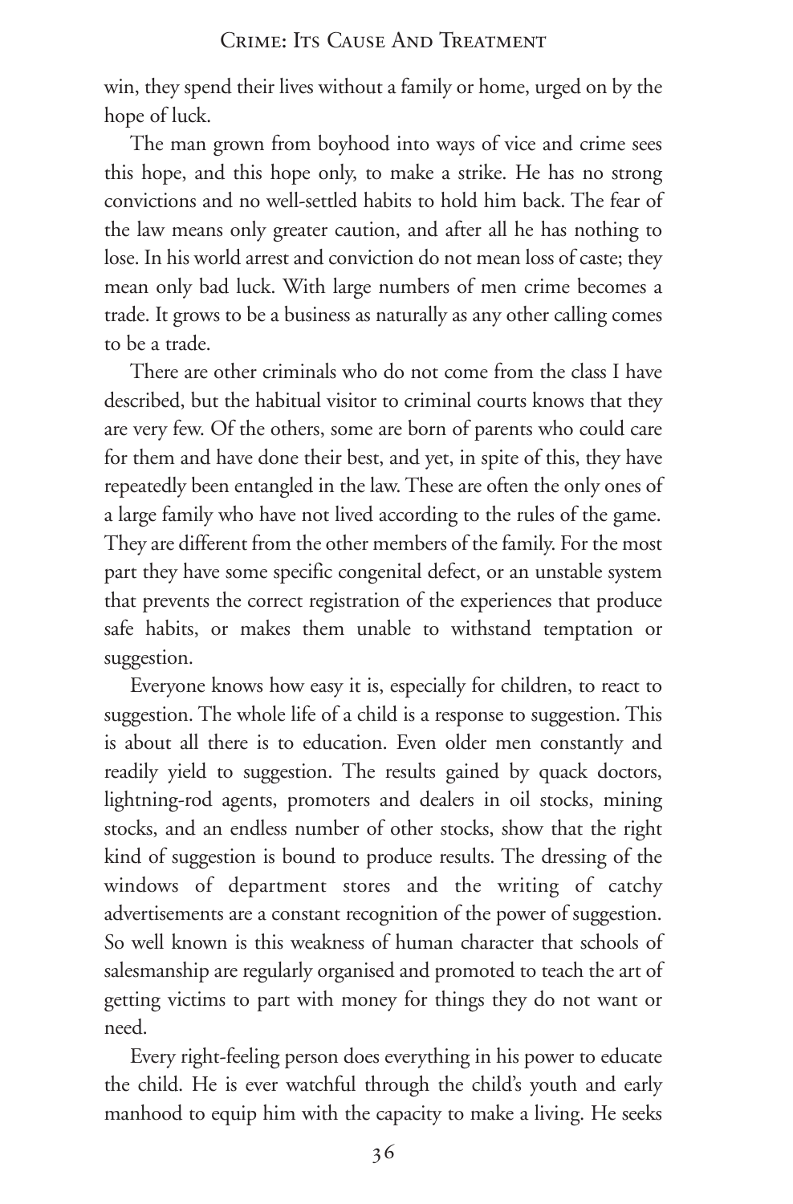win, they spend their lives without a family or home, urged on by the hope of luck.

The man grown from boyhood into ways of vice and crime sees this hope, and this hope only, to make a strike. He has no strong convictions and no well-settled habits to hold him back. The fear of the law means only greater caution, and after all he has nothing to lose. In his world arrest and conviction do not mean loss of caste; they mean only bad luck. With large numbers of men crime becomes a trade. It grows to be a business as naturally as any other calling comes to be a trade.

There are other criminals who do not come from the class I have described, but the habitual visitor to criminal courts knows that they are very few. Of the others, some are born of parents who could care for them and have done their best, and yet, in spite of this, they have repeatedly been entangled in the law. These are often the only ones of a large family who have not lived according to the rules of the game. They are different from the other members of the family. For the most part they have some specific congenital defect, or an unstable system that prevents the correct registration of the experiences that produce safe habits, or makes them unable to withstand temptation or suggestion.

Everyone knows how easy it is, especially for children, to react to suggestion. The whole life of a child is a response to suggestion. This is about all there is to education. Even older men constantly and readily yield to suggestion. The results gained by quack doctors, lightning-rod agents, promoters and dealers in oil stocks, mining stocks, and an endless number of other stocks, show that the right kind of suggestion is bound to produce results. The dressing of the windows of department stores and the writing of catchy advertisements are a constant recognition of the power of suggestion. So well known is this weakness of human character that schools of salesmanship are regularly organised and promoted to teach the art of getting victims to part with money for things they do not want or need.

Every right-feeling person does everything in his power to educate the child. He is ever watchful through the child's youth and early manhood to equip him with the capacity to make a living. He seeks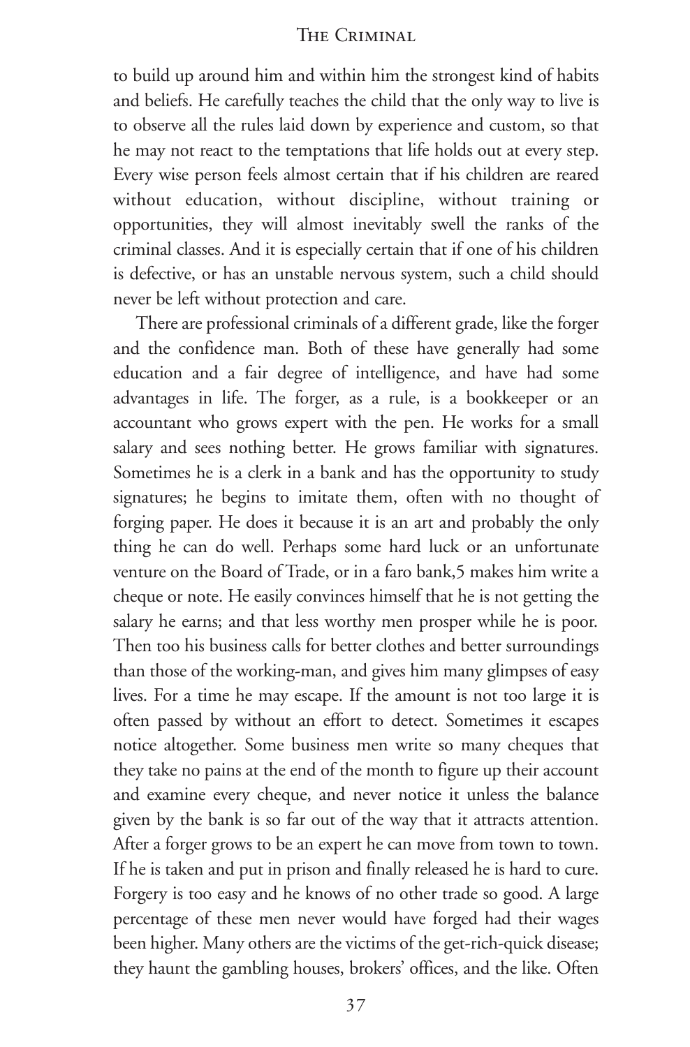to build up around him and within him the strongest kind of habits and beliefs. He carefully teaches the child that the only way to live is to observe all the rules laid down by experience and custom, so that he may not react to the temptations that life holds out at every step. Every wise person feels almost certain that if his children are reared without education, without discipline, without training or opportunities, they will almost inevitably swell the ranks of the criminal classes. And it is especially certain that if one of his children is defective, or has an unstable nervous system, such a child should never be left without protection and care.

There are professional criminals of a different grade, like the forger and the confidence man. Both of these have generally had some education and a fair degree of intelligence, and have had some advantages in life. The forger, as a rule, is a bookkeeper or an accountant who grows expert with the pen. He works for a small salary and sees nothing better. He grows familiar with signatures. Sometimes he is a clerk in a bank and has the opportunity to study signatures; he begins to imitate them, often with no thought of forging paper. He does it because it is an art and probably the only thing he can do well. Perhaps some hard luck or an unfortunate venture on the Board of Trade, or in a faro bank,[5] makes him write a cheque or note. He easily convinces himself that he is not getting the salary he earns; and that less worthy men prosper while he is poor. Then too his business calls for better clothes and better surroundings than those of the working-man, and gives him many glimpses of easy lives. For a time he may escape. If the amount is not too large it is often passed by without an effort to detect. Sometimes it escapes notice altogether. Some business men write so many cheques that they take no pains at the end of the month to figure up their account and examine every cheque, and never notice it unless the balance given by the bank is so far out of the way that it attracts attention. After a forger grows to be an expert he can move from town to town. If he is taken and put in prison and finally released he is hard to cure. Forgery is too easy and he knows of no other trade so good. A large percentage of these men never would have forged had their wages been higher. Many others are the victims of the get-rich-quick disease; they haunt the gambling houses, brokers' offices, and the like. Often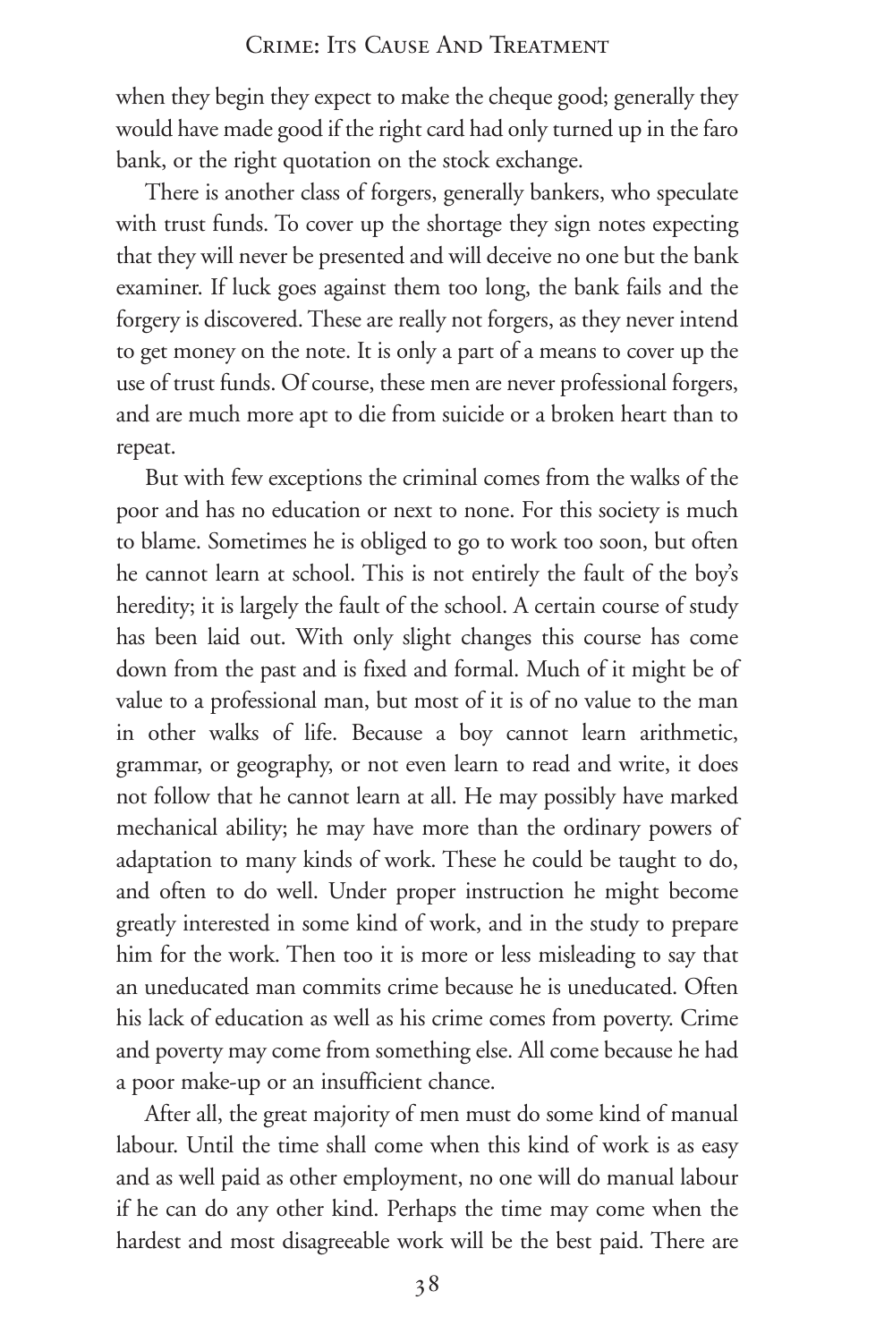when they begin they expect to make the cheque good; generally they would have made good if the right card had only turned up in the faro bank, or the right quotation on the stock exchange.

There is another class of forgers, generally bankers, who speculate with trust funds. To cover up the shortage they sign notes expecting that they will never be presented and will deceive no one but the bank examiner. If luck goes against them too long, the bank fails and the forgery is discovered. These are really not forgers, as they never intend to get money on the note. It is only a part of a means to cover up the use of trust funds. Of course, these men are never professional forgers, and are much more apt to die from suicide or a broken heart than to repeat.

But with few exceptions the criminal comes from the walks of the poor and has no education or next to none. For this society is much to blame. Sometimes he is obliged to go to work too soon, but often he cannot learn at school. This is not entirely the fault of the boy's heredity; it is largely the fault of the school. A certain course of study has been laid out. With only slight changes this course has come down from the past and is fixed and formal. Much of it might be of value to a professional man, but most of it is of no value to the man in other walks of life. Because a boy cannot learn arithmetic, grammar, or geography, or not even learn to read and write, it does not follow that he cannot learn at all. He may possibly have marked mechanical ability; he may have more than the ordinary powers of adaptation to many kinds of work. These he could be taught to do, and often to do well. Under proper instruction he might become greatly interested in some kind of work, and in the study to prepare him for the work. Then too it is more or less misleading to say that an uneducated man commits crime because he is uneducated. Often his lack of education as well as his crime comes from poverty. Crime and poverty may come from something else. All come because he had a poor make-up or an insufficient chance.

After all, the great majority of men must do some kind of manual labour. Until the time shall come when this kind of work is as easy and as well paid as other employment, no one will do manual labour if he can do any other kind. Perhaps the time may come when the hardest and most disagreeable work will be the best paid. There are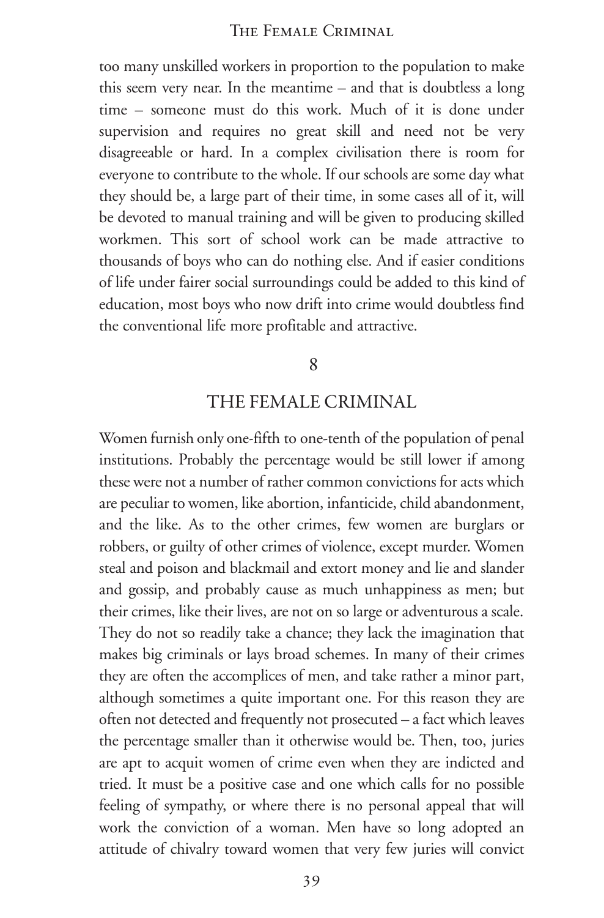too many unskilled workers in proportion to the population to make this seem very near. In the meantime – and that is doubtless a long time – someone must do this work. Much of it is done under supervision and requires no great skill and need not be very disagreeable or hard. In a complex civilisation there is room for everyone to contribute to the whole. If our schools are some day what they should be, a large part of their time, in some cases all of it, will be devoted to manual training and will be given to producing skilled workmen. This sort of school work can be made attractive to thousands of boys who can do nothing else. And if easier conditions of life under fairer social surroundings could be added to this kind of education, most boys who now drift into crime would doubtless find the conventional life more profitable and attractive.

## 8

## THE FEMALE CRIMINAL

Women furnish only one-fifth to one-tenth of the population of penal institutions. Probably the percentage would be still lower if among these were not a number of rather common convictions for acts which are peculiar to women, like abortion, infanticide, child abandonment, and the like. As to the other crimes, few women are burglars or robbers, or guilty of other crimes of violence, except murder. Women steal and poison and blackmail and extort money and lie and slander and gossip, and probably cause as much unhappiness as men; but their crimes, like their lives, are not on so large or adventurous a scale. They do not so readily take a chance; they lack the imagination that makes big criminals or lays broad schemes. In many of their crimes they are often the accomplices of men, and take rather a minor part, although sometimes a quite important one. For this reason they are often not detected and frequently not prosecuted – a fact which leaves the percentage smaller than it otherwise would be. Then, too, juries are apt to acquit women of crime even when they are indicted and tried. It must be a positive case and one which calls for no possible feeling of sympathy, or where there is no personal appeal that will work the conviction of a woman. Men have so long adopted an attitude of chivalry toward women that very few juries will convict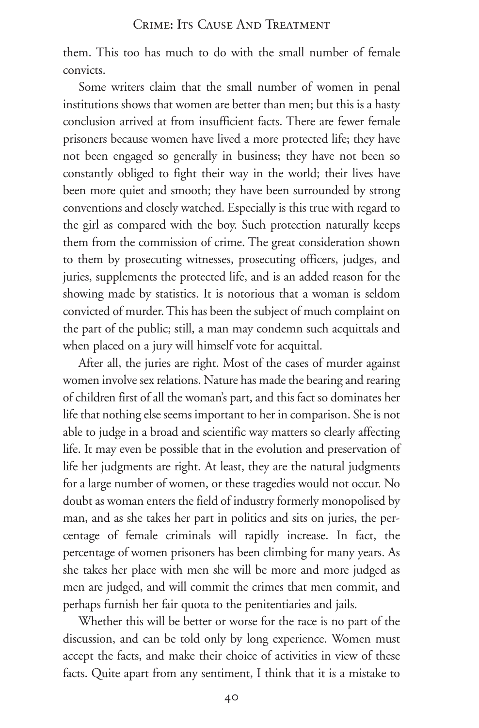them. This too has much to do with the small number of female convicts.

Some writers claim that the small number of women in penal institutions shows that women are better than men; but this is a hasty conclusion arrived at from insufficient facts. There are fewer female prisoners because women have lived a more protected life; they have not been engaged so generally in business; they have not been so constantly obliged to fight their way in the world; their lives have been more quiet and smooth; they have been surrounded by strong conventions and closely watched. Especially is this true with regard to the girl as compared with the boy. Such protection naturally keeps them from the commission of crime. The great consideration shown to them by prosecuting witnesses, prosecuting officers, judges, and juries, supplements the protected life, and is an added reason for the showing made by statistics. It is notorious that a woman is seldom convicted of murder. This has been the subject of much complaint on the part of the public; still, a man may condemn such acquittals and when placed on a jury will himself vote for acquittal.

After all, the juries are right. Most of the cases of murder against women involve sex relations. Nature has made the bearing and rearing of children first of all the woman's part, and this fact so dominates her life that nothing else seems important to her in comparison. She is not able to judge in a broad and scientific way matters so clearly affecting life. It may even be possible that in the evolution and preservation of life her judgments are right. At least, they are the natural judgments for a large number of women, or these tragedies would not occur. No doubt as woman enters the field of industry formerly monopolised by man, and as she takes her part in politics and sits on juries, the percentage of female criminals will rapidly increase. In fact, the percentage of women prisoners has been climbing for many years. As she takes her place with men she will be more and more judged as men are judged, and will commit the crimes that men commit, and perhaps furnish her fair quota to the penitentiaries and jails.

Whether this will be better or worse for the race is no part of the discussion, and can be told only by long experience. Women must accept the facts, and make their choice of activities in view of these facts. Quite apart from any sentiment, I think that it is a mistake to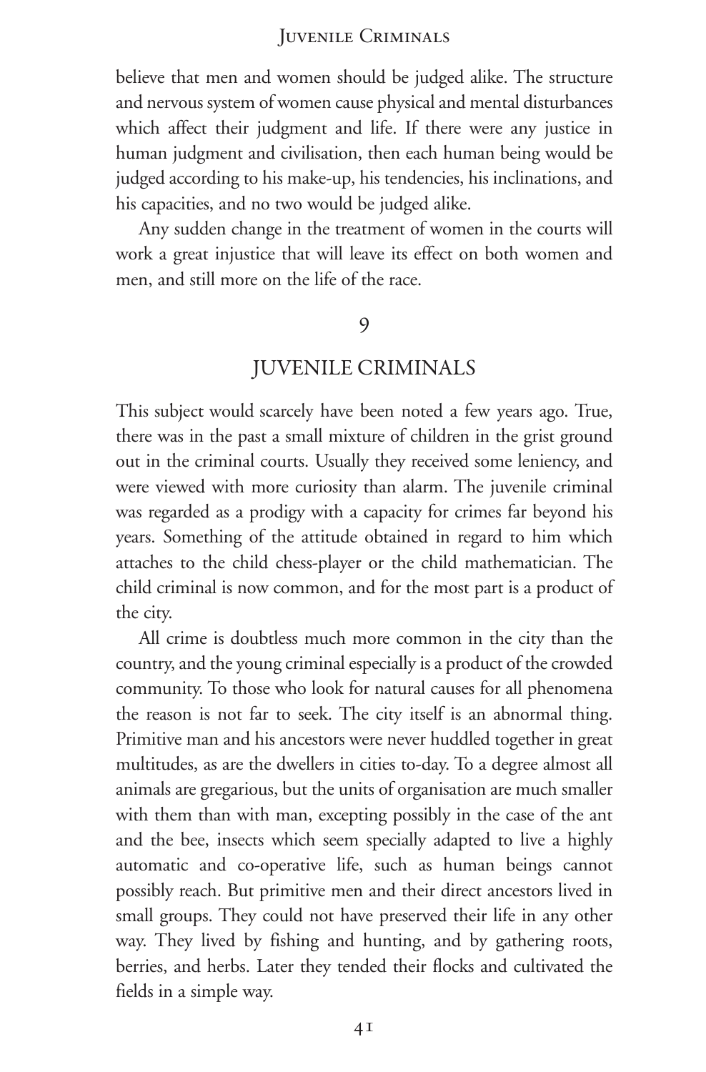believe that men and women should be judged alike. The structure and nervous system of women cause physical and mental disturbances which affect their judgment and life. If there were any justice in human judgment and civilisation, then each human being would be judged according to his make-up, his tendencies, his inclinations, and his capacities, and no two would be judged alike.

Any sudden change in the treatment of women in the courts will work a great injustice that will leave its effect on both women and men, and still more on the life of the race.

## 9

## JUVENILE CRIMINALS

This subject would scarcely have been noted a few years ago. True, there was in the past a small mixture of children in the grist ground out in the criminal courts. Usually they received some leniency, and were viewed with more curiosity than alarm. The juvenile criminal was regarded as a prodigy with a capacity for crimes far beyond his years. Something of the attitude obtained in regard to him which attaches to the child chess-player or the child mathematician. The child criminal is now common, and for the most part is a product of the city.

All crime is doubtless much more common in the city than the country, and the young criminal especially is a product of the crowded community. To those who look for natural causes for all phenomena the reason is not far to seek. The city itself is an abnormal thing. Primitive man and his ancestors were never huddled together in great multitudes, as are the dwellers in cities to-day. To a degree almost all animals are gregarious, but the units of organisation are much smaller with them than with man, excepting possibly in the case of the ant and the bee, insects which seem specially adapted to live a highly automatic and co-operative life, such as human beings cannot possibly reach. But primitive men and their direct ancestors lived in small groups. They could not have preserved their life in any other way. They lived by fishing and hunting, and by gathering roots, berries, and herbs. Later they tended their flocks and cultivated the fields in a simple way.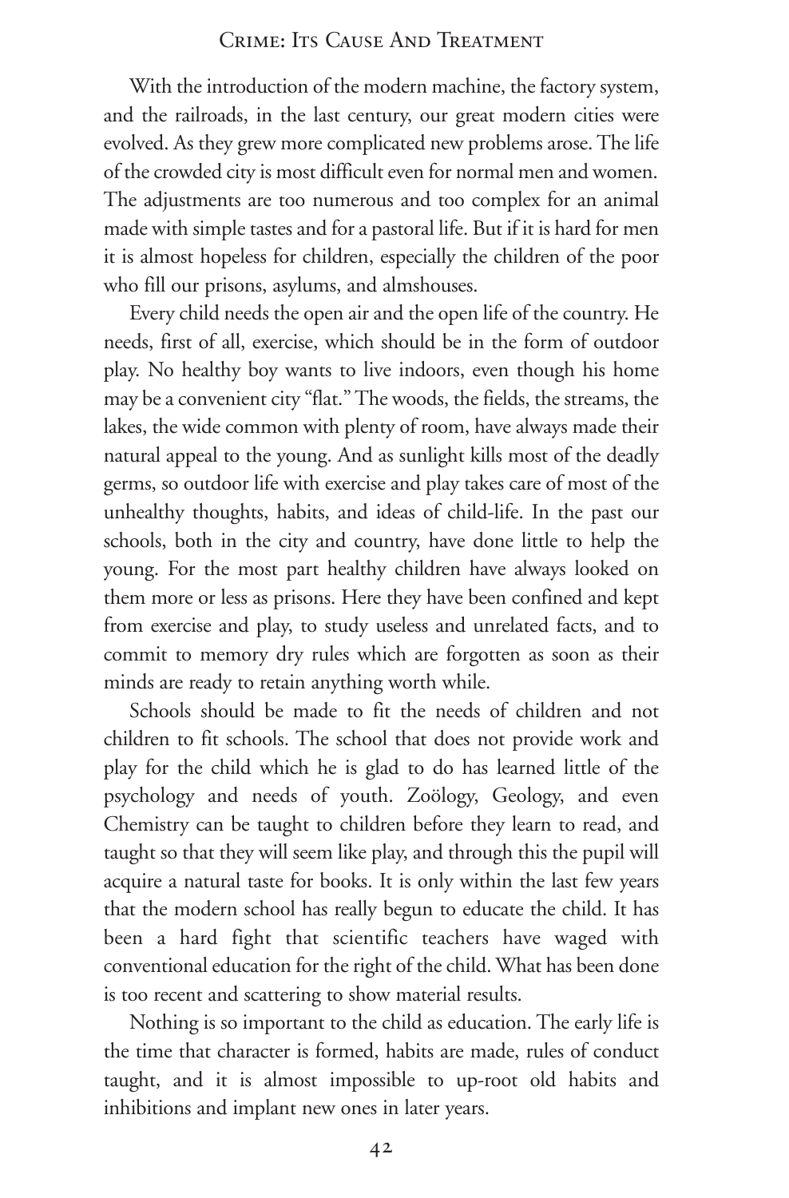With the introduction of the modern machine, the factory system, and the railroads, in the last century, our great modern cities were evolved. As they grew more complicated new problems arose. The life of the crowded city is most difficult even for normal men and women. The adjustments are too numerous and too complex for an animal made with simple tastes and for a pastoral life. But if it is hard for men it is almost hopeless for children, especially the children of the poor who fill our prisons, asylums, and almshouses.

Every child needs the open air and the open life of the country. He needs, first of all, exercise, which should be in the form of outdoor play. No healthy boy wants to live indoors, even though his home may be a convenient city "flat." The woods, the fields, the streams, the lakes, the wide common with plenty of room, have always made their natural appeal to the young. And as sunlight kills most of the deadly germs, so outdoor life with exercise and play takes care of most of the unhealthy thoughts, habits, and ideas of child-life. In the past our schools, both in the city and country, have done little to help the young. For the most part healthy children have always looked on them more or less as prisons. Here they have been confined and kept from exercise and play, to study useless and unrelated facts, and to commit to memory dry rules which are forgotten as soon as their minds are ready to retain anything worth while.

Schools should be made to fit the needs of children and not children to fit schools. The school that does not provide work and play for the child which he is glad to do has learned little of the psychology and needs of youth. Zoölogy, Geology, and even Chemistry can be taught to children before they learn to read, and taught so that they will seem like play, and through this the pupil will acquire a natural taste for books. It is only within the last few years that the modern school has really begun to educate the child. It has been a hard fight that scientific teachers have waged with conventional education for the right of the child. What has been done is too recent and scattering to show material results.

Nothing is so important to the child as education. The early life is the time that character is formed, habits are made, rules of conduct taught, and it is almost impossible to up-root old habits and inhibitions and implant new ones in later years.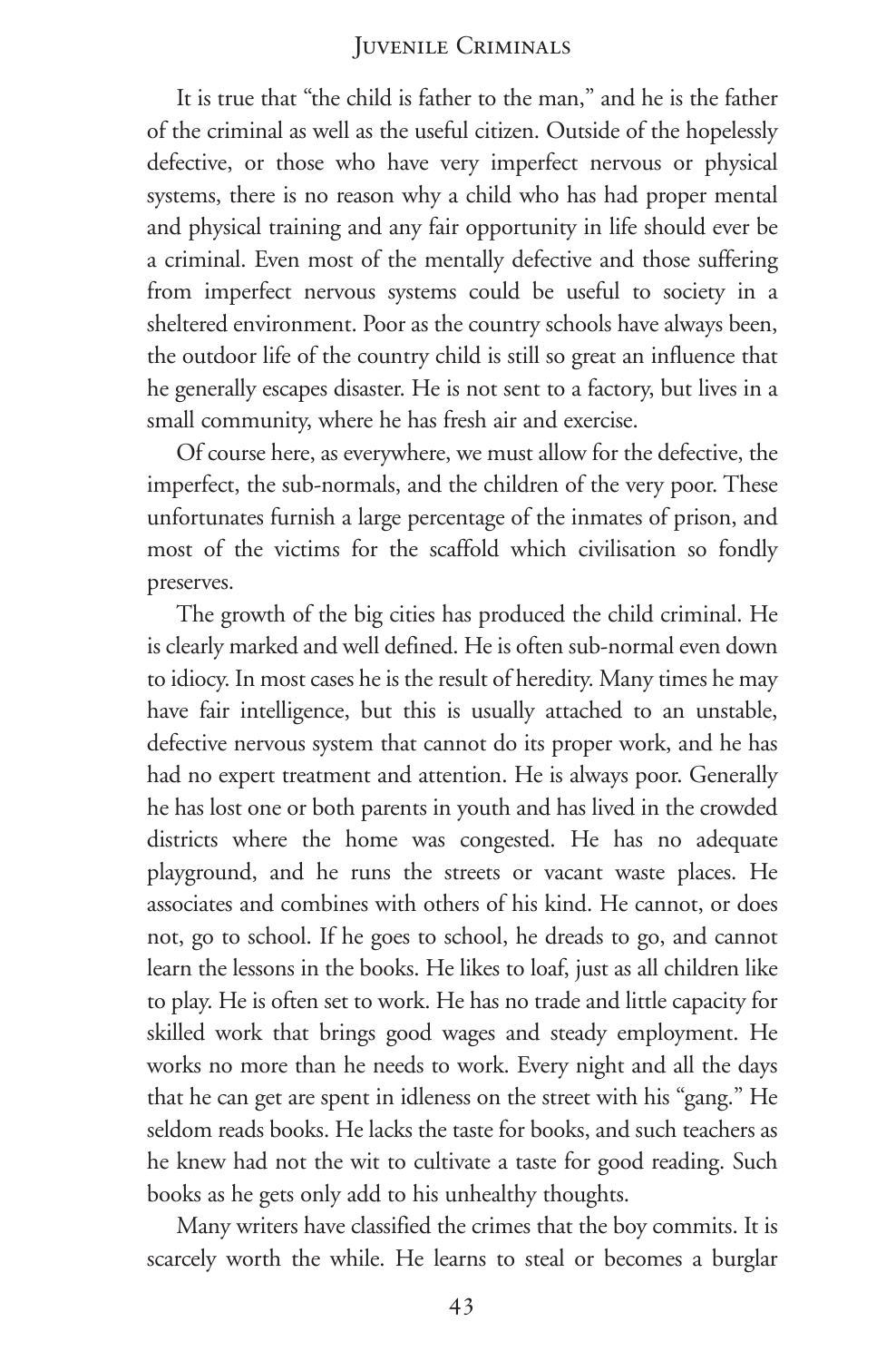It is true that "the child is father to the man," and he is the father of the criminal as well as the useful citizen. Outside of the hopelessly defective, or those who have very imperfect nervous or physical systems, there is no reason why a child who has had proper mental and physical training and any fair opportunity in life should ever be a criminal. Even most of the mentally defective and those suffering from imperfect nervous systems could be useful to society in a sheltered environment. Poor as the country schools have always been, the outdoor life of the country child is still so great an influence that he generally escapes disaster. He is not sent to a factory, but lives in a small community, where he has fresh air and exercise.

Of course here, as everywhere, we must allow for the defective, the imperfect, the sub-normals, and the children of the very poor. These unfortunates furnish a large percentage of the inmates of prison, and most of the victims for the scaffold which civilisation so fondly preserves.

The growth of the big cities has produced the child criminal. He is clearly marked and well defined. He is often sub-normal even down to idiocy. In most cases he is the result of heredity. Many times he may have fair intelligence, but this is usually attached to an unstable, defective nervous system that cannot do its proper work, and he has had no expert treatment and attention. He is always poor. Generally he has lost one or both parents in youth and has lived in the crowded districts where the home was congested. He has no adequate playground, and he runs the streets or vacant waste places. He associates and combines with others of his kind. He cannot, or does not, go to school. If he goes to school, he dreads to go, and cannot learn the lessons in the books. He likes to loaf, just as all children like to play. He is often set to work. He has no trade and little capacity for skilled work that brings good wages and steady employment. He works no more than he needs to work. Every night and all the days that he can get are spent in idleness on the street with his "gang." He seldom reads books. He lacks the taste for books, and such teachers as he knew had not the wit to cultivate a taste for good reading. Such books as he gets only add to his unhealthy thoughts.

Many writers have classified the crimes that the boy commits. It is scarcely worth the while. He learns to steal or becomes a burglar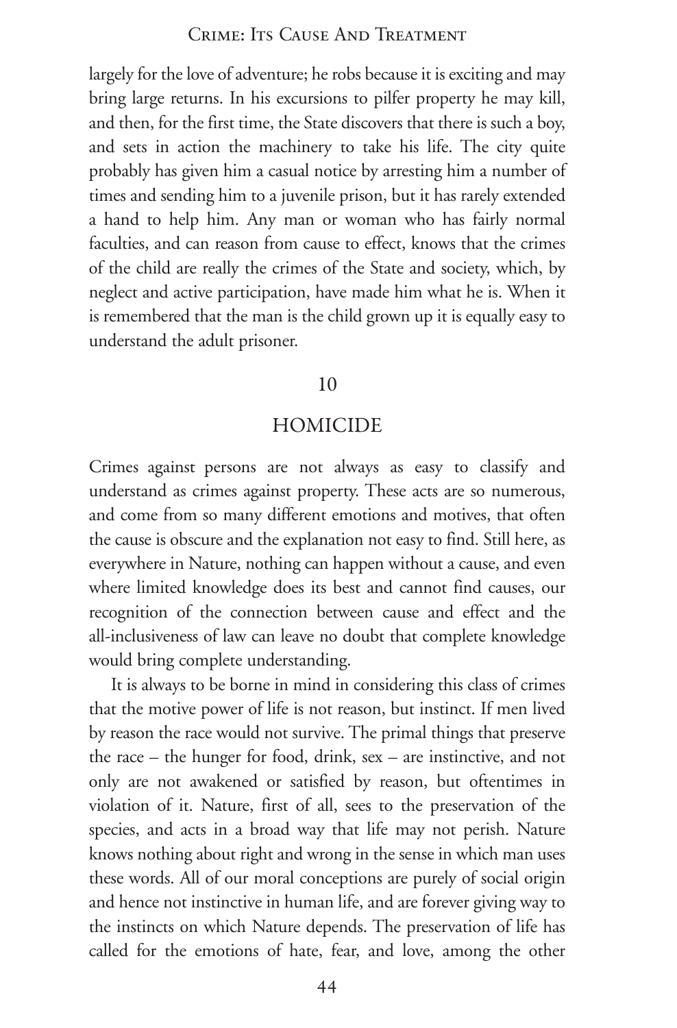largely for the love of adventure; he robs because it is exciting and may bring large returns. In his excursions to pilfer property he may kill, and then, for the first time, the State discovers that there is such a boy, and sets in action the machinery to take his life. The city quite probably has given him a casual notice by arresting him a number of times and sending him to a juvenile prison, but it has rarely extended a hand to help him. Any man or woman who has fairly normal faculties, and can reason from cause to effect, knows that the crimes of the child are really the crimes of the State and society, which, by neglect and active participation, have made him what he is. When it is remembered that the man is the child grown up it is equally easy to understand the adult prisoner.

## 10

## HOMICIDE

Crimes against persons are not always as easy to classify and understand as crimes against property. These acts are so numerous, and come from so many different emotions and motives, that often the cause is obscure and the explanation not easy to find. Still here, as everywhere in Nature, nothing can happen without a cause, and even where limited knowledge does its best and cannot find causes, our recognition of the connection between cause and effect and the all-inclusiveness of law can leave no doubt that complete knowledge would bring complete understanding.

It is always to be borne in mind in considering this class of crimes that the motive power of life is not reason, but instinct. If men lived by reason the race would not survive. The primal things that preserve the race – the hunger for food, drink, sex – are instinctive, and not only are not awakened or satisfied by reason, but oftentimes in violation of it. Nature, first of all, sees to the preservation of the species, and acts in a broad way that life may not perish. Nature knows nothing about right and wrong in the sense in which man uses these words. All of our moral conceptions are purely of social origin and hence not instinctive in human life, and are forever giving way to the instincts on which Nature depends. The preservation of life has called for the emotions of hate, fear, and love, among the other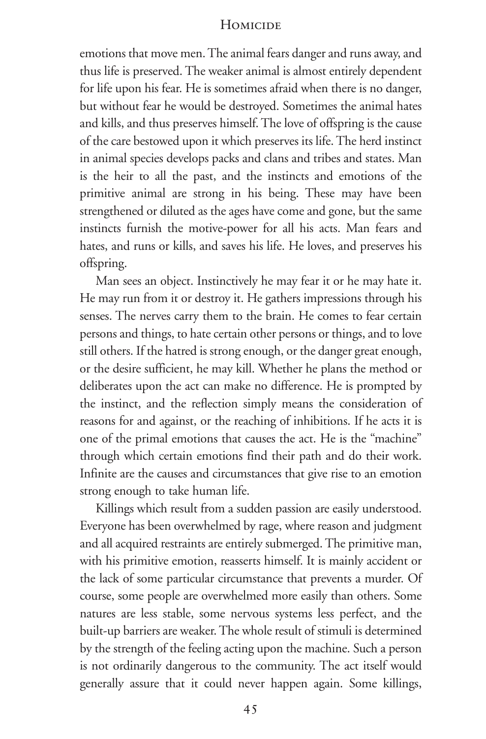emotions that move men. The animal fears danger and runs away, and thus life is preserved. The weaker animal is almost entirely dependent for life upon his fear. He is sometimes afraid when there is no danger, but without fear he would be destroyed. Sometimes the animal hates and kills, and thus preserves himself. The love of offspring is the cause of the care bestowed upon it which preserves its life. The herd instinct in animal species develops packs and clans and tribes and states. Man is the heir to all the past, and the instincts and emotions of the primitive animal are strong in his being. These may have been strengthened or diluted as the ages have come and gone, but the same instincts furnish the motive-power for all his acts. Man fears and hates, and runs or kills, and saves his life. He loves, and preserves his offspring.

Man sees an object. Instinctively he may fear it or he may hate it. He may run from it or destroy it. He gathers impressions through his senses. The nerves carry them to the brain. He comes to fear certain persons and things, to hate certain other persons or things, and to love still others. If the hatred is strong enough, or the danger great enough, or the desire sufficient, he may kill. Whether he plans the method or deliberates upon the act can make no difference. He is prompted by the instinct, and the reflection simply means the consideration of reasons for and against, or the reaching of inhibitions. If he acts it is one of the primal emotions that causes the act. He is the "machine" through which certain emotions find their path and do their work. Infinite are the causes and circumstances that give rise to an emotion strong enough to take human life.

Killings which result from a sudden passion are easily understood. Everyone has been overwhelmed by rage, where reason and judgment and all acquired restraints are entirely submerged. The primitive man, with his primitive emotion, reasserts himself. It is mainly accident or the lack of some particular circumstance that prevents a murder. Of course, some people are overwhelmed more easily than others. Some natures are less stable, some nervous systems less perfect, and the built-up barriers are weaker. The whole result of stimuli is determined by the strength of the feeling acting upon the machine. Such a person is not ordinarily dangerous to the community. The act itself would generally assure that it could never happen again. Some killings,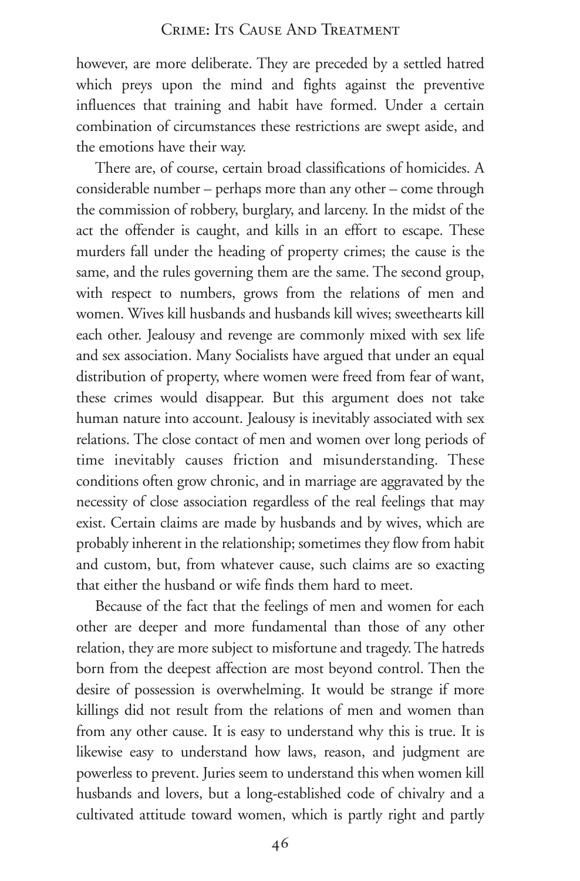however, are more deliberate. They are preceded by a settled hatred which preys upon the mind and fights against the preventive influences that training and habit have formed. Under a certain combination of circumstances these restrictions are swept aside, and the emotions have their way.

There are, of course, certain broad classifications of homicides. A considerable number – perhaps more than any other – come through the commission of robbery, burglary, and larceny. In the midst of the act the offender is caught, and kills in an effort to escape. These murders fall under the heading of property crimes; the cause is the same, and the rules governing them are the same. The second group, with respect to numbers, grows from the relations of men and women. Wives kill husbands and husbands kill wives; sweethearts kill each other. Jealousy and revenge are commonly mixed with sex life and sex association. Many Socialists have argued that under an equal distribution of property, where women were freed from fear of want, these crimes would disappear. But this argument does not take human nature into account. Jealousy is inevitably associated with sex relations. The close contact of men and women over long periods of time inevitably causes friction and misunderstanding. These conditions often grow chronic, and in marriage are aggravated by the necessity of close association regardless of the real feelings that may exist. Certain claims are made by husbands and by wives, which are probably inherent in the relationship; sometimes they flow from habit and custom, but, from whatever cause, such claims are so exacting that either the husband or wife finds them hard to meet.

Because of the fact that the feelings of men and women for each other are deeper and more fundamental than those of any other relation, they are more subject to misfortune and tragedy. The hatreds born from the deepest affection are most beyond control. Then the desire of possession is overwhelming. It would be strange if more killings did not result from the relations of men and women than from any other cause. It is easy to understand why this is true. It is likewise easy to understand how laws, reason, and judgment are powerless to prevent. Juries seem to understand this when women kill husbands and lovers, but a long-established code of chivalry and a cultivated attitude toward women, which is partly right and partly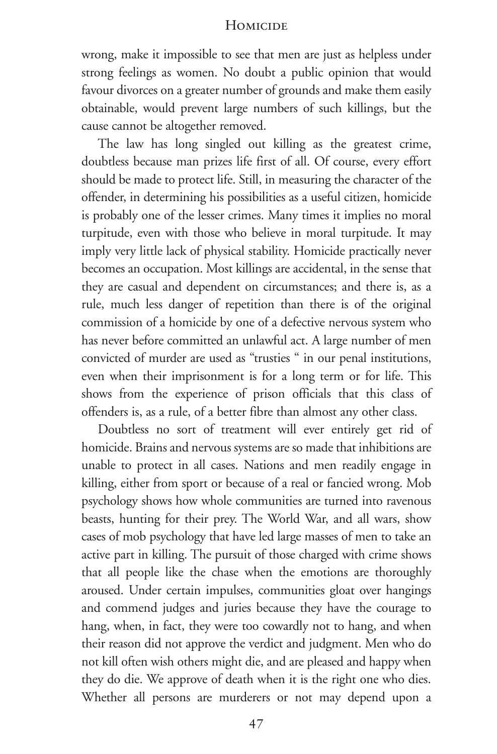wrong, make it impossible to see that men are just as helpless under strong feelings as women. No doubt a public opinion that would favour divorces on a greater number of grounds and make them easily obtainable, would prevent large numbers of such killings, but the cause cannot be altogether removed.

The law has long singled out killing as the greatest crime, doubtless because man prizes life first of all. Of course, every effort should be made to protect life. Still, in measuring the character of the offender, in determining his possibilities as a useful citizen, homicide is probably one of the lesser crimes. Many times it implies no moral turpitude, even with those who believe in moral turpitude. It may imply very little lack of physical stability. Homicide practically never becomes an occupation. Most killings are accidental, in the sense that they are casual and dependent on circumstances; and there is, as a rule, much less danger of repetition than there is of the original commission of a homicide by one of a defective nervous system who has never before committed an unlawful act. A large number of men convicted of murder are used as "trusties " in our penal institutions, even when their imprisonment is for a long term or for life. This shows from the experience of prison officials that this class of offenders is, as a rule, of a better fibre than almost any other class.

Doubtless no sort of treatment will ever entirely get rid of homicide. Brains and nervous systems are so made that inhibitions are unable to protect in all cases. Nations and men readily engage in killing, either from sport or because of a real or fancied wrong. Mob psychology shows how whole communities are turned into ravenous beasts, hunting for their prey. The World War, and all wars, show cases of mob psychology that have led large masses of men to take an active part in killing. The pursuit of those charged with crime shows that all people like the chase when the emotions are thoroughly aroused. Under certain impulses, communities gloat over hangings and commend judges and juries because they have the courage to hang, when, in fact, they were too cowardly not to hang, and when their reason did not approve the verdict and judgment. Men who do not kill often wish others might die, and are pleased and happy when they do die. We approve of death when it is the right one who dies. Whether all persons are murderers or not may depend upon a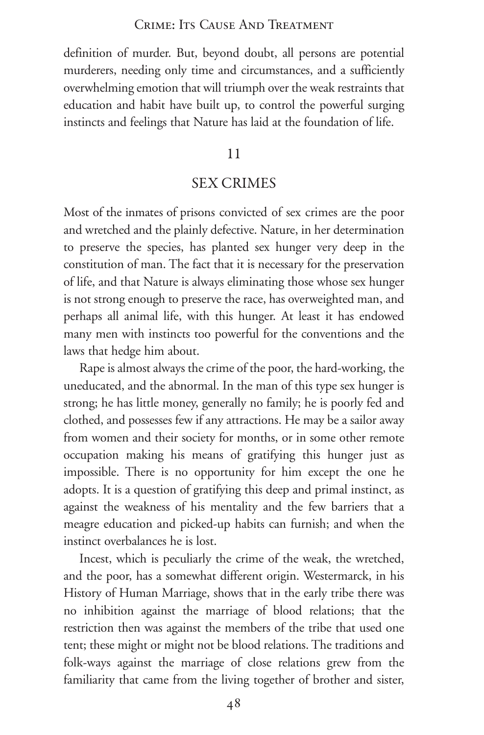definition of murder. But, beyond doubt, all persons are potential murderers, needing only time and circumstances, and a sufficiently overwhelming emotion that will triumph over the weak restraints that education and habit have built up, to control the powerful surging instincts and feelings that Nature has laid at the foundation of life.

## 11

## SEX CRIMES

Most of the inmates of prisons convicted of sex crimes are the poor and wretched and the plainly defective. Nature, in her determination to preserve the species, has planted sex hunger very deep in the constitution of man. The fact that it is necessary for the preservation of life, and that Nature is always eliminating those whose sex hunger is not strong enough to preserve the race, has overweighted man, and perhaps all animal life, with this hunger. At least it has endowed many men with instincts too powerful for the conventions and the laws that hedge him about.

Rape is almost always the crime of the poor, the hard-working, the uneducated, and the abnormal. In the man of this type sex hunger is strong; he has little money, generally no family; he is poorly fed and clothed, and possesses few if any attractions. He may be a sailor away from women and their society for months, or in some other remote occupation making his means of gratifying this hunger just as impossible. There is no opportunity for him except the one he adopts. It is a question of gratifying this deep and primal instinct, as against the weakness of his mentality and the few barriers that a meagre education and picked-up habits can furnish; and when the instinct overbalances he is lost.

Incest, which is peculiarly the crime of the weak, the wretched, and the poor, has a somewhat different origin. Westermarck, in his History of Human Marriage, shows that in the early tribe there was no inhibition against the marriage of blood relations; that the restriction then was against the members of the tribe that used one tent; these might or might not be blood relations. The traditions and folk-ways against the marriage of close relations grew from the familiarity that came from the living together of brother and sister,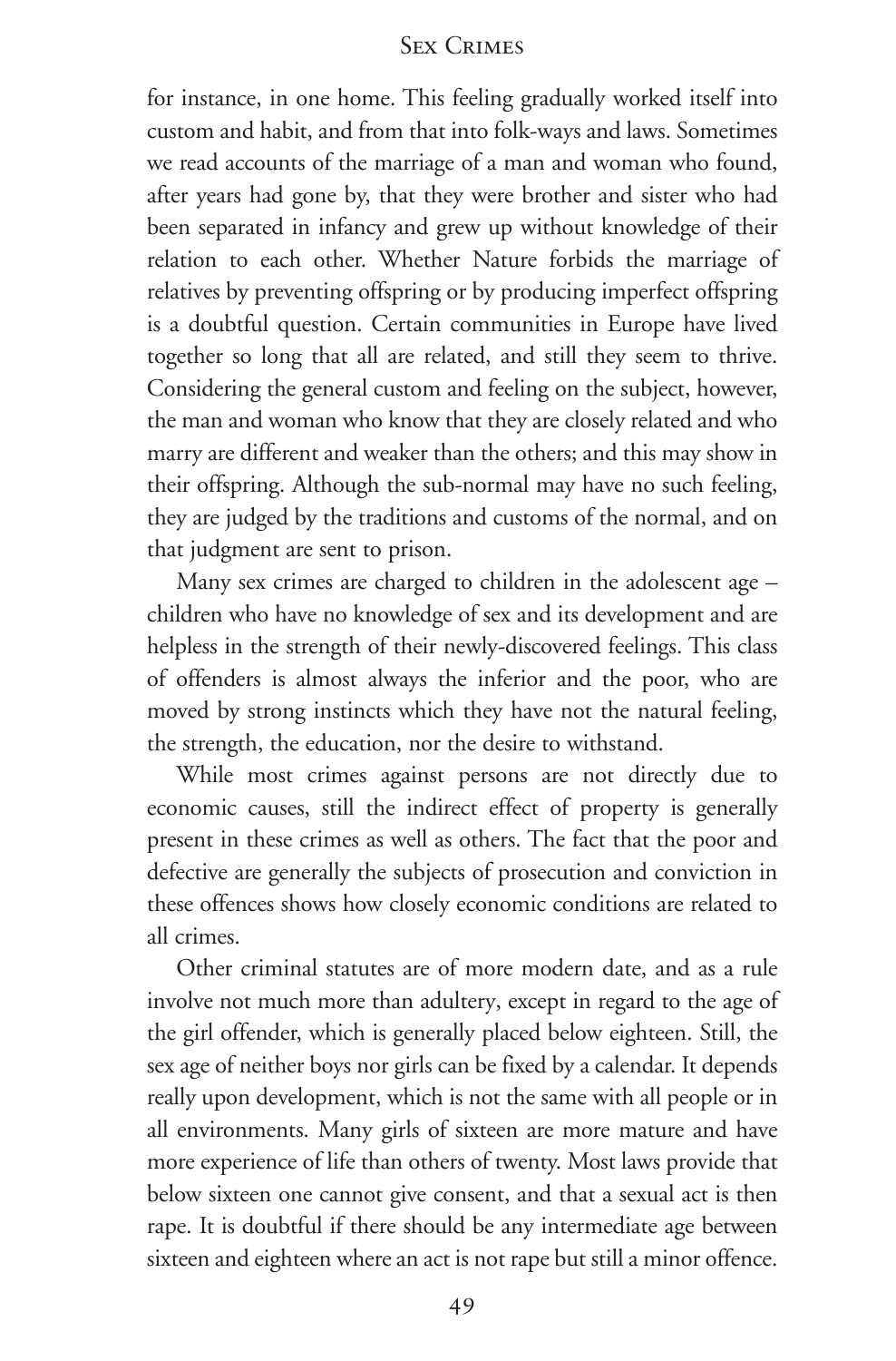for instance, in one home. This feeling gradually worked itself into custom and habit, and from that into folk-ways and laws. Sometimes we read accounts of the marriage of a man and woman who found, after years had gone by, that they were brother and sister who had been separated in infancy and grew up without knowledge of their relation to each other. Whether Nature forbids the marriage of relatives by preventing offspring or by producing imperfect offspring is a doubtful question. Certain communities in Europe have lived together so long that all are related, and still they seem to thrive. Considering the general custom and feeling on the subject, however, the man and woman who know that they are closely related and who marry are different and weaker than the others; and this may show in their offspring. Although the sub-normal may have no such feeling, they are judged by the traditions and customs of the normal, and on that judgment are sent to prison.

Many sex crimes are charged to children in the adolescent age – children who have no knowledge of sex and its development and are helpless in the strength of their newly-discovered feelings. This class of offenders is almost always the inferior and the poor, who are moved by strong instincts which they have not the natural feeling, the strength, the education, nor the desire to withstand.

While most crimes against persons are not directly due to economic causes, still the indirect effect of property is generally present in these crimes as well as others. The fact that the poor and defective are generally the subjects of prosecution and conviction in these offences shows how closely economic conditions are related to all crimes.

Other criminal statutes are of more modern date, and as a rule involve not much more than adultery, except in regard to the age of the girl offender, which is generally placed below eighteen. Still, the sex age of neither boys nor girls can be fixed by a calendar. It depends really upon development, which is not the same with all people or in all environments. Many girls of sixteen are more mature and have more experience of life than others of twenty. Most laws provide that below sixteen one cannot give consent, and that a sexual act is then rape. It is doubtful if there should be any intermediate age between sixteen and eighteen where an act is not rape but still a minor offence.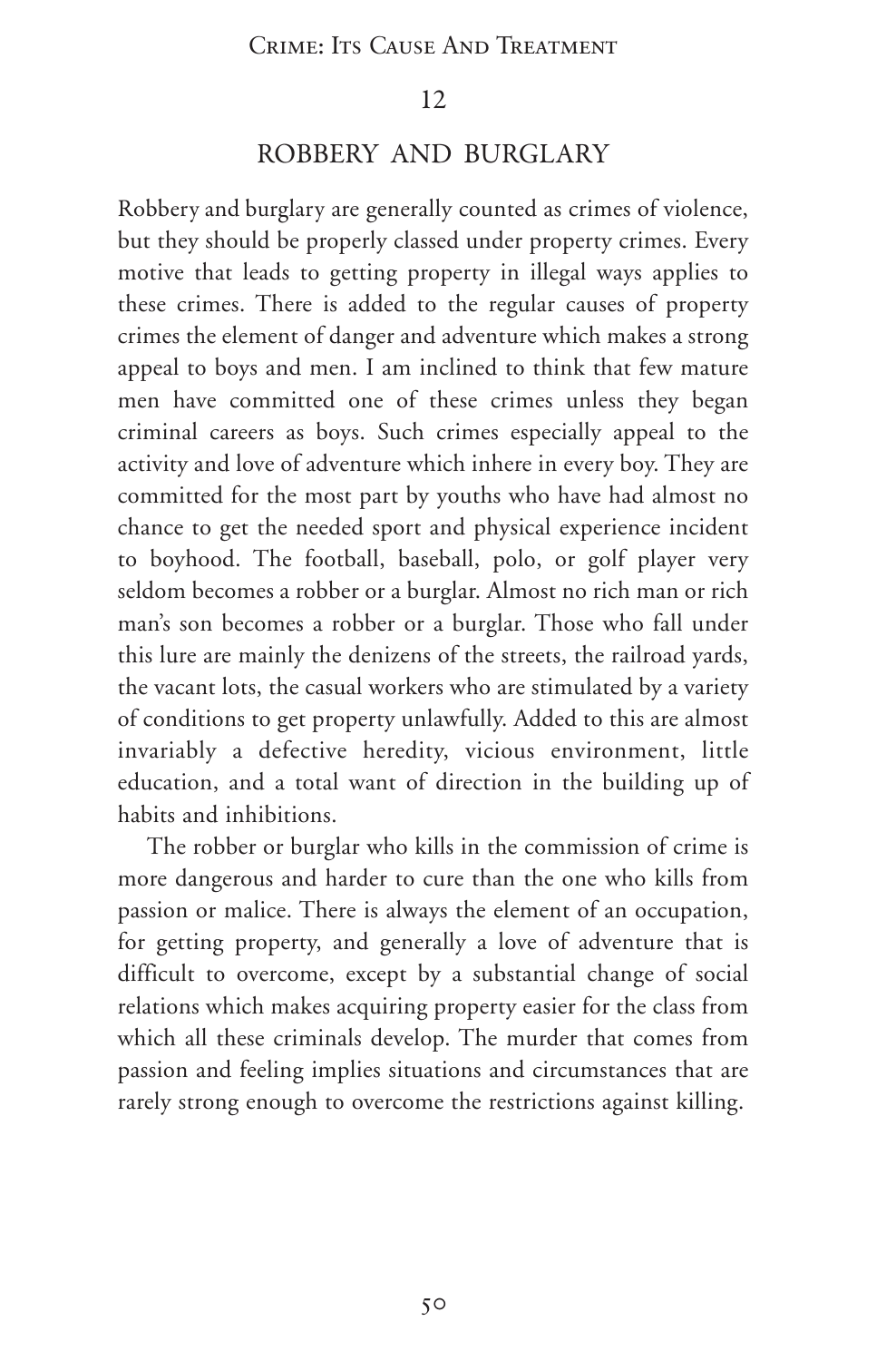## 12

## ROBBERY AND BURGLARY

Robbery and burglary are generally counted as crimes of violence, but they should be properly classed under property crimes. Every motive that leads to getting property in illegal ways applies to these crimes. There is added to the regular causes of property crimes the element of danger and adventure which makes a strong appeal to boys and men. I am inclined to think that few mature men have committed one of these crimes unless they began criminal careers as boys. Such crimes especially appeal to the activity and love of adventure which inhere in every boy. They are committed for the most part by youths who have had almost no chance to get the needed sport and physical experience incident to boyhood. The football, baseball, polo, or golf player very seldom becomes a robber or a burglar. Almost no rich man or rich man's son becomes a robber or a burglar. Those who fall under this lure are mainly the denizens of the streets, the railroad yards, the vacant lots, the casual workers who are stimulated by a variety of conditions to get property unlawfully. Added to this are almost invariably a defective heredity, vicious environment, little education, and a total want of direction in the building up of habits and inhibitions.

The robber or burglar who kills in the commission of crime is more dangerous and harder to cure than the one who kills from passion or malice. There is always the element of an occupation, for getting property, and generally a love of adventure that is difficult to overcome, except by a substantial change of social relations which makes acquiring property easier for the class from which all these criminals develop. The murder that comes from passion and feeling implies situations and circumstances that are rarely strong enough to overcome the restrictions against killing.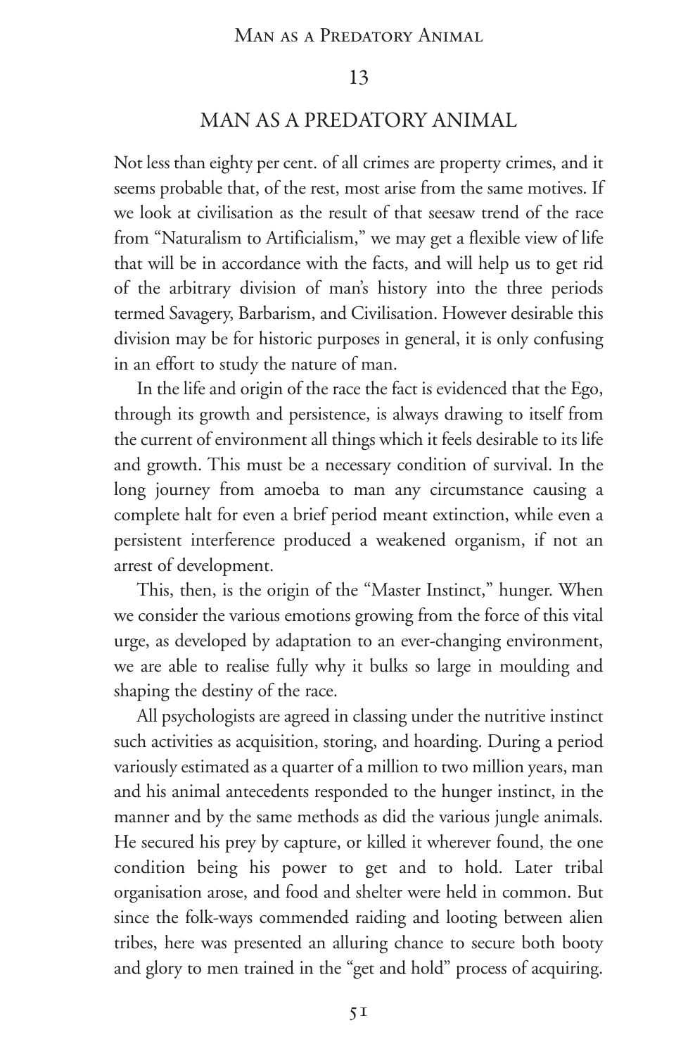## 13

## MAN AS A PREDATORY ANIMAL

Not less than eighty per cent. of all crimes are property crimes, and it seems probable that, of the rest, most arise from the same motives. If we look at civilisation as the result of that seesaw trend of the race from "Naturalism to Artificialism," we may get a flexible view of life that will be in accordance with the facts, and will help us to get rid of the arbitrary division of man's history into the three periods termed Savagery, Barbarism, and Civilisation. However desirable this division may be for historic purposes in general, it is only confusing in an effort to study the nature of man.

In the life and origin of the race the fact is evidenced that the Ego, through its growth and persistence, is always drawing to itself from the current of environment all things which it feels desirable to its life and growth. This must be a necessary condition of survival. In the long journey from amoeba to man any circumstance causing a complete halt for even a brief period meant extinction, while even a persistent interference produced a weakened organism, if not an arrest of development.

This, then, is the origin of the "Master Instinct," hunger. When we consider the various emotions growing from the force of this vital urge, as developed by adaptation to an ever-changing environment, we are able to realise fully why it bulks so large in moulding and shaping the destiny of the race.

All psychologists are agreed in classing under the nutritive instinct such activities as acquisition, storing, and hoarding. During a period variously estimated as a quarter of a million to two million years, man and his animal antecedents responded to the hunger instinct, in the manner and by the same methods as did the various jungle animals. He secured his prey by capture, or killed it wherever found, the one condition being his power to get and to hold. Later tribal organisation arose, and food and shelter were held in common. But since the folk-ways commended raiding and looting between alien tribes, here was presented an alluring chance to secure both booty and glory to men trained in the "get and hold" process of acquiring.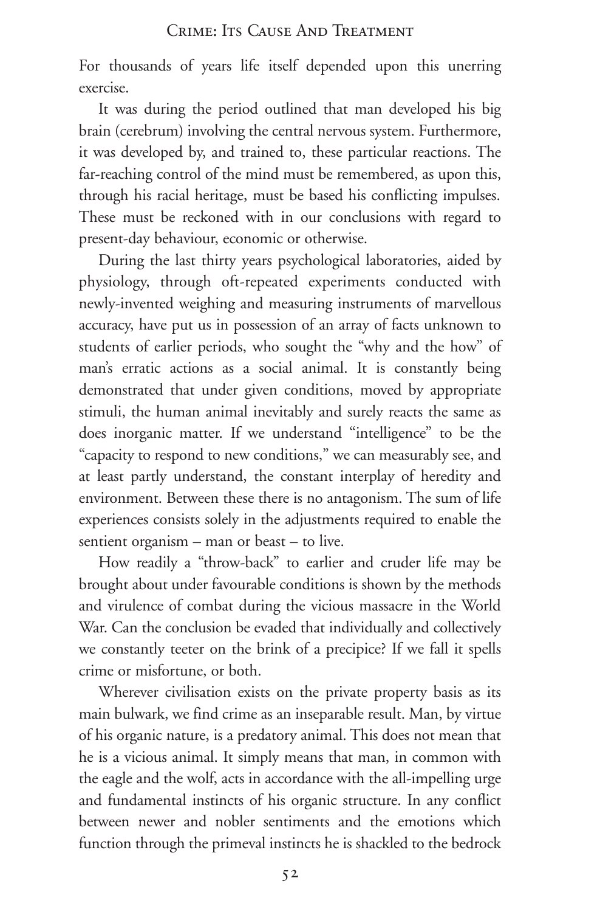For thousands of years life itself depended upon this unerring exercise.

It was during the period outlined that man developed his big brain (cerebrum) involving the central nervous system. Furthermore, it was developed by, and trained to, these particular reactions. The far-reaching control of the mind must be remembered, as upon this, through his racial heritage, must be based his conflicting impulses. These must be reckoned with in our conclusions with regard to present-day behaviour, economic or otherwise.

During the last thirty years psychological laboratories, aided by physiology, through oft-repeated experiments conducted with newly-invented weighing and measuring instruments of marvellous accuracy, have put us in possession of an array of facts unknown to students of earlier periods, who sought the "why and the how" of man's erratic actions as a social animal. It is constantly being demonstrated that under given conditions, moved by appropriate stimuli, the human animal inevitably and surely reacts the same as does inorganic matter. If we understand "intelligence" to be the "capacity to respond to new conditions," we can measurably see, and at least partly understand, the constant interplay of heredity and environment. Between these there is no antagonism. The sum of life experiences consists solely in the adjustments required to enable the sentient organism – man or beast – to live.

How readily a "throw-back" to earlier and cruder life may be brought about under favourable conditions is shown by the methods and virulence of combat during the vicious massacre in the World War. Can the conclusion be evaded that individually and collectively we constantly teeter on the brink of a precipice? If we fall it spells crime or misfortune, or both.

Wherever civilisation exists on the private property basis as its main bulwark, we find crime as an inseparable result. Man, by virtue of his organic nature, is a predatory animal. This does not mean that he is a vicious animal. It simply means that man, in common with the eagle and the wolf, acts in accordance with the all-impelling urge and fundamental instincts of his organic structure. In any conflict between newer and nobler sentiments and the emotions which function through the primeval instincts he is shackled to the bedrock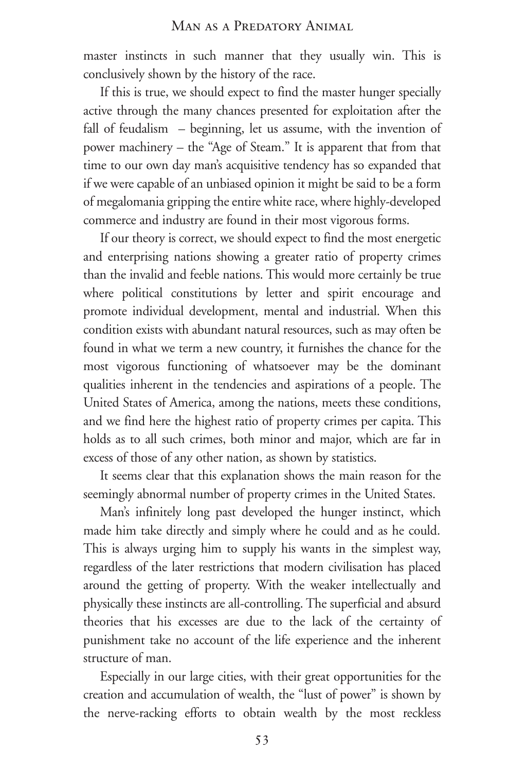master instincts in such manner that they usually win. This is conclusively shown by the history of the race.

If this is true, we should expect to find the master hunger specially active through the many chances presented for exploitation after the fall of feudalism – beginning, let us assume, with the invention of power machinery – the "Age of Steam." It is apparent that from that time to our own day man's acquisitive tendency has so expanded that if we were capable of an unbiased opinion it might be said to be a form of megalomania gripping the entire white race, where highly-developed commerce and industry are found in their most vigorous forms.

If our theory is correct, we should expect to find the most energetic and enterprising nations showing a greater ratio of property crimes than the invalid and feeble nations. This would more certainly be true where political constitutions by letter and spirit encourage and promote individual development, mental and industrial. When this condition exists with abundant natural resources, such as may often be found in what we term a new country, it furnishes the chance for the most vigorous functioning of whatsoever may be the dominant qualities inherent in the tendencies and aspirations of a people. The United States of America, among the nations, meets these conditions, and we find here the highest ratio of property crimes per capita. This holds as to all such crimes, both minor and major, which are far in excess of those of any other nation, as shown by statistics.

It seems clear that this explanation shows the main reason for the seemingly abnormal number of property crimes in the United States.

Man's infinitely long past developed the hunger instinct, which made him take directly and simply where he could and as he could. This is always urging him to supply his wants in the simplest way, regardless of the later restrictions that modern civilisation has placed around the getting of property. With the weaker intellectually and physically these instincts are all-controlling. The superficial and absurd theories that his excesses are due to the lack of the certainty of punishment take no account of the life experience and the inherent structure of man.

Especially in our large cities, with their great opportunities for the creation and accumulation of wealth, the "lust of power" is shown by the nerve-racking efforts to obtain wealth by the most reckless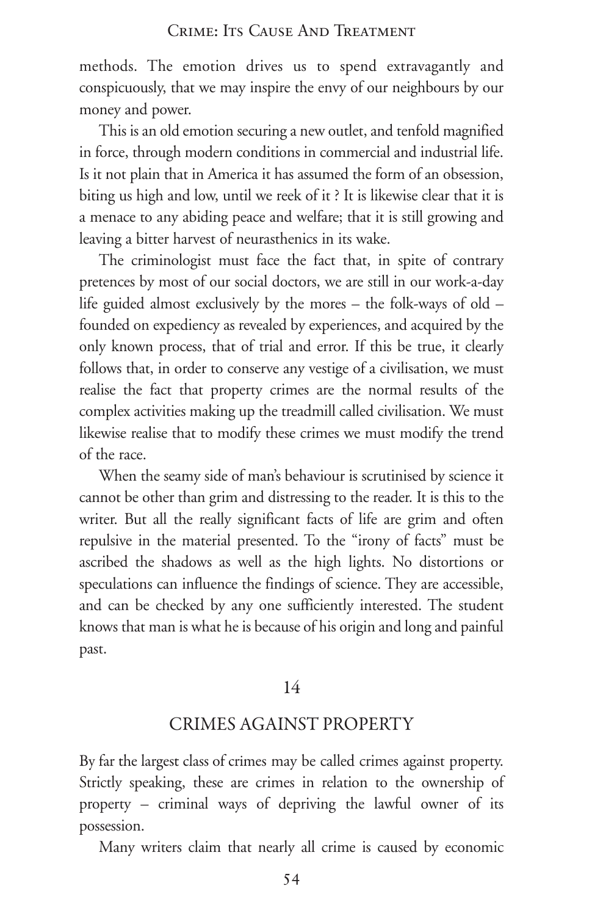methods. The emotion drives us to spend extravagantly and conspicuously, that we may inspire the envy of our neighbours by our money and power.

This is an old emotion securing a new outlet, and tenfold magnified in force, through modern conditions in commercial and industrial life. Is it not plain that in America it has assumed the form of an obsession, biting us high and low, until we reek of it ? It is likewise clear that it is a menace to any abiding peace and welfare; that it is still growing and leaving a bitter harvest of neurasthenics in its wake.

The criminologist must face the fact that, in spite of contrary pretences by most of our social doctors, we are still in our work-a-day life guided almost exclusively by the mores – the folk-ways of old – founded on expediency as revealed by experiences, and acquired by the only known process, that of trial and error. If this be true, it clearly follows that, in order to conserve any vestige of a civilisation, we must realise the fact that property crimes are the normal results of the complex activities making up the treadmill called civilisation. We must likewise realise that to modify these crimes we must modify the trend of the race.

When the seamy side of man's behaviour is scrutinised by science it cannot be other than grim and distressing to the reader. It is this to the writer. But all the really significant facts of life are grim and often repulsive in the material presented. To the "irony of facts" must be ascribed the shadows as well as the high lights. No distortions or speculations can influence the findings of science. They are accessible, and can be checked by any one sufficiently interested. The student knows that man is what he is because of his origin and long and painful past.

## 14

## CRIMES AGAINST PROPERTY

By far the largest class of crimes may be called crimes against property. Strictly speaking, these are crimes in relation to the ownership of property – criminal ways of depriving the lawful owner of its possession.

Many writers claim that nearly all crime is caused by economic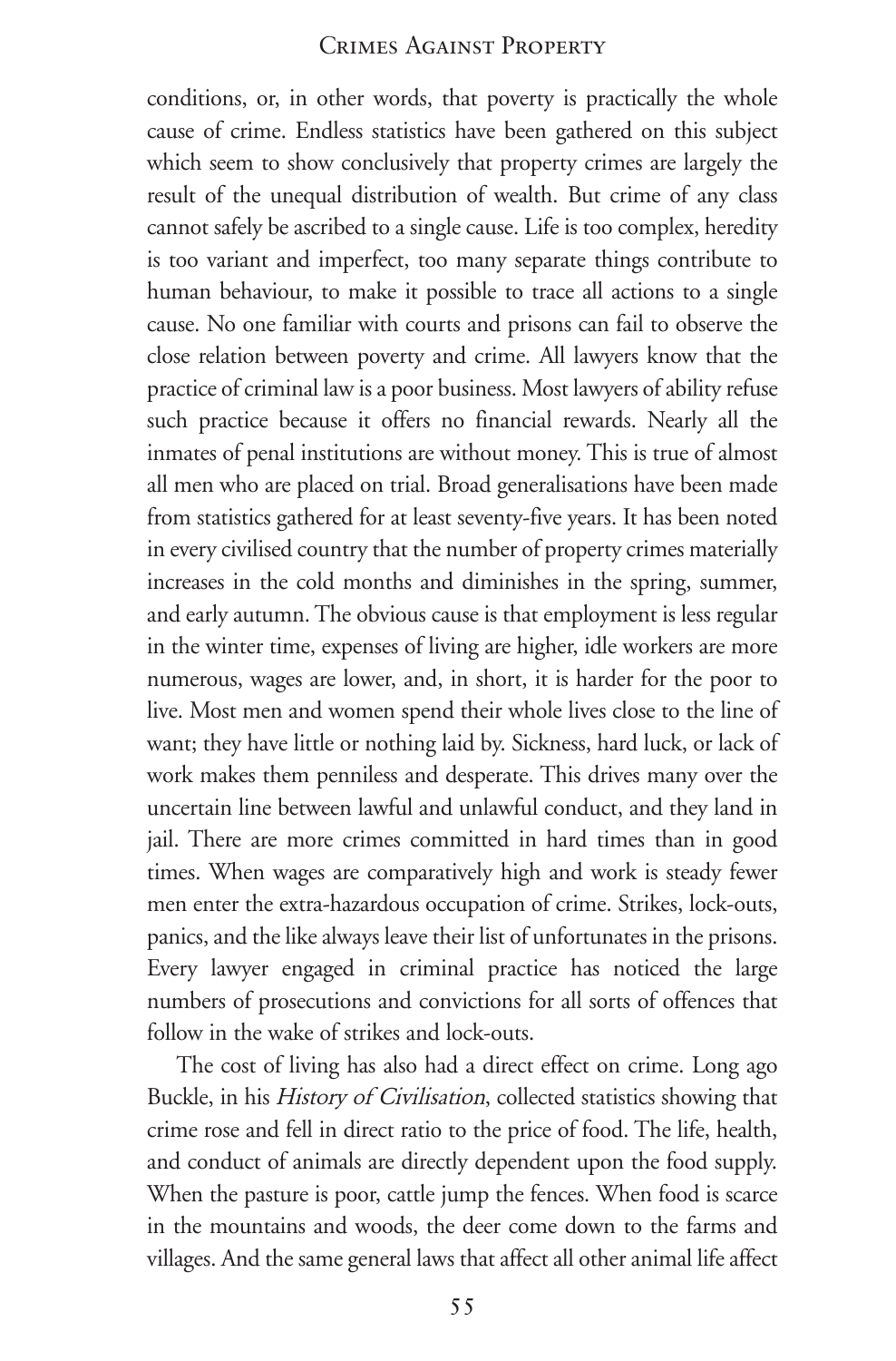conditions, or, in other words, that poverty is practically the whole cause of crime. Endless statistics have been gathered on this subject which seem to show conclusively that property crimes are largely the result of the unequal distribution of wealth. But crime of any class cannot safely be ascribed to a single cause. Life is too complex, heredity is too variant and imperfect, too many separate things contribute to human behaviour, to make it possible to trace all actions to a single cause. No one familiar with courts and prisons can fail to observe the close relation between poverty and crime. All lawyers know that the practice of criminal law is a poor business. Most lawyers of ability refuse such practice because it offers no financial rewards. Nearly all the inmates of penal institutions are without money. This is true of almost all men who are placed on trial. Broad generalisations have been made from statistics gathered for at least seventy-five years. It has been noted in every civilised country that the number of property crimes materially increases in the cold months and diminishes in the spring, summer, and early autumn. The obvious cause is that employment is less regular in the winter time, expenses of living are higher, idle workers are more numerous, wages are lower, and, in short, it is harder for the poor to live. Most men and women spend their whole lives close to the line of want; they have little or nothing laid by. Sickness, hard luck, or lack of work makes them penniless and desperate. This drives many over the uncertain line between lawful and unlawful conduct, and they land in jail. There are more crimes committed in hard times than in good times. When wages are comparatively high and work is steady fewer men enter the extra-hazardous occupation of crime. Strikes, lock-outs, panics, and the like always leave their list of unfortunates in the prisons. Every lawyer engaged in criminal practice has noticed the large numbers of prosecutions and convictions for all sorts of offences that follow in the wake of strikes and lock-outs.

The cost of living has also had a direct effect on crime. Long ago Buckle, in his *History of Civilisation*, collected statistics showing that crime rose and fell in direct ratio to the price of food. The life, health, and conduct of animals are directly dependent upon the food supply. When the pasture is poor, cattle jump the fences. When food is scarce in the mountains and woods, the deer come down to the farms and villages. And the same general laws that affect all other animal life affect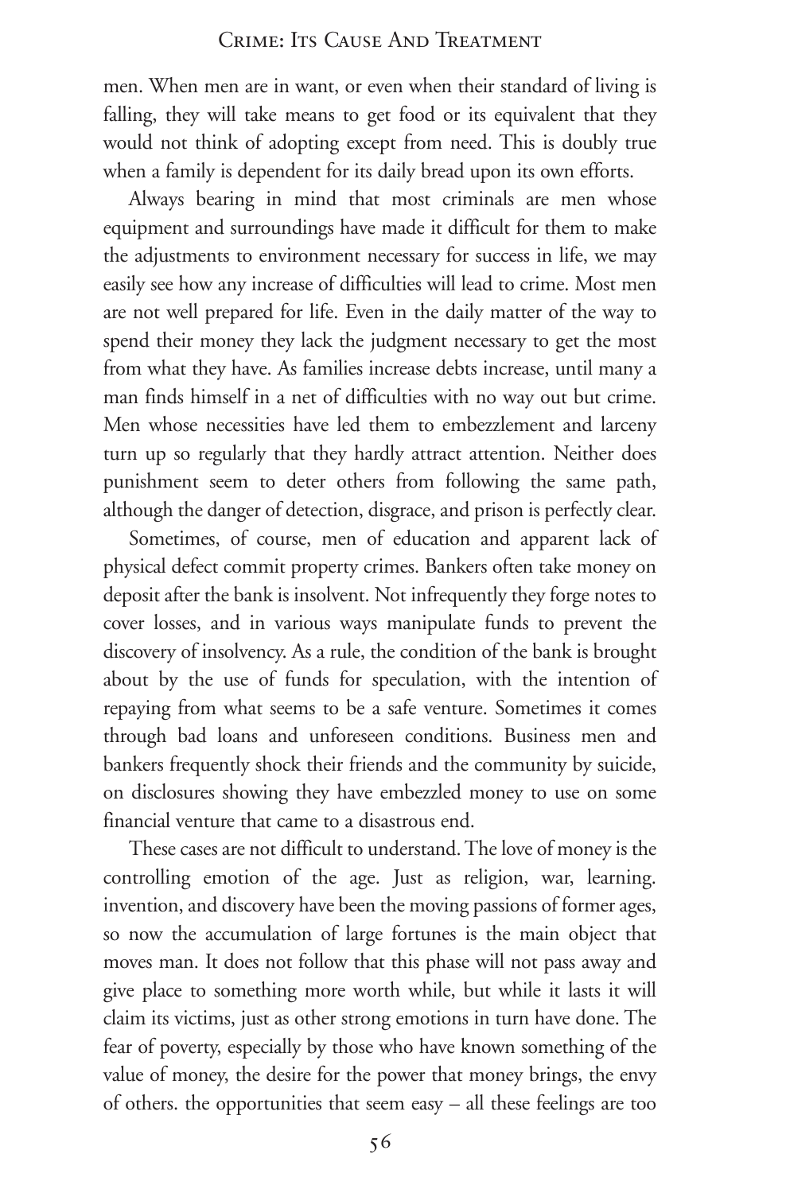men. When men are in want, or even when their standard of living is falling, they will take means to get food or its equivalent that they would not think of adopting except from need. This is doubly true when a family is dependent for its daily bread upon its own efforts.

Always bearing in mind that most criminals are men whose equipment and surroundings have made it difficult for them to make the adjustments to environment necessary for success in life, we may easily see how any increase of difficulties will lead to crime. Most men are not well prepared for life. Even in the daily matter of the way to spend their money they lack the judgment necessary to get the most from what they have. As families increase debts increase, until many a man finds himself in a net of difficulties with no way out but crime. Men whose necessities have led them to embezzlement and larceny turn up so regularly that they hardly attract attention. Neither does punishment seem to deter others from following the same path, although the danger of detection, disgrace, and prison is perfectly clear.

Sometimes, of course, men of education and apparent lack of physical defect commit property crimes. Bankers often take money on deposit after the bank is insolvent. Not infrequently they forge notes to cover losses, and in various ways manipulate funds to prevent the discovery of insolvency. As a rule, the condition of the bank is brought about by the use of funds for speculation, with the intention of repaying from what seems to be a safe venture. Sometimes it comes through bad loans and unforeseen conditions. Business men and bankers frequently shock their friends and the community by suicide, on disclosures showing they have embezzled money to use on some financial venture that came to a disastrous end.

These cases are not difficult to understand. The love of money is the controlling emotion of the age. Just as religion, war, learning. invention, and discovery have been the moving passions of former ages, so now the accumulation of large fortunes is the main object that moves man. It does not follow that this phase will not pass away and give place to something more worth while, but while it lasts it will claim its victims, just as other strong emotions in turn have done. The fear of poverty, especially by those who have known something of the value of money, the desire for the power that money brings, the envy of others. the opportunities that seem easy – all these feelings are too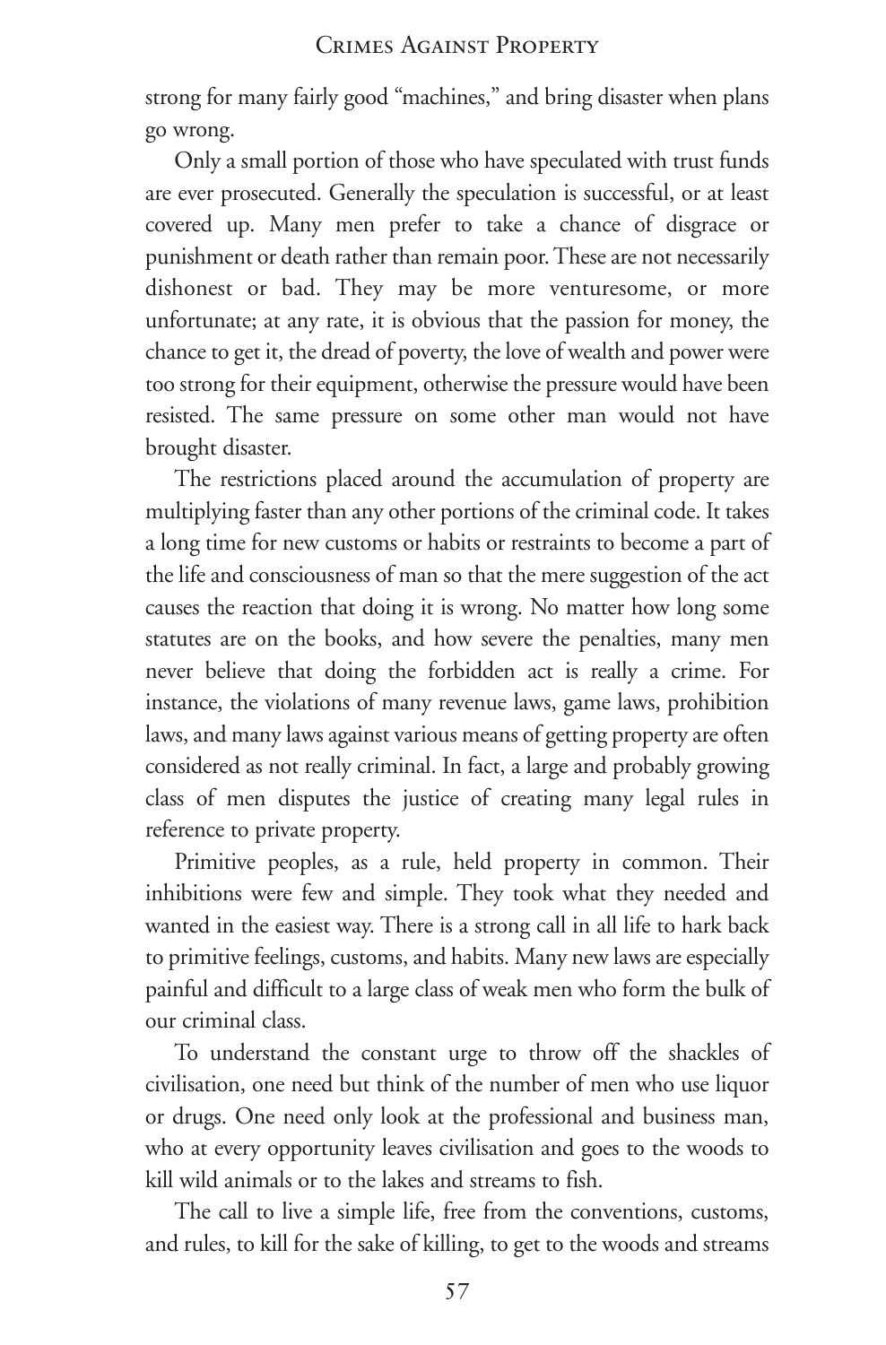strong for many fairly good "machines," and bring disaster when plans go wrong.

Only a small portion of those who have speculated with trust funds are ever prosecuted. Generally the speculation is successful, or at least covered up. Many men prefer to take a chance of disgrace or punishment or death rather than remain poor. These are not necessarily dishonest or bad. They may be more venturesome, or more unfortunate; at any rate, it is obvious that the passion for money, the chance to get it, the dread of poverty, the love of wealth and power were too strong for their equipment, otherwise the pressure would have been resisted. The same pressure on some other man would not have brought disaster.

The restrictions placed around the accumulation of property are multiplying faster than any other portions of the criminal code. It takes a long time for new customs or habits or restraints to become a part of the life and consciousness of man so that the mere suggestion of the act causes the reaction that doing it is wrong. No matter how long some statutes are on the books, and how severe the penalties, many men never believe that doing the forbidden act is really a crime. For instance, the violations of many revenue laws, game laws, prohibition laws, and many laws against various means of getting property are often considered as not really criminal. In fact, a large and probably growing class of men disputes the justice of creating many legal rules in reference to private property.

Primitive peoples, as a rule, held property in common. Their inhibitions were few and simple. They took what they needed and wanted in the easiest way. There is a strong call in all life to hark back to primitive feelings, customs, and habits. Many new laws are especially painful and difficult to a large class of weak men who form the bulk of our criminal class.

To understand the constant urge to throw off the shackles of civilisation, one need but think of the number of men who use liquor or drugs. One need only look at the professional and business man, who at every opportunity leaves civilisation and goes to the woods to kill wild animals or to the lakes and streams to fish.

The call to live a simple life, free from the conventions, customs, and rules, to kill for the sake of killing, to get to the woods and streams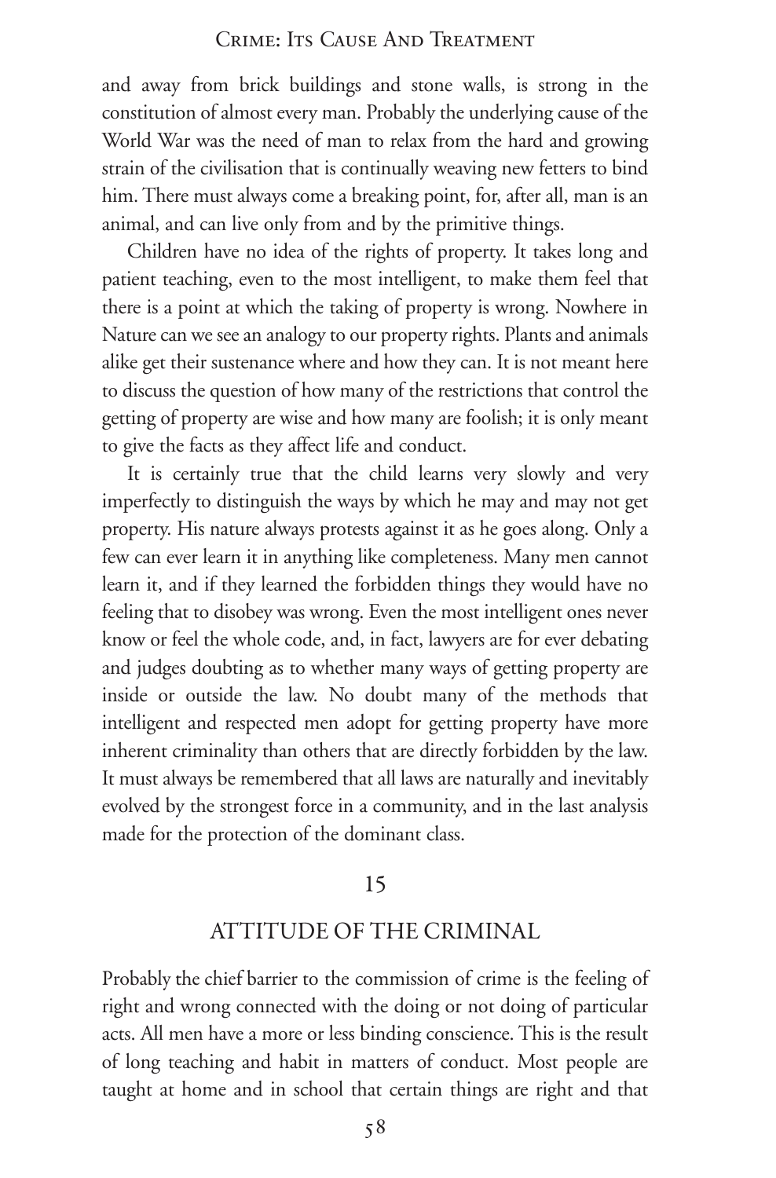and away from brick buildings and stone walls, is strong in the constitution of almost every man. Probably the underlying cause of the World War was the need of man to relax from the hard and growing strain of the civilisation that is continually weaving new fetters to bind him. There must always come a breaking point, for, after all, man is an animal, and can live only from and by the primitive things.

Children have no idea of the rights of property. It takes long and patient teaching, even to the most intelligent, to make them feel that there is a point at which the taking of property is wrong. Nowhere in Nature can we see an analogy to our property rights. Plants and animals alike get their sustenance where and how they can. It is not meant here to discuss the question of how many of the restrictions that control the getting of property are wise and how many are foolish; it is only meant to give the facts as they affect life and conduct.

It is certainly true that the child learns very slowly and very imperfectly to distinguish the ways by which he may and may not get property. His nature always protests against it as he goes along. Only a few can ever learn it in anything like completeness. Many men cannot learn it, and if they learned the forbidden things they would have no feeling that to disobey was wrong. Even the most intelligent ones never know or feel the whole code, and, in fact, lawyers are for ever debating and judges doubting as to whether many ways of getting property are inside or outside the law. No doubt many of the methods that intelligent and respected men adopt for getting property have more inherent criminality than others that are directly forbidden by the law. It must always be remembered that all laws are naturally and inevitably evolved by the strongest force in a community, and in the last analysis made for the protection of the dominant class.

## 15

## ATTITUDE OF THE CRIMINAL

Probably the chief barrier to the commission of crime is the feeling of right and wrong connected with the doing or not doing of particular acts. All men have a more or less binding conscience. This is the result of long teaching and habit in matters of conduct. Most people are taught at home and in school that certain things are right and that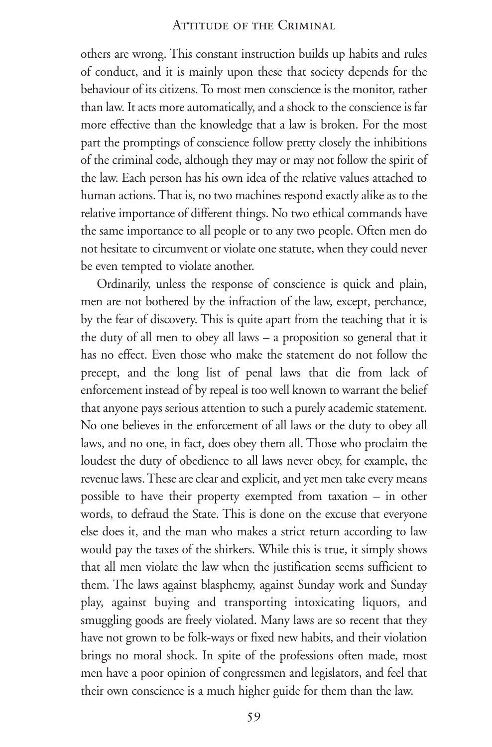others are wrong. This constant instruction builds up habits and rules of conduct, and it is mainly upon these that society depends for the behaviour of its citizens. To most men conscience is the monitor, rather than law. It acts more automatically, and a shock to the conscience is far more effective than the knowledge that a law is broken. For the most part the promptings of conscience follow pretty closely the inhibitions of the criminal code, although they may or may not follow the spirit of the law. Each person has his own idea of the relative values attached to human actions. That is, no two machines respond exactly alike as to the relative importance of different things. No two ethical commands have the same importance to all people or to any two people. Often men do not hesitate to circumvent or violate one statute, when they could never be even tempted to violate another.

Ordinarily, unless the response of conscience is quick and plain, men are not bothered by the infraction of the law, except, perchance, by the fear of discovery. This is quite apart from the teaching that it is the duty of all men to obey all laws – a proposition so general that it has no effect. Even those who make the statement do not follow the precept, and the long list of penal laws that die from lack of enforcement instead of by repeal is too well known to warrant the belief that anyone pays serious attention to such a purely academic statement. No one believes in the enforcement of all laws or the duty to obey all laws, and no one, in fact, does obey them all. Those who proclaim the loudest the duty of obedience to all laws never obey, for example, the revenue laws. These are clear and explicit, and yet men take every means possible to have their property exempted from taxation – in other words, to defraud the State. This is done on the excuse that everyone else does it, and the man who makes a strict return according to law would pay the taxes of the shirkers. While this is true, it simply shows that all men violate the law when the justification seems sufficient to them. The laws against blasphemy, against Sunday work and Sunday play, against buying and transporting intoxicating liquors, and smuggling goods are freely violated. Many laws are so recent that they have not grown to be folk-ways or fixed new habits, and their violation brings no moral shock. In spite of the professions often made, most men have a poor opinion of congressmen and legislators, and feel that their own conscience is a much higher guide for them than the law.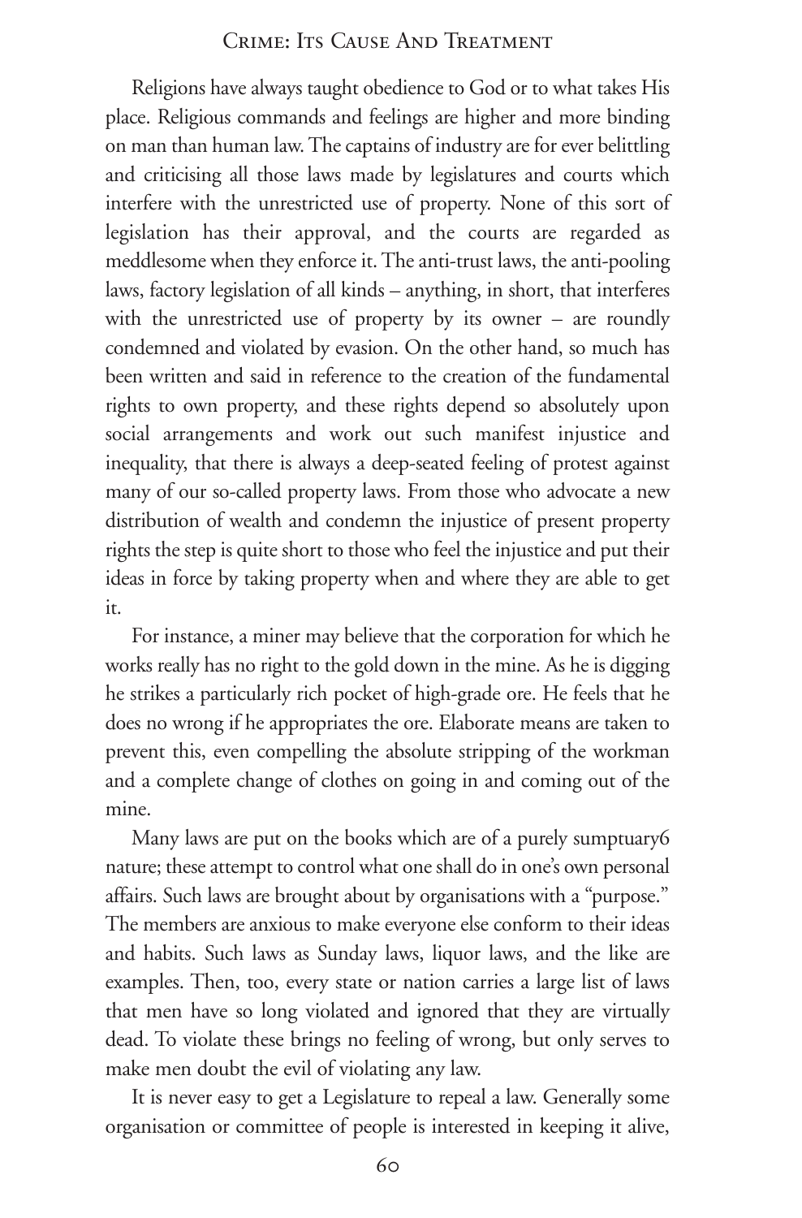Religions have always taught obedience to God or to what takes His place. Religious commands and feelings are higher and more binding on man than human law. The captains of industry are for ever belittling and criticising all those laws made by legislatures and courts which interfere with the unrestricted use of property. None of this sort of legislation has their approval, and the courts are regarded as meddlesome when they enforce it. The anti-trust laws, the anti-pooling laws, factory legislation of all kinds – anything, in short, that interferes with the unrestricted use of property by its owner – are roundly condemned and violated by evasion. On the other hand, so much has been written and said in reference to the creation of the fundamental rights to own property, and these rights depend so absolutely upon social arrangements and work out such manifest injustice and inequality, that there is always a deep-seated feeling of protest against many of our so-called property laws. From those who advocate a new distribution of wealth and condemn the injustice of present property rights the step is quite short to those who feel the injustice and put their ideas in force by taking property when and where they are able to get it.

For instance, a miner may believe that the corporation for which he works really has no right to the gold down in the mine. As he is digging he strikes a particularly rich pocket of high-grade ore. He feels that he does no wrong if he appropriates the ore. Elaborate means are taken to prevent this, even compelling the absolute stripping of the workman and a complete change of clothes on going in and coming out of the mine.

Many laws are put on the books which are of a purely sumptuary[6] nature; these attempt to control what one shall do in one's own personal affairs. Such laws are brought about by organisations with a "purpose." The members are anxious to make everyone else conform to their ideas and habits. Such laws as Sunday laws, liquor laws, and the like are examples. Then, too, every state or nation carries a large list of laws that men have so long violated and ignored that they are virtually dead. To violate these brings no feeling of wrong, but only serves to make men doubt the evil of violating any law.

It is never easy to get a Legislature to repeal a law. Generally some organisation or committee of people is interested in keeping it alive,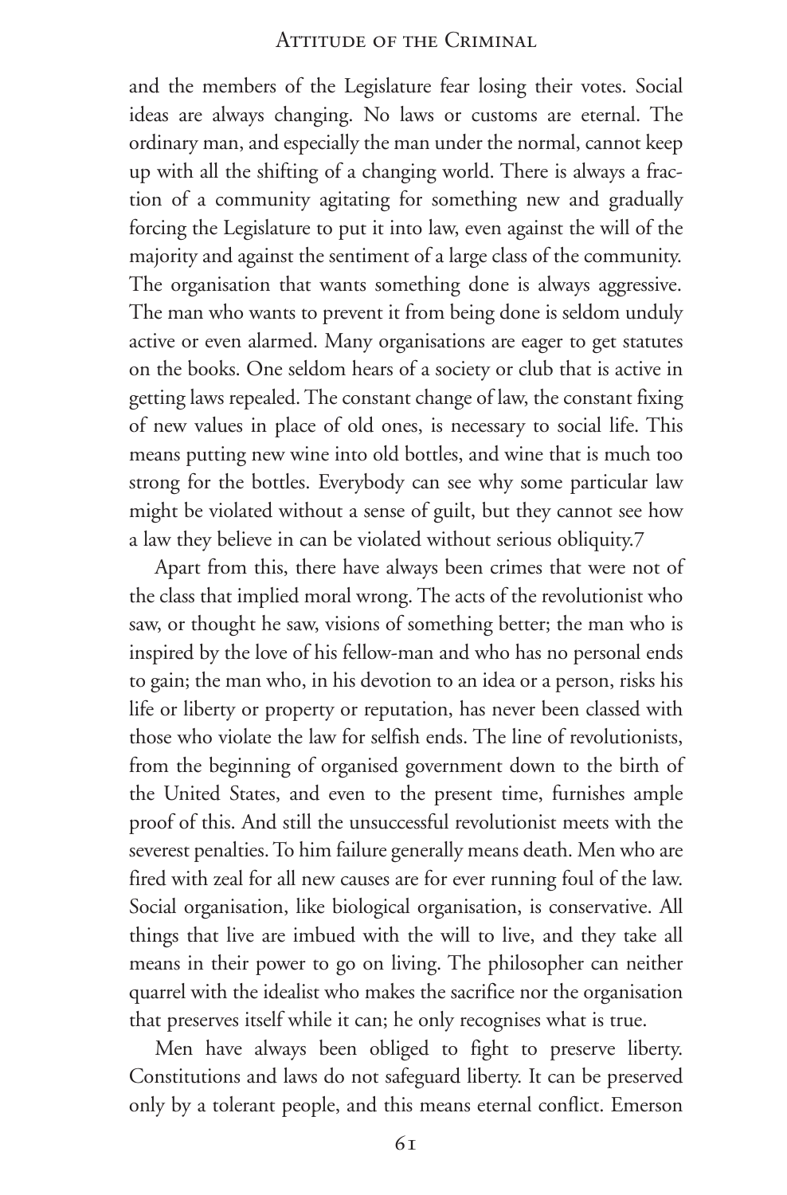and the members of the Legislature fear losing their votes. Social ideas are always changing. No laws or customs are eternal. The ordinary man, and especially the man under the normal, cannot keep up with all the shifting of a changing world. There is always a fraction of a community agitating for something new and gradually forcing the Legislature to put it into law, even against the will of the majority and against the sentiment of a large class of the community. The organisation that wants something done is always aggressive. The man who wants to prevent it from being done is seldom unduly active or even alarmed. Many organisations are eager to get statutes on the books. One seldom hears of a society or club that is active in getting laws repealed. The constant change of law, the constant fixing of new values in place of old ones, is necessary to social life. This means putting new wine into old bottles, and wine that is much too strong for the bottles. Everybody can see why some particular law might be violated without a sense of guilt, but they cannot see how a law they believe in can be violated without serious obliquity.[7]

Apart from this, there have always been crimes that were not of the class that implied moral wrong. The acts of the revolutionist who saw, or thought he saw, visions of something better; the man who is inspired by the love of his fellow-man and who has no personal ends to gain; the man who, in his devotion to an idea or a person, risks his life or liberty or property or reputation, has never been classed with those who violate the law for selfish ends. The line of revolutionists, from the beginning of organised government down to the birth of the United States, and even to the present time, furnishes ample proof of this. And still the unsuccessful revolutionist meets with the severest penalties. To him failure generally means death. Men who are fired with zeal for all new causes are for ever running foul of the law. Social organisation, like biological organisation, is conservative. All things that live are imbued with the will to live, and they take all means in their power to go on living. The philosopher can neither quarrel with the idealist who makes the sacrifice nor the organisation that preserves itself while it can; he only recognises what is true.

Men have always been obliged to fight to preserve liberty. Constitutions and laws do not safeguard liberty. It can be preserved only by a tolerant people, and this means eternal conflict. Emerson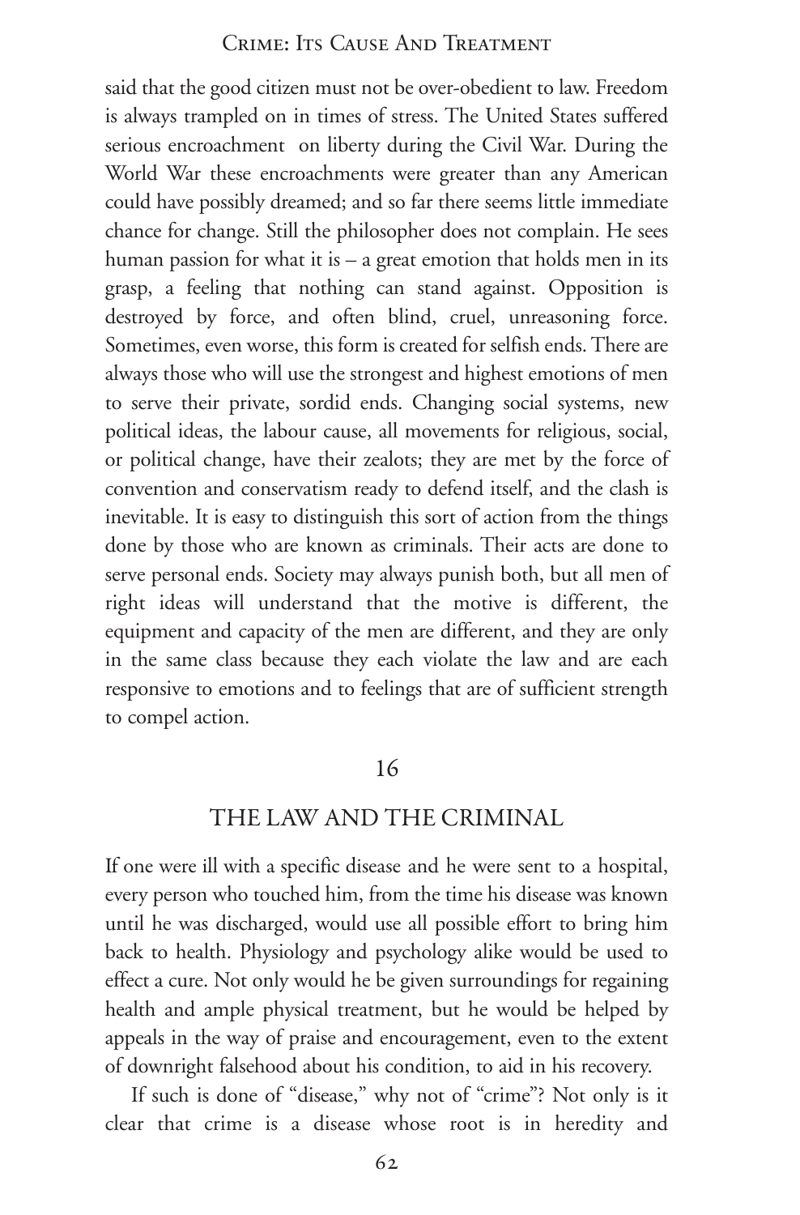said that the good citizen must not be over-obedient to law. Freedom is always trampled on in times of stress. The United States suffered serious encroachment on liberty during the Civil War. During the World War these encroachments were greater than any American could have possibly dreamed; and so far there seems little immediate chance for change. Still the philosopher does not complain. He sees human passion for what it is – a great emotion that holds men in its grasp, a feeling that nothing can stand against. Opposition is destroyed by force, and often blind, cruel, unreasoning force. Sometimes, even worse, this form is created for selfish ends. There are always those who will use the strongest and highest emotions of men to serve their private, sordid ends. Changing social systems, new political ideas, the labour cause, all movements for religious, social, or political change, have their zealots; they are met by the force of convention and conservatism ready to defend itself, and the clash is inevitable. It is easy to distinguish this sort of action from the things done by those who are known as criminals. Their acts are done to serve personal ends. Society may always punish both, but all men of right ideas will understand that the motive is different, the equipment and capacity of the men are different, and they are only in the same class because they each violate the law and are each responsive to emotions and to feelings that are of sufficient strength to compel action.

## 16

## THE LAW AND THE CRIMINAL

If one were ill with a specific disease and he were sent to a hospital, every person who touched him, from the time his disease was known until he was discharged, would use all possible effort to bring him back to health. Physiology and psychology alike would be used to effect a cure. Not only would he be given surroundings for regaining health and ample physical treatment, but he would be helped by appeals in the way of praise and encouragement, even to the extent of downright falsehood about his condition, to aid in his recovery.

If such is done of "disease," why not of "crime"? Not only is it clear that crime is a disease whose root is in heredity and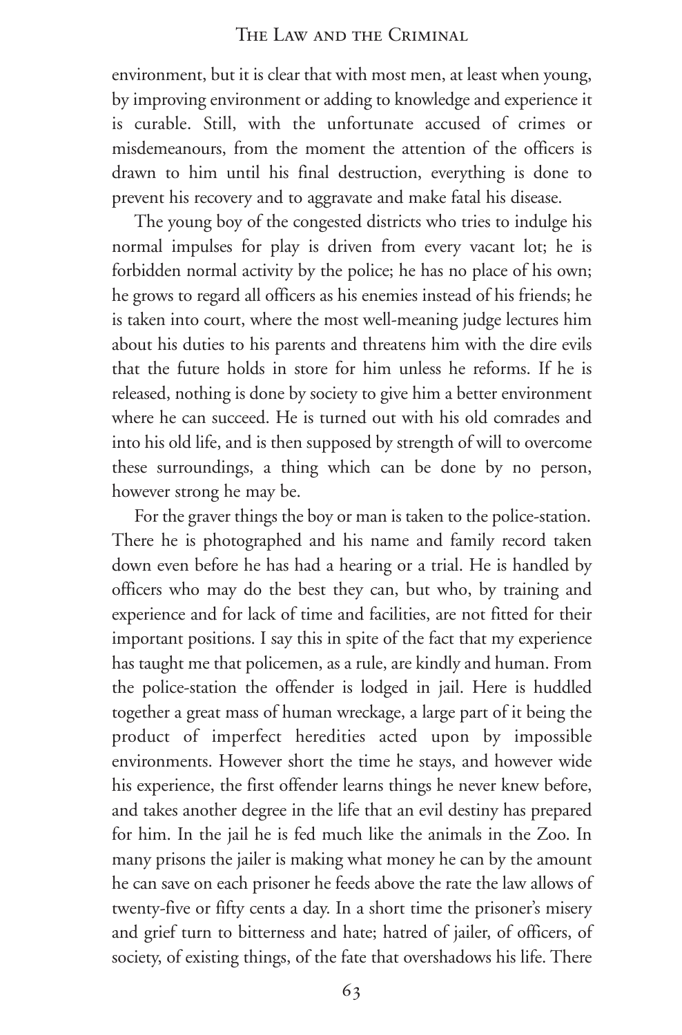environment, but it is clear that with most men, at least when young, by improving environment or adding to knowledge and experience it is curable. Still, with the unfortunate accused of crimes or misdemeanours, from the moment the attention of the officers is drawn to him until his final destruction, everything is done to prevent his recovery and to aggravate and make fatal his disease.

The young boy of the congested districts who tries to indulge his normal impulses for play is driven from every vacant lot; he is forbidden normal activity by the police; he has no place of his own; he grows to regard all officers as his enemies instead of his friends; he is taken into court, where the most well-meaning judge lectures him about his duties to his parents and threatens him with the dire evils that the future holds in store for him unless he reforms. If he is released, nothing is done by society to give him a better environment where he can succeed. He is turned out with his old comrades and into his old life, and is then supposed by strength of will to overcome these surroundings, a thing which can be done by no person, however strong he may be.

For the graver things the boy or man is taken to the police-station. There he is photographed and his name and family record taken down even before he has had a hearing or a trial. He is handled by officers who may do the best they can, but who, by training and experience and for lack of time and facilities, are not fitted for their important positions. I say this in spite of the fact that my experience has taught me that policemen, as a rule, are kindly and human. From the police-station the offender is lodged in jail. Here is huddled together a great mass of human wreckage, a large part of it being the product of imperfect heredities acted upon by impossible environments. However short the time he stays, and however wide his experience, the first offender learns things he never knew before, and takes another degree in the life that an evil destiny has prepared for him. In the jail he is fed much like the animals in the Zoo. In many prisons the jailer is making what money he can by the amount he can save on each prisoner he feeds above the rate the law allows of twenty-five or fifty cents a day. In a short time the prisoner's misery and grief turn to bitterness and hate; hatred of jailer, of officers, of society, of existing things, of the fate that overshadows his life. There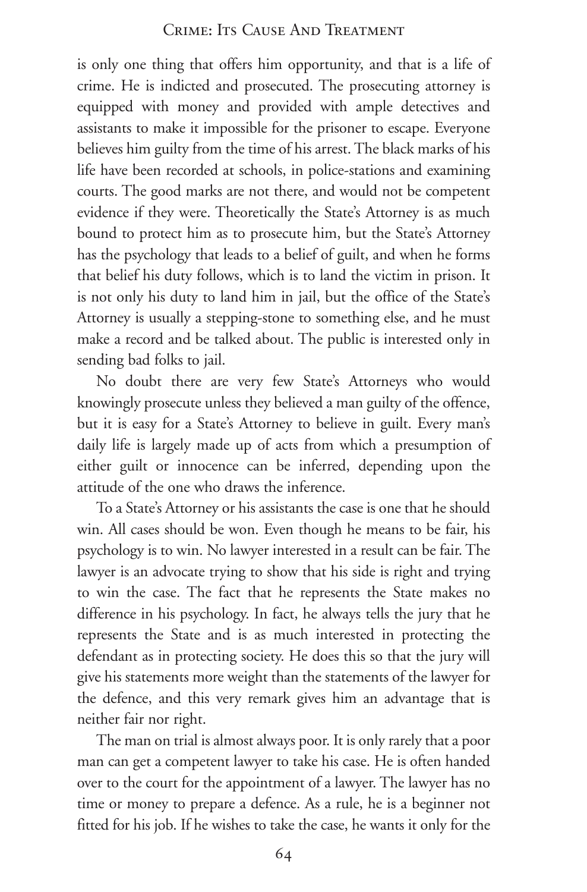is only one thing that offers him opportunity, and that is a life of crime. He is indicted and prosecuted. The prosecuting attorney is equipped with money and provided with ample detectives and assistants to make it impossible for the prisoner to escape. Everyone believes him guilty from the time of his arrest. The black marks of his life have been recorded at schools, in police-stations and examining courts. The good marks are not there, and would not be competent evidence if they were. Theoretically the State's Attorney is as much bound to protect him as to prosecute him, but the State's Attorney has the psychology that leads to a belief of guilt, and when he forms that belief his duty follows, which is to land the victim in prison. It is not only his duty to land him in jail, but the office of the State's Attorney is usually a stepping-stone to something else, and he must make a record and be talked about. The public is interested only in sending bad folks to jail.

No doubt there are very few State's Attorneys who would knowingly prosecute unless they believed a man guilty of the offence, but it is easy for a State's Attorney to believe in guilt. Every man's daily life is largely made up of acts from which a presumption of either guilt or innocence can be inferred, depending upon the attitude of the one who draws the inference.

To a State's Attorney or his assistants the case is one that he should win. All cases should be won. Even though he means to be fair, his psychology is to win. No lawyer interested in a result can be fair. The lawyer is an advocate trying to show that his side is right and trying to win the case. The fact that he represents the State makes no difference in his psychology. In fact, he always tells the jury that he represents the State and is as much interested in protecting the defendant as in protecting society. He does this so that the jury will give his statements more weight than the statements of the lawyer for the defence, and this very remark gives him an advantage that is neither fair nor right.

The man on trial is almost always poor. It is only rarely that a poor man can get a competent lawyer to take his case. He is often handed over to the court for the appointment of a lawyer. The lawyer has no time or money to prepare a defence. As a rule, he is a beginner not fitted for his job. If he wishes to take the case, he wants it only for the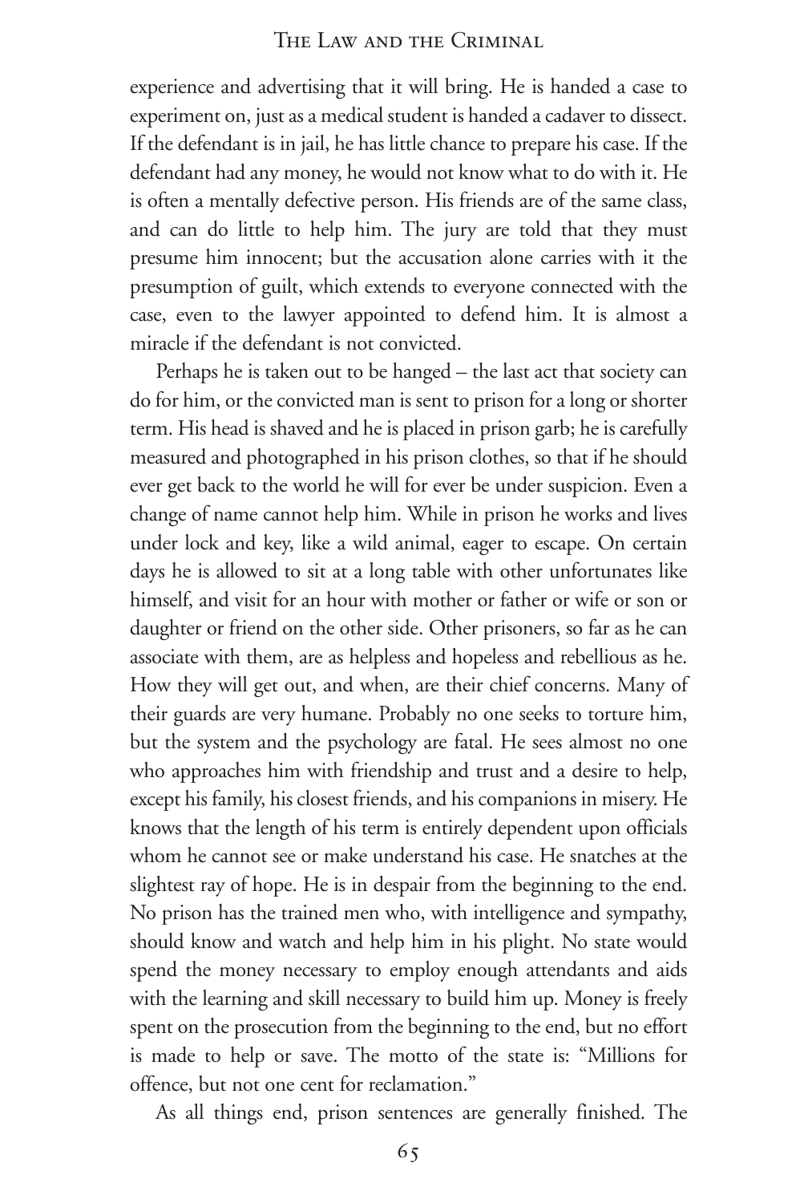experience and advertising that it will bring. He is handed a case to experiment on, just as a medical student is handed a cadaver to dissect. If the defendant is in jail, he has little chance to prepare his case. If the defendant had any money, he would not know what to do with it. He is often a mentally defective person. His friends are of the same class, and can do little to help him. The jury are told that they must presume him innocent; but the accusation alone carries with it the presumption of guilt, which extends to everyone connected with the case, even to the lawyer appointed to defend him. It is almost a miracle if the defendant is not convicted.

Perhaps he is taken out to be hanged – the last act that society can do for him, or the convicted man is sent to prison for a long or shorter term. His head is shaved and he is placed in prison garb; he is carefully measured and photographed in his prison clothes, so that if he should ever get back to the world he will for ever be under suspicion. Even a change of name cannot help him. While in prison he works and lives under lock and key, like a wild animal, eager to escape. On certain days he is allowed to sit at a long table with other unfortunates like himself, and visit for an hour with mother or father or wife or son or daughter or friend on the other side. Other prisoners, so far as he can associate with them, are as helpless and hopeless and rebellious as he. How they will get out, and when, are their chief concerns. Many of their guards are very humane. Probably no one seeks to torture him, but the system and the psychology are fatal. He sees almost no one who approaches him with friendship and trust and a desire to help, except his family, his closest friends, and his companions in misery. He knows that the length of his term is entirely dependent upon officials whom he cannot see or make understand his case. He snatches at the slightest ray of hope. He is in despair from the beginning to the end. No prison has the trained men who, with intelligence and sympathy, should know and watch and help him in his plight. No state would spend the money necessary to employ enough attendants and aids with the learning and skill necessary to build him up. Money is freely spent on the prosecution from the beginning to the end, but no effort is made to help or save. The motto of the state is: "Millions for offence, but not one cent for reclamation."

As all things end, prison sentences are generally finished. The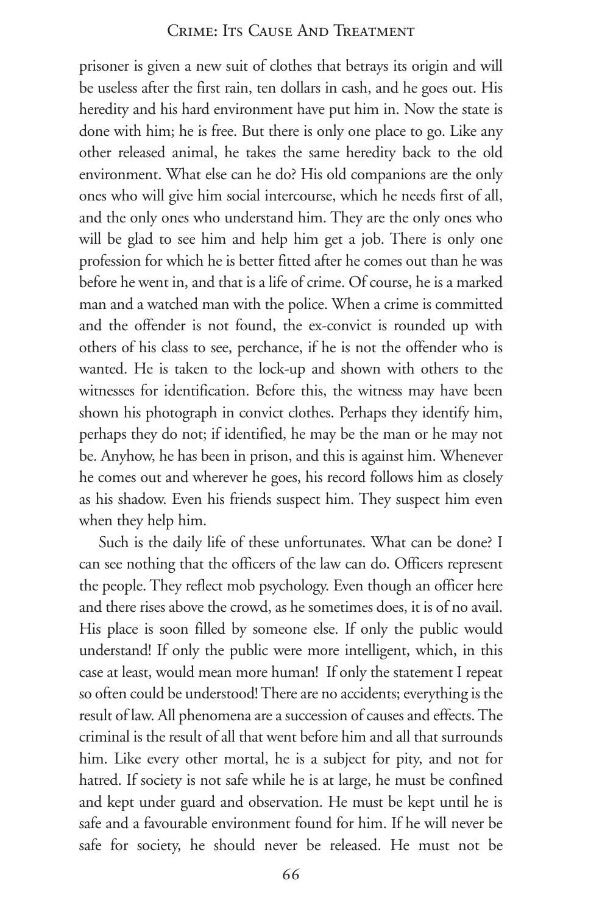prisoner is given a new suit of clothes that betrays its origin and will be useless after the first rain, ten dollars in cash, and he goes out. His heredity and his hard environment have put him in. Now the state is done with him; he is free. But there is only one place to go. Like any other released animal, he takes the same heredity back to the old environment. What else can he do? His old companions are the only ones who will give him social intercourse, which he needs first of all, and the only ones who understand him. They are the only ones who will be glad to see him and help him get a job. There is only one profession for which he is better fitted after he comes out than he was before he went in, and that is a life of crime. Of course, he is a marked man and a watched man with the police. When a crime is committed and the offender is not found, the ex-convict is rounded up with others of his class to see, perchance, if he is not the offender who is wanted. He is taken to the lock-up and shown with others to the witnesses for identification. Before this, the witness may have been shown his photograph in convict clothes. Perhaps they identify him, perhaps they do not; if identified, he may be the man or he may not be. Anyhow, he has been in prison, and this is against him. Whenever he comes out and wherever he goes, his record follows him as closely as his shadow. Even his friends suspect him. They suspect him even when they help him.

Such is the daily life of these unfortunates. What can be done? I can see nothing that the officers of the law can do. Officers represent the people. They reflect mob psychology. Even though an officer here and there rises above the crowd, as he sometimes does, it is of no avail. His place is soon filled by someone else. If only the public would understand! If only the public were more intelligent, which, in this case at least, would mean more human! If only the statement I repeat so often could be understood! There are no accidents; everything is the result of law. All phenomena are a succession of causes and effects. The criminal is the result of all that went before him and all that surrounds him. Like every other mortal, he is a subject for pity, and not for hatred. If society is not safe while he is at large, he must be confined and kept under guard and observation. He must be kept until he is safe and a favourable environment found for him. If he will never be safe for society, he should never be released. He must not be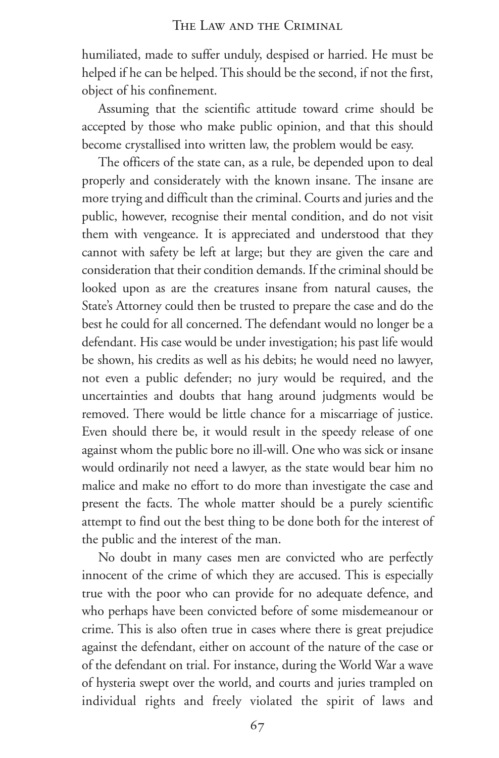humiliated, made to suffer unduly, despised or harried. He must be helped if he can be helped. This should be the second, if not the first, object of his confinement.

Assuming that the scientific attitude toward crime should be accepted by those who make public opinion, and that this should become crystallised into written law, the problem would be easy.

The officers of the state can, as a rule, be depended upon to deal properly and considerately with the known insane. The insane are more trying and difficult than the criminal. Courts and juries and the public, however, recognise their mental condition, and do not visit them with vengeance. It is appreciated and understood that they cannot with safety be left at large; but they are given the care and consideration that their condition demands. If the criminal should be looked upon as are the creatures insane from natural causes, the State's Attorney could then be trusted to prepare the case and do the best he could for all concerned. The defendant would no longer be a defendant. His case would be under investigation; his past life would be shown, his credits as well as his debits; he would need no lawyer, not even a public defender; no jury would be required, and the uncertainties and doubts that hang around judgments would be removed. There would be little chance for a miscarriage of justice. Even should there be, it would result in the speedy release of one against whom the public bore no ill-will. One who was sick or insane would ordinarily not need a lawyer, as the state would bear him no malice and make no effort to do more than investigate the case and present the facts. The whole matter should be a purely scientific attempt to find out the best thing to be done both for the interest of the public and the interest of the man.

No doubt in many cases men are convicted who are perfectly innocent of the crime of which they are accused. This is especially true with the poor who can provide for no adequate defence, and who perhaps have been convicted before of some misdemeanour or crime. This is also often true in cases where there is great prejudice against the defendant, either on account of the nature of the case or of the defendant on trial. For instance, during the World War a wave of hysteria swept over the world, and courts and juries trampled on individual rights and freely violated the spirit of laws and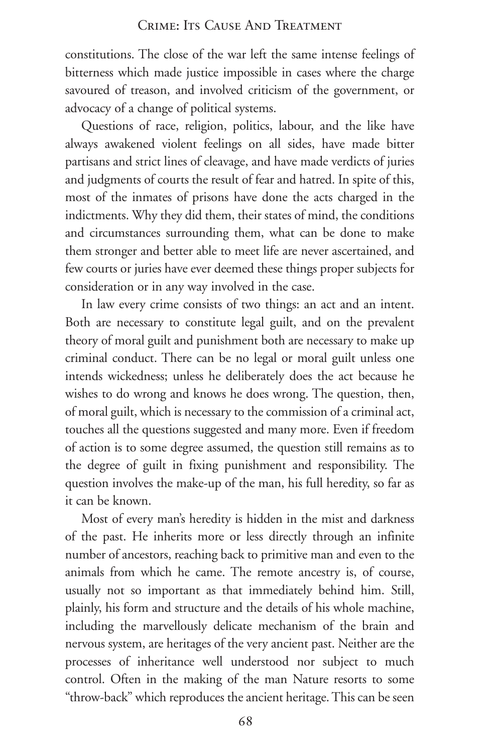constitutions. The close of the war left the same intense feelings of bitterness which made justice impossible in cases where the charge savoured of treason, and involved criticism of the government, or advocacy of a change of political systems.

Questions of race, religion, politics, labour, and the like have always awakened violent feelings on all sides, have made bitter partisans and strict lines of cleavage, and have made verdicts of juries and judgments of courts the result of fear and hatred. In spite of this, most of the inmates of prisons have done the acts charged in the indictments. Why they did them, their states of mind, the conditions and circumstances surrounding them, what can be done to make them stronger and better able to meet life are never ascertained, and few courts or juries have ever deemed these things proper subjects for consideration or in any way involved in the case.

In law every crime consists of two things: an act and an intent. Both are necessary to constitute legal guilt, and on the prevalent theory of moral guilt and punishment both are necessary to make up criminal conduct. There can be no legal or moral guilt unless one intends wickedness; unless he deliberately does the act because he wishes to do wrong and knows he does wrong. The question, then, of moral guilt, which is necessary to the commission of a criminal act, touches all the questions suggested and many more. Even if freedom of action is to some degree assumed, the question still remains as to the degree of guilt in fixing punishment and responsibility. The question involves the make-up of the man, his full heredity, so far as it can be known.

Most of every man's heredity is hidden in the mist and darkness of the past. He inherits more or less directly through an infinite number of ancestors, reaching back to primitive man and even to the animals from which he came. The remote ancestry is, of course, usually not so important as that immediately behind him. Still, plainly, his form and structure and the details of his whole machine, including the marvellously delicate mechanism of the brain and nervous system, are heritages of the very ancient past. Neither are the processes of inheritance well understood nor subject to much control. Often in the making of the man Nature resorts to some "throw-back" which reproduces the ancient heritage. This can be seen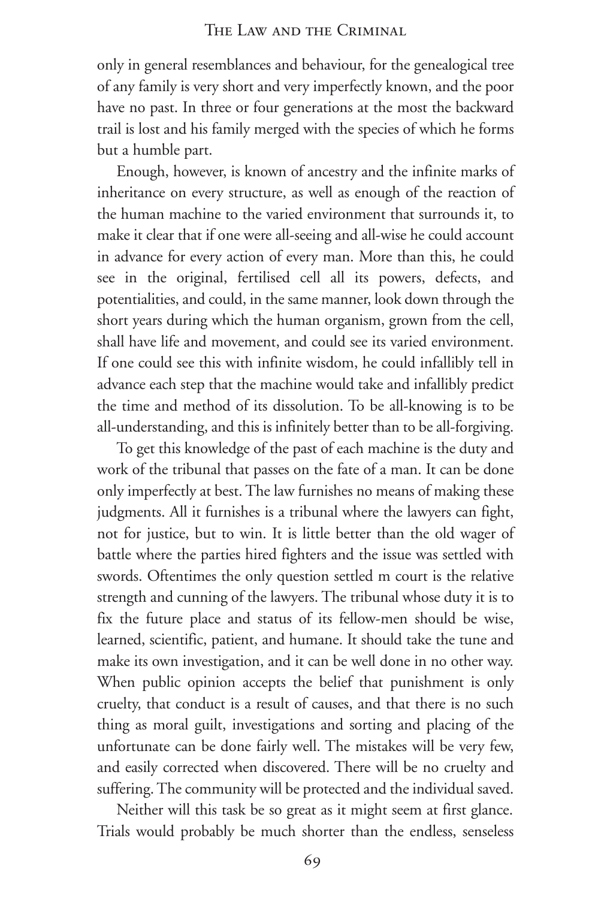only in general resemblances and behaviour, for the genealogical tree of any family is very short and very imperfectly known, and the poor have no past. In three or four generations at the most the backward trail is lost and his family merged with the species of which he forms but a humble part.

Enough, however, is known of ancestry and the infinite marks of inheritance on every structure, as well as enough of the reaction of the human machine to the varied environment that surrounds it, to make it clear that if one were all-seeing and all-wise he could account in advance for every action of every man. More than this, he could see in the original, fertilised cell all its powers, defects, and potentialities, and could, in the same manner, look down through the short years during which the human organism, grown from the cell, shall have life and movement, and could see its varied environment. If one could see this with infinite wisdom, he could infallibly tell in advance each step that the machine would take and infallibly predict the time and method of its dissolution. To be all-knowing is to be all-understanding, and this is infinitely better than to be all-forgiving.

To get this knowledge of the past of each machine is the duty and work of the tribunal that passes on the fate of a man. It can be done only imperfectly at best. The law furnishes no means of making these judgments. All it furnishes is a tribunal where the lawyers can fight, not for justice, but to win. It is little better than the old wager of battle where the parties hired fighters and the issue was settled with swords. Oftentimes the only question settled m court is the relative strength and cunning of the lawyers. The tribunal whose duty it is to fix the future place and status of its fellow-men should be wise, learned, scientific, patient, and humane. It should take the tune and make its own investigation, and it can be well done in no other way. When public opinion accepts the belief that punishment is only cruelty, that conduct is a result of causes, and that there is no such thing as moral guilt, investigations and sorting and placing of the unfortunate can be done fairly well. The mistakes will be very few, and easily corrected when discovered. There will be no cruelty and suffering. The community will be protected and the individual saved.

Neither will this task be so great as it might seem at first glance. Trials would probably be much shorter than the endless, senseless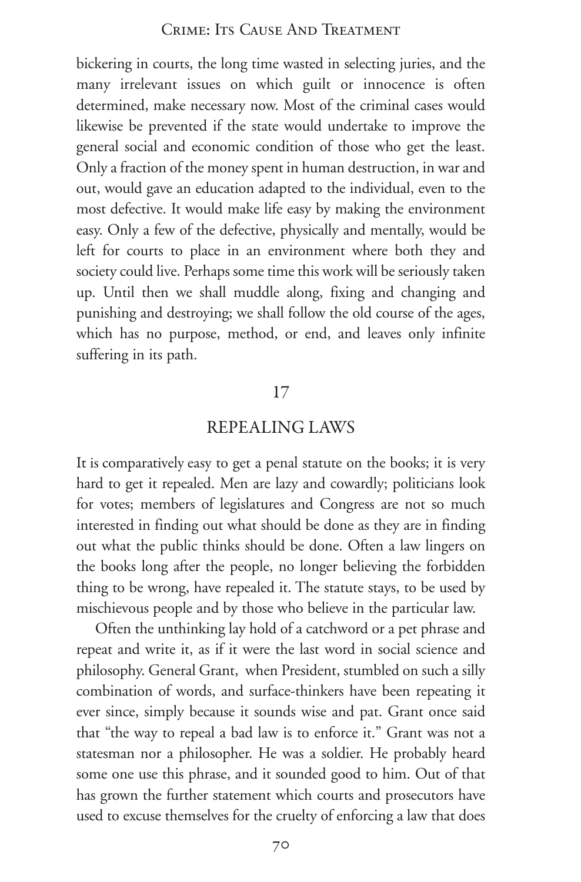bickering in courts, the long time wasted in selecting juries, and the many irrelevant issues on which guilt or innocence is often determined, make necessary now. Most of the criminal cases would likewise be prevented if the state would undertake to improve the general social and economic condition of those who get the least. Only a fraction of the money spent in human destruction, in war and out, would gave an education adapted to the individual, even to the most defective. It would make life easy by making the environment easy. Only a few of the defective, physically and mentally, would be left for courts to place in an environment where both they and society could live. Perhaps some time this work will be seriously taken up. Until then we shall muddle along, fixing and changing and punishing and destroying; we shall follow the old course of the ages, which has no purpose, method, or end, and leaves only infinite suffering in its path.

## 17

## REPEALING LAWS

It is comparatively easy to get a penal statute on the books; it is very hard to get it repealed. Men are lazy and cowardly; politicians look for votes; members of legislatures and Congress are not so much interested in finding out what should be done as they are in finding out what the public thinks should be done. Often a law lingers on the books long after the people, no longer believing the forbidden thing to be wrong, have repealed it. The statute stays, to be used by mischievous people and by those who believe in the particular law.

Often the unthinking lay hold of a catchword or a pet phrase and repeat and write it, as if it were the last word in social science and philosophy. General Grant, when President, stumbled on such a silly combination of words, and surface-thinkers have been repeating it ever since, simply because it sounds wise and pat. Grant once said that "the way to repeal a bad law is to enforce it." Grant was not a statesman nor a philosopher. He was a soldier. He probably heard some one use this phrase, and it sounded good to him. Out of that has grown the further statement which courts and prosecutors have used to excuse themselves for the cruelty of enforcing a law that does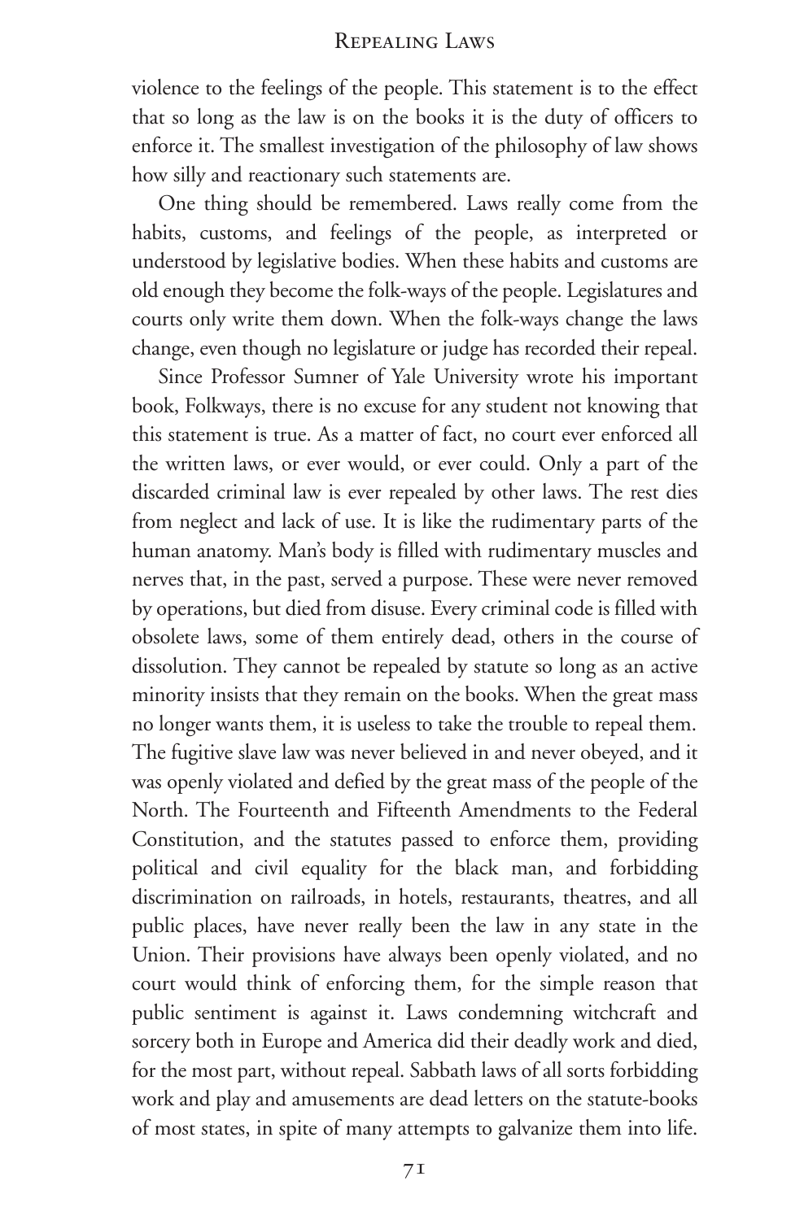violence to the feelings of the people. This statement is to the effect that so long as the law is on the books it is the duty of officers to enforce it. The smallest investigation of the philosophy of law shows how silly and reactionary such statements are.

One thing should be remembered. Laws really come from the habits, customs, and feelings of the people, as interpreted or understood by legislative bodies. When these habits and customs are old enough they become the folk-ways of the people. Legislatures and courts only write them down. When the folk-ways change the laws change, even though no legislature or judge has recorded their repeal.

Since Professor Sumner of Yale University wrote his important book, Folkways, there is no excuse for any student not knowing that this statement is true. As a matter of fact, no court ever enforced all the written laws, or ever would, or ever could. Only a part of the discarded criminal law is ever repealed by other laws. The rest dies from neglect and lack of use. It is like the rudimentary parts of the human anatomy. Man's body is filled with rudimentary muscles and nerves that, in the past, served a purpose. These were never removed by operations, but died from disuse. Every criminal code is filled with obsolete laws, some of them entirely dead, others in the course of dissolution. They cannot be repealed by statute so long as an active minority insists that they remain on the books. When the great mass no longer wants them, it is useless to take the trouble to repeal them. The fugitive slave law was never believed in and never obeyed, and it was openly violated and defied by the great mass of the people of the North. The Fourteenth and Fifteenth Amendments to the Federal Constitution, and the statutes passed to enforce them, providing political and civil equality for the black man, and forbidding discrimination on railroads, in hotels, restaurants, theatres, and all public places, have never really been the law in any state in the Union. Their provisions have always been openly violated, and no court would think of enforcing them, for the simple reason that public sentiment is against it. Laws condemning witchcraft and sorcery both in Europe and America did their deadly work and died, for the most part, without repeal. Sabbath laws of all sorts forbidding work and play and amusements are dead letters on the statute-books of most states, in spite of many attempts to galvanize them into life.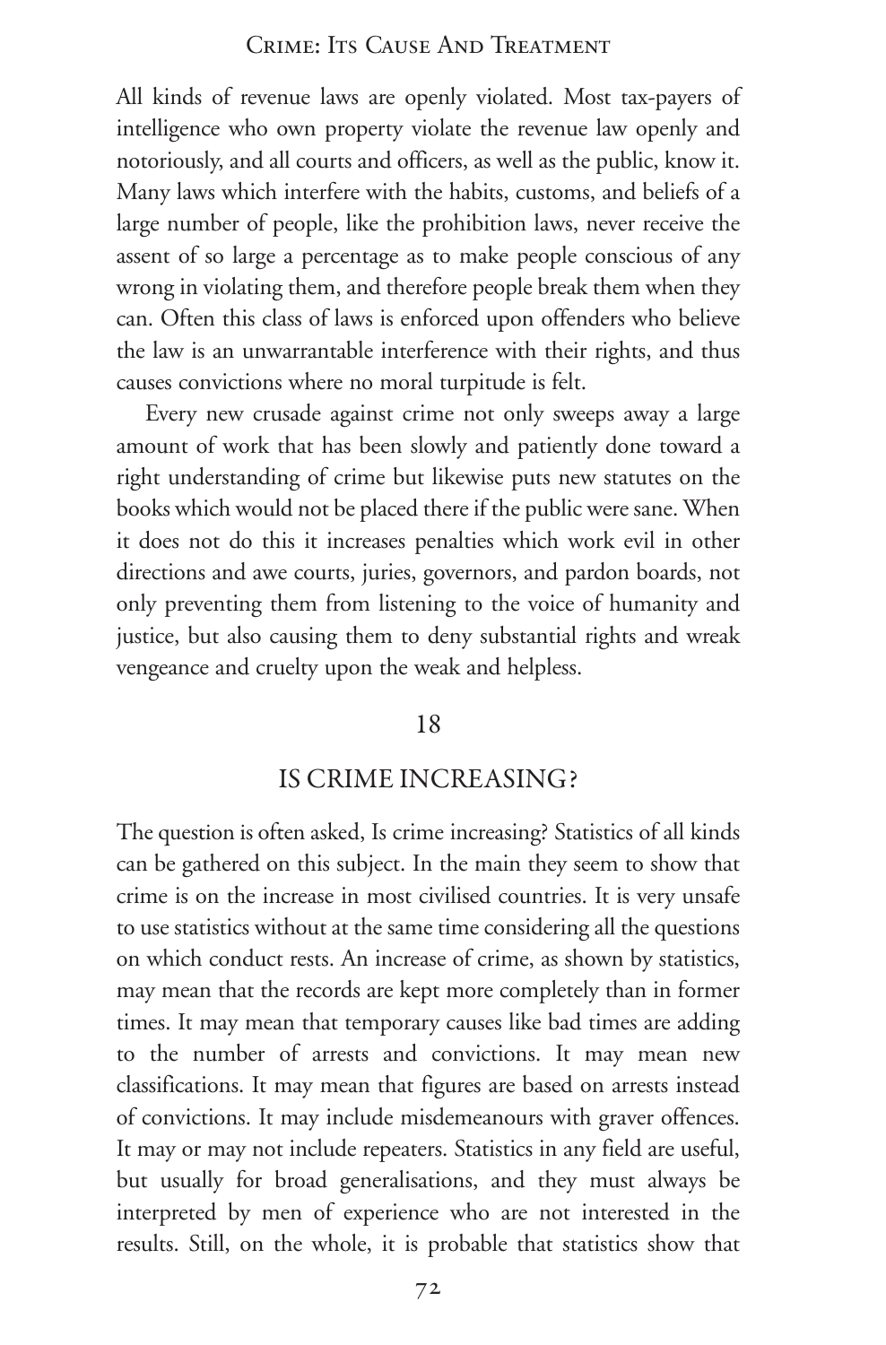All kinds of revenue laws are openly violated. Most tax-payers of intelligence who own property violate the revenue law openly and notoriously, and all courts and officers, as well as the public, know it. Many laws which interfere with the habits, customs, and beliefs of a large number of people, like the prohibition laws, never receive the assent of so large a percentage as to make people conscious of any wrong in violating them, and therefore people break them when they can. Often this class of laws is enforced upon offenders who believe the law is an unwarrantable interference with their rights, and thus causes convictions where no moral turpitude is felt.

Every new crusade against crime not only sweeps away a large amount of work that has been slowly and patiently done toward a right understanding of crime but likewise puts new statutes on the books which would not be placed there if the public were sane. When it does not do this it increases penalties which work evil in other directions and awe courts, juries, governors, and pardon boards, not only preventing them from listening to the voice of humanity and justice, but also causing them to deny substantial rights and wreak vengeance and cruelty upon the weak and helpless.

## 18

## IS CRIME INCREASING?

The question is often asked, Is crime increasing? Statistics of all kinds can be gathered on this subject. In the main they seem to show that crime is on the increase in most civilised countries. It is very unsafe to use statistics without at the same time considering all the questions on which conduct rests. An increase of crime, as shown by statistics, may mean that the records are kept more completely than in former times. It may mean that temporary causes like bad times are adding to the number of arrests and convictions. It may mean new classifications. It may mean that figures are based on arrests instead of convictions. It may include misdemeanours with graver offences. It may or may not include repeaters. Statistics in any field are useful, but usually for broad generalisations, and they must always be interpreted by men of experience who are not interested in the results. Still, on the whole, it is probable that statistics show that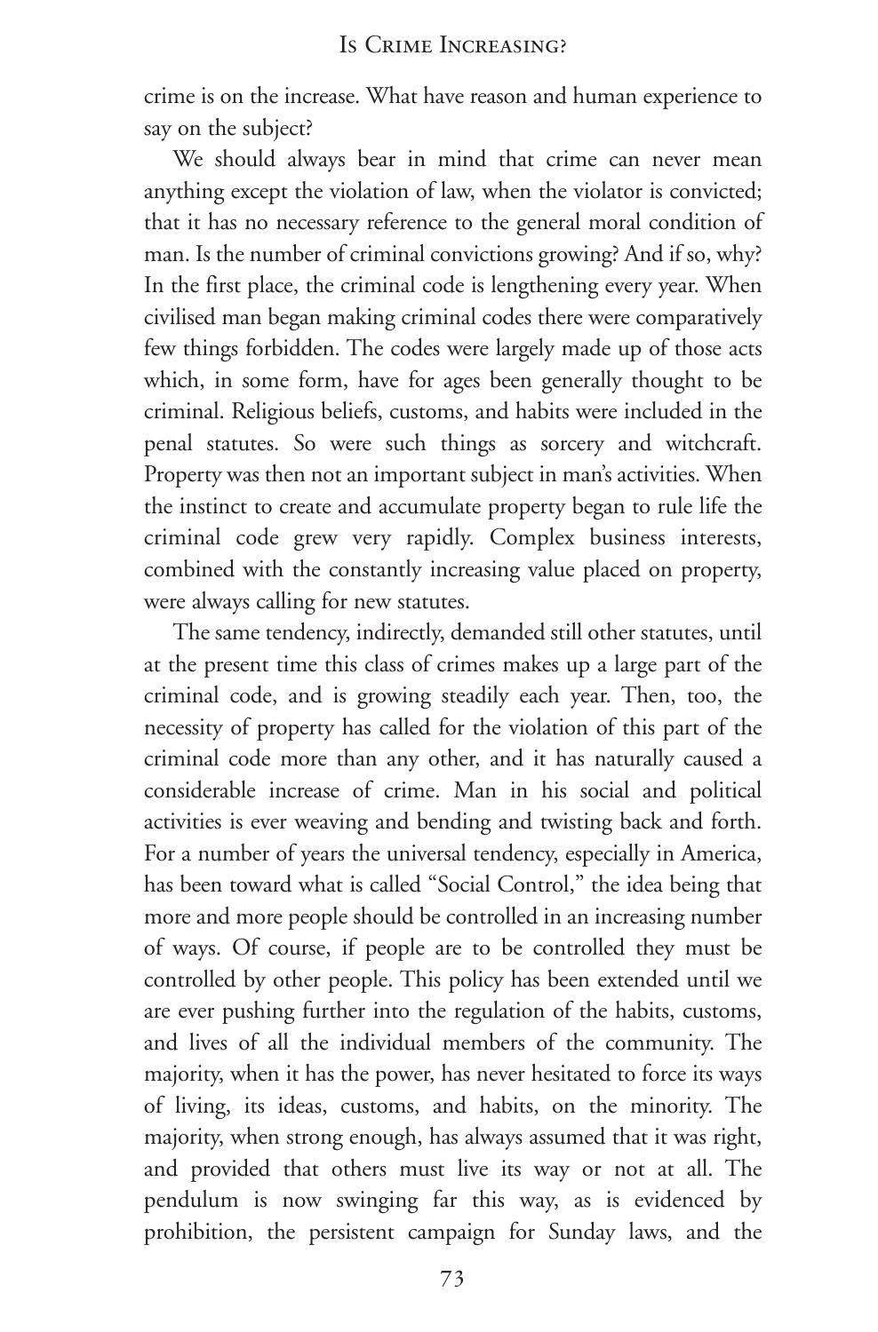crime is on the increase. What have reason and human experience to say on the subject?

We should always bear in mind that crime can never mean anything except the violation of law, when the violator is convicted; that it has no necessary reference to the general moral condition of man. Is the number of criminal convictions growing? And if so, why? In the first place, the criminal code is lengthening every year. When civilised man began making criminal codes there were comparatively few things forbidden. The codes were largely made up of those acts which, in some form, have for ages been generally thought to be criminal. Religious beliefs, customs, and habits were included in the penal statutes. So were such things as sorcery and witchcraft. Property was then not an important subject in man's activities. When the instinct to create and accumulate property began to rule life the criminal code grew very rapidly. Complex business interests, combined with the constantly increasing value placed on property, were always calling for new statutes.

The same tendency, indirectly, demanded still other statutes, until at the present time this class of crimes makes up a large part of the criminal code, and is growing steadily each year. Then, too, the necessity of property has called for the violation of this part of the criminal code more than any other, and it has naturally caused a considerable increase of crime. Man in his social and political activities is ever weaving and bending and twisting back and forth. For a number of years the universal tendency, especially in America, has been toward what is called "Social Control," the idea being that more and more people should be controlled in an increasing number of ways. Of course, if people are to be controlled they must be controlled by other people. This policy has been extended until we are ever pushing further into the regulation of the habits, customs, and lives of all the individual members of the community. The majority, when it has the power, has never hesitated to force its ways of living, its ideas, customs, and habits, on the minority. The majority, when strong enough, has always assumed that it was right, and provided that others must live its way or not at all. The pendulum is now swinging far this way, as is evidenced by prohibition, the persistent campaign for Sunday laws, and the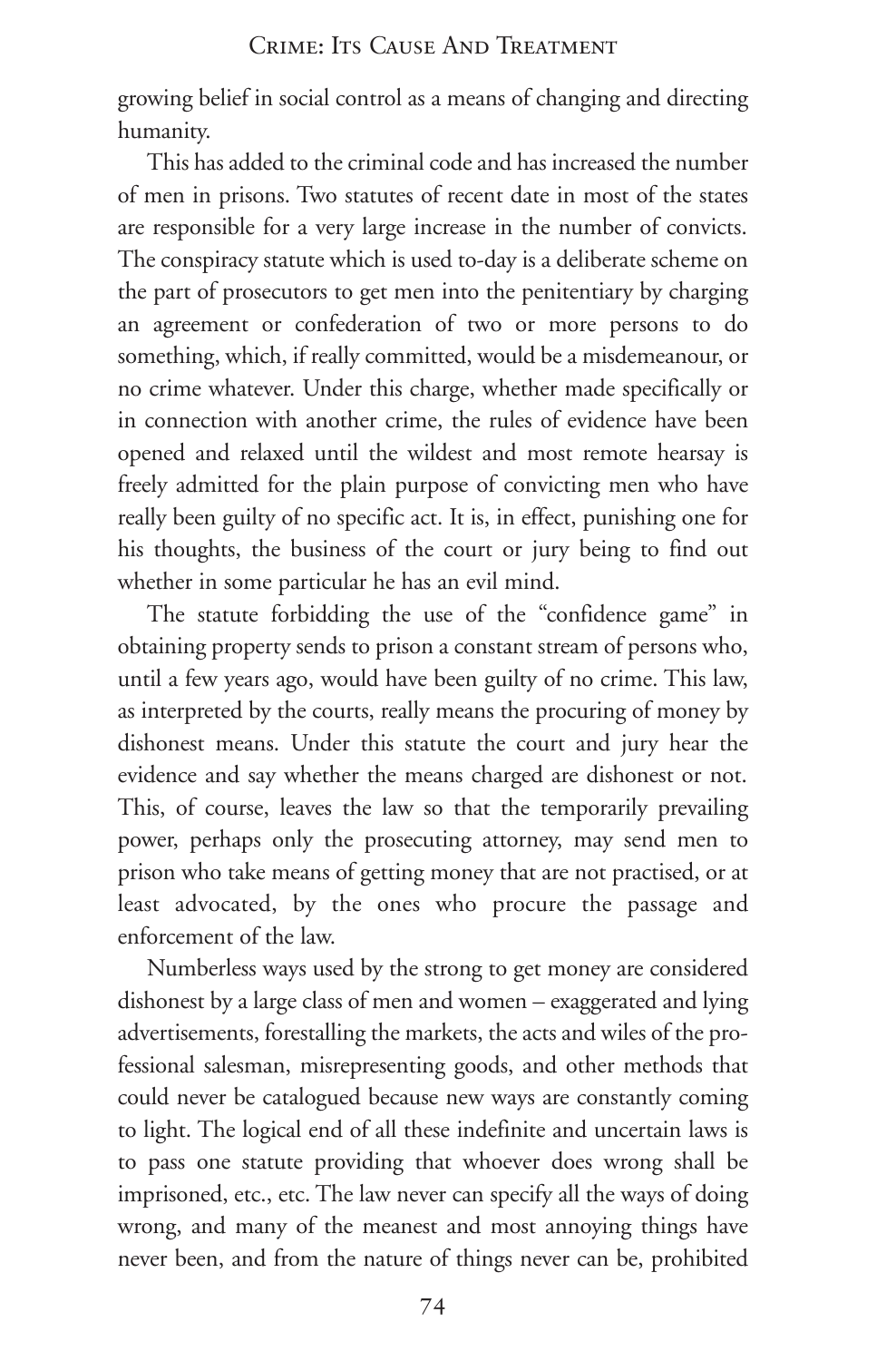growing belief in social control as a means of changing and directing humanity.

This has added to the criminal code and has increased the number of men in prisons. Two statutes of recent date in most of the states are responsible for a very large increase in the number of convicts. The conspiracy statute which is used to-day is a deliberate scheme on the part of prosecutors to get men into the penitentiary by charging an agreement or confederation of two or more persons to do something, which, if really committed, would be a misdemeanour, or no crime whatever. Under this charge, whether made specifically or in connection with another crime, the rules of evidence have been opened and relaxed until the wildest and most remote hearsay is freely admitted for the plain purpose of convicting men who have really been guilty of no specific act. It is, in effect, punishing one for his thoughts, the business of the court or jury being to find out whether in some particular he has an evil mind.

The statute forbidding the use of the "confidence game" in obtaining property sends to prison a constant stream of persons who, until a few years ago, would have been guilty of no crime. This law, as interpreted by the courts, really means the procuring of money by dishonest means. Under this statute the court and jury hear the evidence and say whether the means charged are dishonest or not. This, of course, leaves the law so that the temporarily prevailing power, perhaps only the prosecuting attorney, may send men to prison who take means of getting money that are not practised, or at least advocated, by the ones who procure the passage and enforcement of the law.

Numberless ways used by the strong to get money are considered dishonest by a large class of men and women – exaggerated and lying advertisements, forestalling the markets, the acts and wiles of the professional salesman, misrepresenting goods, and other methods that could never be catalogued because new ways are constantly coming to light. The logical end of all these indefinite and uncertain laws is to pass one statute providing that whoever does wrong shall be imprisoned, etc., etc. The law never can specify all the ways of doing wrong, and many of the meanest and most annoying things have never been, and from the nature of things never can be, prohibited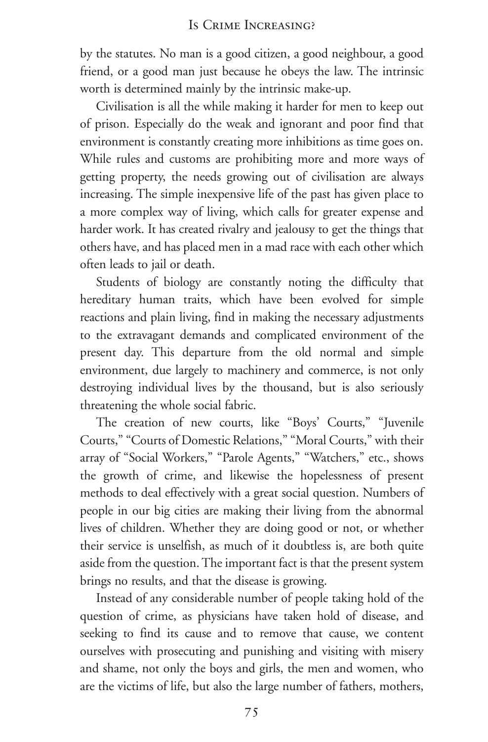by the statutes. No man is a good citizen, a good neighbour, a good friend, or a good man just because he obeys the law. The intrinsic worth is determined mainly by the intrinsic make-up.

Civilisation is all the while making it harder for men to keep out of prison. Especially do the weak and ignorant and poor find that environment is constantly creating more inhibitions as time goes on. While rules and customs are prohibiting more and more ways of getting property, the needs growing out of civilisation are always increasing. The simple inexpensive life of the past has given place to a more complex way of living, which calls for greater expense and harder work. It has created rivalry and jealousy to get the things that others have, and has placed men in a mad race with each other which often leads to jail or death.

Students of biology are constantly noting the difficulty that hereditary human traits, which have been evolved for simple reactions and plain living, find in making the necessary adjustments to the extravagant demands and complicated environment of the present day. This departure from the old normal and simple environment, due largely to machinery and commerce, is not only destroying individual lives by the thousand, but is also seriously threatening the whole social fabric.

The creation of new courts, like "Boys' Courts," "Juvenile Courts," "Courts of Domestic Relations," "Moral Courts," with their array of "Social Workers," "Parole Agents," "Watchers," etc., shows the growth of crime, and likewise the hopelessness of present methods to deal effectively with a great social question. Numbers of people in our big cities are making their living from the abnormal lives of children. Whether they are doing good or not, or whether their service is unselfish, as much of it doubtless is, are both quite aside from the question. The important fact is that the present system brings no results, and that the disease is growing.

Instead of any considerable number of people taking hold of the question of crime, as physicians have taken hold of disease, and seeking to find its cause and to remove that cause, we content ourselves with prosecuting and punishing and visiting with misery and shame, not only the boys and girls, the men and women, who are the victims of life, but also the large number of fathers, mothers,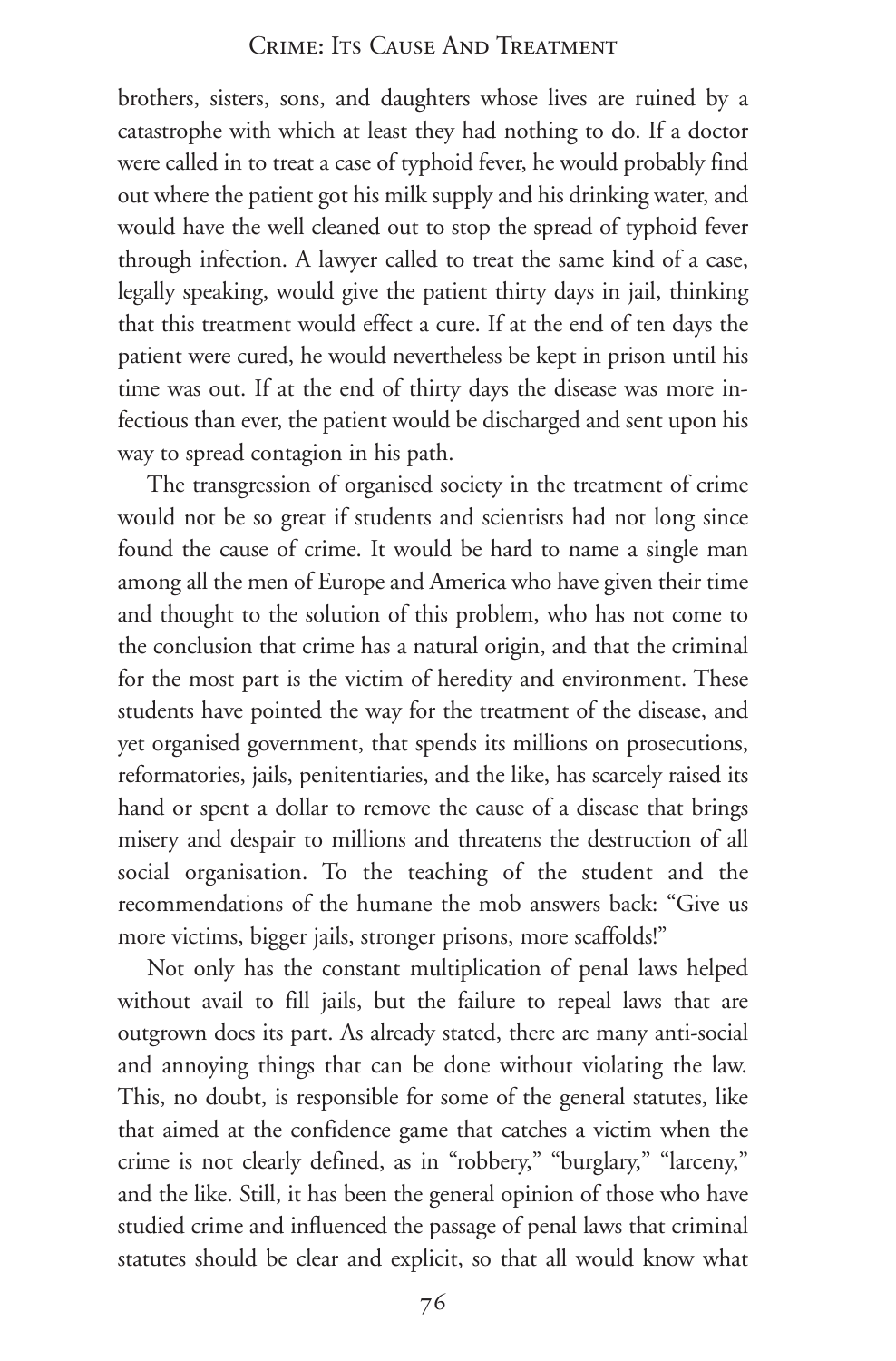brothers, sisters, sons, and daughters whose lives are ruined by a catastrophe with which at least they had nothing to do. If a doctor were called in to treat a case of typhoid fever, he would probably find out where the patient got his milk supply and his drinking water, and would have the well cleaned out to stop the spread of typhoid fever through infection. A lawyer called to treat the same kind of a case, legally speaking, would give the patient thirty days in jail, thinking that this treatment would effect a cure. If at the end of ten days the patient were cured, he would nevertheless be kept in prison until his time was out. If at the end of thirty days the disease was more infectious than ever, the patient would be discharged and sent upon his way to spread contagion in his path.

The transgression of organised society in the treatment of crime would not be so great if students and scientists had not long since found the cause of crime. It would be hard to name a single man among all the men of Europe and America who have given their time and thought to the solution of this problem, who has not come to the conclusion that crime has a natural origin, and that the criminal for the most part is the victim of heredity and environment. These students have pointed the way for the treatment of the disease, and yet organised government, that spends its millions on prosecutions, reformatories, jails, penitentiaries, and the like, has scarcely raised its hand or spent a dollar to remove the cause of a disease that brings misery and despair to millions and threatens the destruction of all social organisation. To the teaching of the student and the recommendations of the humane the mob answers back: "Give us more victims, bigger jails, stronger prisons, more scaffolds!"

Not only has the constant multiplication of penal laws helped without avail to fill jails, but the failure to repeal laws that are outgrown does its part. As already stated, there are many anti-social and annoying things that can be done without violating the law. This, no doubt, is responsible for some of the general statutes, like that aimed at the confidence game that catches a victim when the crime is not clearly defined, as in "robbery," "burglary," "larceny," and the like. Still, it has been the general opinion of those who have studied crime and influenced the passage of penal laws that criminal statutes should be clear and explicit, so that all would know what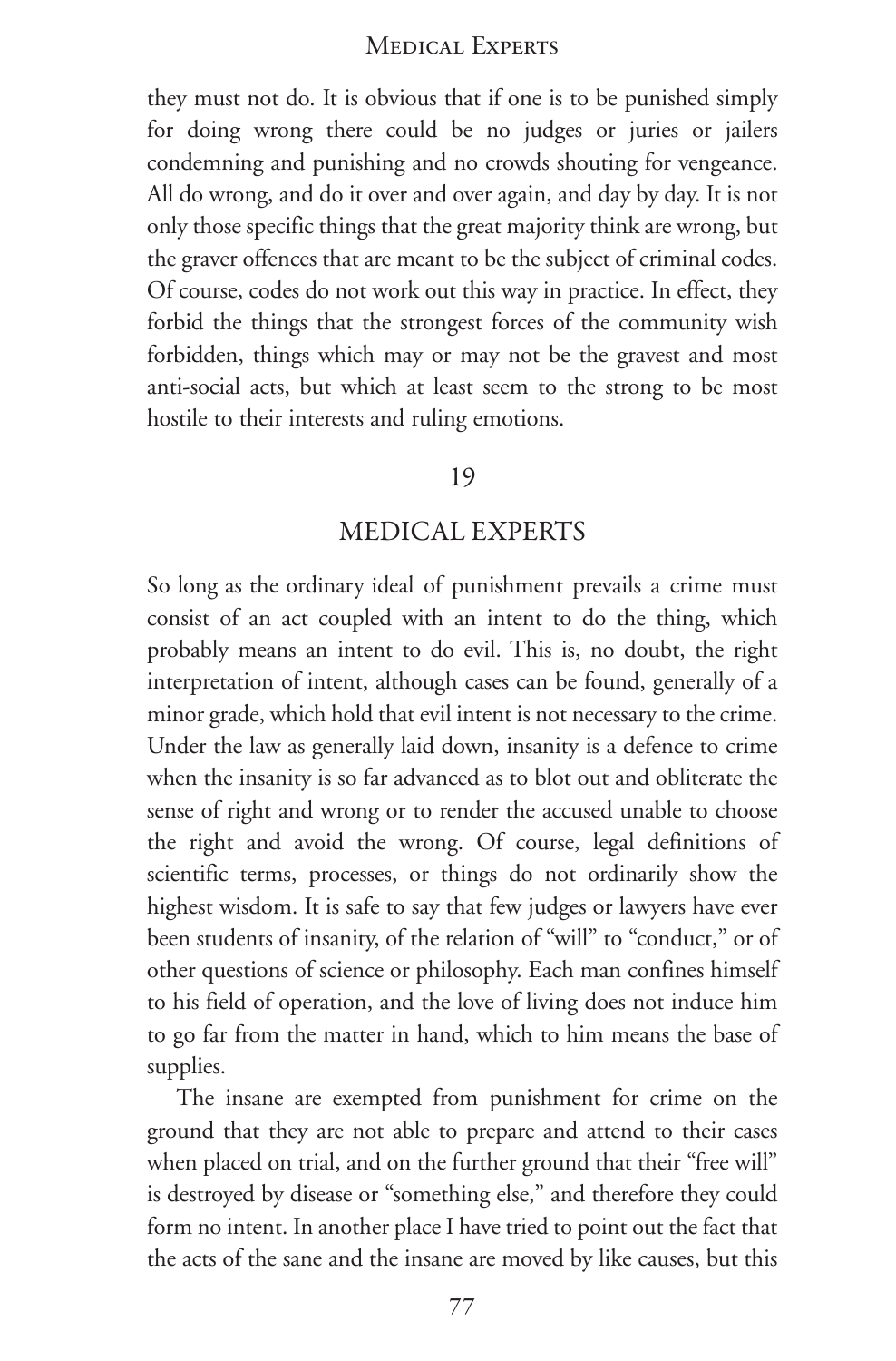they must not do. It is obvious that if one is to be punished simply for doing wrong there could be no judges or juries or jailers condemning and punishing and no crowds shouting for vengeance. All do wrong, and do it over and over again, and day by day. It is not only those specific things that the great majority think are wrong, but the graver offences that are meant to be the subject of criminal codes. Of course, codes do not work out this way in practice. In effect, they forbid the things that the strongest forces of the community wish forbidden, things which may or may not be the gravest and most anti-social acts, but which at least seem to the strong to be most hostile to their interests and ruling emotions.

## 19

## MEDICAL EXPERTS

So long as the ordinary ideal of punishment prevails a crime must consist of an act coupled with an intent to do the thing, which probably means an intent to do evil. This is, no doubt, the right interpretation of intent, although cases can be found, generally of a minor grade, which hold that evil intent is not necessary to the crime. Under the law as generally laid down, insanity is a defence to crime when the insanity is so far advanced as to blot out and obliterate the sense of right and wrong or to render the accused unable to choose the right and avoid the wrong. Of course, legal definitions of scientific terms, processes, or things do not ordinarily show the highest wisdom. It is safe to say that few judges or lawyers have ever been students of insanity, of the relation of "will" to "conduct," or of other questions of science or philosophy. Each man confines himself to his field of operation, and the love of living does not induce him to go far from the matter in hand, which to him means the base of supplies.

The insane are exempted from punishment for crime on the ground that they are not able to prepare and attend to their cases when placed on trial, and on the further ground that their "free will" is destroyed by disease or "something else," and therefore they could form no intent. In another place I have tried to point out the fact that the acts of the sane and the insane are moved by like causes, but this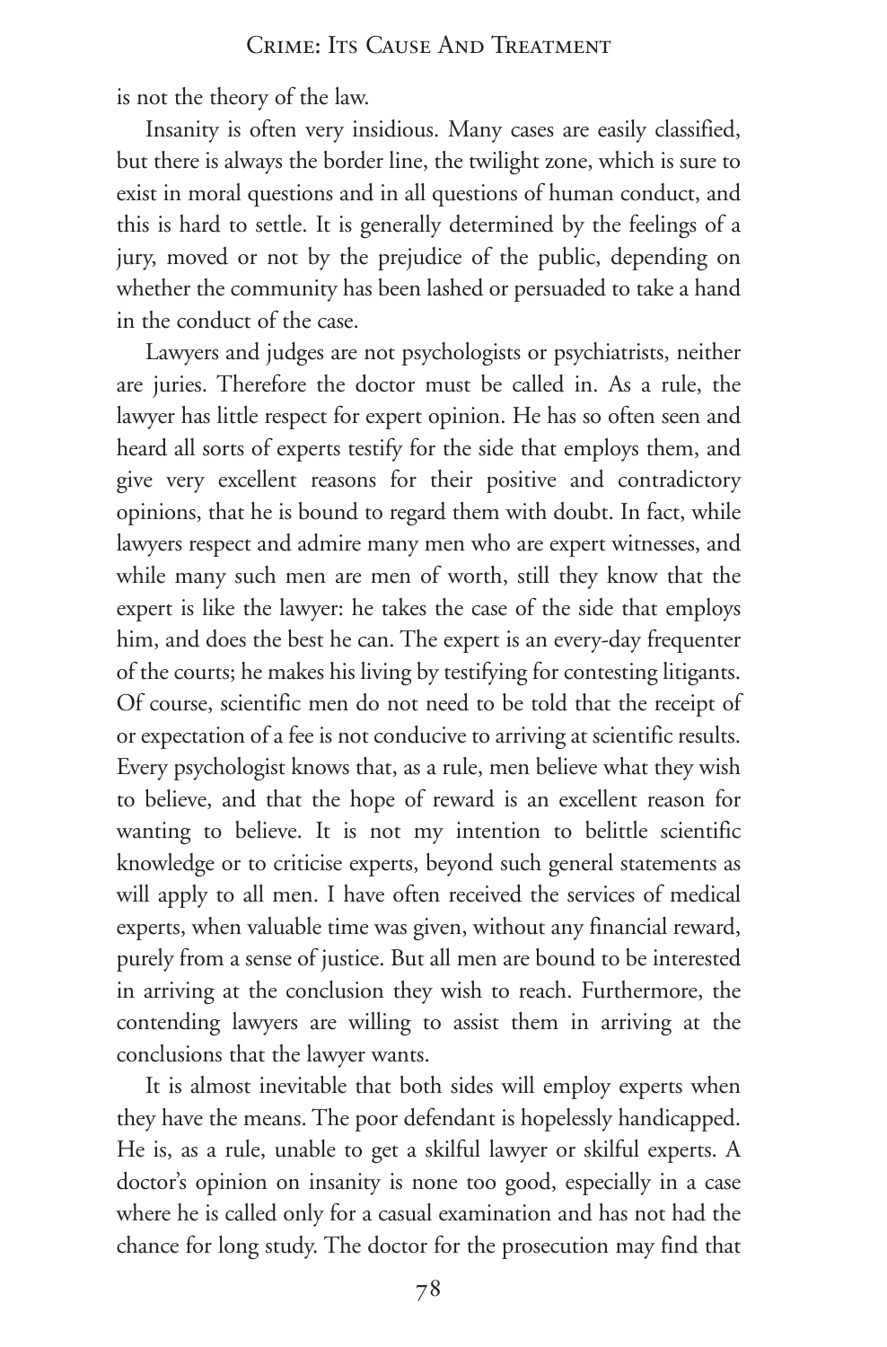is not the theory of the law.

Insanity is often very insidious. Many cases are easily classified, but there is always the border line, the twilight zone, which is sure to exist in moral questions and in all questions of human conduct, and this is hard to settle. It is generally determined by the feelings of a jury, moved or not by the prejudice of the public, depending on whether the community has been lashed or persuaded to take a hand in the conduct of the case.

Lawyers and judges are not psychologists or psychiatrists, neither are juries. Therefore the doctor must be called in. As a rule, the lawyer has little respect for expert opinion. He has so often seen and heard all sorts of experts testify for the side that employs them, and give very excellent reasons for their positive and contradictory opinions, that he is bound to regard them with doubt. In fact, while lawyers respect and admire many men who are expert witnesses, and while many such men are men of worth, still they know that the expert is like the lawyer: he takes the case of the side that employs him, and does the best he can. The expert is an every-day frequenter of the courts; he makes his living by testifying for contesting litigants. Of course, scientific men do not need to be told that the receipt of or expectation of a fee is not conducive to arriving at scientific results. Every psychologist knows that, as a rule, men believe what they wish to believe, and that the hope of reward is an excellent reason for wanting to believe. It is not my intention to belittle scientific knowledge or to criticise experts, beyond such general statements as will apply to all men. I have often received the services of medical experts, when valuable time was given, without any financial reward, purely from a sense of justice. But all men are bound to be interested in arriving at the conclusion they wish to reach. Furthermore, the contending lawyers are willing to assist them in arriving at the conclusions that the lawyer wants.

It is almost inevitable that both sides will employ experts when they have the means. The poor defendant is hopelessly handicapped. He is, as a rule, unable to get a skilful lawyer or skilful experts. A doctor's opinion on insanity is none too good, especially in a case where he is called only for a casual examination and has not had the chance for long study. The doctor for the prosecution may find that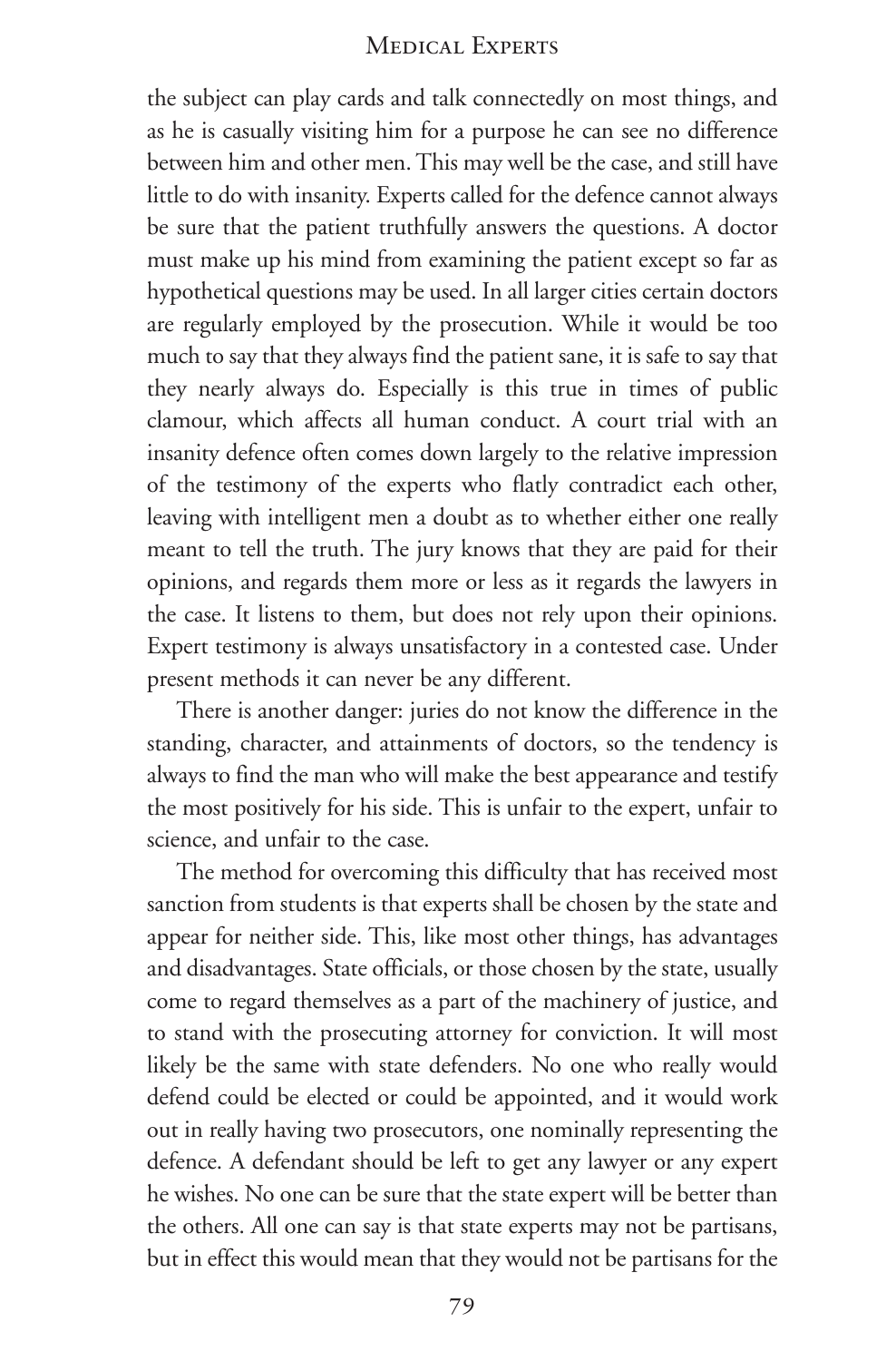the subject can play cards and talk connectedly on most things, and as he is casually visiting him for a purpose he can see no difference between him and other men. This may well be the case, and still have little to do with insanity. Experts called for the defence cannot always be sure that the patient truthfully answers the questions. A doctor must make up his mind from examining the patient except so far as hypothetical questions may be used. In all larger cities certain doctors are regularly employed by the prosecution. While it would be too much to say that they always find the patient sane, it is safe to say that they nearly always do. Especially is this true in times of public clamour, which affects all human conduct. A court trial with an insanity defence often comes down largely to the relative impression of the testimony of the experts who flatly contradict each other, leaving with intelligent men a doubt as to whether either one really meant to tell the truth. The jury knows that they are paid for their opinions, and regards them more or less as it regards the lawyers in the case. It listens to them, but does not rely upon their opinions. Expert testimony is always unsatisfactory in a contested case. Under present methods it can never be any different.

There is another danger: juries do not know the difference in the standing, character, and attainments of doctors, so the tendency is always to find the man who will make the best appearance and testify the most positively for his side. This is unfair to the expert, unfair to science, and unfair to the case.

The method for overcoming this difficulty that has received most sanction from students is that experts shall be chosen by the state and appear for neither side. This, like most other things, has advantages and disadvantages. State officials, or those chosen by the state, usually come to regard themselves as a part of the machinery of justice, and to stand with the prosecuting attorney for conviction. It will most likely be the same with state defenders. No one who really would defend could be elected or could be appointed, and it would work out in really having two prosecutors, one nominally representing the defence. A defendant should be left to get any lawyer or any expert he wishes. No one can be sure that the state expert will be better than the others. All one can say is that state experts may not be partisans, but in effect this would mean that they would not be partisans for the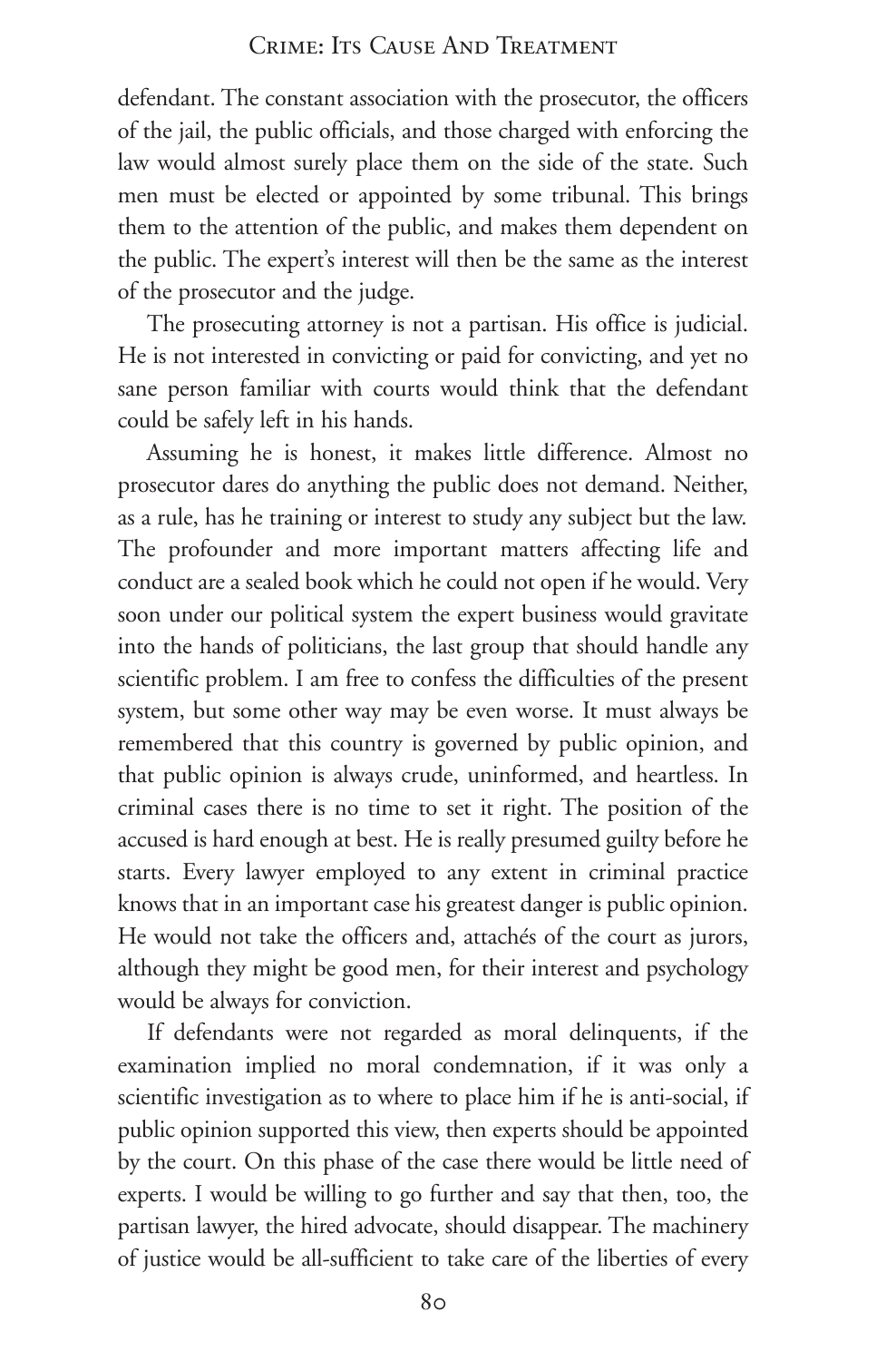defendant. The constant association with the prosecutor, the officers of the jail, the public officials, and those charged with enforcing the law would almost surely place them on the side of the state. Such men must be elected or appointed by some tribunal. This brings them to the attention of the public, and makes them dependent on the public. The expert's interest will then be the same as the interest of the prosecutor and the judge.

The prosecuting attorney is not a partisan. His office is judicial. He is not interested in convicting or paid for convicting, and yet no sane person familiar with courts would think that the defendant could be safely left in his hands.

Assuming he is honest, it makes little difference. Almost no prosecutor dares do anything the public does not demand. Neither, as a rule, has he training or interest to study any subject but the law. The profounder and more important matters affecting life and conduct are a sealed book which he could not open if he would. Very soon under our political system the expert business would gravitate into the hands of politicians, the last group that should handle any scientific problem. I am free to confess the difficulties of the present system, but some other way may be even worse. It must always be remembered that this country is governed by public opinion, and that public opinion is always crude, uninformed, and heartless. In criminal cases there is no time to set it right. The position of the accused is hard enough at best. He is really presumed guilty before he starts. Every lawyer employed to any extent in criminal practice knows that in an important case his greatest danger is public opinion. He would not take the officers and, attachés of the court as jurors, although they might be good men, for their interest and psychology would be always for conviction.

If defendants were not regarded as moral delinquents, if the examination implied no moral condemnation, if it was only a scientific investigation as to where to place him if he is anti-social, if public opinion supported this view, then experts should be appointed by the court. On this phase of the case there would be little need of experts. I would be willing to go further and say that then, too, the partisan lawyer, the hired advocate, should disappear. The machinery of justice would be all-sufficient to take care of the liberties of every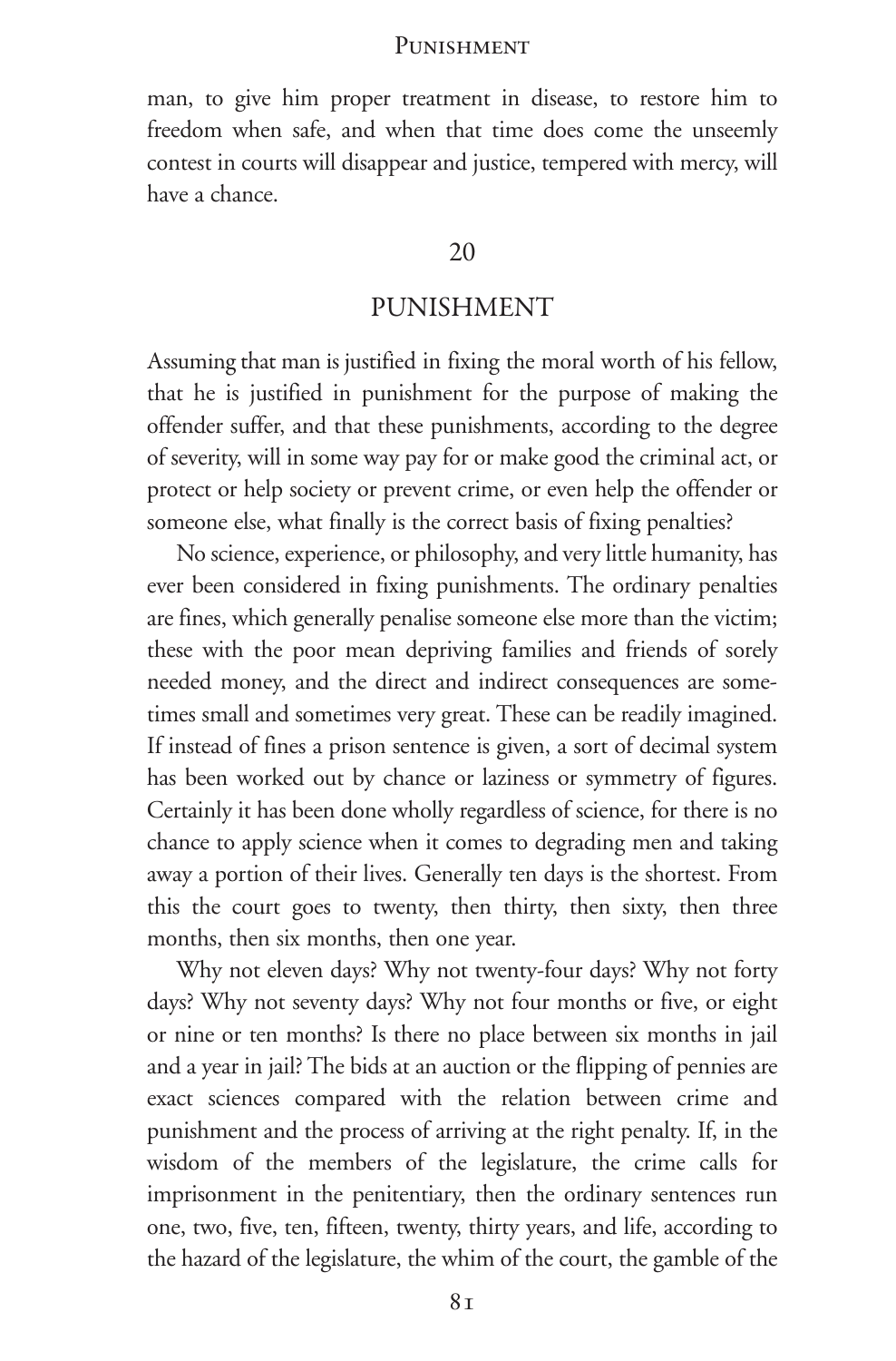man, to give him proper treatment in disease, to restore him to freedom when safe, and when that time does come the unseemly contest in courts will disappear and justice, tempered with mercy, will have a chance.

## 20

## PUNISHMENT

Assuming that man is justified in fixing the moral worth of his fellow, that he is justified in punishment for the purpose of making the offender suffer, and that these punishments, according to the degree of severity, will in some way pay for or make good the criminal act, or protect or help society or prevent crime, or even help the offender or someone else, what finally is the correct basis of fixing penalties?

No science, experience, or philosophy, and very little humanity, has ever been considered in fixing punishments. The ordinary penalties are fines, which generally penalise someone else more than the victim; these with the poor mean depriving families and friends of sorely needed money, and the direct and indirect consequences are sometimes small and sometimes very great. These can be readily imagined. If instead of fines a prison sentence is given, a sort of decimal system has been worked out by chance or laziness or symmetry of figures. Certainly it has been done wholly regardless of science, for there is no chance to apply science when it comes to degrading men and taking away a portion of their lives. Generally ten days is the shortest. From this the court goes to twenty, then thirty, then sixty, then three months, then six months, then one year.

Why not eleven days? Why not twenty-four days? Why not forty days? Why not seventy days? Why not four months or five, or eight or nine or ten months? Is there no place between six months in jail and a year in jail? The bids at an auction or the flipping of pennies are exact sciences compared with the relation between crime and punishment and the process of arriving at the right penalty. If, in the wisdom of the members of the legislature, the crime calls for imprisonment in the penitentiary, then the ordinary sentences run one, two, five, ten, fifteen, twenty, thirty years, and life, according to the hazard of the legislature, the whim of the court, the gamble of the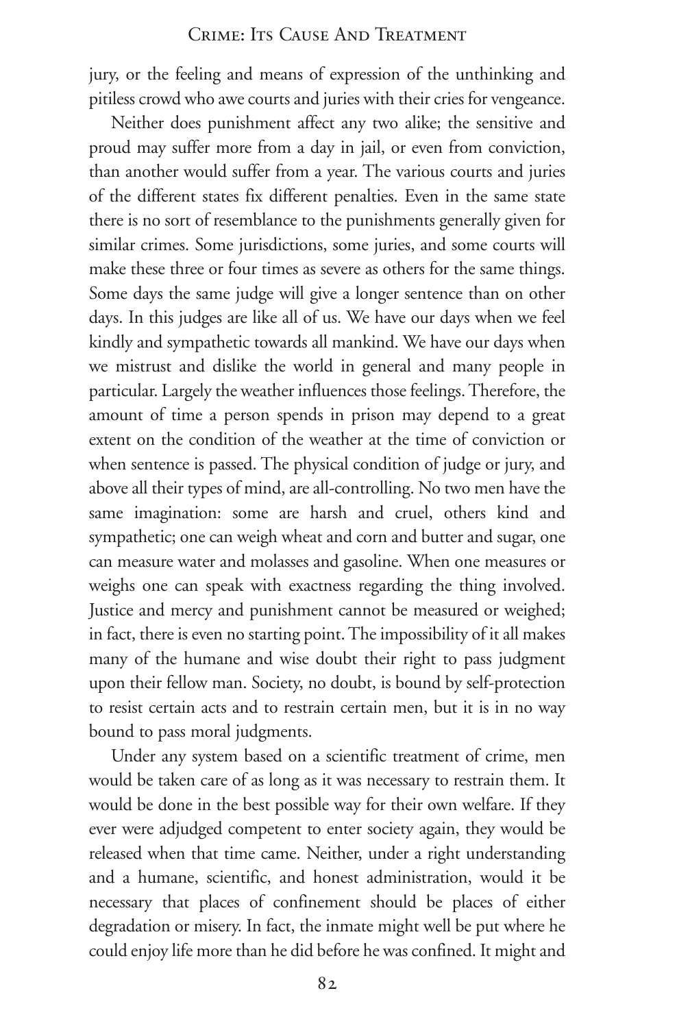jury, or the feeling and means of expression of the unthinking and pitiless crowd who awe courts and juries with their cries for vengeance.

Neither does punishment affect any two alike; the sensitive and proud may suffer more from a day in jail, or even from conviction, than another would suffer from a year. The various courts and juries of the different states fix different penalties. Even in the same state there is no sort of resemblance to the punishments generally given for similar crimes. Some jurisdictions, some juries, and some courts will make these three or four times as severe as others for the same things. Some days the same judge will give a longer sentence than on other days. In this judges are like all of us. We have our days when we feel kindly and sympathetic towards all mankind. We have our days when we mistrust and dislike the world in general and many people in particular. Largely the weather influences those feelings. Therefore, the amount of time a person spends in prison may depend to a great extent on the condition of the weather at the time of conviction or when sentence is passed. The physical condition of judge or jury, and above all their types of mind, are all-controlling. No two men have the same imagination: some are harsh and cruel, others kind and sympathetic; one can weigh wheat and corn and butter and sugar, one can measure water and molasses and gasoline. When one measures or weighs one can speak with exactness regarding the thing involved. Justice and mercy and punishment cannot be measured or weighed; in fact, there is even no starting point. The impossibility of it all makes many of the humane and wise doubt their right to pass judgment upon their fellow man. Society, no doubt, is bound by self-protection to resist certain acts and to restrain certain men, but it is in no way bound to pass moral judgments.

Under any system based on a scientific treatment of crime, men would be taken care of as long as it was necessary to restrain them. It would be done in the best possible way for their own welfare. If they ever were adjudged competent to enter society again, they would be released when that time came. Neither, under a right understanding and a humane, scientific, and honest administration, would it be necessary that places of confinement should be places of either degradation or misery. In fact, the inmate might well be put where he could enjoy life more than he did before he was confined. It might and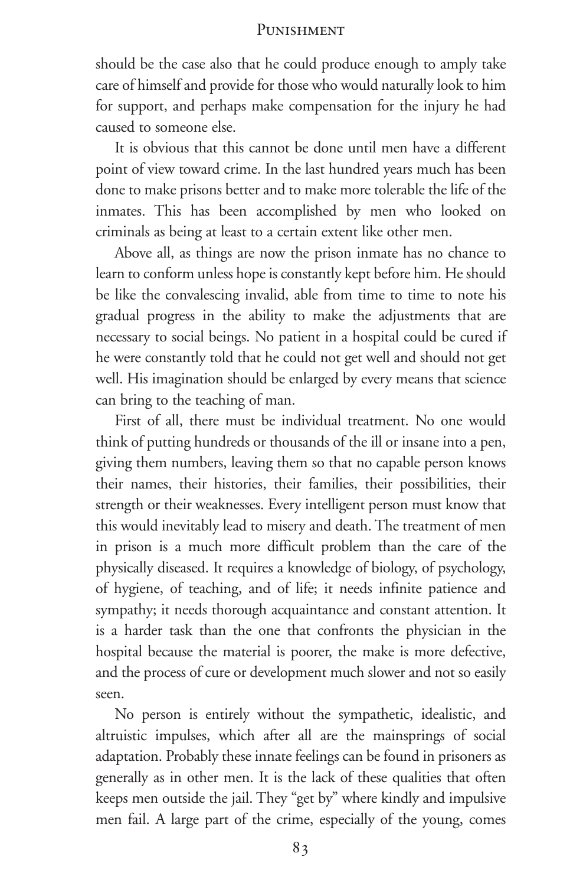should be the case also that he could produce enough to amply take care of himself and provide for those who would naturally look to him for support, and perhaps make compensation for the injury he had caused to someone else.

It is obvious that this cannot be done until men have a different point of view toward crime. In the last hundred years much has been done to make prisons better and to make more tolerable the life of the inmates. This has been accomplished by men who looked on criminals as being at least to a certain extent like other men.

Above all, as things are now the prison inmate has no chance to learn to conform unless hope is constantly kept before him. He should be like the convalescing invalid, able from time to time to note his gradual progress in the ability to make the adjustments that are necessary to social beings. No patient in a hospital could be cured if he were constantly told that he could not get well and should not get well. His imagination should be enlarged by every means that science can bring to the teaching of man.

First of all, there must be individual treatment. No one would think of putting hundreds or thousands of the ill or insane into a pen, giving them numbers, leaving them so that no capable person knows their names, their histories, their families, their possibilities, their strength or their weaknesses. Every intelligent person must know that this would inevitably lead to misery and death. The treatment of men in prison is a much more difficult problem than the care of the physically diseased. It requires a knowledge of biology, of psychology, of hygiene, of teaching, and of life; it needs infinite patience and sympathy; it needs thorough acquaintance and constant attention. It is a harder task than the one that confronts the physician in the hospital because the material is poorer, the make is more defective, and the process of cure or development much slower and not so easily seen.

No person is entirely without the sympathetic, idealistic, and altruistic impulses, which after all are the mainsprings of social adaptation. Probably these innate feelings can be found in prisoners as generally as in other men. It is the lack of these qualities that often keeps men outside the jail. They "get by" where kindly and impulsive men fail. A large part of the crime, especially of the young, comes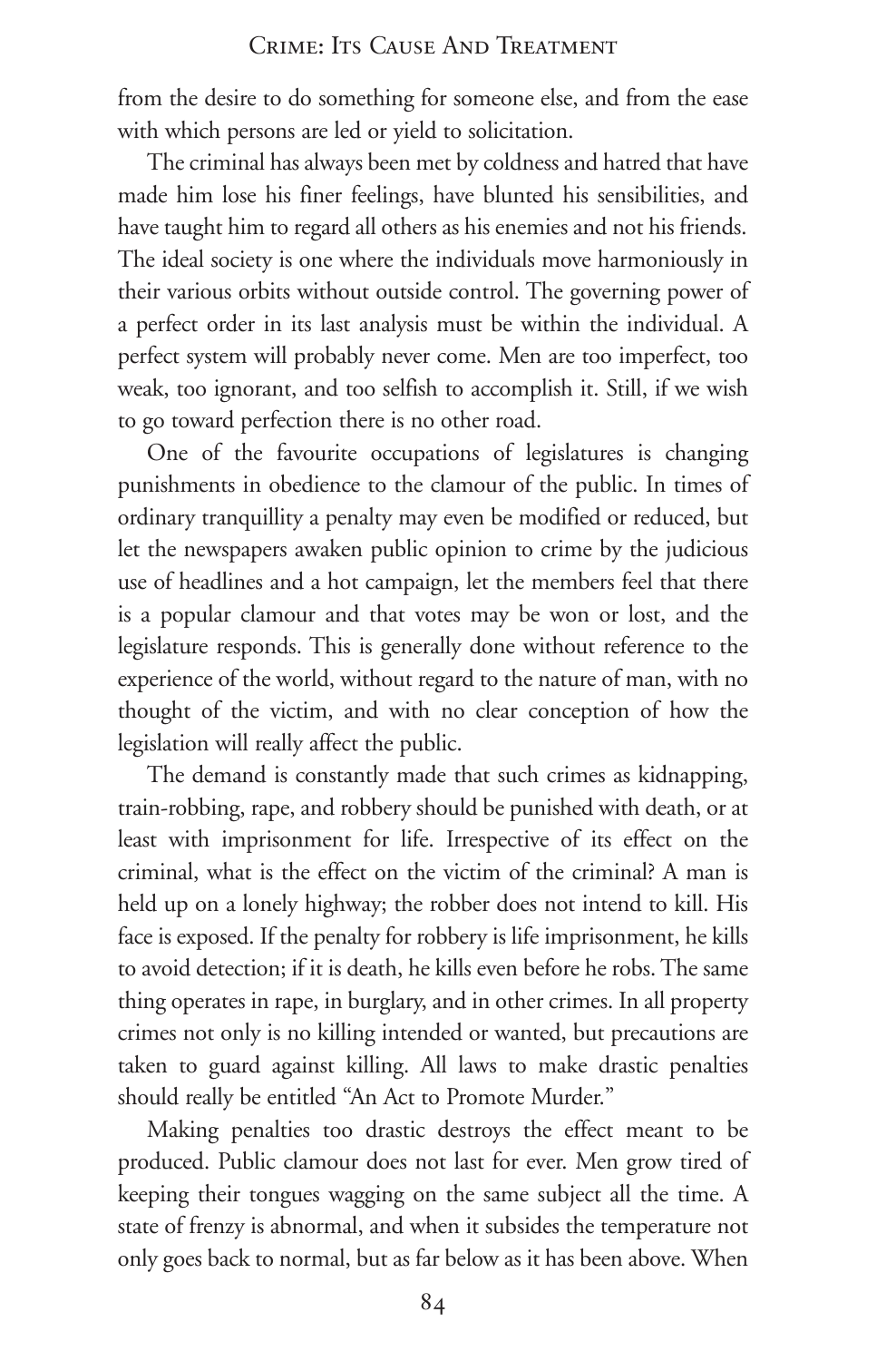from the desire to do something for someone else, and from the ease with which persons are led or yield to solicitation.

The criminal has always been met by coldness and hatred that have made him lose his finer feelings, have blunted his sensibilities, and have taught him to regard all others as his enemies and not his friends. The ideal society is one where the individuals move harmoniously in their various orbits without outside control. The governing power of a perfect order in its last analysis must be within the individual. A perfect system will probably never come. Men are too imperfect, too weak, too ignorant, and too selfish to accomplish it. Still, if we wish to go toward perfection there is no other road.

One of the favourite occupations of legislatures is changing punishments in obedience to the clamour of the public. In times of ordinary tranquillity a penalty may even be modified or reduced, but let the newspapers awaken public opinion to crime by the judicious use of headlines and a hot campaign, let the members feel that there is a popular clamour and that votes may be won or lost, and the legislature responds. This is generally done without reference to the experience of the world, without regard to the nature of man, with no thought of the victim, and with no clear conception of how the legislation will really affect the public.

The demand is constantly made that such crimes as kidnapping, train-robbing, rape, and robbery should be punished with death, or at least with imprisonment for life. Irrespective of its effect on the criminal, what is the effect on the victim of the criminal? A man is held up on a lonely highway; the robber does not intend to kill. His face is exposed. If the penalty for robbery is life imprisonment, he kills to avoid detection; if it is death, he kills even before he robs. The same thing operates in rape, in burglary, and in other crimes. In all property crimes not only is no killing intended or wanted, but precautions are taken to guard against killing. All laws to make drastic penalties should really be entitled "An Act to Promote Murder."

Making penalties too drastic destroys the effect meant to be produced. Public clamour does not last for ever. Men grow tired of keeping their tongues wagging on the same subject all the time. A state of frenzy is abnormal, and when it subsides the temperature not only goes back to normal, but as far below as it has been above. When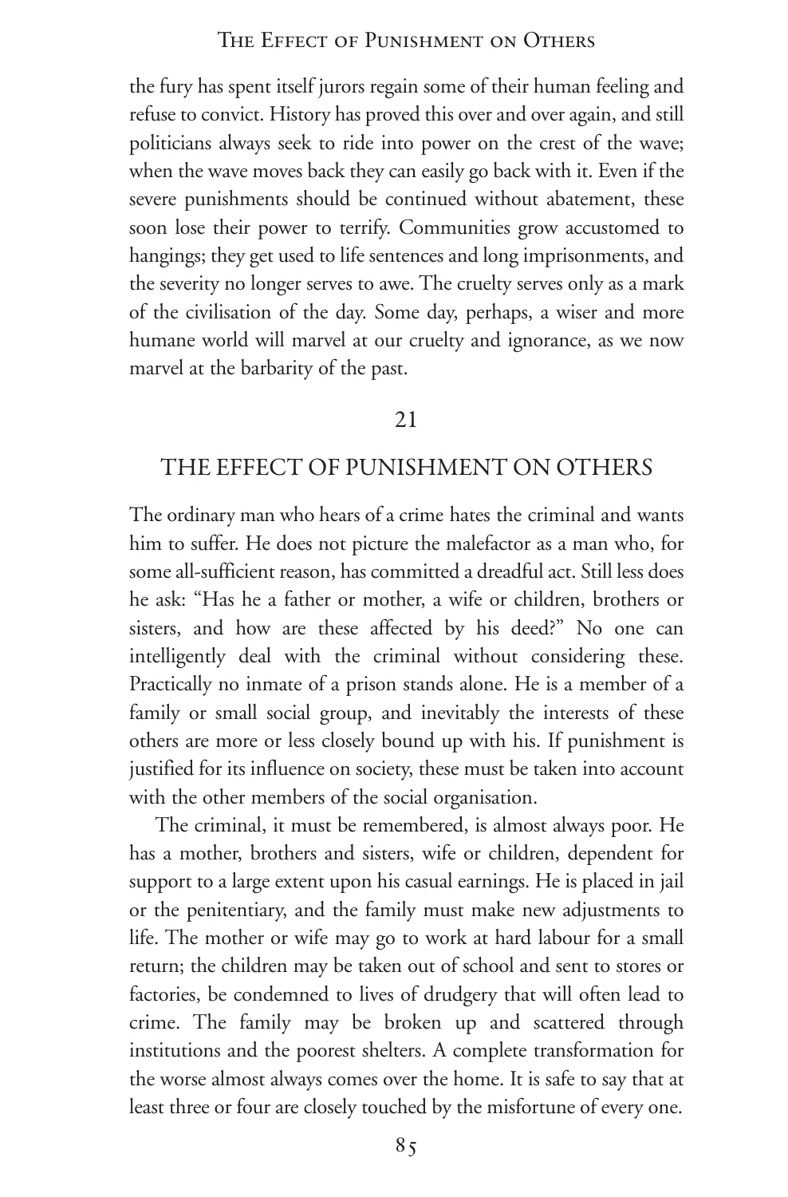the fury has spent itself jurors regain some of their human feeling and refuse to convict. History has proved this over and over again, and still politicians always seek to ride into power on the crest of the wave; when the wave moves back they can easily go back with it. Even if the severe punishments should be continued without abatement, these soon lose their power to terrify. Communities grow accustomed to hangings; they get used to life sentences and long imprisonments, and the severity no longer serves to awe. The cruelty serves only as a mark of the civilisation of the day. Some day, perhaps, a wiser and more humane world will marvel at our cruelty and ignorance, as we now marvel at the barbarity of the past.

## 21

## THE EFFECT OF PUNISHMENT ON OTHERS

The ordinary man who hears of a crime hates the criminal and wants him to suffer. He does not picture the malefactor as a man who, for some all-sufficient reason, has committed a dreadful act. Still less does he ask: "Has he a father or mother, a wife or children, brothers or sisters, and how are these affected by his deed?" No one can intelligently deal with the criminal without considering these. Practically no inmate of a prison stands alone. He is a member of a family or small social group, and inevitably the interests of these others are more or less closely bound up with his. If punishment is justified for its influence on society, these must be taken into account with the other members of the social organisation.

The criminal, it must be remembered, is almost always poor. He has a mother, brothers and sisters, wife or children, dependent for support to a large extent upon his casual earnings. He is placed in jail or the penitentiary, and the family must make new adjustments to life. The mother or wife may go to work at hard labour for a small return; the children may be taken out of school and sent to stores or factories, be condemned to lives of drudgery that will often lead to crime. The family may be broken up and scattered through institutions and the poorest shelters. A complete transformation for the worse almost always comes over the home. It is safe to say that at least three or four are closely touched by the misfortune of every one.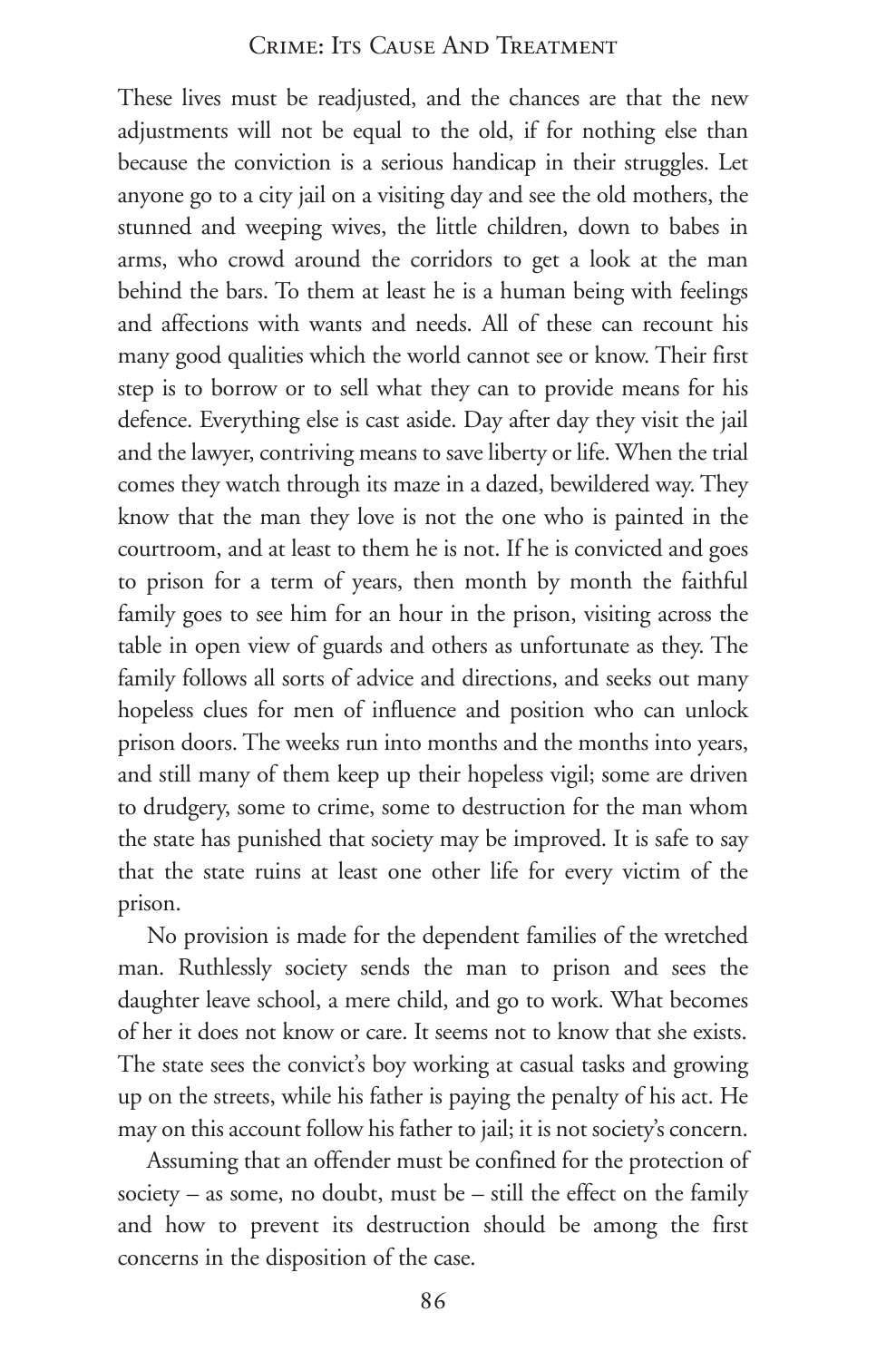These lives must be readjusted, and the chances are that the new adjustments will not be equal to the old, if for nothing else than because the conviction is a serious handicap in their struggles. Let anyone go to a city jail on a visiting day and see the old mothers, the stunned and weeping wives, the little children, down to babes in arms, who crowd around the corridors to get a look at the man behind the bars. To them at least he is a human being with feelings and affections with wants and needs. All of these can recount his many good qualities which the world cannot see or know. Their first step is to borrow or to sell what they can to provide means for his defence. Everything else is cast aside. Day after day they visit the jail and the lawyer, contriving means to save liberty or life. When the trial comes they watch through its maze in a dazed, bewildered way. They know that the man they love is not the one who is painted in the courtroom, and at least to them he is not. If he is convicted and goes to prison for a term of years, then month by month the faithful family goes to see him for an hour in the prison, visiting across the table in open view of guards and others as unfortunate as they. The family follows all sorts of advice and directions, and seeks out many hopeless clues for men of influence and position who can unlock prison doors. The weeks run into months and the months into years, and still many of them keep up their hopeless vigil; some are driven to drudgery, some to crime, some to destruction for the man whom the state has punished that society may be improved. It is safe to say that the state ruins at least one other life for every victim of the prison.

No provision is made for the dependent families of the wretched man. Ruthlessly society sends the man to prison and sees the daughter leave school, a mere child, and go to work. What becomes of her it does not know or care. It seems not to know that she exists. The state sees the convict's boy working at casual tasks and growing up on the streets, while his father is paying the penalty of his act. He may on this account follow his father to jail; it is not society's concern.

Assuming that an offender must be confined for the protection of society – as some, no doubt, must be – still the effect on the family and how to prevent its destruction should be among the first concerns in the disposition of the case.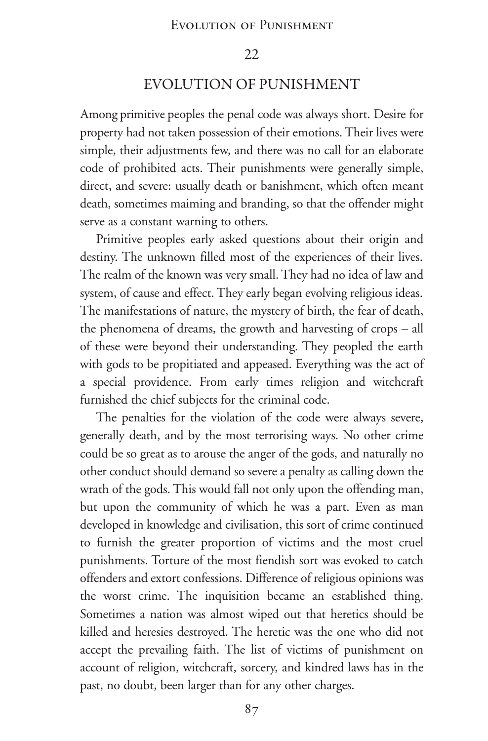## 22

## EVOLUTION OF PUNISHMENT

Among primitive peoples the penal code was always short. Desire for property had not taken possession of their emotions. Their lives were simple, their adjustments few, and there was no call for an elaborate code of prohibited acts. Their punishments were generally simple, direct, and severe: usually death or banishment, which often meant death, sometimes maiming and branding, so that the offender might serve as a constant warning to others.

Primitive peoples early asked questions about their origin and destiny. The unknown filled most of the experiences of their lives. The realm of the known was very small. They had no idea of law and system, of cause and effect. They early began evolving religious ideas. The manifestations of nature, the mystery of birth, the fear of death, the phenomena of dreams, the growth and harvesting of crops – all of these were beyond their understanding. They peopled the earth with gods to be propitiated and appeased. Everything was the act of a special providence. From early times religion and witchcraft furnished the chief subjects for the criminal code.

The penalties for the violation of the code were always severe, generally death, and by the most terrorising ways. No other crime could be so great as to arouse the anger of the gods, and naturally no other conduct should demand so severe a penalty as calling down the wrath of the gods. This would fall not only upon the offending man, but upon the community of which he was a part. Even as man developed in knowledge and civilisation, this sort of crime continued to furnish the greater proportion of victims and the most cruel punishments. Torture of the most fiendish sort was evoked to catch offenders and extort confessions. Difference of religious opinions was the worst crime. The inquisition became an established thing. Sometimes a nation was almost wiped out that heretics should be killed and heresies destroyed. The heretic was the one who did not accept the prevailing faith. The list of victims of punishment on account of religion, witchcraft, sorcery, and kindred laws has in the past, no doubt, been larger than for any other charges.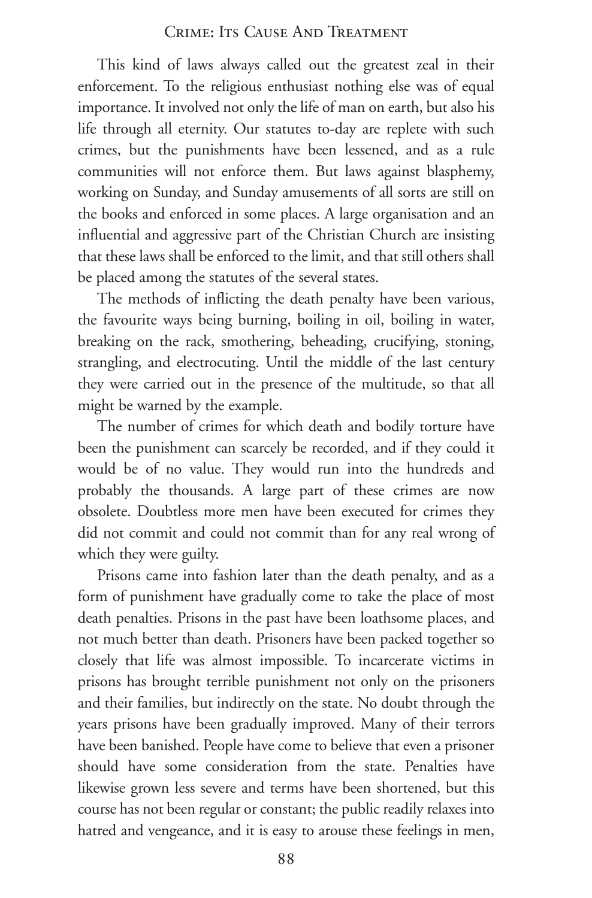This kind of laws always called out the greatest zeal in their enforcement. To the religious enthusiast nothing else was of equal importance. It involved not only the life of man on earth, but also his life through all eternity. Our statutes to-day are replete with such crimes, but the punishments have been lessened, and as a rule communities will not enforce them. But laws against blasphemy, working on Sunday, and Sunday amusements of all sorts are still on the books and enforced in some places. A large organisation and an influential and aggressive part of the Christian Church are insisting that these laws shall be enforced to the limit, and that still others shall be placed among the statutes of the several states.

The methods of inflicting the death penalty have been various, the favourite ways being burning, boiling in oil, boiling in water, breaking on the rack, smothering, beheading, crucifying, stoning, strangling, and electrocuting. Until the middle of the last century they were carried out in the presence of the multitude, so that all might be warned by the example.

The number of crimes for which death and bodily torture have been the punishment can scarcely be recorded, and if they could it would be of no value. They would run into the hundreds and probably the thousands. A large part of these crimes are now obsolete. Doubtless more men have been executed for crimes they did not commit and could not commit than for any real wrong of which they were guilty.

Prisons came into fashion later than the death penalty, and as a form of punishment have gradually come to take the place of most death penalties. Prisons in the past have been loathsome places, and not much better than death. Prisoners have been packed together so closely that life was almost impossible. To incarcerate victims in prisons has brought terrible punishment not only on the prisoners and their families, but indirectly on the state. No doubt through the years prisons have been gradually improved. Many of their terrors have been banished. People have come to believe that even a prisoner should have some consideration from the state. Penalties have likewise grown less severe and terms have been shortened, but this course has not been regular or constant; the public readily relaxes into hatred and vengeance, and it is easy to arouse these feelings in men,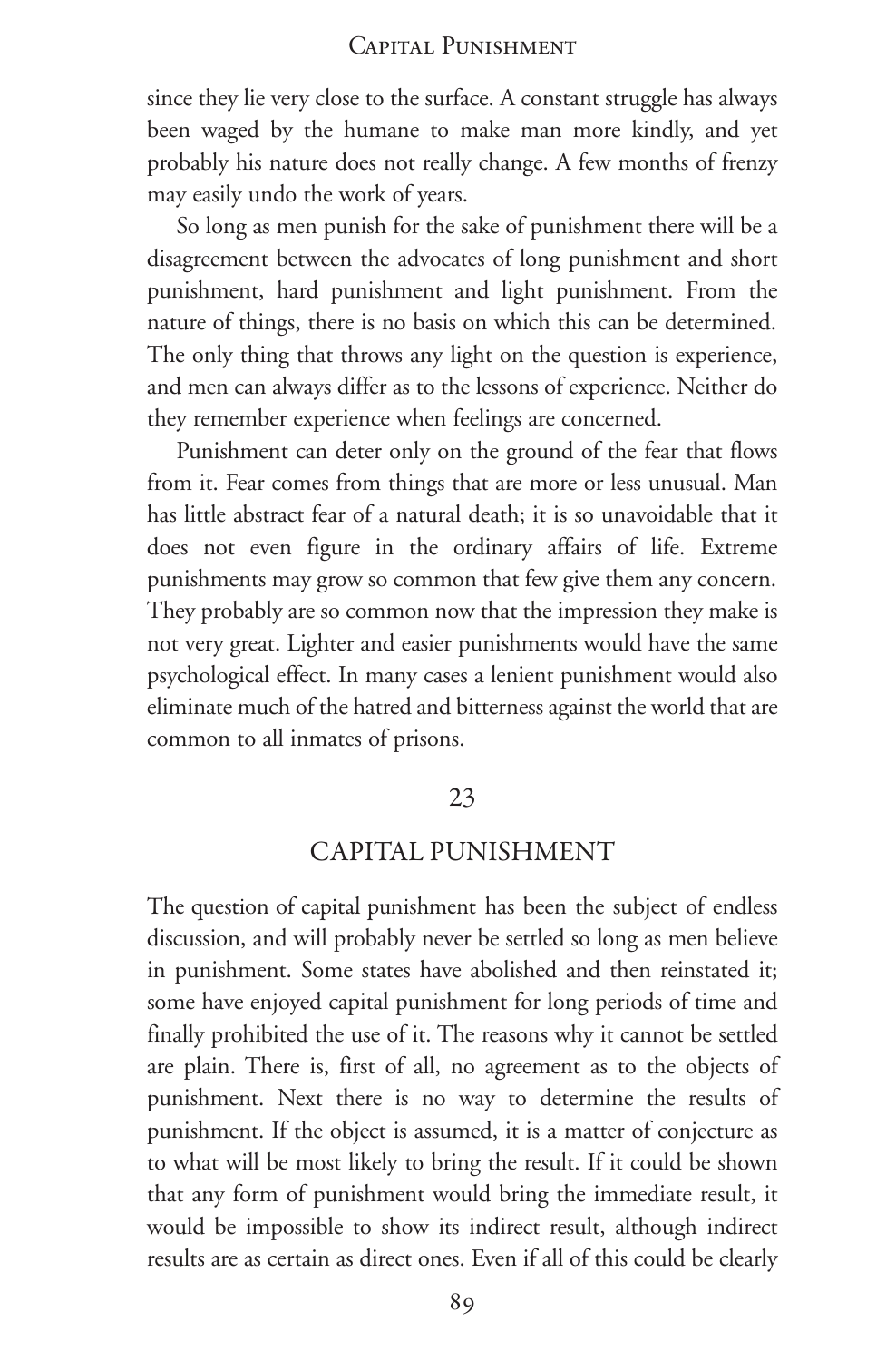since they lie very close to the surface. A constant struggle has always been waged by the humane to make man more kindly, and yet probably his nature does not really change. A few months of frenzy may easily undo the work of years.

So long as men punish for the sake of punishment there will be a disagreement between the advocates of long punishment and short punishment, hard punishment and light punishment. From the nature of things, there is no basis on which this can be determined. The only thing that throws any light on the question is experience, and men can always differ as to the lessons of experience. Neither do they remember experience when feelings are concerned.

Punishment can deter only on the ground of the fear that flows from it. Fear comes from things that are more or less unusual. Man has little abstract fear of a natural death; it is so unavoidable that it does not even figure in the ordinary affairs of life. Extreme punishments may grow so common that few give them any concern. They probably are so common now that the impression they make is not very great. Lighter and easier punishments would have the same psychological effect. In many cases a lenient punishment would also eliminate much of the hatred and bitterness against the world that are common to all inmates of prisons.

## 23

## CAPITAL PUNISHMENT

The question of capital punishment has been the subject of endless discussion, and will probably never be settled so long as men believe in punishment. Some states have abolished and then reinstated it; some have enjoyed capital punishment for long periods of time and finally prohibited the use of it. The reasons why it cannot be settled are plain. There is, first of all, no agreement as to the objects of punishment. Next there is no way to determine the results of punishment. If the object is assumed, it is a matter of conjecture as to what will be most likely to bring the result. If it could be shown that any form of punishment would bring the immediate result, it would be impossible to show its indirect result, although indirect results are as certain as direct ones. Even if all of this could be clearly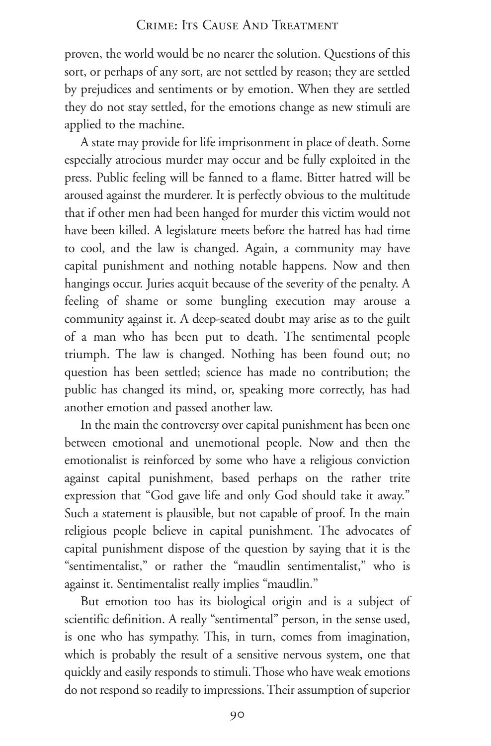proven, the world would be no nearer the solution. Questions of this sort, or perhaps of any sort, are not settled by reason; they are settled by prejudices and sentiments or by emotion. When they are settled they do not stay settled, for the emotions change as new stimuli are applied to the machine.

A state may provide for life imprisonment in place of death. Some especially atrocious murder may occur and be fully exploited in the press. Public feeling will be fanned to a flame. Bitter hatred will be aroused against the murderer. It is perfectly obvious to the multitude that if other men had been hanged for murder this victim would not have been killed. A legislature meets before the hatred has had time to cool, and the law is changed. Again, a community may have capital punishment and nothing notable happens. Now and then hangings occur. Juries acquit because of the severity of the penalty. A feeling of shame or some bungling execution may arouse a community against it. A deep-seated doubt may arise as to the guilt of a man who has been put to death. The sentimental people triumph. The law is changed. Nothing has been found out; no question has been settled; science has made no contribution; the public has changed its mind, or, speaking more correctly, has had another emotion and passed another law.

In the main the controversy over capital punishment has been one between emotional and unemotional people. Now and then the emotionalist is reinforced by some who have a religious conviction against capital punishment, based perhaps on the rather trite expression that "God gave life and only God should take it away." Such a statement is plausible, but not capable of proof. In the main religious people believe in capital punishment. The advocates of capital punishment dispose of the question by saying that it is the "sentimentalist," or rather the "maudlin sentimentalist," who is against it. Sentimentalist really implies "maudlin."

But emotion too has its biological origin and is a subject of scientific definition. A really "sentimental" person, in the sense used, is one who has sympathy. This, in turn, comes from imagination, which is probably the result of a sensitive nervous system, one that quickly and easily responds to stimuli. Those who have weak emotions do not respond so readily to impressions. Their assumption of superior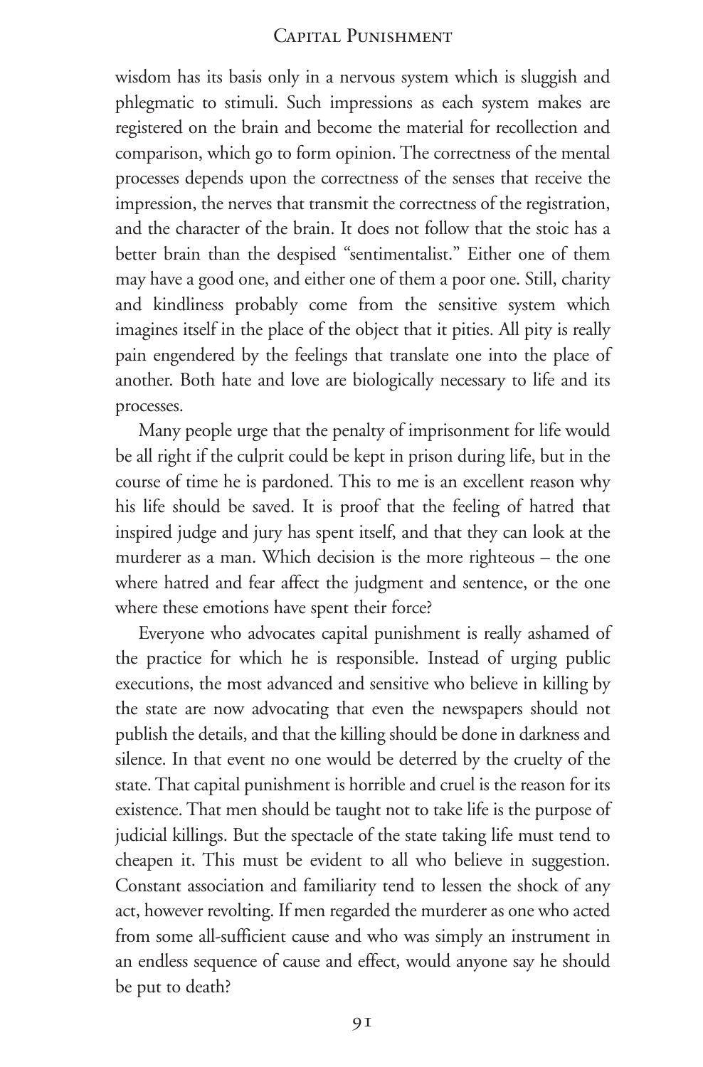wisdom has its basis only in a nervous system which is sluggish and phlegmatic to stimuli. Such impressions as each system makes are registered on the brain and become the material for recollection and comparison, which go to form opinion. The correctness of the mental processes depends upon the correctness of the senses that receive the impression, the nerves that transmit the correctness of the registration, and the character of the brain. It does not follow that the stoic has a better brain than the despised "sentimentalist." Either one of them may have a good one, and either one of them a poor one. Still, charity and kindliness probably come from the sensitive system which imagines itself in the place of the object that it pities. All pity is really pain engendered by the feelings that translate one into the place of another. Both hate and love are biologically necessary to life and its processes.

Many people urge that the penalty of imprisonment for life would be all right if the culprit could be kept in prison during life, but in the course of time he is pardoned. This to me is an excellent reason why his life should be saved. It is proof that the feeling of hatred that inspired judge and jury has spent itself, and that they can look at the murderer as a man. Which decision is the more righteous – the one where hatred and fear affect the judgment and sentence, or the one where these emotions have spent their force?

Everyone who advocates capital punishment is really ashamed of the practice for which he is responsible. Instead of urging public executions, the most advanced and sensitive who believe in killing by the state are now advocating that even the newspapers should not publish the details, and that the killing should be done in darkness and silence. In that event no one would be deterred by the cruelty of the state. That capital punishment is horrible and cruel is the reason for its existence. That men should be taught not to take life is the purpose of judicial killings. But the spectacle of the state taking life must tend to cheapen it. This must be evident to all who believe in suggestion. Constant association and familiarity tend to lessen the shock of any act, however revolting. If men regarded the murderer as one who acted from some all-sufficient cause and who was simply an instrument in an endless sequence of cause and effect, would anyone say he should be put to death?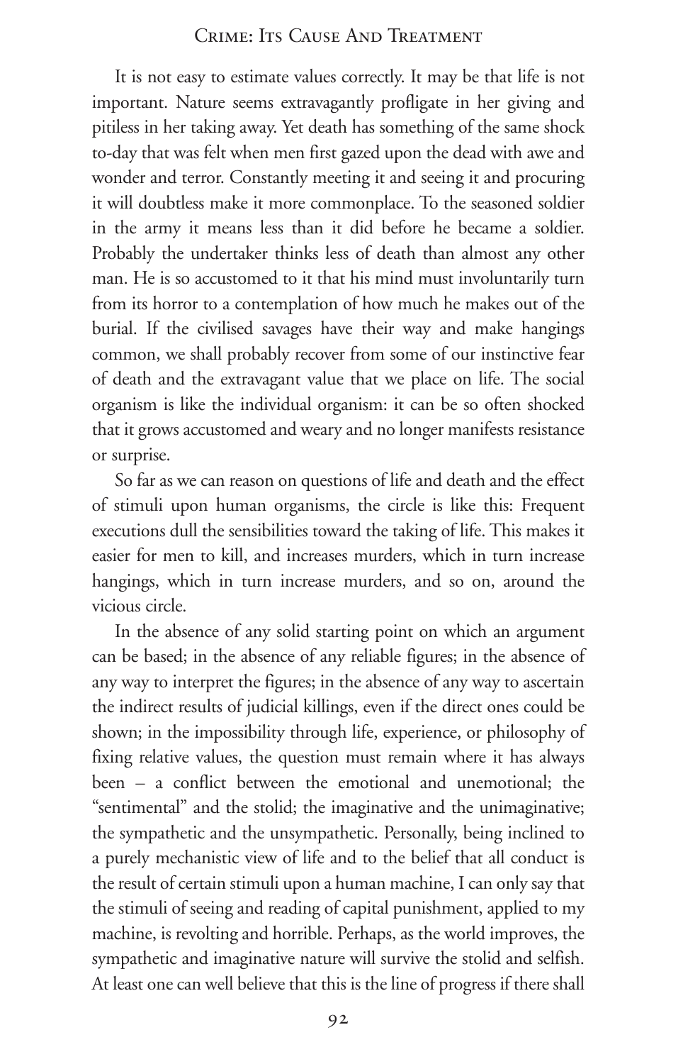It is not easy to estimate values correctly. It may be that life is not important. Nature seems extravagantly profligate in her giving and pitiless in her taking away. Yet death has something of the same shock to-day that was felt when men first gazed upon the dead with awe and wonder and terror. Constantly meeting it and seeing it and procuring it will doubtless make it more commonplace. To the seasoned soldier in the army it means less than it did before he became a soldier. Probably the undertaker thinks less of death than almost any other man. He is so accustomed to it that his mind must involuntarily turn from its horror to a contemplation of how much he makes out of the burial. If the civilised savages have their way and make hangings common, we shall probably recover from some of our instinctive fear of death and the extravagant value that we place on life. The social organism is like the individual organism: it can be so often shocked that it grows accustomed and weary and no longer manifests resistance or surprise.

So far as we can reason on questions of life and death and the effect of stimuli upon human organisms, the circle is like this: Frequent executions dull the sensibilities toward the taking of life. This makes it easier for men to kill, and increases murders, which in turn increase hangings, which in turn increase murders, and so on, around the vicious circle.

In the absence of any solid starting point on which an argument can be based; in the absence of any reliable figures; in the absence of any way to interpret the figures; in the absence of any way to ascertain the indirect results of judicial killings, even if the direct ones could be shown; in the impossibility through life, experience, or philosophy of fixing relative values, the question must remain where it has always been – a conflict between the emotional and unemotional; the "sentimental" and the stolid; the imaginative and the unimaginative; the sympathetic and the unsympathetic. Personally, being inclined to a purely mechanistic view of life and to the belief that all conduct is the result of certain stimuli upon a human machine, I can only say that the stimuli of seeing and reading of capital punishment, applied to my machine, is revolting and horrible. Perhaps, as the world improves, the sympathetic and imaginative nature will survive the stolid and selfish. At least one can well believe that this is the line of progress if there shall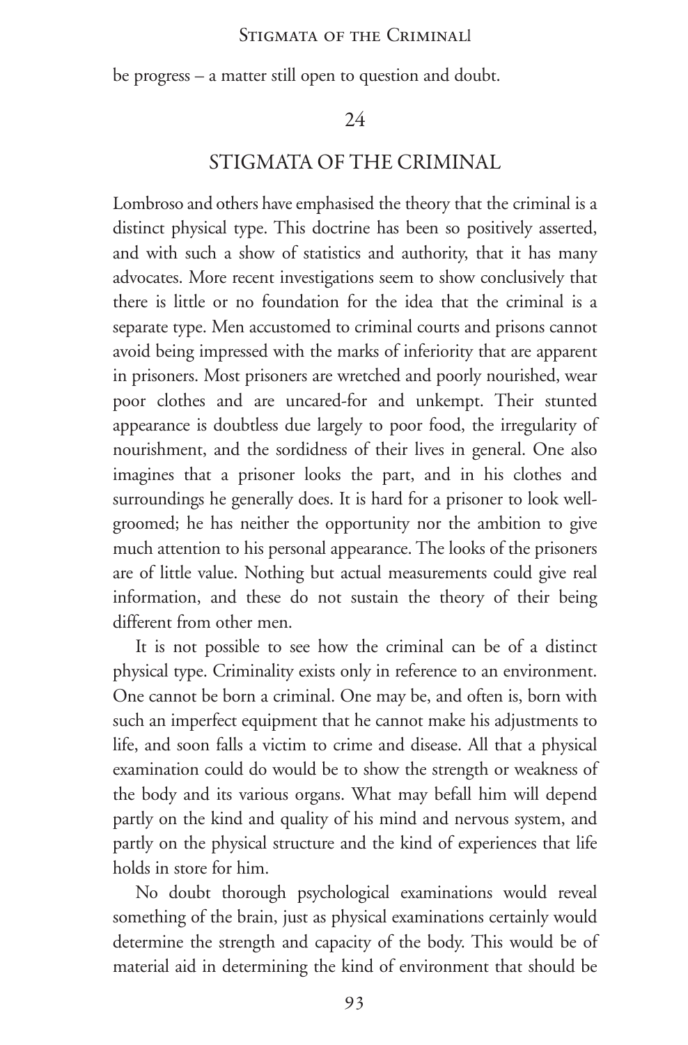be progress – a matter still open to question and doubt.

## 24

## STIGMATA OF THE CRIMINAL

Lombroso and others have emphasised the theory that the criminal is a distinct physical type. This doctrine has been so positively asserted, and with such a show of statistics and authority, that it has many advocates. More recent investigations seem to show conclusively that there is little or no foundation for the idea that the criminal is a separate type. Men accustomed to criminal courts and prisons cannot avoid being impressed with the marks of inferiority that are apparent in prisoners. Most prisoners are wretched and poorly nourished, wear poor clothes and are uncared-for and unkempt. Their stunted appearance is doubtless due largely to poor food, the irregularity of nourishment, and the sordidness of their lives in general. One also imagines that a prisoner looks the part, and in his clothes and surroundings he generally does. It is hard for a prisoner to look well-groomed; he has neither the opportunity nor the ambition to give much attention to his personal appearance. The looks of the prisoners are of little value. Nothing but actual measurements could give real information, and these do not sustain the theory of their being different from other men.

It is not possible to see how the criminal can be of a distinct physical type. Criminality exists only in reference to an environment. One cannot be born a criminal. One may be, and often is, born with such an imperfect equipment that he cannot make his adjustments to life, and soon falls a victim to crime and disease. All that a physical examination could do would be to show the strength or weakness of the body and its various organs. What may befall him will depend partly on the kind and quality of his mind and nervous system, and partly on the physical structure and the kind of experiences that life holds in store for him.

No doubt thorough psychological examinations would reveal something of the brain, just as physical examinations certainly would determine the strength and capacity of the body. This would be of material aid in determining the kind of environment that should be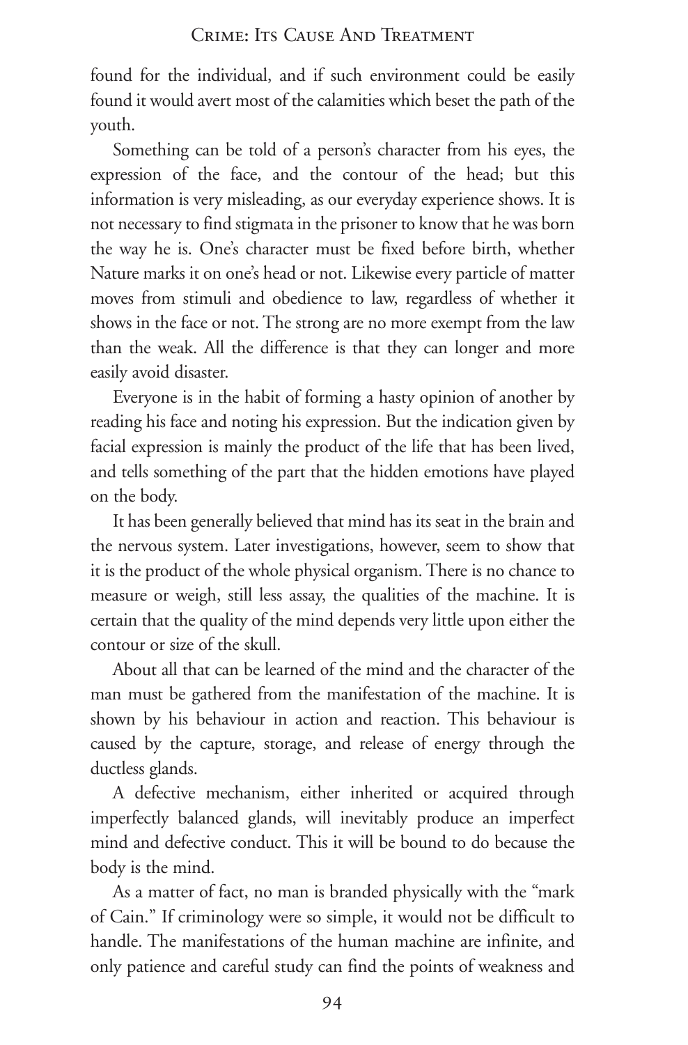found for the individual, and if such environment could be easily found it would avert most of the calamities which beset the path of the youth.

Something can be told of a person's character from his eyes, the expression of the face, and the contour of the head; but this information is very misleading, as our everyday experience shows. It is not necessary to find stigmata in the prisoner to know that he was born the way he is. One's character must be fixed before birth, whether Nature marks it on one's head or not. Likewise every particle of matter moves from stimuli and obedience to law, regardless of whether it shows in the face or not. The strong are no more exempt from the law than the weak. All the difference is that they can longer and more easily avoid disaster.

Everyone is in the habit of forming a hasty opinion of another by reading his face and noting his expression. But the indication given by facial expression is mainly the product of the life that has been lived, and tells something of the part that the hidden emotions have played on the body.

It has been generally believed that mind has its seat in the brain and the nervous system. Later investigations, however, seem to show that it is the product of the whole physical organism. There is no chance to measure or weigh, still less assay, the qualities of the machine. It is certain that the quality of the mind depends very little upon either the contour or size of the skull.

About all that can be learned of the mind and the character of the man must be gathered from the manifestation of the machine. It is shown by his behaviour in action and reaction. This behaviour is caused by the capture, storage, and release of energy through the ductless glands.

A defective mechanism, either inherited or acquired through imperfectly balanced glands, will inevitably produce an imperfect mind and defective conduct. This it will be bound to do because the body is the mind.

As a matter of fact, no man is branded physically with the "mark of Cain." If criminology were so simple, it would not be difficult to handle. The manifestations of the human machine are infinite, and only patience and careful study can find the points of weakness and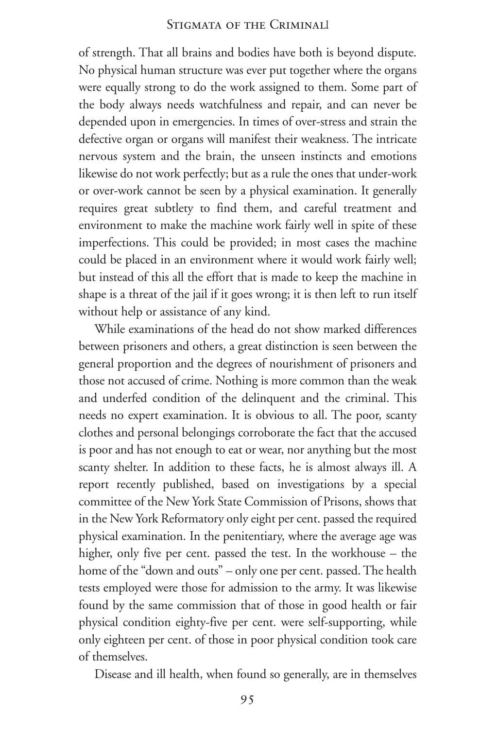of strength. That all brains and bodies have both is beyond dispute. No physical human structure was ever put together where the organs were equally strong to do the work assigned to them. Some part of the body always needs watchfulness and repair, and can never be depended upon in emergencies. In times of over-stress and strain the defective organ or organs will manifest their weakness. The intricate nervous system and the brain, the unseen instincts and emotions likewise do not work perfectly; but as a rule the ones that under-work or over-work cannot be seen by a physical examination. It generally requires great subtlety to find them, and careful treatment and environment to make the machine work fairly well in spite of these imperfections. This could be provided; in most cases the machine could be placed in an environment where it would work fairly well; but instead of this all the effort that is made to keep the machine in shape is a threat of the jail if it goes wrong; it is then left to run itself without help or assistance of any kind.

While examinations of the head do not show marked differences between prisoners and others, a great distinction is seen between the general proportion and the degrees of nourishment of prisoners and those not accused of crime. Nothing is more common than the weak and underfed condition of the delinquent and the criminal. This needs no expert examination. It is obvious to all. The poor, scanty clothes and personal belongings corroborate the fact that the accused is poor and has not enough to eat or wear, nor anything but the most scanty shelter. In addition to these facts, he is almost always ill. A report recently published, based on investigations by a special committee of the New York State Commission of Prisons, shows that in the New York Reformatory only eight per cent. passed the required physical examination. In the penitentiary, where the average age was higher, only five per cent. passed the test. In the workhouse – the home of the "down and outs" – only one per cent. passed. The health tests employed were those for admission to the army. It was likewise found by the same commission that of those in good health or fair physical condition eighty-five per cent. were self-supporting, while only eighteen per cent. of those in poor physical condition took care of themselves.

Disease and ill health, when found so generally, are in themselves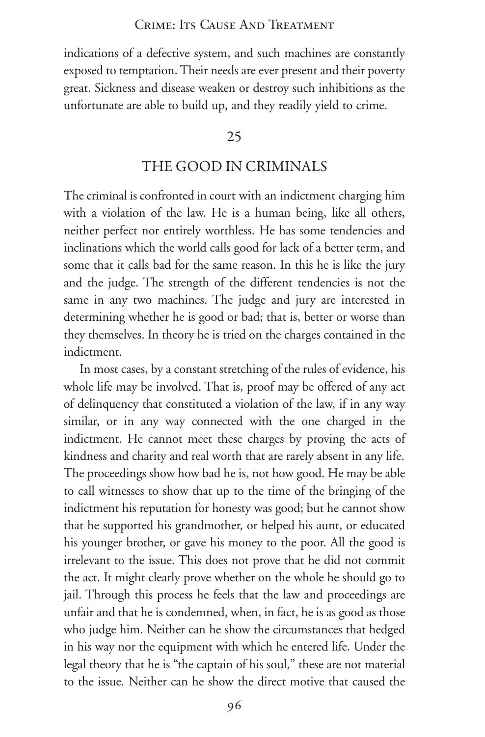indications of a defective system, and such machines are constantly exposed to temptation. Their needs are ever present and their poverty great. Sickness and disease weaken or destroy such inhibitions as the unfortunate are able to build up, and they readily yield to crime.

## 25

## THE GOOD IN CRIMINALS

The criminal is confronted in court with an indictment charging him with a violation of the law. He is a human being, like all others, neither perfect nor entirely worthless. He has some tendencies and inclinations which the world calls good for lack of a better term, and some that it calls bad for the same reason. In this he is like the jury and the judge. The strength of the different tendencies is not the same in any two machines. The judge and jury are interested in determining whether he is good or bad; that is, better or worse than they themselves. In theory he is tried on the charges contained in the indictment.

In most cases, by a constant stretching of the rules of evidence, his whole life may be involved. That is, proof may be offered of any act of delinquency that constituted a violation of the law, if in any way similar, or in any way connected with the one charged in the indictment. He cannot meet these charges by proving the acts of kindness and charity and real worth that are rarely absent in any life. The proceedings show how bad he is, not how good. He may be able to call witnesses to show that up to the time of the bringing of the indictment his reputation for honesty was good; but he cannot show that he supported his grandmother, or helped his aunt, or educated his younger brother, or gave his money to the poor. All the good is irrelevant to the issue. This does not prove that he did not commit the act. It might clearly prove whether on the whole he should go to jail. Through this process he feels that the law and proceedings are unfair and that he is condemned, when, in fact, he is as good as those who judge him. Neither can he show the circumstances that hedged in his way nor the equipment with which he entered life. Under the legal theory that he is "the captain of his soul," these are not material to the issue. Neither can he show the direct motive that caused the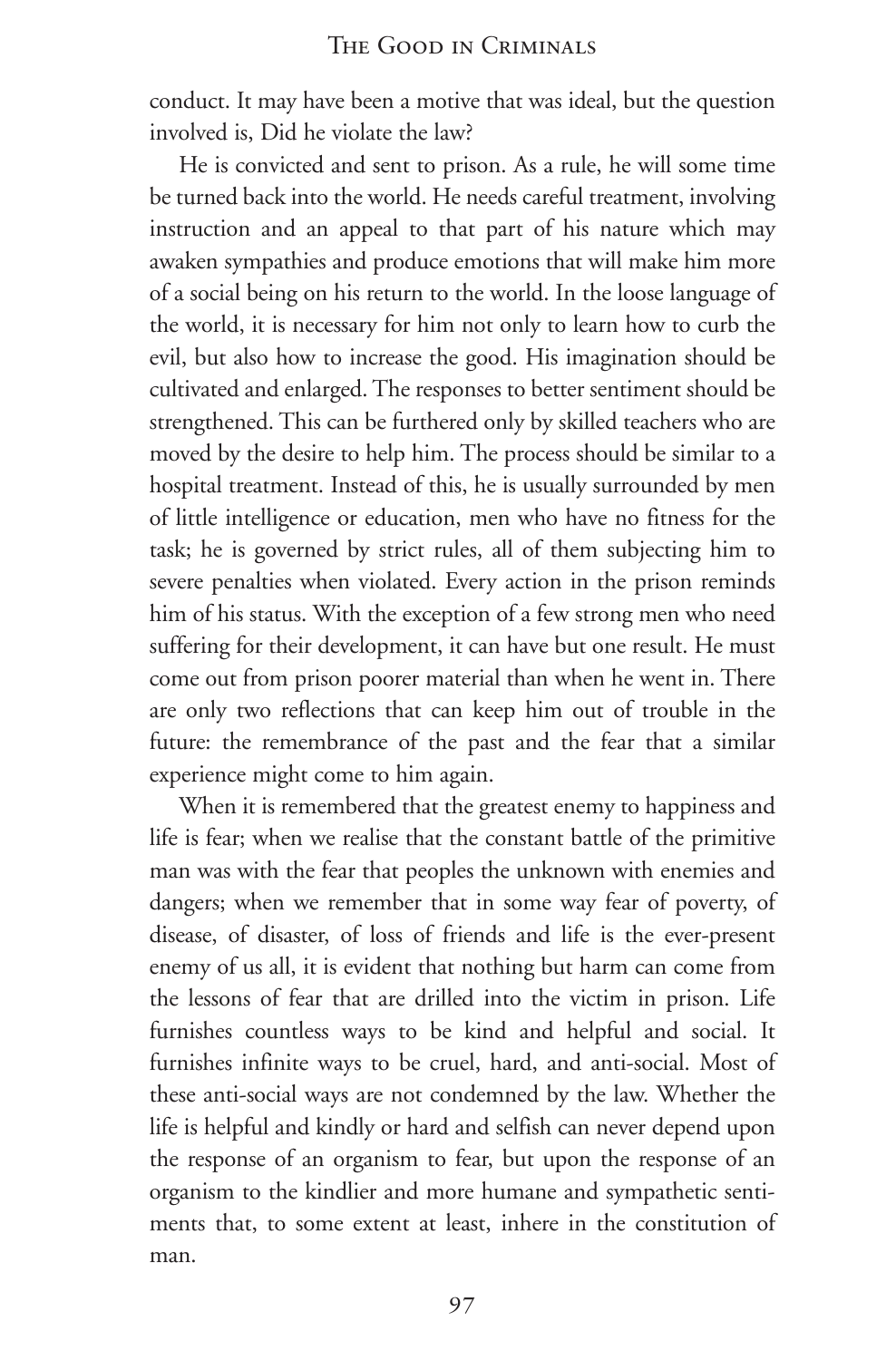conduct. It may have been a motive that was ideal, but the question involved is, Did he violate the law?

He is convicted and sent to prison. As a rule, he will some time be turned back into the world. He needs careful treatment, involving instruction and an appeal to that part of his nature which may awaken sympathies and produce emotions that will make him more of a social being on his return to the world. In the loose language of the world, it is necessary for him not only to learn how to curb the evil, but also how to increase the good. His imagination should be cultivated and enlarged. The responses to better sentiment should be strengthened. This can be furthered only by skilled teachers who are moved by the desire to help him. The process should be similar to a hospital treatment. Instead of this, he is usually surrounded by men of little intelligence or education, men who have no fitness for the task; he is governed by strict rules, all of them subjecting him to severe penalties when violated. Every action in the prison reminds him of his status. With the exception of a few strong men who need suffering for their development, it can have but one result. He must come out from prison poorer material than when he went in. There are only two reflections that can keep him out of trouble in the future: the remembrance of the past and the fear that a similar experience might come to him again.

When it is remembered that the greatest enemy to happiness and life is fear; when we realise that the constant battle of the primitive man was with the fear that peoples the unknown with enemies and dangers; when we remember that in some way fear of poverty, of disease, of disaster, of loss of friends and life is the ever-present enemy of us all, it is evident that nothing but harm can come from the lessons of fear that are drilled into the victim in prison. Life furnishes countless ways to be kind and helpful and social. It furnishes infinite ways to be cruel, hard, and anti-social. Most of these anti-social ways are not condemned by the law. Whether the life is helpful and kindly or hard and selfish can never depend upon the response of an organism to fear, but upon the response of an organism to the kindlier and more humane and sympathetic sentiments that, to some extent at least, inhere in the constitution of man.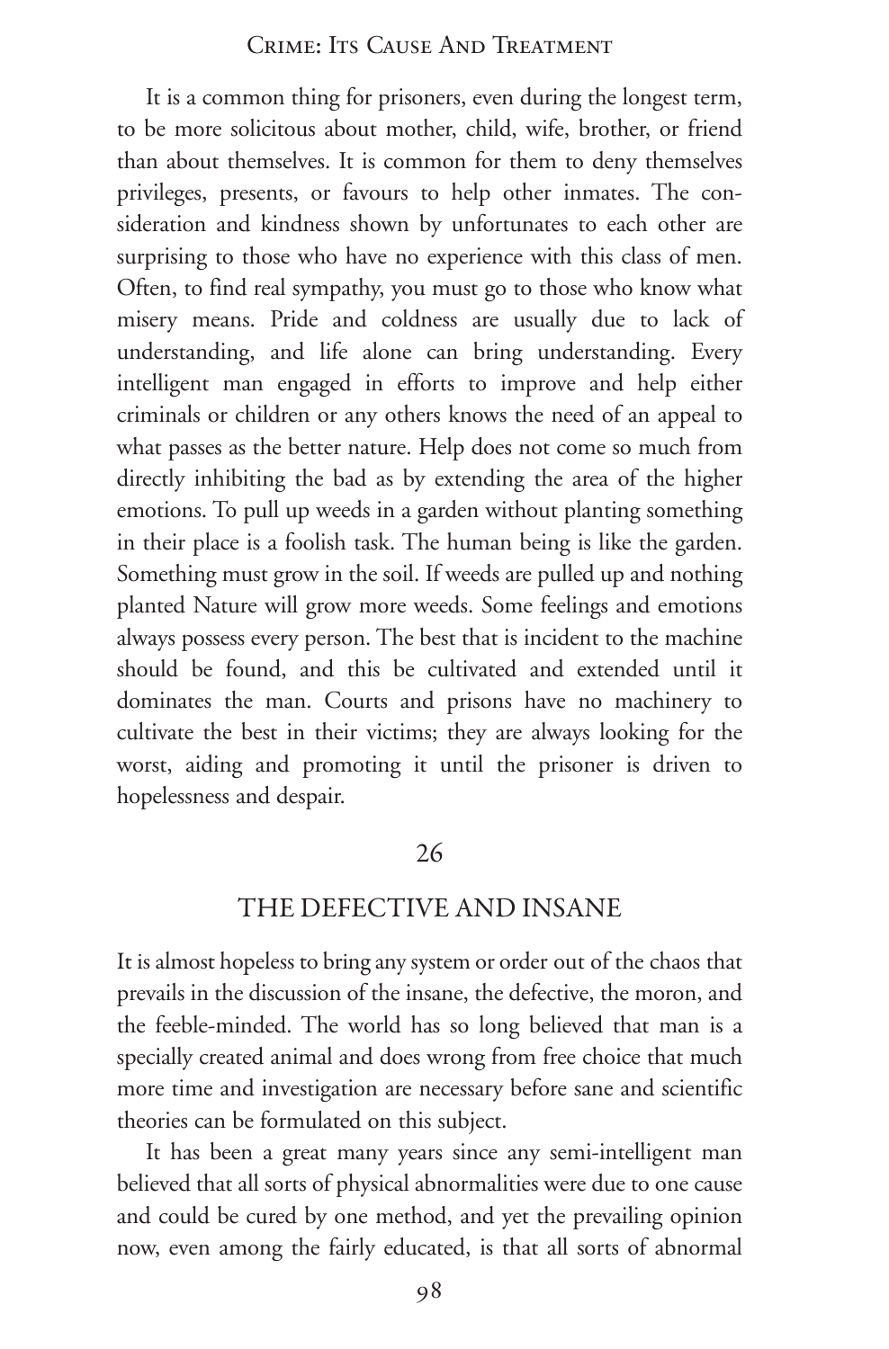It is a common thing for prisoners, even during the longest term, to be more solicitous about mother, child, wife, brother, or friend than about themselves. It is common for them to deny themselves privileges, presents, or favours to help other inmates. The consideration and kindness shown by unfortunates to each other are surprising to those who have no experience with this class of men. Often, to find real sympathy, you must go to those who know what misery means. Pride and coldness are usually due to lack of understanding, and life alone can bring understanding. Every intelligent man engaged in efforts to improve and help either criminals or children or any others knows the need of an appeal to what passes as the better nature. Help does not come so much from directly inhibiting the bad as by extending the area of the higher emotions. To pull up weeds in a garden without planting something in their place is a foolish task. The human being is like the garden. Something must grow in the soil. If weeds are pulled up and nothing planted Nature will grow more weeds. Some feelings and emotions always possess every person. The best that is incident to the machine should be found, and this be cultivated and extended until it dominates the man. Courts and prisons have no machinery to cultivate the best in their victims; they are always looking for the worst, aiding and promoting it until the prisoner is driven to hopelessness and despair.

## 26

## THE DEFECTIVE AND INSANE

It is almost hopeless to bring any system or order out of the chaos that prevails in the discussion of the insane, the defective, the moron, and the feeble-minded. The world has so long believed that man is a specially created animal and does wrong from free choice that much more time and investigation are necessary before sane and scientific theories can be formulated on this subject.

It has been a great many years since any semi-intelligent man believed that all sorts of physical abnormalities were due to one cause and could be cured by one method, and yet the prevailing opinion now, even among the fairly educated, is that all sorts of abnormal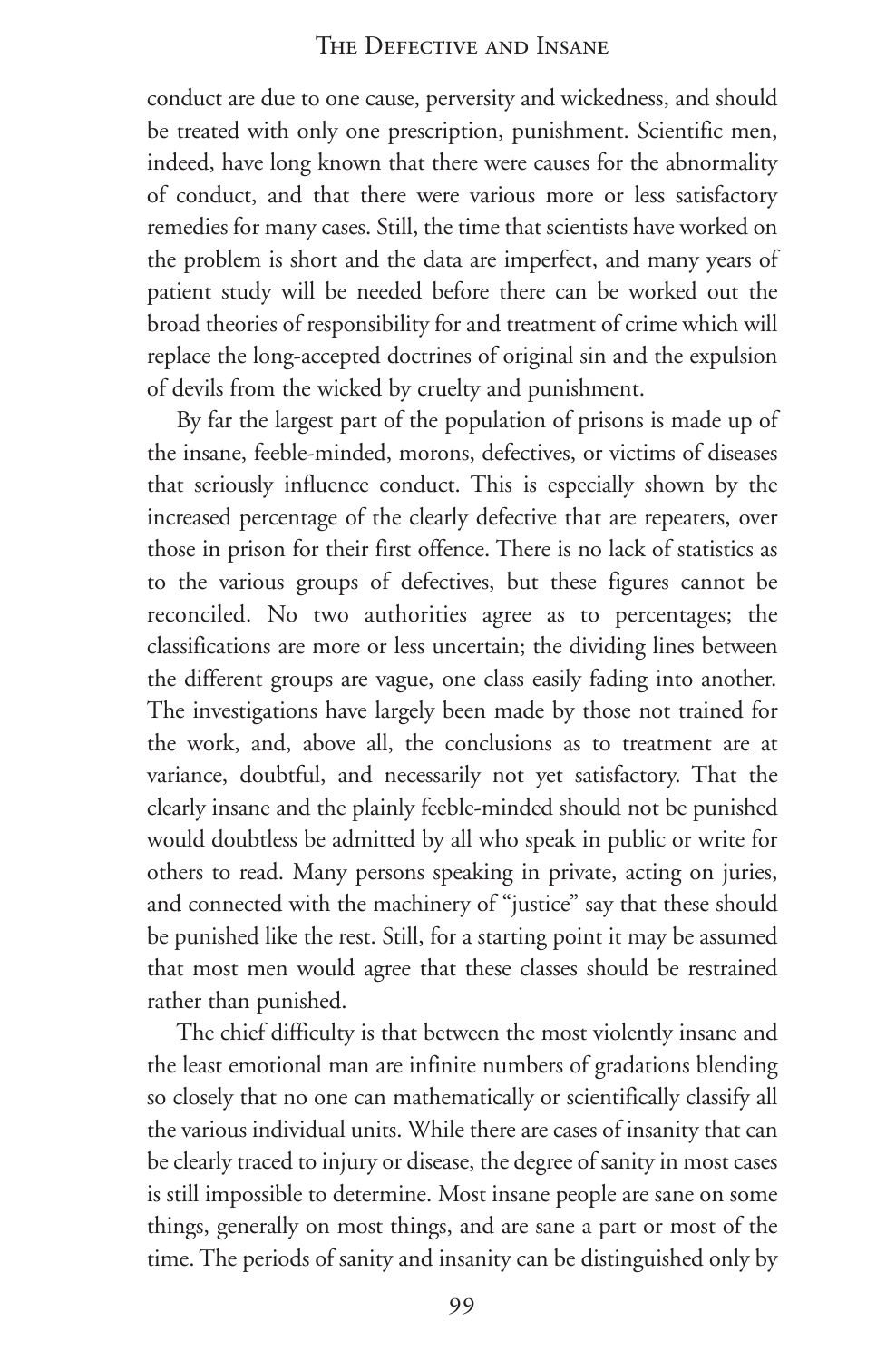conduct are due to one cause, perversity and wickedness, and should be treated with only one prescription, punishment. Scientific men, indeed, have long known that there were causes for the abnormality of conduct, and that there were various more or less satisfactory remedies for many cases. Still, the time that scientists have worked on the problem is short and the data are imperfect, and many years of patient study will be needed before there can be worked out the broad theories of responsibility for and treatment of crime which will replace the long-accepted doctrines of original sin and the expulsion of devils from the wicked by cruelty and punishment.

By far the largest part of the population of prisons is made up of the insane, feeble-minded, morons, defectives, or victims of diseases that seriously influence conduct. This is especially shown by the increased percentage of the clearly defective that are repeaters, over those in prison for their first offence. There is no lack of statistics as to the various groups of defectives, but these figures cannot be reconciled. No two authorities agree as to percentages; the classifications are more or less uncertain; the dividing lines between the different groups are vague, one class easily fading into another. The investigations have largely been made by those not trained for the work, and, above all, the conclusions as to treatment are at variance, doubtful, and necessarily not yet satisfactory. That the clearly insane and the plainly feeble-minded should not be punished would doubtless be admitted by all who speak in public or write for others to read. Many persons speaking in private, acting on juries, and connected with the machinery of "justice" say that these should be punished like the rest. Still, for a starting point it may be assumed that most men would agree that these classes should be restrained rather than punished.

The chief difficulty is that between the most violently insane and the least emotional man are infinite numbers of gradations blending so closely that no one can mathematically or scientifically classify all the various individual units. While there are cases of insanity that can be clearly traced to injury or disease, the degree of sanity in most cases is still impossible to determine. Most insane people are sane on some things, generally on most things, and are sane a part or most of the time. The periods of sanity and insanity can be distinguished only by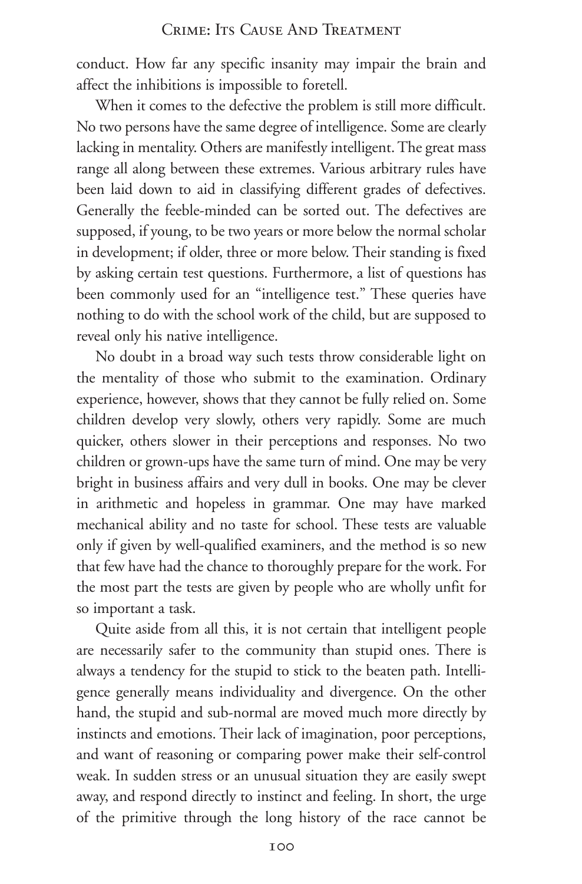conduct. How far any specific insanity may impair the brain and affect the inhibitions is impossible to foretell.

When it comes to the defective the problem is still more difficult. No two persons have the same degree of intelligence. Some are clearly lacking in mentality. Others are manifestly intelligent. The great mass range all along between these extremes. Various arbitrary rules have been laid down to aid in classifying different grades of defectives. Generally the feeble-minded can be sorted out. The defectives are supposed, if young, to be two years or more below the normal scholar in development; if older, three or more below. Their standing is fixed by asking certain test questions. Furthermore, a list of questions has been commonly used for an "intelligence test." These queries have nothing to do with the school work of the child, but are supposed to reveal only his native intelligence.

No doubt in a broad way such tests throw considerable light on the mentality of those who submit to the examination. Ordinary experience, however, shows that they cannot be fully relied on. Some children develop very slowly, others very rapidly. Some are much quicker, others slower in their perceptions and responses. No two children or grown-ups have the same turn of mind. One may be very bright in business affairs and very dull in books. One may be clever in arithmetic and hopeless in grammar. One may have marked mechanical ability and no taste for school. These tests are valuable only if given by well-qualified examiners, and the method is so new that few have had the chance to thoroughly prepare for the work. For the most part the tests are given by people who are wholly unfit for so important a task.

Quite aside from all this, it is not certain that intelligent people are necessarily safer to the community than stupid ones. There is always a tendency for the stupid to stick to the beaten path. Intelligence generally means individuality and divergence. On the other hand, the stupid and sub-normal are moved much more directly by instincts and emotions. Their lack of imagination, poor perceptions, and want of reasoning or comparing power make their self-control weak. In sudden stress or an unusual situation they are easily swept away, and respond directly to instinct and feeling. In short, the urge of the primitive through the long history of the race cannot be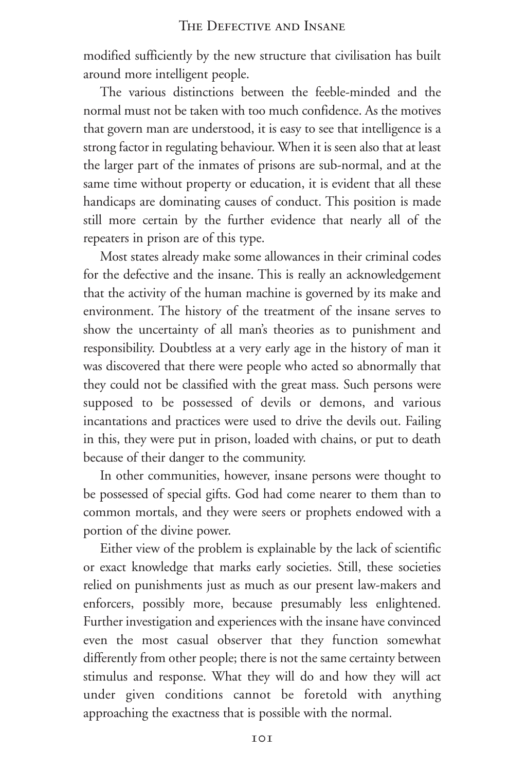modified sufficiently by the new structure that civilisation has built around more intelligent people.

The various distinctions between the feeble-minded and the normal must not be taken with too much confidence. As the motives that govern man are understood, it is easy to see that intelligence is a strong factor in regulating behaviour. When it is seen also that at least the larger part of the inmates of prisons are sub-normal, and at the same time without property or education, it is evident that all these handicaps are dominating causes of conduct. This position is made still more certain by the further evidence that nearly all of the repeaters in prison are of this type.

Most states already make some allowances in their criminal codes for the defective and the insane. This is really an acknowledgement that the activity of the human machine is governed by its make and environment. The history of the treatment of the insane serves to show the uncertainty of all man's theories as to punishment and responsibility. Doubtless at a very early age in the history of man it was discovered that there were people who acted so abnormally that they could not be classified with the great mass. Such persons were supposed to be possessed of devils or demons, and various incantations and practices were used to drive the devils out. Failing in this, they were put in prison, loaded with chains, or put to death because of their danger to the community.

In other communities, however, insane persons were thought to be possessed of special gifts. God had come nearer to them than to common mortals, and they were seers or prophets endowed with a portion of the divine power.

Either view of the problem is explainable by the lack of scientific or exact knowledge that marks early societies. Still, these societies relied on punishments just as much as our present law-makers and enforcers, possibly more, because presumably less enlightened. Further investigation and experiences with the insane have convinced even the most casual observer that they function somewhat differently from other people; there is not the same certainty between stimulus and response. What they will do and how they will act under given conditions cannot be foretold with anything approaching the exactness that is possible with the normal.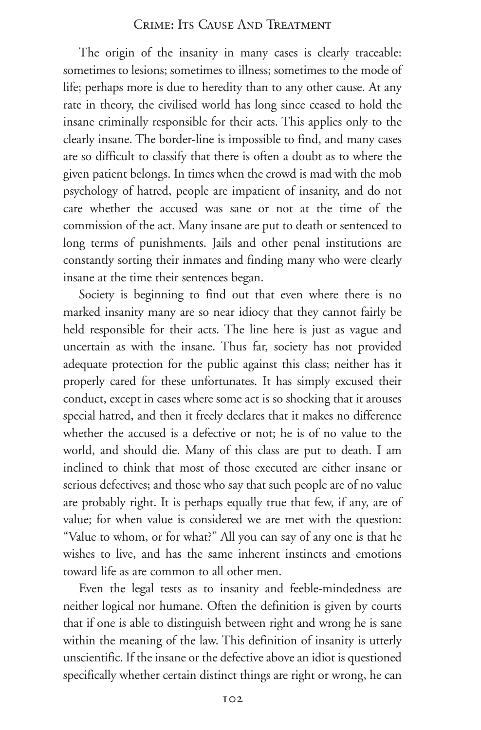The origin of the insanity in many cases is clearly traceable: sometimes to lesions; sometimes to illness; sometimes to the mode of life; perhaps more is due to heredity than to any other cause. At any rate in theory, the civilised world has long since ceased to hold the insane criminally responsible for their acts. This applies only to the clearly insane. The border-line is impossible to find, and many cases are so difficult to classify that there is often a doubt as to where the given patient belongs. In times when the crowd is mad with the mob psychology of hatred, people are impatient of insanity, and do not care whether the accused was sane or not at the time of the commission of the act. Many insane are put to death or sentenced to long terms of punishments. Jails and other penal institutions are constantly sorting their inmates and finding many who were clearly insane at the time their sentences began.

Society is beginning to find out that even where there is no marked insanity many are so near idiocy that they cannot fairly be held responsible for their acts. The line here is just as vague and uncertain as with the insane. Thus far, society has not provided adequate protection for the public against this class; neither has it properly cared for these unfortunates. It has simply excused their conduct, except in cases where some act is so shocking that it arouses special hatred, and then it freely declares that it makes no difference whether the accused is a defective or not; he is of no value to the world, and should die. Many of this class are put to death. I am inclined to think that most of those executed are either insane or serious defectives; and those who say that such people are of no value are probably right. It is perhaps equally true that few, if any, are of value; for when value is considered we are met with the question: "Value to whom, or for what?" All you can say of any one is that he wishes to live, and has the same inherent instincts and emotions toward life as are common to all other men.

Even the legal tests as to insanity and feeble-mindedness are neither logical nor humane. Often the definition is given by courts that if one is able to distinguish between right and wrong he is sane within the meaning of the law. This definition of insanity is utterly unscientific. If the insane or the defective above an idiot is questioned specifically whether certain distinct things are right or wrong, he can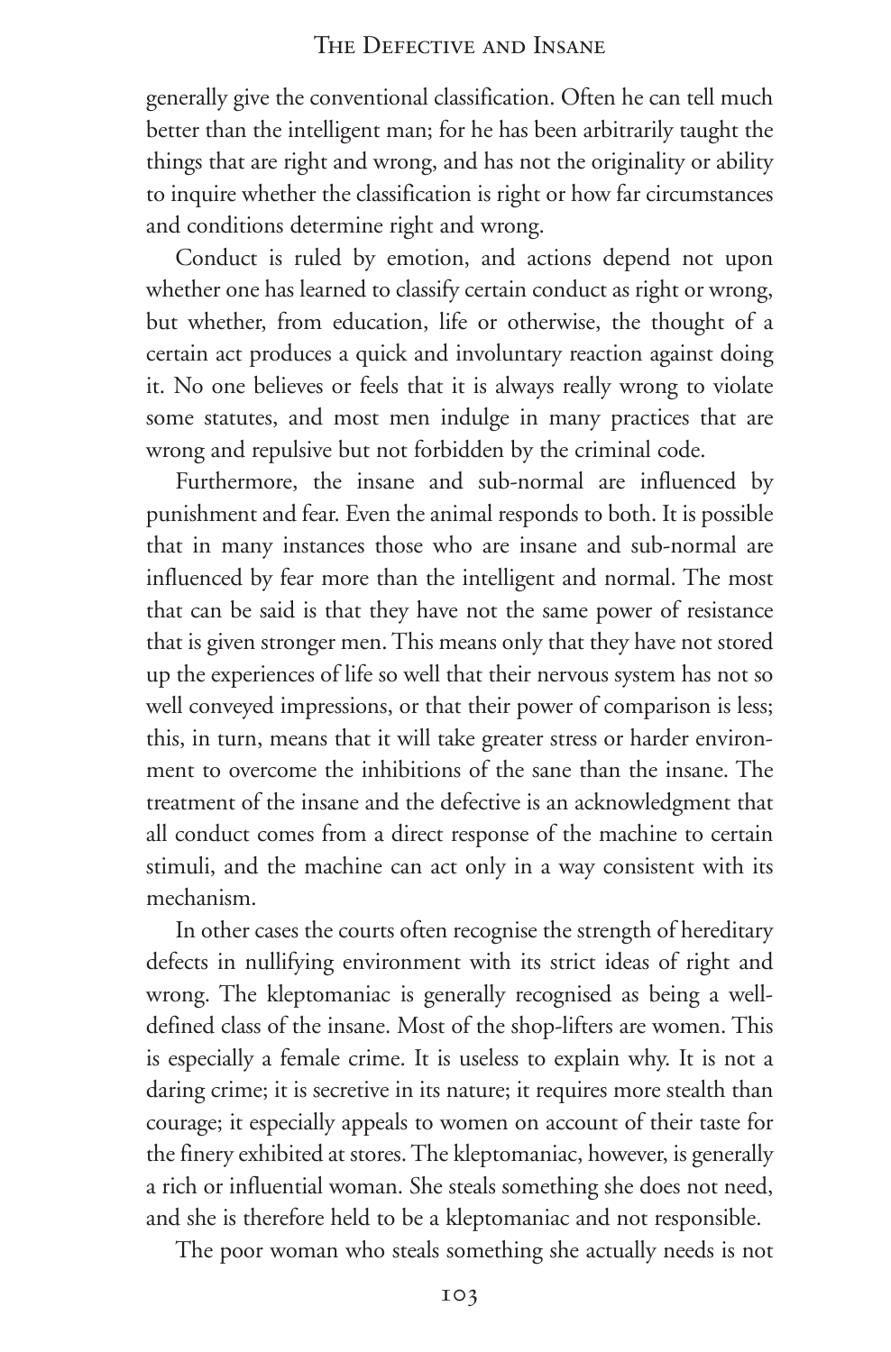generally give the conventional classification. Often he can tell much better than the intelligent man; for he has been arbitrarily taught the things that are right and wrong, and has not the originality or ability to inquire whether the classification is right or how far circumstances and conditions determine right and wrong.

Conduct is ruled by emotion, and actions depend not upon whether one has learned to classify certain conduct as right or wrong, but whether, from education, life or otherwise, the thought of a certain act produces a quick and involuntary reaction against doing it. No one believes or feels that it is always really wrong to violate some statutes, and most men indulge in many practices that are wrong and repulsive but not forbidden by the criminal code.

Furthermore, the insane and sub-normal are influenced by punishment and fear. Even the animal responds to both. It is possible that in many instances those who are insane and sub-normal are influenced by fear more than the intelligent and normal. The most that can be said is that they have not the same power of resistance that is given stronger men. This means only that they have not stored up the experiences of life so well that their nervous system has not so well conveyed impressions, or that their power of comparison is less; this, in turn, means that it will take greater stress or harder environment to overcome the inhibitions of the sane than the insane. The treatment of the insane and the defective is an acknowledgment that all conduct comes from a direct response of the machine to certain stimuli, and the machine can act only in a way consistent with its mechanism.

In other cases the courts often recognise the strength of hereditary defects in nullifying environment with its strict ideas of right and wrong. The kleptomaniac is generally recognised as being a well-defined class of the insane. Most of the shop-lifters are women. This is especially a female crime. It is useless to explain why. It is not a daring crime; it is secretive in its nature; it requires more stealth than courage; it especially appeals to women on account of their taste for the finery exhibited at stores. The kleptomaniac, however, is generally a rich or influential woman. She steals something she does not need, and she is therefore held to be a kleptomaniac and not responsible.

The poor woman who steals something she actually needs is not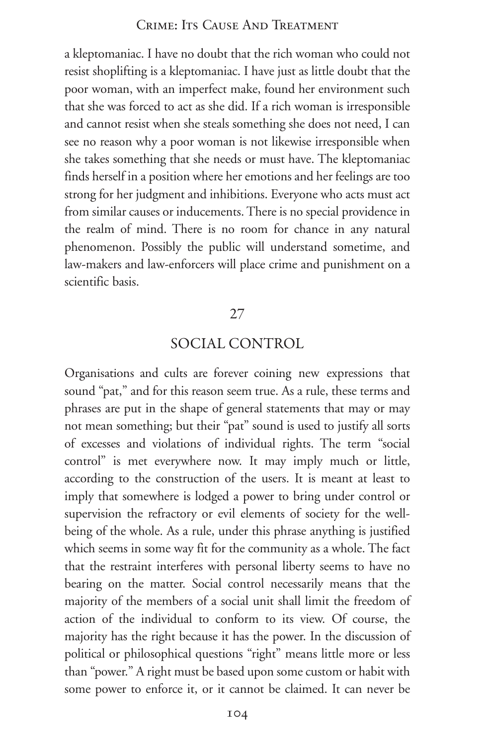a kleptomaniac. I have no doubt that the rich woman who could not resist shoplifting is a kleptomaniac. I have just as little doubt that the poor woman, with an imperfect make, found her environment such that she was forced to act as she did. If a rich woman is irresponsible and cannot resist when she steals something she does not need, I can see no reason why a poor woman is not likewise irresponsible when she takes something that she needs or must have. The kleptomaniac finds herself in a position where her emotions and her feelings are too strong for her judgment and inhibitions. Everyone who acts must act from similar causes or inducements. There is no special providence in the realm of mind. There is no room for chance in any natural phenomenon. Possibly the public will understand sometime, and law-makers and law-enforcers will place crime and punishment on a scientific basis.

## 27

## SOCIAL CONTROL

Organisations and cults are forever coining new expressions that sound "pat," and for this reason seem true. As a rule, these terms and phrases are put in the shape of general statements that may or may not mean something; but their "pat" sound is used to justify all sorts of excesses and violations of individual rights. The term "social control" is met everywhere now. It may imply much or little, according to the construction of the users. It is meant at least to imply that somewhere is lodged a power to bring under control or supervision the refractory or evil elements of society for the well-being of the whole. As a rule, under this phrase anything is justified which seems in some way fit for the community as a whole. The fact that the restraint interferes with personal liberty seems to have no bearing on the matter. Social control necessarily means that the majority of the members of a social unit shall limit the freedom of action of the individual to conform to its view. Of course, the majority has the right because it has the power. In the discussion of political or philosophical questions "right" means little more or less than "power." A right must be based upon some custom or habit with some power to enforce it, or it cannot be claimed. It can never be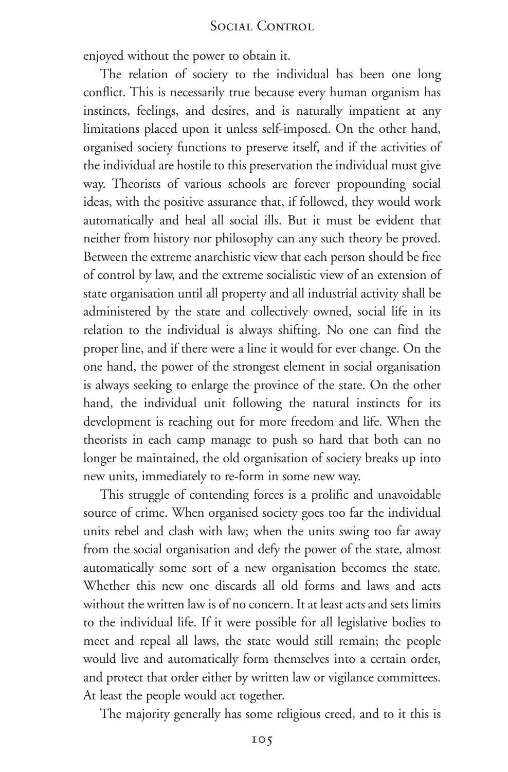enjoyed without the power to obtain it.

The relation of society to the individual has been one long conflict. This is necessarily true because every human organism has instincts, feelings, and desires, and is naturally impatient at any limitations placed upon it unless self-imposed. On the other hand, organised society functions to preserve itself, and if the activities of the individual are hostile to this preservation the individual must give way. Theorists of various schools are forever propounding social ideas, with the positive assurance that, if followed, they would work automatically and heal all social ills. But it must be evident that neither from history nor philosophy can any such theory be proved. Between the extreme anarchistic view that each person should be free of control by law, and the extreme socialistic view of an extension of state organisation until all property and all industrial activity shall be administered by the state and collectively owned, social life in its relation to the individual is always shifting. No one can find the proper line, and if there were a line it would for ever change. On the one hand, the power of the strongest element in social organisation is always seeking to enlarge the province of the state. On the other hand, the individual unit following the natural instincts for its development is reaching out for more freedom and life. When the theorists in each camp manage to push so hard that both can no longer be maintained, the old organisation of society breaks up into new units, immediately to re-form in some new way.

This struggle of contending forces is a prolific and unavoidable source of crime. When organised society goes too far the individual units rebel and clash with law; when the units swing too far away from the social organisation and defy the power of the state, almost automatically some sort of a new organisation becomes the state. Whether this new one discards all old forms and laws and acts without the written law is of no concern. It at least acts and sets limits to the individual life. If it were possible for all legislative bodies to meet and repeal all laws, the state would still remain; the people would live and automatically form themselves into a certain order, and protect that order either by written law or vigilance committees. At least the people would act together.

The majority generally has some religious creed, and to it this is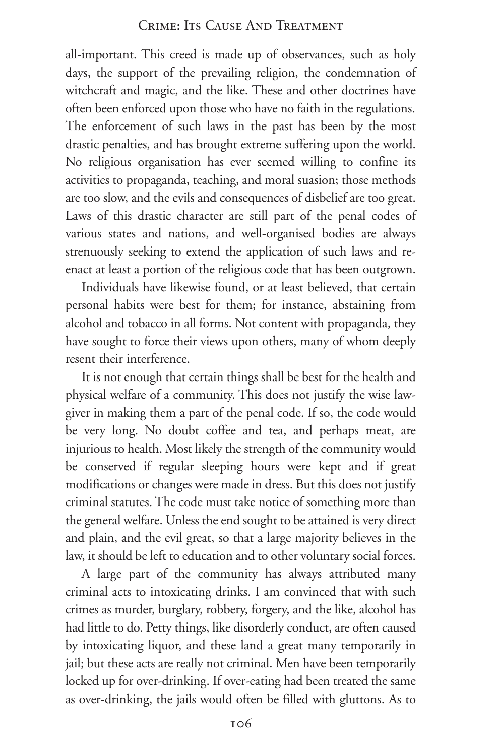all-important. This creed is made up of observances, such as holy days, the support of the prevailing religion, the condemnation of witchcraft and magic, and the like. These and other doctrines have often been enforced upon those who have no faith in the regulations. The enforcement of such laws in the past has been by the most drastic penalties, and has brought extreme suffering upon the world. No religious organisation has ever seemed willing to confine its activities to propaganda, teaching, and moral suasion; those methods are too slow, and the evils and consequences of disbelief are too great. Laws of this drastic character are still part of the penal codes of various states and nations, and well-organised bodies are always strenuously seeking to extend the application of such laws and re-enact at least a portion of the religious code that has been outgrown.

Individuals have likewise found, or at least believed, that certain personal habits were best for them; for instance, abstaining from alcohol and tobacco in all forms. Not content with propaganda, they have sought to force their views upon others, many of whom deeply resent their interference.

It is not enough that certain things shall be best for the health and physical welfare of a community. This does not justify the wise law-giver in making them a part of the penal code. If so, the code would be very long. No doubt coffee and tea, and perhaps meat, are injurious to health. Most likely the strength of the community would be conserved if regular sleeping hours were kept and if great modifications or changes were made in dress. But this does not justify criminal statutes. The code must take notice of something more than the general welfare. Unless the end sought to be attained is very direct and plain, and the evil great, so that a large majority believes in the law, it should be left to education and to other voluntary social forces.

A large part of the community has always attributed many criminal acts to intoxicating drinks. I am convinced that with such crimes as murder, burglary, robbery, forgery, and the like, alcohol has had little to do. Petty things, like disorderly conduct, are often caused by intoxicating liquor, and these land a great many temporarily in jail; but these acts are really not criminal. Men have been temporarily locked up for over-drinking. If over-eating had been treated the same as over-drinking, the jails would often be filled with gluttons. As to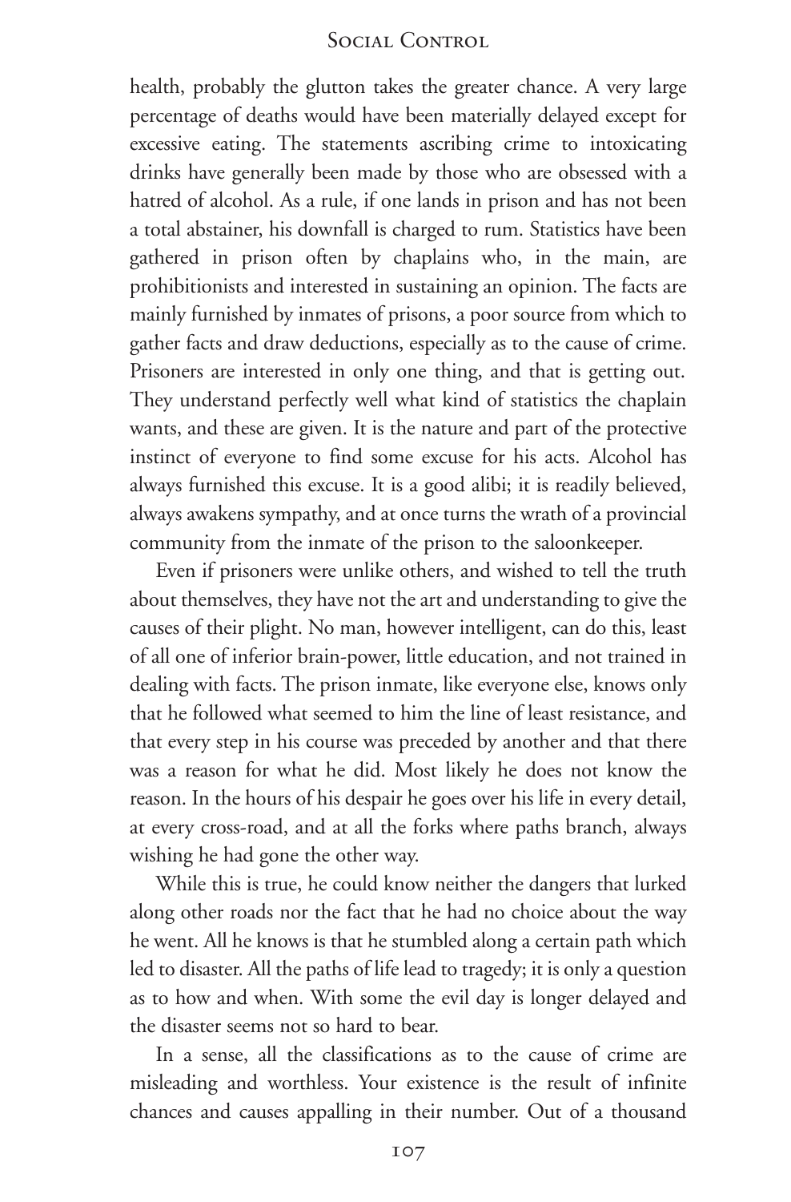health, probably the glutton takes the greater chance. A very large percentage of deaths would have been materially delayed except for excessive eating. The statements ascribing crime to intoxicating drinks have generally been made by those who are obsessed with a hatred of alcohol. As a rule, if one lands in prison and has not been a total abstainer, his downfall is charged to rum. Statistics have been gathered in prison often by chaplains who, in the main, are prohibitionists and interested in sustaining an opinion. The facts are mainly furnished by inmates of prisons, a poor source from which to gather facts and draw deductions, especially as to the cause of crime. Prisoners are interested in only one thing, and that is getting out. They understand perfectly well what kind of statistics the chaplain wants, and these are given. It is the nature and part of the protective instinct of everyone to find some excuse for his acts. Alcohol has always furnished this excuse. It is a good alibi; it is readily believed, always awakens sympathy, and at once turns the wrath of a provincial community from the inmate of the prison to the saloonkeeper.

Even if prisoners were unlike others, and wished to tell the truth about themselves, they have not the art and understanding to give the causes of their plight. No man, however intelligent, can do this, least of all one of inferior brain-power, little education, and not trained in dealing with facts. The prison inmate, like everyone else, knows only that he followed what seemed to him the line of least resistance, and that every step in his course was preceded by another and that there was a reason for what he did. Most likely he does not know the reason. In the hours of his despair he goes over his life in every detail, at every cross-road, and at all the forks where paths branch, always wishing he had gone the other way.

While this is true, he could know neither the dangers that lurked along other roads nor the fact that he had no choice about the way he went. All he knows is that he stumbled along a certain path which led to disaster. All the paths of life lead to tragedy; it is only a question as to how and when. With some the evil day is longer delayed and the disaster seems not so hard to bear.

In a sense, all the classifications as to the cause of crime are misleading and worthless. Your existence is the result of infinite chances and causes appalling in their number. Out of a thousand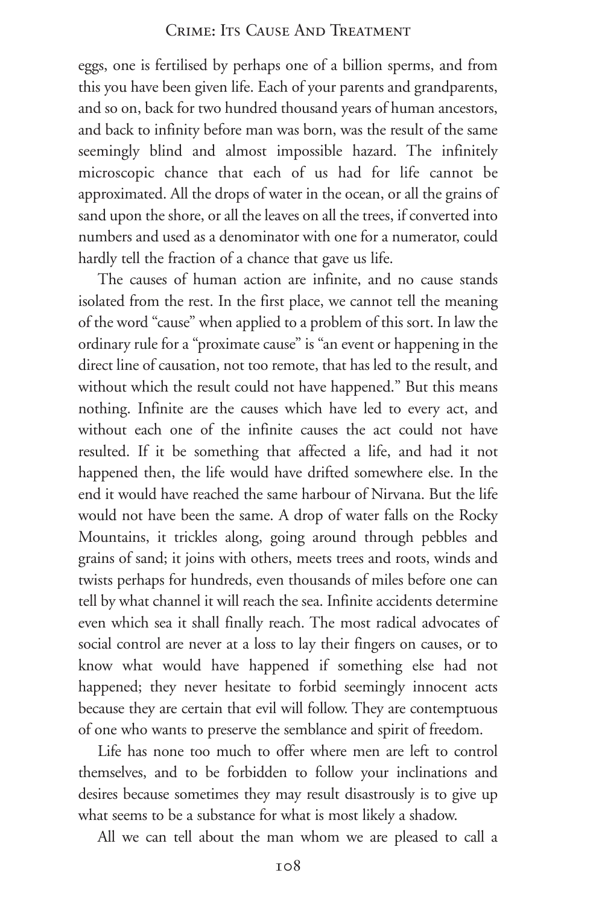eggs, one is fertilised by perhaps one of a billion sperms, and from this you have been given life. Each of your parents and grandparents, and so on, back for two hundred thousand years of human ancestors, and back to infinity before man was born, was the result of the same seemingly blind and almost impossible hazard. The infinitely microscopic chance that each of us had for life cannot be approximated. All the drops of water in the ocean, or all the grains of sand upon the shore, or all the leaves on all the trees, if converted into numbers and used as a denominator with one for a numerator, could hardly tell the fraction of a chance that gave us life.

The causes of human action are infinite, and no cause stands isolated from the rest. In the first place, we cannot tell the meaning of the word "cause" when applied to a problem of this sort. In law the ordinary rule for a "proximate cause" is "an event or happening in the direct line of causation, not too remote, that has led to the result, and without which the result could not have happened." But this means nothing. Infinite are the causes which have led to every act, and without each one of the infinite causes the act could not have resulted. If it be something that affected a life, and had it not happened then, the life would have drifted somewhere else. In the end it would have reached the same harbour of Nirvana. But the life would not have been the same. A drop of water falls on the Rocky Mountains, it trickles along, going around through pebbles and grains of sand; it joins with others, meets trees and roots, winds and twists perhaps for hundreds, even thousands of miles before one can tell by what channel it will reach the sea. Infinite accidents determine even which sea it shall finally reach. The most radical advocates of social control are never at a loss to lay their fingers on causes, or to know what would have happened if something else had not happened; they never hesitate to forbid seemingly innocent acts because they are certain that evil will follow. They are contemptuous of one who wants to preserve the semblance and spirit of freedom.

Life has none too much to offer where men are left to control themselves, and to be forbidden to follow your inclinations and desires because sometimes they may result disastrously is to give up what seems to be a substance for what is most likely a shadow.

All we can tell about the man whom we are pleased to call a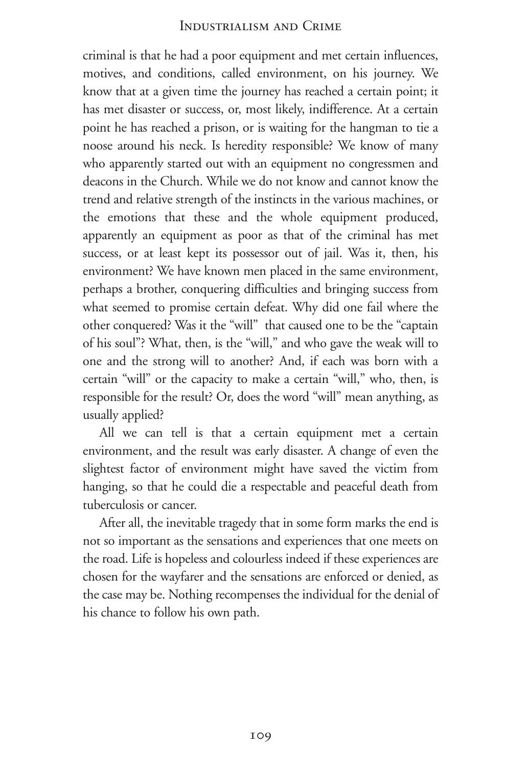criminal is that he had a poor equipment and met certain influences, motives, and conditions, called environment, on his journey. We know that at a given time the journey has reached a certain point; it has met disaster or success, or, most likely, indifference. At a certain point he has reached a prison, or is waiting for the hangman to tie a noose around his neck. Is heredity responsible? We know of many who apparently started out with an equipment no congressmen and deacons in the Church. While we do not know and cannot know the trend and relative strength of the instincts in the various machines, or the emotions that these and the whole equipment produced, apparently an equipment as poor as that of the criminal has met success, or at least kept its possessor out of jail. Was it, then, his environment? We have known men placed in the same environment, perhaps a brother, conquering difficulties and bringing success from what seemed to promise certain defeat. Why did one fail where the other conquered? Was it the "will" that caused one to be the "captain of his soul"? What, then, is the "will," and who gave the weak will to one and the strong will to another? And, if each was born with a certain "will" or the capacity to make a certain "will," who, then, is responsible for the result? Or, does the word "will" mean anything, as usually applied?

All we can tell is that a certain equipment met a certain environment, and the result was early disaster. A change of even the slightest factor of environment might have saved the victim from hanging, so that he could die a respectable and peaceful death from tuberculosis or cancer.

After all, the inevitable tragedy that in some form marks the end is not so important as the sensations and experiences that one meets on the road. Life is hopeless and colourless indeed if these experiences are chosen for the wayfarer and the sensations are enforced or denied, as the case may be. Nothing recompenses the individual for the denial of his chance to follow his own path.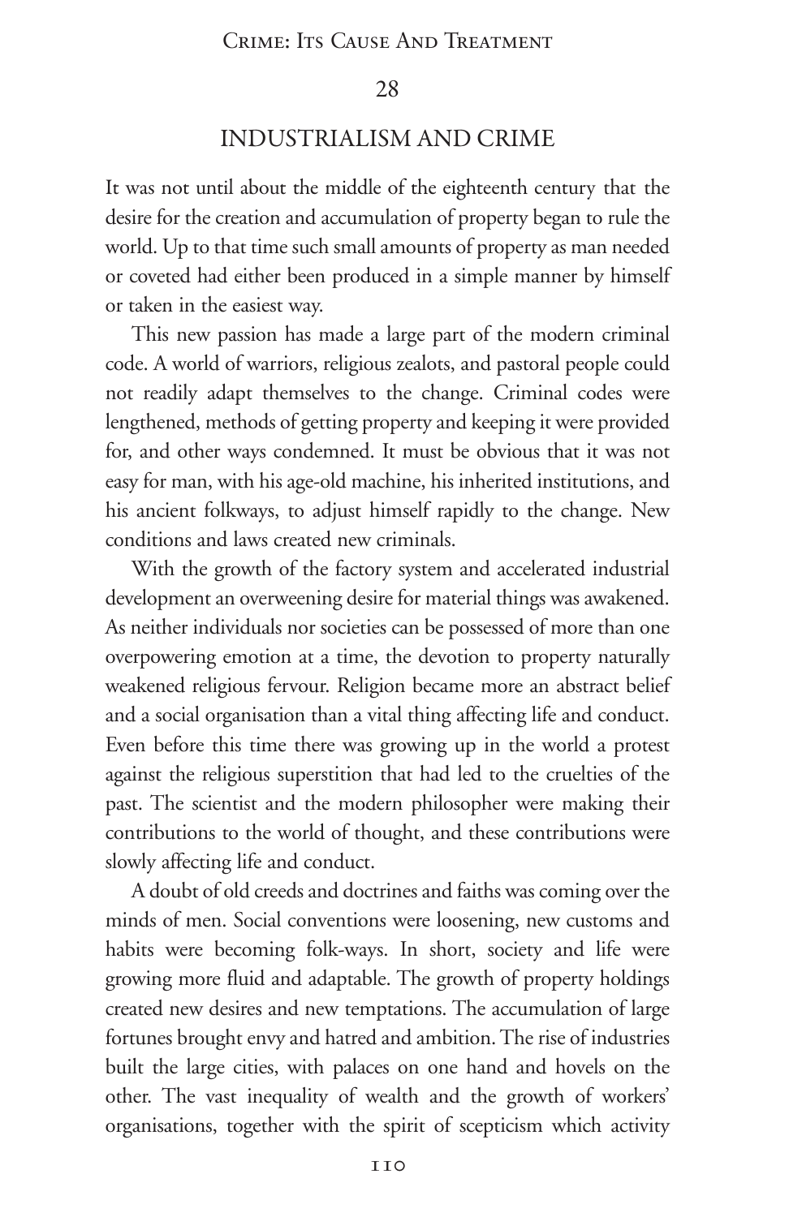## 28

## INDUSTRIALISM AND CRIME

It was not until about the middle of the eighteenth century that the desire for the creation and accumulation of property began to rule the world. Up to that time such small amounts of property as man needed or coveted had either been produced in a simple manner by himself or taken in the easiest way.

This new passion has made a large part of the modern criminal code. A world of warriors, religious zealots, and pastoral people could not readily adapt themselves to the change. Criminal codes were lengthened, methods of getting property and keeping it were provided for, and other ways condemned. It must be obvious that it was not easy for man, with his age-old machine, his inherited institutions, and his ancient folkways, to adjust himself rapidly to the change. New conditions and laws created new criminals.

With the growth of the factory system and accelerated industrial development an overweening desire for material things was awakened. As neither individuals nor societies can be possessed of more than one overpowering emotion at a time, the devotion to property naturally weakened religious fervour. Religion became more an abstract belief and a social organisation than a vital thing affecting life and conduct. Even before this time there was growing up in the world a protest against the religious superstition that had led to the cruelties of the past. The scientist and the modern philosopher were making their contributions to the world of thought, and these contributions were slowly affecting life and conduct.

A doubt of old creeds and doctrines and faiths was coming over the minds of men. Social conventions were loosening, new customs and habits were becoming folk-ways. In short, society and life were growing more fluid and adaptable. The growth of property holdings created new desires and new temptations. The accumulation of large fortunes brought envy and hatred and ambition. The rise of industries built the large cities, with palaces on one hand and hovels on the other. The vast inequality of wealth and the growth of workers' organisations, together with the spirit of scepticism which activity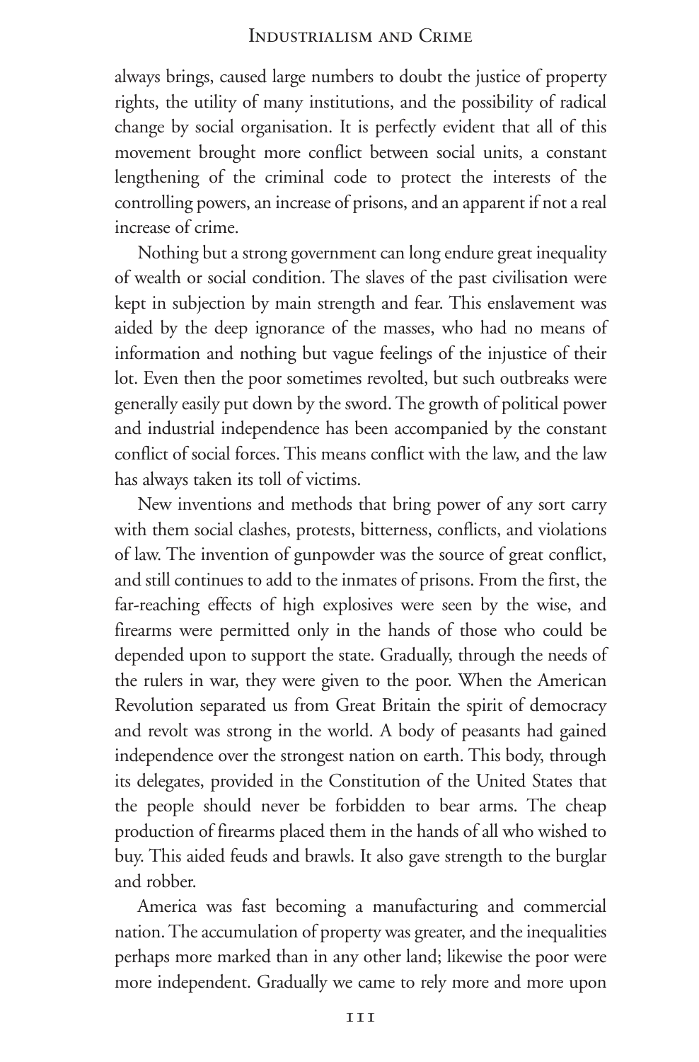always brings, caused large numbers to doubt the justice of property rights, the utility of many institutions, and the possibility of radical change by social organisation. It is perfectly evident that all of this movement brought more conflict between social units, a constant lengthening of the criminal code to protect the interests of the controlling powers, an increase of prisons, and an apparent if not a real increase of crime.

Nothing but a strong government can long endure great inequality of wealth or social condition. The slaves of the past civilisation were kept in subjection by main strength and fear. This enslavement was aided by the deep ignorance of the masses, who had no means of information and nothing but vague feelings of the injustice of their lot. Even then the poor sometimes revolted, but such outbreaks were generally easily put down by the sword. The growth of political power and industrial independence has been accompanied by the constant conflict of social forces. This means conflict with the law, and the law has always taken its toll of victims.

New inventions and methods that bring power of any sort carry with them social clashes, protests, bitterness, conflicts, and violations of law. The invention of gunpowder was the source of great conflict, and still continues to add to the inmates of prisons. From the first, the far-reaching effects of high explosives were seen by the wise, and firearms were permitted only in the hands of those who could be depended upon to support the state. Gradually, through the needs of the rulers in war, they were given to the poor. When the American Revolution separated us from Great Britain the spirit of democracy and revolt was strong in the world. A body of peasants had gained independence over the strongest nation on earth. This body, through its delegates, provided in the Constitution of the United States that the people should never be forbidden to bear arms. The cheap production of firearms placed them in the hands of all who wished to buy. This aided feuds and brawls. It also gave strength to the burglar and robber.

America was fast becoming a manufacturing and commercial nation. The accumulation of property was greater, and the inequalities perhaps more marked than in any other land; likewise the poor were more independent. Gradually we came to rely more and more upon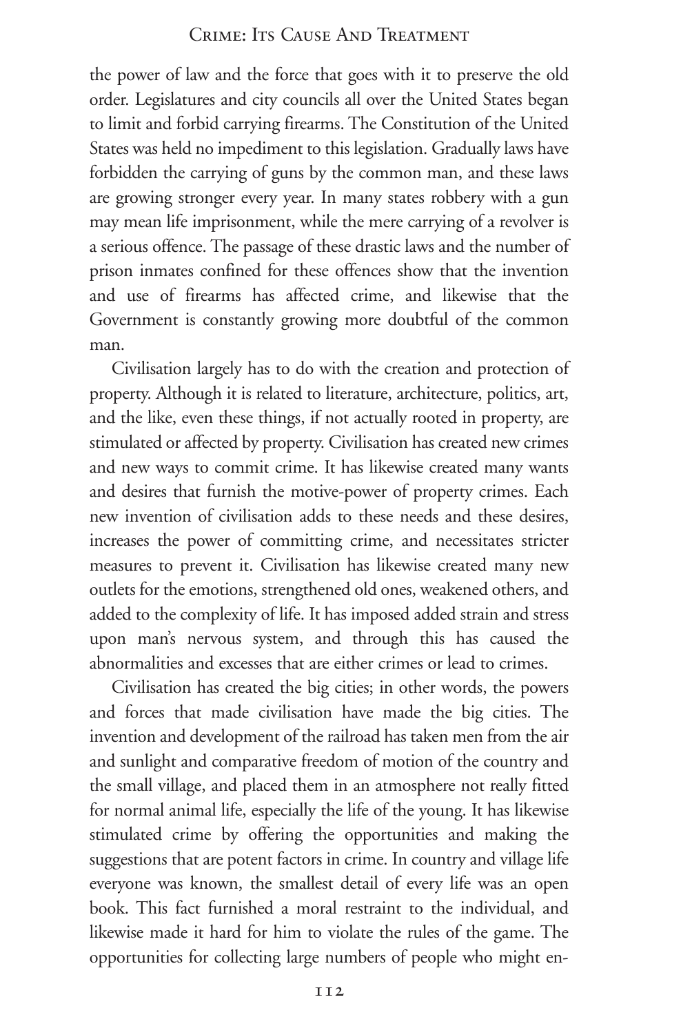the power of law and the force that goes with it to preserve the old order. Legislatures and city councils all over the United States began to limit and forbid carrying firearms. The Constitution of the United States was held no impediment to this legislation. Gradually laws have forbidden the carrying of guns by the common man, and these laws are growing stronger every year. In many states robbery with a gun may mean life imprisonment, while the mere carrying of a revolver is a serious offence. The passage of these drastic laws and the number of prison inmates confined for these offences show that the invention and use of firearms has affected crime, and likewise that the Government is constantly growing more doubtful of the common man.

Civilisation largely has to do with the creation and protection of property. Although it is related to literature, architecture, politics, art, and the like, even these things, if not actually rooted in property, are stimulated or affected by property. Civilisation has created new crimes and new ways to commit crime. It has likewise created many wants and desires that furnish the motive-power of property crimes. Each new invention of civilisation adds to these needs and these desires, increases the power of committing crime, and necessitates stricter measures to prevent it. Civilisation has likewise created many new outlets for the emotions, strengthened old ones, weakened others, and added to the complexity of life. It has imposed added strain and stress upon man's nervous system, and through this has caused the abnormalities and excesses that are either crimes or lead to crimes.

Civilisation has created the big cities; in other words, the powers and forces that made civilisation have made the big cities. The invention and development of the railroad has taken men from the air and sunlight and comparative freedom of motion of the country and the small village, and placed them in an atmosphere not really fitted for normal animal life, especially the life of the young. It has likewise stimulated crime by offering the opportunities and making the suggestions that are potent factors in crime. In country and village life everyone was known, the smallest detail of every life was an open book. This fact furnished a moral restraint to the individual, and likewise made it hard for him to violate the rules of the game. The opportunities for collecting large numbers of people who might en-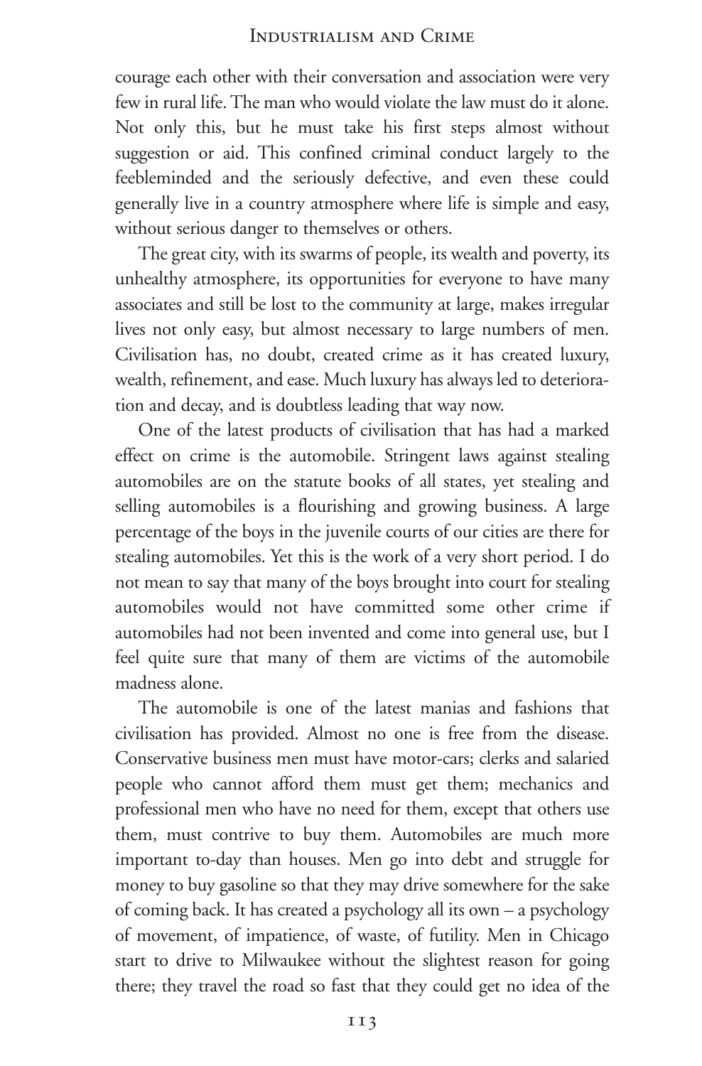courage each other with their conversation and association were very few in rural life. The man who would violate the law must do it alone. Not only this, but he must take his first steps almost without suggestion or aid. This confined criminal conduct largely to the feebleminded and the seriously defective, and even these could generally live in a country atmosphere where life is simple and easy, without serious danger to themselves or others.

The great city, with its swarms of people, its wealth and poverty, its unhealthy atmosphere, its opportunities for everyone to have many associates and still be lost to the community at large, makes irregular lives not only easy, but almost necessary to large numbers of men. Civilisation has, no doubt, created crime as it has created luxury, wealth, refinement, and ease. Much luxury has always led to deterioration and decay, and is doubtless leading that way now.

One of the latest products of civilisation that has had a marked effect on crime is the automobile. Stringent laws against stealing automobiles are on the statute books of all states, yet stealing and selling automobiles is a flourishing and growing business. A large percentage of the boys in the juvenile courts of our cities are there for stealing automobiles. Yet this is the work of a very short period. I do not mean to say that many of the boys brought into court for stealing automobiles would not have committed some other crime if automobiles had not been invented and come into general use, but I feel quite sure that many of them are victims of the automobile madness alone.

The automobile is one of the latest manias and fashions that civilisation has provided. Almost no one is free from the disease. Conservative business men must have motor-cars; clerks and salaried people who cannot afford them must get them; mechanics and professional men who have no need for them, except that others use them, must contrive to buy them. Automobiles are much more important to-day than houses. Men go into debt and struggle for money to buy gasoline so that they may drive somewhere for the sake of coming back. It has created a psychology all its own – a psychology of movement, of impatience, of waste, of futility. Men in Chicago start to drive to Milwaukee without the slightest reason for going there; they travel the road so fast that they could get no idea of the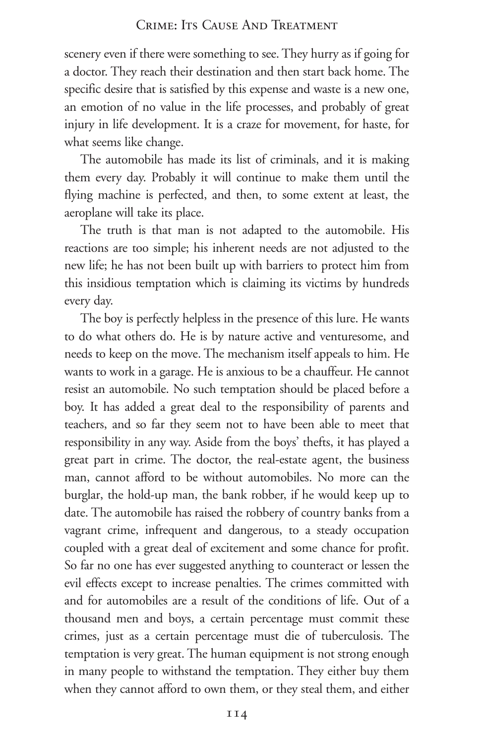scenery even if there were something to see. They hurry as if going for a doctor. They reach their destination and then start back home. The specific desire that is satisfied by this expense and waste is a new one, an emotion of no value in the life processes, and probably of great injury in life development. It is a craze for movement, for haste, for what seems like change.

The automobile has made its list of criminals, and it is making them every day. Probably it will continue to make them until the flying machine is perfected, and then, to some extent at least, the aeroplane will take its place.

The truth is that man is not adapted to the automobile. His reactions are too simple; his inherent needs are not adjusted to the new life; he has not been built up with barriers to protect him from this insidious temptation which is claiming its victims by hundreds every day.

The boy is perfectly helpless in the presence of this lure. He wants to do what others do. He is by nature active and venturesome, and needs to keep on the move. The mechanism itself appeals to him. He wants to work in a garage. He is anxious to be a chauffeur. He cannot resist an automobile. No such temptation should be placed before a boy. It has added a great deal to the responsibility of parents and teachers, and so far they seem not to have been able to meet that responsibility in any way. Aside from the boys' thefts, it has played a great part in crime. The doctor, the real-estate agent, the business man, cannot afford to be without automobiles. No more can the burglar, the hold-up man, the bank robber, if he would keep up to date. The automobile has raised the robbery of country banks from a vagrant crime, infrequent and dangerous, to a steady occupation coupled with a great deal of excitement and some chance for profit. So far no one has ever suggested anything to counteract or lessen the evil effects except to increase penalties. The crimes committed with and for automobiles are a result of the conditions of life. Out of a thousand men and boys, a certain percentage must commit these crimes, just as a certain percentage must die of tuberculosis. The temptation is very great. The human equipment is not strong enough in many people to withstand the temptation. They either buy them when they cannot afford to own them, or they steal them, and either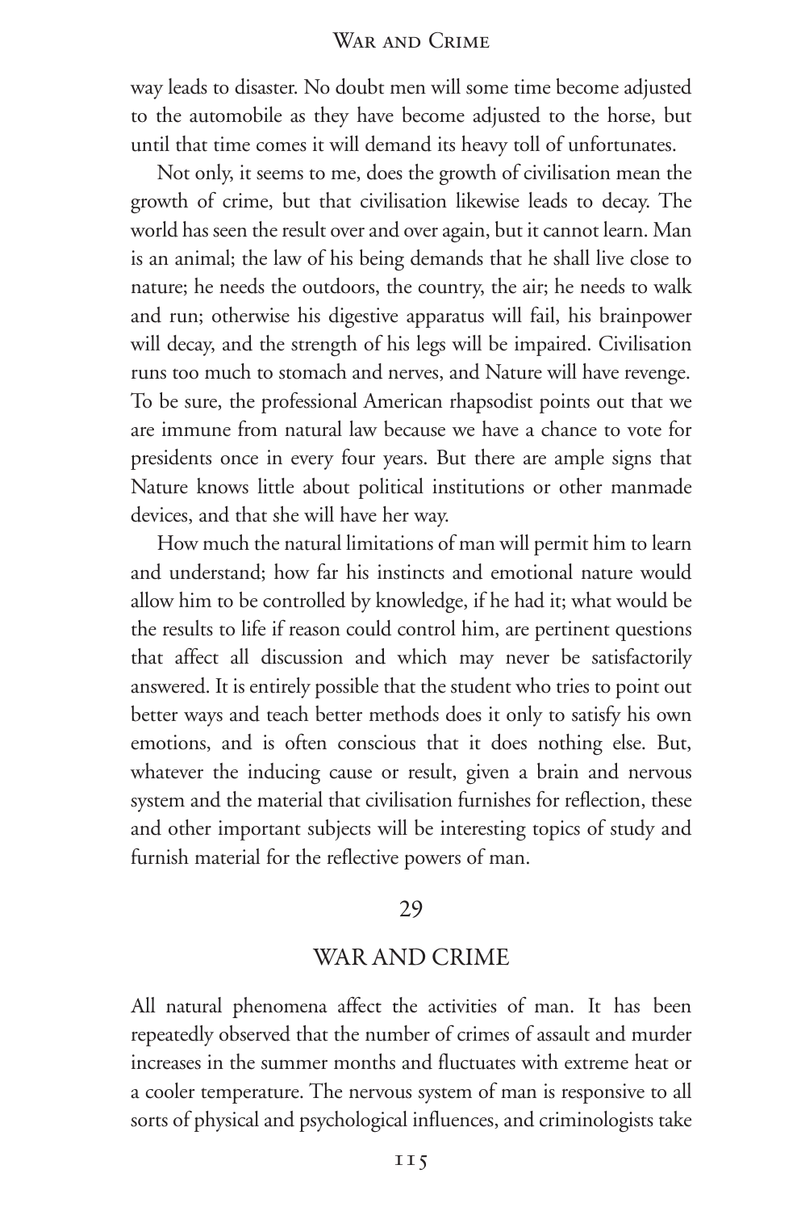way leads to disaster. No doubt men will some time become adjusted to the automobile as they have become adjusted to the horse, but until that time comes it will demand its heavy toll of unfortunates.

Not only, it seems to me, does the growth of civilisation mean the growth of crime, but that civilisation likewise leads to decay. The world has seen the result over and over again, but it cannot learn. Man is an animal; the law of his being demands that he shall live close to nature; he needs the outdoors, the country, the air; he needs to walk and run; otherwise his digestive apparatus will fail, his brainpower will decay, and the strength of his legs will be impaired. Civilisation runs too much to stomach and nerves, and Nature will have revenge. To be sure, the professional American rhapsodist points out that we are immune from natural law because we have a chance to vote for presidents once in every four years. But there are ample signs that Nature knows little about political institutions or other manmade devices, and that she will have her way.

How much the natural limitations of man will permit him to learn and understand; how far his instincts and emotional nature would allow him to be controlled by knowledge, if he had it; what would be the results to life if reason could control him, are pertinent questions that affect all discussion and which may never be satisfactorily answered. It is entirely possible that the student who tries to point out better ways and teach better methods does it only to satisfy his own emotions, and is often conscious that it does nothing else. But, whatever the inducing cause or result, given a brain and nervous system and the material that civilisation furnishes for reflection, these and other important subjects will be interesting topics of study and furnish material for the reflective powers of man.

## 29

## WAR AND CRIME

All natural phenomena affect the activities of man. It has been repeatedly observed that the number of crimes of assault and murder increases in the summer months and fluctuates with extreme heat or a cooler temperature. The nervous system of man is responsive to all sorts of physical and psychological influences, and criminologists take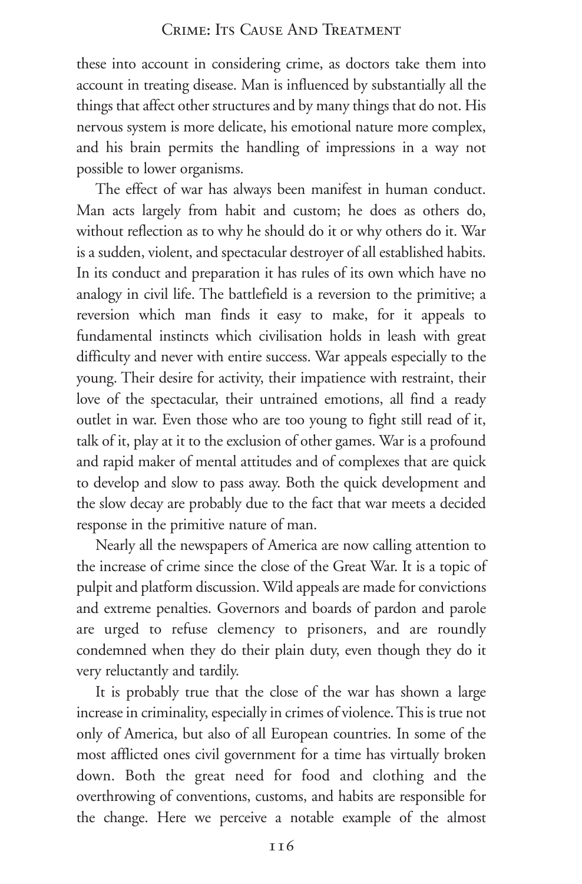these into account in considering crime, as doctors take them into account in treating disease. Man is influenced by substantially all the things that affect other structures and by many things that do not. His nervous system is more delicate, his emotional nature more complex, and his brain permits the handling of impressions in a way not possible to lower organisms.

The effect of war has always been manifest in human conduct. Man acts largely from habit and custom; he does as others do, without reflection as to why he should do it or why others do it. War is a sudden, violent, and spectacular destroyer of all established habits. In its conduct and preparation it has rules of its own which have no analogy in civil life. The battlefield is a reversion to the primitive; a reversion which man finds it easy to make, for it appeals to fundamental instincts which civilisation holds in leash with great difficulty and never with entire success. War appeals especially to the young. Their desire for activity, their impatience with restraint, their love of the spectacular, their untrained emotions, all find a ready outlet in war. Even those who are too young to fight still read of it, talk of it, play at it to the exclusion of other games. War is a profound and rapid maker of mental attitudes and of complexes that are quick to develop and slow to pass away. Both the quick development and the slow decay are probably due to the fact that war meets a decided response in the primitive nature of man.

Nearly all the newspapers of America are now calling attention to the increase of crime since the close of the Great War. It is a topic of pulpit and platform discussion. Wild appeals are made for convictions and extreme penalties. Governors and boards of pardon and parole are urged to refuse clemency to prisoners, and are roundly condemned when they do their plain duty, even though they do it very reluctantly and tardily.

It is probably true that the close of the war has shown a large increase in criminality, especially in crimes of violence. This is true not only of America, but also of all European countries. In some of the most afflicted ones civil government for a time has virtually broken down. Both the great need for food and clothing and the overthrowing of conventions, customs, and habits are responsible for the change. Here we perceive a notable example of the almost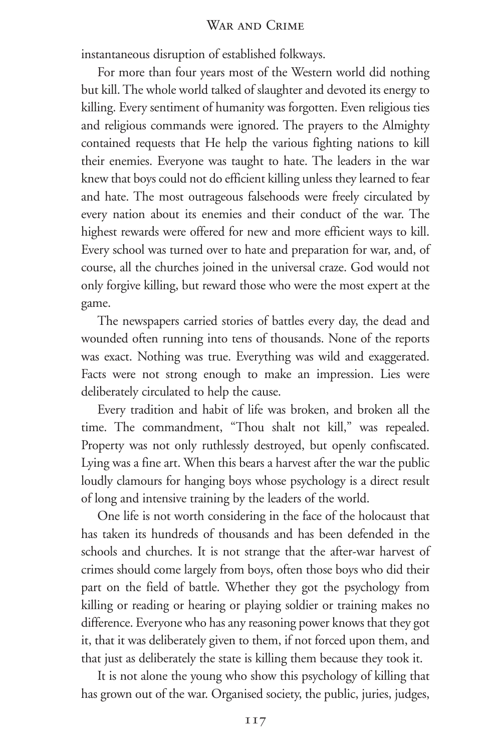instantaneous disruption of established folkways.

For more than four years most of the Western world did nothing but kill. The whole world talked of slaughter and devoted its energy to killing. Every sentiment of humanity was forgotten. Even religious ties and religious commands were ignored. The prayers to the Almighty contained requests that He help the various fighting nations to kill their enemies. Everyone was taught to hate. The leaders in the war knew that boys could not do efficient killing unless they learned to fear and hate. The most outrageous falsehoods were freely circulated by every nation about its enemies and their conduct of the war. The highest rewards were offered for new and more efficient ways to kill. Every school was turned over to hate and preparation for war, and, of course, all the churches joined in the universal craze. God would not only forgive killing, but reward those who were the most expert at the game.

The newspapers carried stories of battles every day, the dead and wounded often running into tens of thousands. None of the reports was exact. Nothing was true. Everything was wild and exaggerated. Facts were not strong enough to make an impression. Lies were deliberately circulated to help the cause.

Every tradition and habit of life was broken, and broken all the time. The commandment, "Thou shalt not kill," was repealed. Property was not only ruthlessly destroyed, but openly confiscated. Lying was a fine art. When this bears a harvest after the war the public loudly clamours for hanging boys whose psychology is a direct result of long and intensive training by the leaders of the world.

One life is not worth considering in the face of the holocaust that has taken its hundreds of thousands and has been defended in the schools and churches. It is not strange that the after-war harvest of crimes should come largely from boys, often those boys who did their part on the field of battle. Whether they got the psychology from killing or reading or hearing or playing soldier or training makes no difference. Everyone who has any reasoning power knows that they got it, that it was deliberately given to them, if not forced upon them, and that just as deliberately the state is killing them because they took it.

It is not alone the young who show this psychology of killing that has grown out of the war. Organised society, the public, juries, judges,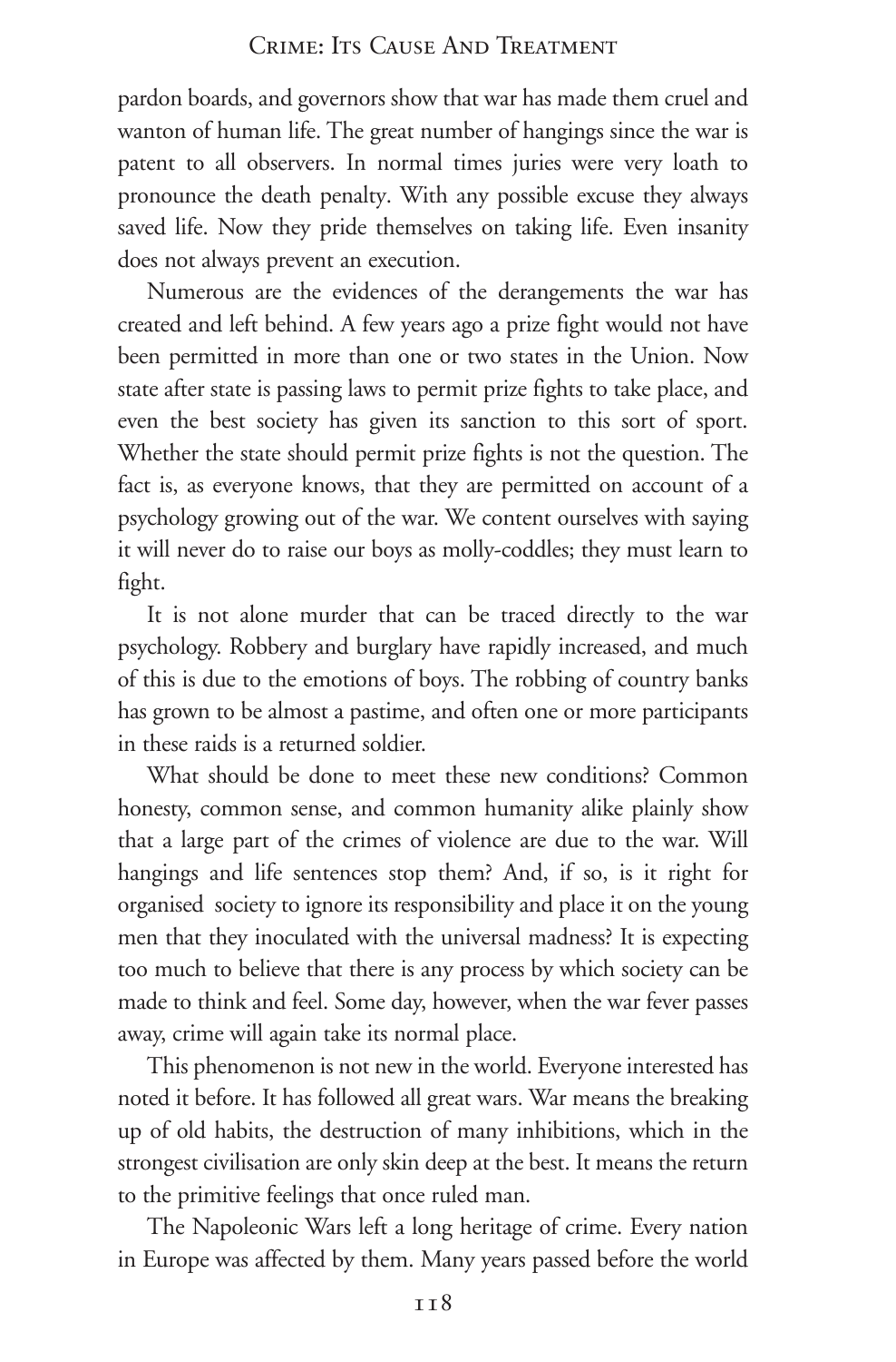pardon boards, and governors show that war has made them cruel and wanton of human life. The great number of hangings since the war is patent to all observers. In normal times juries were very loath to pronounce the death penalty. With any possible excuse they always saved life. Now they pride themselves on taking life. Even insanity does not always prevent an execution.

Numerous are the evidences of the derangements the war has created and left behind. A few years ago a prize fight would not have been permitted in more than one or two states in the Union. Now state after state is passing laws to permit prize fights to take place, and even the best society has given its sanction to this sort of sport. Whether the state should permit prize fights is not the question. The fact is, as everyone knows, that they are permitted on account of a psychology growing out of the war. We content ourselves with saying it will never do to raise our boys as molly-coddles; they must learn to fight.

It is not alone murder that can be traced directly to the war psychology. Robbery and burglary have rapidly increased, and much of this is due to the emotions of boys. The robbing of country banks has grown to be almost a pastime, and often one or more participants in these raids is a returned soldier.

What should be done to meet these new conditions? Common honesty, common sense, and common humanity alike plainly show that a large part of the crimes of violence are due to the war. Will hangings and life sentences stop them? And, if so, is it right for organised society to ignore its responsibility and place it on the young men that they inoculated with the universal madness? It is expecting too much to believe that there is any process by which society can be made to think and feel. Some day, however, when the war fever passes away, crime will again take its normal place.

This phenomenon is not new in the world. Everyone interested has noted it before. It has followed all great wars. War means the breaking up of old habits, the destruction of many inhibitions, which in the strongest civilisation are only skin deep at the best. It means the return to the primitive feelings that once ruled man.

The Napoleonic Wars left a long heritage of crime. Every nation in Europe was affected by them. Many years passed before the world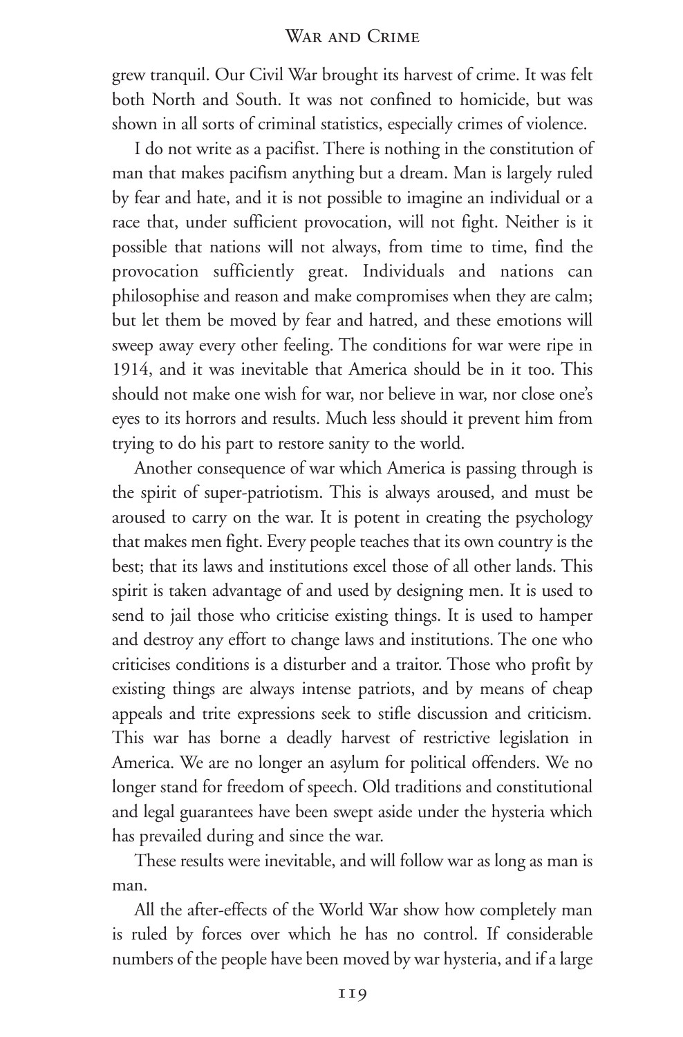grew tranquil. Our Civil War brought its harvest of crime. It was felt both North and South. It was not confined to homicide, but was shown in all sorts of criminal statistics, especially crimes of violence.

I do not write as a pacifist. There is nothing in the constitution of man that makes pacifism anything but a dream. Man is largely ruled by fear and hate, and it is not possible to imagine an individual or a race that, under sufficient provocation, will not fight. Neither is it possible that nations will not always, from time to time, find the provocation sufficiently great. Individuals and nations can philosophise and reason and make compromises when they are calm; but let them be moved by fear and hatred, and these emotions will sweep away every other feeling. The conditions for war were ripe in 1914, and it was inevitable that America should be in it too. This should not make one wish for war, nor believe in war, nor close one's eyes to its horrors and results. Much less should it prevent him from trying to do his part to restore sanity to the world.

Another consequence of war which America is passing through is the spirit of super-patriotism. This is always aroused, and must be aroused to carry on the war. It is potent in creating the psychology that makes men fight. Every people teaches that its own country is the best; that its laws and institutions excel those of all other lands. This spirit is taken advantage of and used by designing men. It is used to send to jail those who criticise existing things. It is used to hamper and destroy any effort to change laws and institutions. The one who criticises conditions is a disturber and a traitor. Those who profit by existing things are always intense patriots, and by means of cheap appeals and trite expressions seek to stifle discussion and criticism. This war has borne a deadly harvest of restrictive legislation in America. We are no longer an asylum for political offenders. We no longer stand for freedom of speech. Old traditions and constitutional and legal guarantees have been swept aside under the hysteria which has prevailed during and since the war.

These results were inevitable, and will follow war as long as man is man.

All the after-effects of the World War show how completely man is ruled by forces over which he has no control. If considerable numbers of the people have been moved by war hysteria, and if a large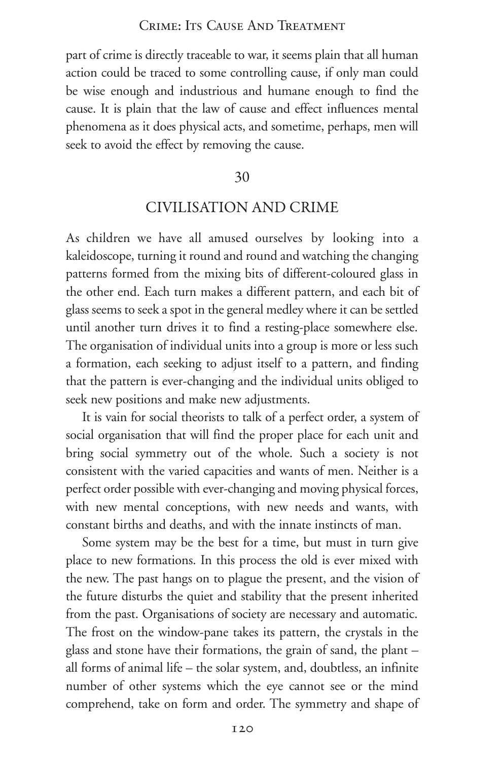part of crime is directly traceable to war, it seems plain that all human action could be traced to some controlling cause, if only man could be wise enough and industrious and humane enough to find the cause. It is plain that the law of cause and effect influences mental phenomena as it does physical acts, and sometime, perhaps, men will seek to avoid the effect by removing the cause.

## 30

## CIVILISATION AND CRIME

As children we have all amused ourselves by looking into a kaleidoscope, turning it round and round and watching the changing patterns formed from the mixing bits of different-coloured glass in the other end. Each turn makes a different pattern, and each bit of glass seems to seek a spot in the general medley where it can be settled until another turn drives it to find a resting-place somewhere else. The organisation of individual units into a group is more or less such a formation, each seeking to adjust itself to a pattern, and finding that the pattern is ever-changing and the individual units obliged to seek new positions and make new adjustments.

It is vain for social theorists to talk of a perfect order, a system of social organisation that will find the proper place for each unit and bring social symmetry out of the whole. Such a society is not consistent with the varied capacities and wants of men. Neither is a perfect order possible with ever-changing and moving physical forces, with new mental conceptions, with new needs and wants, with constant births and deaths, and with the innate instincts of man.

Some system may be the best for a time, but must in turn give place to new formations. In this process the old is ever mixed with the new. The past hangs on to plague the present, and the vision of the future disturbs the quiet and stability that the present inherited from the past. Organisations of society are necessary and automatic. The frost on the window-pane takes its pattern, the crystals in the glass and stone have their formations, the grain of sand, the plant – all forms of animal life – the solar system, and, doubtless, an infinite number of other systems which the eye cannot see or the mind comprehend, take on form and order. The symmetry and shape of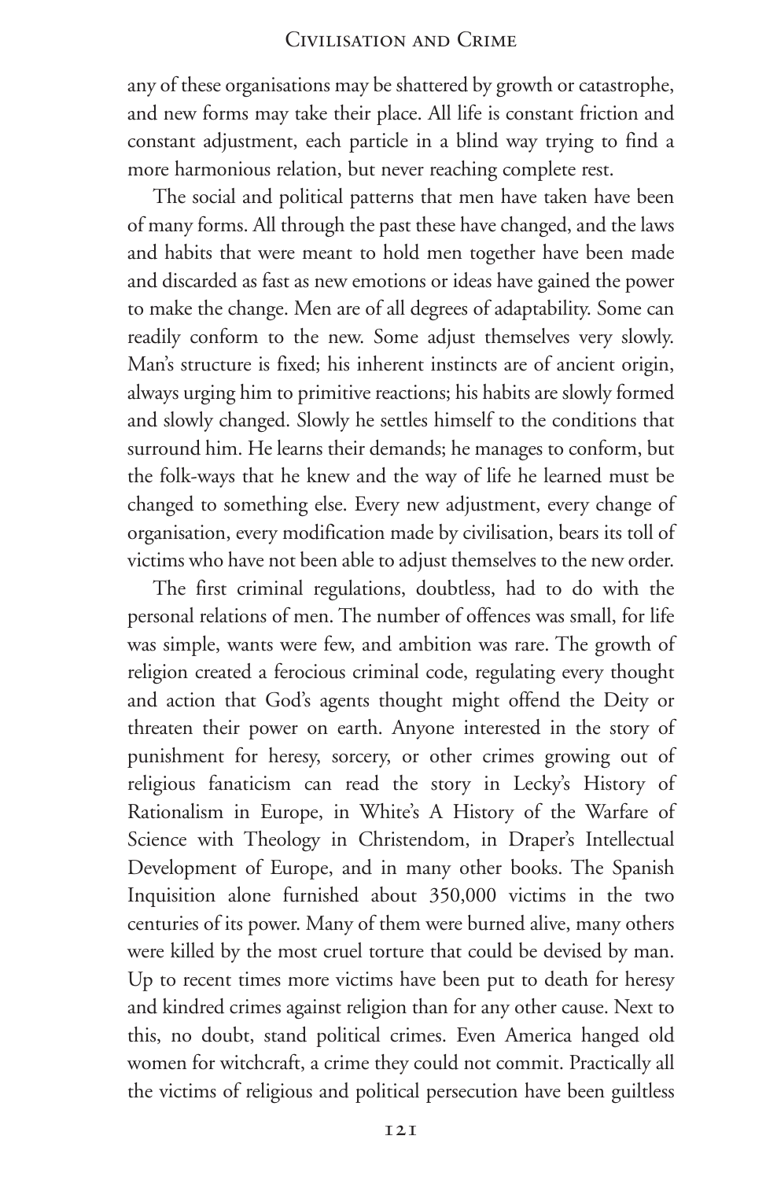any of these organisations may be shattered by growth or catastrophe, and new forms may take their place. All life is constant friction and constant adjustment, each particle in a blind way trying to find a more harmonious relation, but never reaching complete rest.

The social and political patterns that men have taken have been of many forms. All through the past these have changed, and the laws and habits that were meant to hold men together have been made and discarded as fast as new emotions or ideas have gained the power to make the change. Men are of all degrees of adaptability. Some can readily conform to the new. Some adjust themselves very slowly. Man's structure is fixed; his inherent instincts are of ancient origin, always urging him to primitive reactions; his habits are slowly formed and slowly changed. Slowly he settles himself to the conditions that surround him. He learns their demands; he manages to conform, but the folk-ways that he knew and the way of life he learned must be changed to something else. Every new adjustment, every change of organisation, every modification made by civilisation, bears its toll of victims who have not been able to adjust themselves to the new order.

The first criminal regulations, doubtless, had to do with the personal relations of men. The number of offences was small, for life was simple, wants were few, and ambition was rare. The growth of religion created a ferocious criminal code, regulating every thought and action that God's agents thought might offend the Deity or threaten their power on earth. Anyone interested in the story of punishment for heresy, sorcery, or other crimes growing out of religious fanaticism can read the story in Lecky's History of Rationalism in Europe, in White's A History of the Warfare of Science with Theology in Christendom, in Draper's Intellectual Development of Europe, and in many other books. The Spanish Inquisition alone furnished about 350,000 victims in the two centuries of its power. Many of them were burned alive, many others were killed by the most cruel torture that could be devised by man. Up to recent times more victims have been put to death for heresy and kindred crimes against religion than for any other cause. Next to this, no doubt, stand political crimes. Even America hanged old women for witchcraft, a crime they could not commit. Practically all the victims of religious and political persecution have been guiltless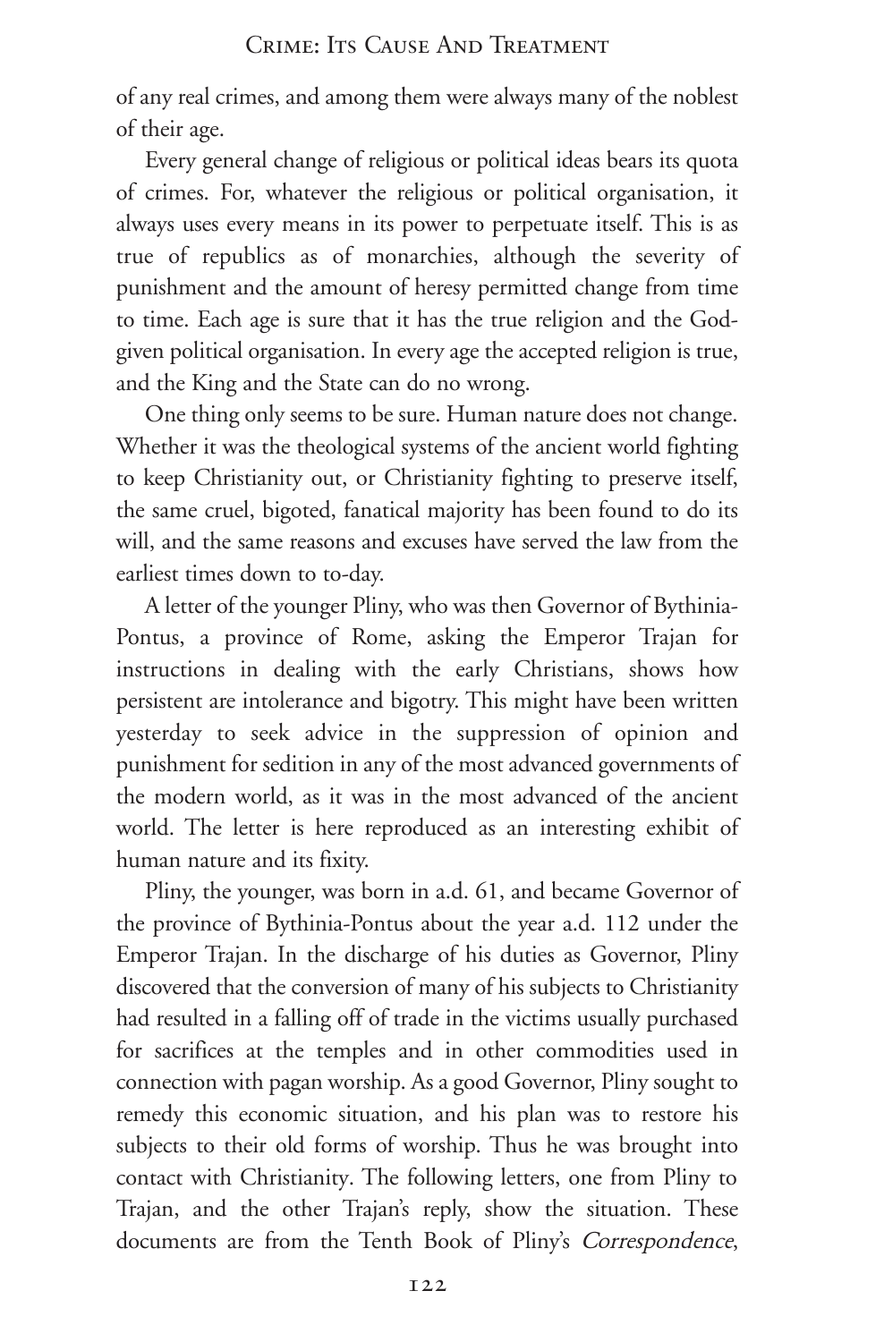of any real crimes, and among them were always many of the noblest of their age.

Every general change of religious or political ideas bears its quota of crimes. For, whatever the religious or political organisation, it always uses every means in its power to perpetuate itself. This is as true of republics as of monarchies, although the severity of punishment and the amount of heresy permitted change from time to time. Each age is sure that it has the true religion and the God-given political organisation. In every age the accepted religion is true, and the King and the State can do no wrong.

One thing only seems to be sure. Human nature does not change. Whether it was the theological systems of the ancient world fighting to keep Christianity out, or Christianity fighting to preserve itself, the same cruel, bigoted, fanatical majority has been found to do its will, and the same reasons and excuses have served the law from the earliest times down to to-day.

A letter of the younger Pliny, who was then Governor of Bythinia-Pontus, a province of Rome, asking the Emperor Trajan for instructions in dealing with the early Christians, shows how persistent are intolerance and bigotry. This might have been written yesterday to seek advice in the suppression of opinion and punishment for sedition in any of the most advanced governments of the modern world, as it was in the most advanced of the ancient world. The letter is here reproduced as an interesting exhibit of human nature and its fixity.

Pliny, the younger, was born in a.d. 61, and became Governor of the province of Bythinia-Pontus about the year a.d. 112 under the Emperor Trajan. In the discharge of his duties as Governor, Pliny discovered that the conversion of many of his subjects to Christianity had resulted in a falling off of trade in the victims usually purchased for sacrifices at the temples and in other commodities used in connection with pagan worship. As a good Governor, Pliny sought to remedy this economic situation, and his plan was to restore his subjects to their old forms of worship. Thus he was brought into contact with Christianity. The following letters, one from Pliny to Trajan, and the other Trajan's reply, show the situation. These documents are from the Tenth Book of Pliny's *Correspondence*,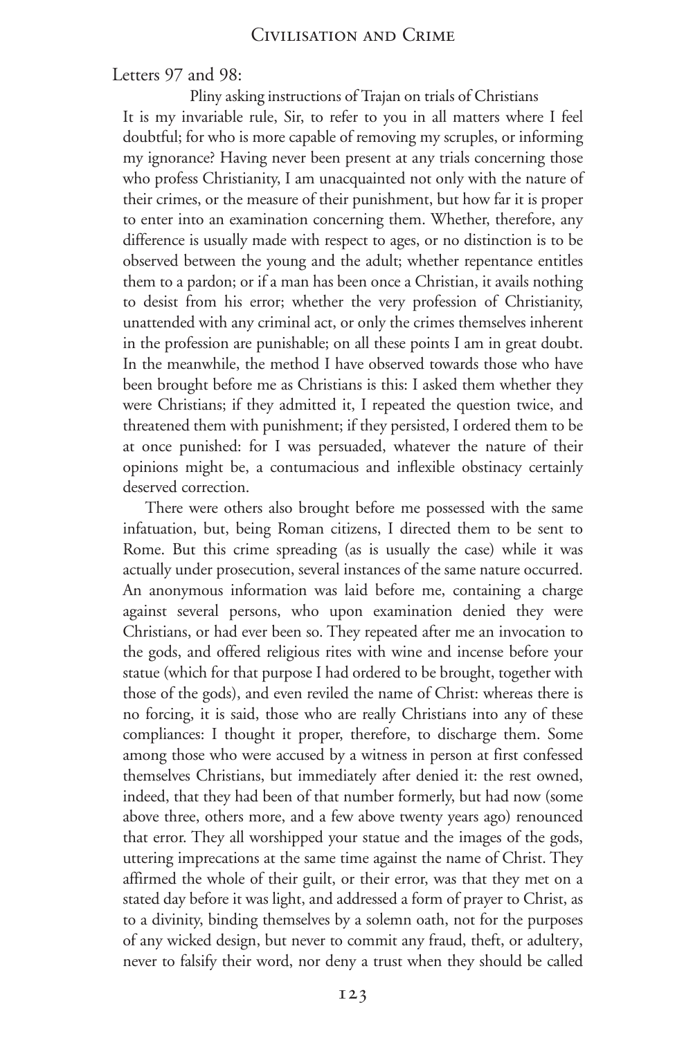Letters 97 and 98:

Pliny asking instructions of Trajan on trials of Christians

It is my invariable rule, Sir, to refer to you in all matters where I feel doubtful; for who is more capable of removing my scruples, or informing my ignorance? Having never been present at any trials concerning those who profess Christianity, I am unacquainted not only with the nature of their crimes, or the measure of their punishment, but how far it is proper to enter into an examination concerning them. Whether, therefore, any difference is usually made with respect to ages, or no distinction is to be observed between the young and the adult; whether repentance entitles them to a pardon; or if a man has been once a Christian, it avails nothing to desist from his error; whether the very profession of Christianity, unattended with any criminal act, or only the crimes themselves inherent in the profession are punishable; on all these points I am in great doubt. In the meanwhile, the method I have observed towards those who have been brought before me as Christians is this: I asked them whether they were Christians; if they admitted it, I repeated the question twice, and threatened them with punishment; if they persisted, I ordered them to be at once punished: for I was persuaded, whatever the nature of their opinions might be, a contumacious and inflexible obstinacy certainly deserved correction.

There were others also brought before me possessed with the same infatuation, but, being Roman citizens, I directed them to be sent to Rome. But this crime spreading (as is usually the case) while it was actually under prosecution, several instances of the same nature occurred. An anonymous information was laid before me, containing a charge against several persons, who upon examination denied they were Christians, or had ever been so. They repeated after me an invocation to the gods, and offered religious rites with wine and incense before your statue (which for that purpose I had ordered to be brought, together with those of the gods), and even reviled the name of Christ: whereas there is no forcing, it is said, those who are really Christians into any of these compliances: I thought it proper, therefore, to discharge them. Some among those who were accused by a witness in person at first confessed themselves Christians, but immediately after denied it: the rest owned, indeed, that they had been of that number formerly, but had now (some above three, others more, and a few above twenty years ago) renounced that error. They all worshipped your statue and the images of the gods, uttering imprecations at the same time against the name of Christ. They affirmed the whole of their guilt, or their error, was that they met on a stated day before it was light, and addressed a form of prayer to Christ, as to a divinity, binding themselves by a solemn oath, not for the purposes of any wicked design, but never to commit any fraud, theft, or adultery, never to falsify their word, nor deny a trust when they should be called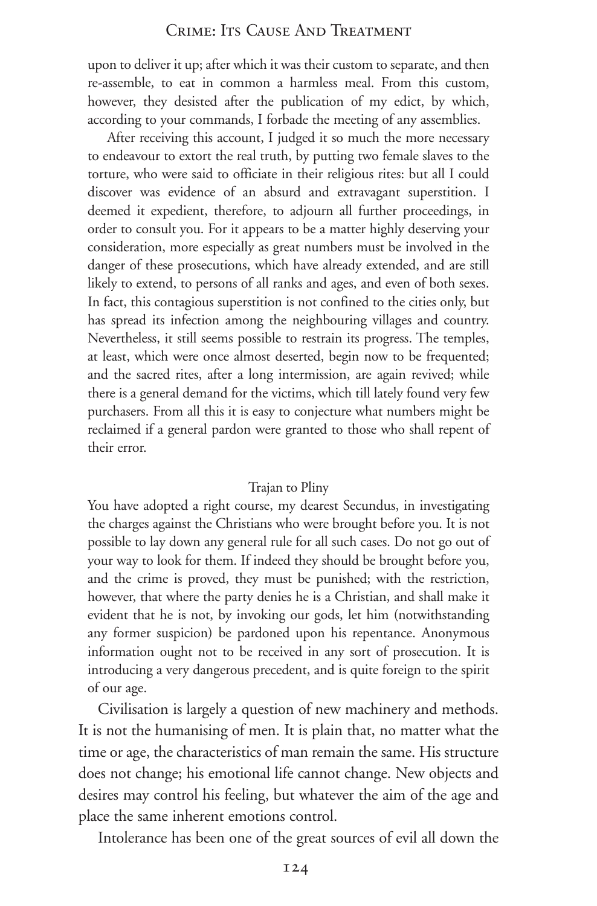upon to deliver it up; after which it was their custom to separate, and then re-assemble, to eat in common a harmless meal. From this custom, however, they desisted after the publication of my edict, by which, according to your commands, I forbade the meeting of any assemblies.

After receiving this account, I judged it so much the more necessary to endeavour to extort the real truth, by putting two female slaves to the torture, who were said to officiate in their religious rites: but all I could discover was evidence of an absurd and extravagant superstition. I deemed it expedient, therefore, to adjourn all further proceedings, in order to consult you. For it appears to be a matter highly deserving your consideration, more especially as great numbers must be involved in the danger of these prosecutions, which have already extended, and are still likely to extend, to persons of all ranks and ages, and even of both sexes. In fact, this contagious superstition is not confined to the cities only, but has spread its infection among the neighbouring villages and country. Nevertheless, it still seems possible to restrain its progress. The temples, at least, which were once almost deserted, begin now to be frequented; and the sacred rites, after a long intermission, are again revived; while there is a general demand for the victims, which till lately found very few purchasers. From all this it is easy to conjecture what numbers might be reclaimed if a general pardon were granted to those who shall repent of their error.

Trajan to Pliny

You have adopted a right course, my dearest Secundus, in investigating the charges against the Christians who were brought before you. It is not possible to lay down any general rule for all such cases. Do not go out of your way to look for them. If indeed they should be brought before you, and the crime is proved, they must be punished; with the restriction, however, that where the party denies he is a Christian, and shall make it evident that he is not, by invoking our gods, let him (notwithstanding any former suspicion) be pardoned upon his repentance. Anonymous information ought not to be received in any sort of prosecution. It is introducing a very dangerous precedent, and is quite foreign to the spirit of our age.

Civilisation is largely a question of new machinery and methods. It is not the humanising of men. It is plain that, no matter what the time or age, the characteristics of man remain the same. His structure does not change; his emotional life cannot change. New objects and desires may control his feeling, but whatever the aim of the age and place the same inherent emotions control.

Intolerance has been one of the great sources of evil all down the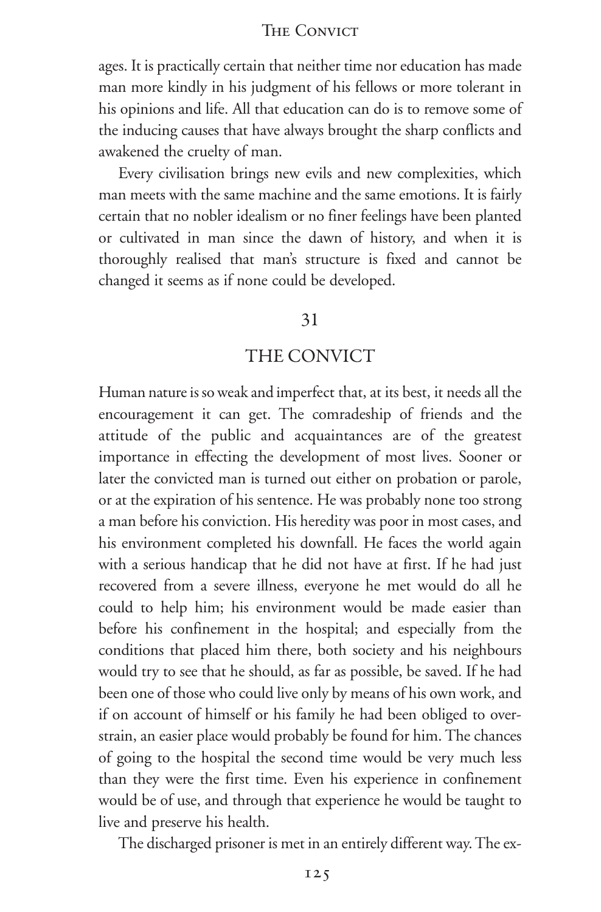ages. It is practically certain that neither time nor education has made man more kindly in his judgment of his fellows or more tolerant in his opinions and life. All that education can do is to remove some of the inducing causes that have always brought the sharp conflicts and awakened the cruelty of man.

Every civilisation brings new evils and new complexities, which man meets with the same machine and the same emotions. It is fairly certain that no nobler idealism or no finer feelings have been planted or cultivated in man since the dawn of history, and when it is thoroughly realised that man's structure is fixed and cannot be changed it seems as if none could be developed.

## 31

## THE CONVICT

Human nature is so weak and imperfect that, at its best, it needs all the encouragement it can get. The comradeship of friends and the attitude of the public and acquaintances are of the greatest importance in effecting the development of most lives. Sooner or later the convicted man is turned out either on probation or parole, or at the expiration of his sentence. He was probably none too strong a man before his conviction. His heredity was poor in most cases, and his environment completed his downfall. He faces the world again with a serious handicap that he did not have at first. If he had just recovered from a severe illness, everyone he met would do all he could to help him; his environment would be made easier than before his confinement in the hospital; and especially from the conditions that placed him there, both society and his neighbours would try to see that he should, as far as possible, be saved. If he had been one of those who could live only by means of his own work, and if on account of himself or his family he had been obliged to over-strain, an easier place would probably be found for him. The chances of going to the hospital the second time would be very much less than they were the first time. Even his experience in confinement would be of use, and through that experience he would be taught to live and preserve his health.

The discharged prisoner is met in an entirely different way. The ex-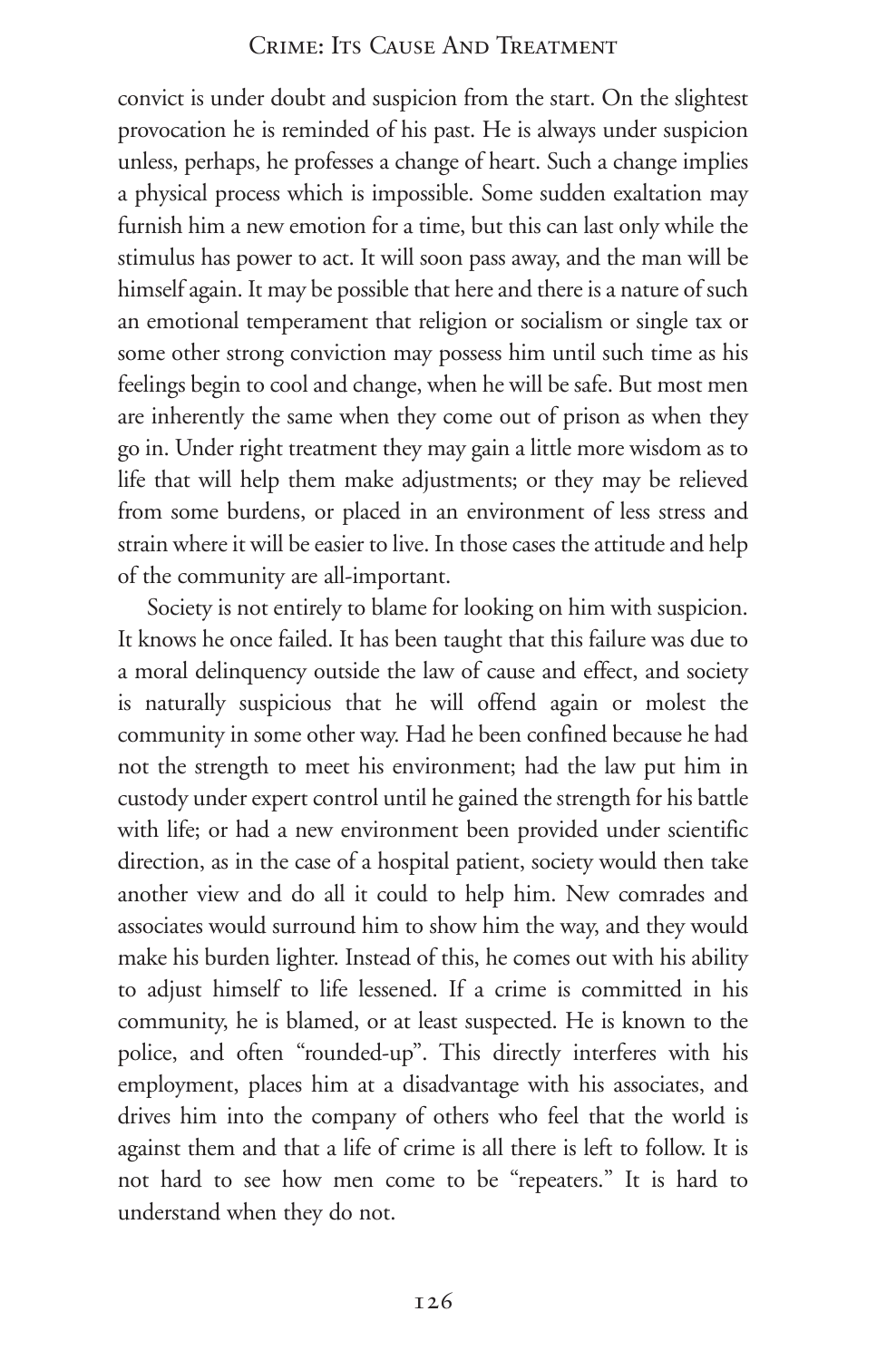convict is under doubt and suspicion from the start. On the slightest provocation he is reminded of his past. He is always under suspicion unless, perhaps, he professes a change of heart. Such a change implies a physical process which is impossible. Some sudden exaltation may furnish him a new emotion for a time, but this can last only while the stimulus has power to act. It will soon pass away, and the man will be himself again. It may be possible that here and there is a nature of such an emotional temperament that religion or socialism or single tax or some other strong conviction may possess him until such time as his feelings begin to cool and change, when he will be safe. But most men are inherently the same when they come out of prison as when they go in. Under right treatment they may gain a little more wisdom as to life that will help them make adjustments; or they may be relieved from some burdens, or placed in an environment of less stress and strain where it will be easier to live. In those cases the attitude and help of the community are all-important.

Society is not entirely to blame for looking on him with suspicion. It knows he once failed. It has been taught that this failure was due to a moral delinquency outside the law of cause and effect, and society is naturally suspicious that he will offend again or molest the community in some other way. Had he been confined because he had not the strength to meet his environment; had the law put him in custody under expert control until he gained the strength for his battle with life; or had a new environment been provided under scientific direction, as in the case of a hospital patient, society would then take another view and do all it could to help him. New comrades and associates would surround him to show him the way, and they would make his burden lighter. Instead of this, he comes out with his ability to adjust himself to life lessened. If a crime is committed in his community, he is blamed, or at least suspected. He is known to the police, and often "rounded-up". This directly interferes with his employment, places him at a disadvantage with his associates, and drives him into the company of others who feel that the world is against them and that a life of crime is all there is left to follow. It is not hard to see how men come to be "repeaters." It is hard to understand when they do not.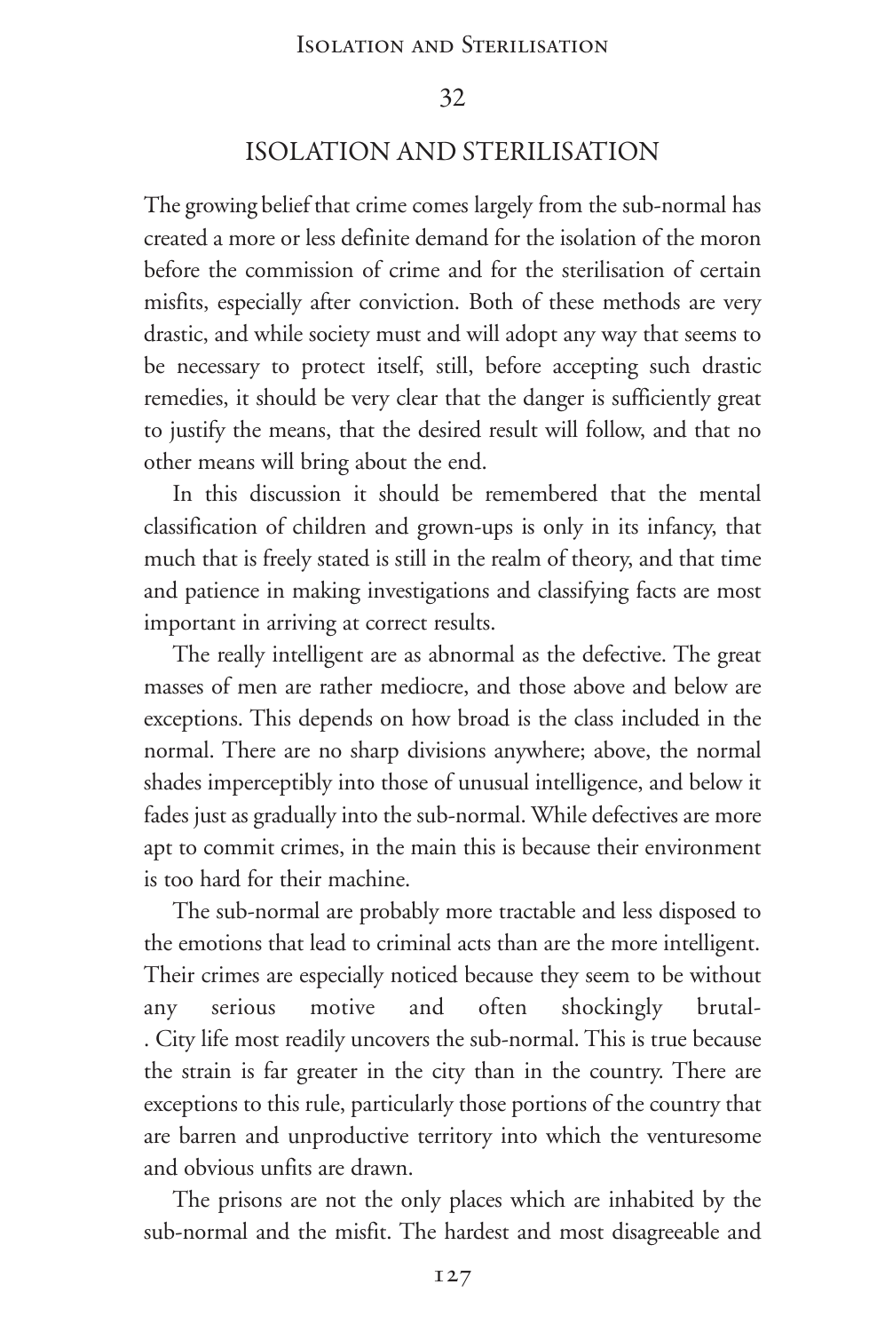# 32

## ISOLATION AND STERILISATION

The growing belief that crime comes largely from the sub-normal has created a more or less definite demand for the isolation of the moron before the commission of crime and for the sterilisation of certain misfits, especially after conviction. Both of these methods are very drastic, and while society must and will adopt any way that seems to be necessary to protect itself, still, before accepting such drastic remedies, it should be very clear that the danger is sufficiently great to justify the means, that the desired result will follow, and that no other means will bring about the end.

In this discussion it should be remembered that the mental classification of children and grown-ups is only in its infancy, that much that is freely stated is still in the realm of theory, and that time and patience in making investigations and classifying facts are most important in arriving at correct results.

The really intelligent are as abnormal as the defective. The great masses of men are rather mediocre, and those above and below are exceptions. This depends on how broad is the class included in the normal. There are no sharp divisions anywhere; above, the normal shades imperceptibly into those of unusual intelligence, and below it fades just as gradually into the sub-normal. While defectives are more apt to commit crimes, in the main this is because their environment is too hard for their machine.

The sub-normal are probably more tractable and less disposed to the emotions that lead to criminal acts than are the more intelligent. Their crimes are especially noticed because they seem to be without any serious motive and often shockingly brutal. City life most readily uncovers the sub-normal. This is true because the strain is far greater in the city than in the country. There are exceptions to this rule, particularly those portions of the country that are barren and unproductive territory into which the venturesome and obvious unfits are drawn.

The prisons are not the only places which are inhabited by the sub-normal and the misfit. The hardest and most disagreeable and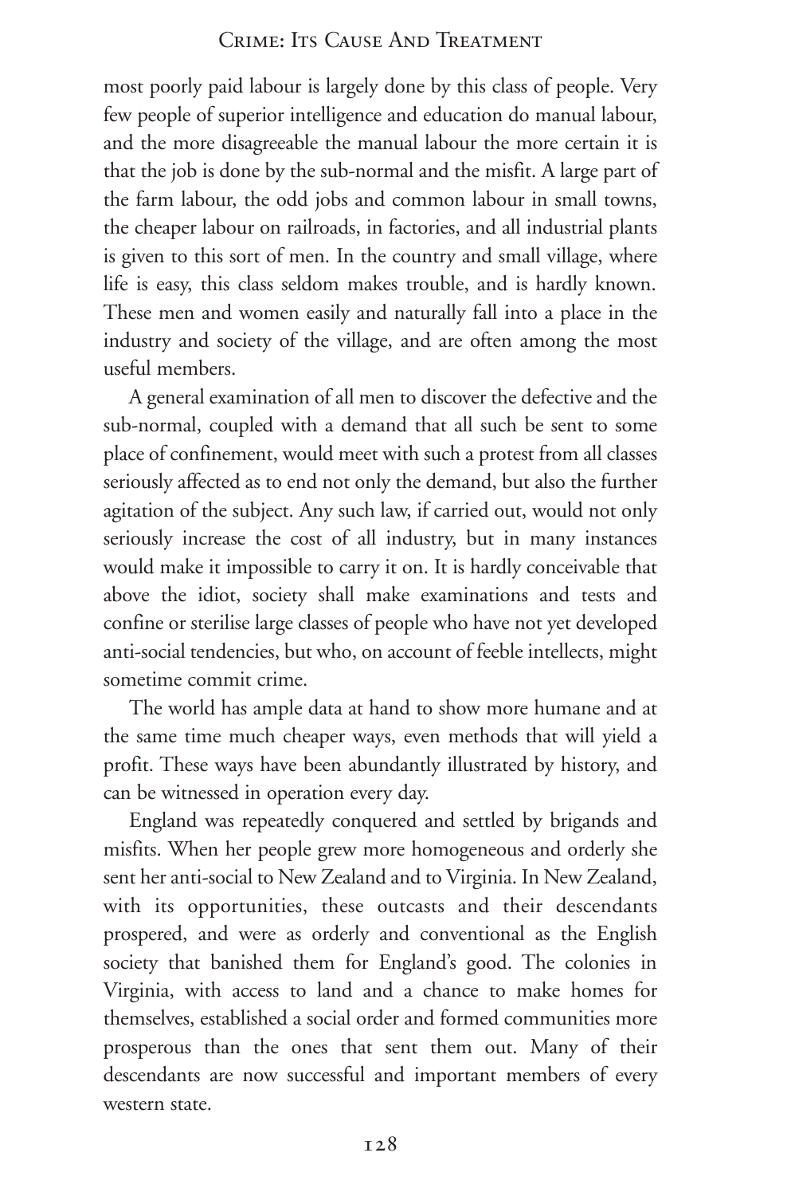most poorly paid labour is largely done by this class of people. Very few people of superior intelligence and education do manual labour, and the more disagreeable the manual labour the more certain it is that the job is done by the sub-normal and the misfit. A large part of the farm labour, the odd jobs and common labour in small towns, the cheaper labour on railroads, in factories, and all industrial plants is given to this sort of men. In the country and small village, where life is easy, this class seldom makes trouble, and is hardly known. These men and women easily and naturally fall into a place in the industry and society of the village, and are often among the most useful members.

A general examination of all men to discover the defective and the sub-normal, coupled with a demand that all such be sent to some place of confinement, would meet with such a protest from all classes seriously affected as to end not only the demand, but also the further agitation of the subject. Any such law, if carried out, would not only seriously increase the cost of all industry, but in many instances would make it impossible to carry it on. It is hardly conceivable that above the idiot, society shall make examinations and tests and confine or sterilise large classes of people who have not yet developed anti-social tendencies, but who, on account of feeble intellects, might sometime commit crime.

The world has ample data at hand to show more humane and at the same time much cheaper ways, even methods that will yield a profit. These ways have been abundantly illustrated by history, and can be witnessed in operation every day.

England was repeatedly conquered and settled by brigands and misfits. When her people grew more homogeneous and orderly she sent her anti-social to New Zealand and to Virginia. In New Zealand, with its opportunities, these outcasts and their descendants prospered, and were as orderly and conventional as the English society that banished them for England's good. The colonies in Virginia, with access to land and a chance to make homes for themselves, established a social order and formed communities more prosperous than the ones that sent them out. Many of their descendants are now successful and important members of every western state.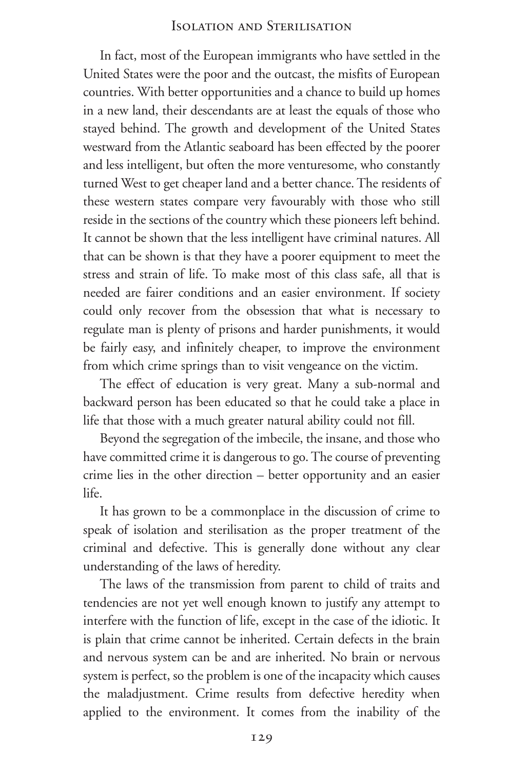In fact, most of the European immigrants who have settled in the United States were the poor and the outcast, the misfits of European countries. With better opportunities and a chance to build up homes in a new land, their descendants are at least the equals of those who stayed behind. The growth and development of the United States westward from the Atlantic seaboard has been effected by the poorer and less intelligent, but often the more venturesome, who constantly turned West to get cheaper land and a better chance. The residents of these western states compare very favourably with those who still reside in the sections of the country which these pioneers left behind. It cannot be shown that the less intelligent have criminal natures. All that can be shown is that they have a poorer equipment to meet the stress and strain of life. To make most of this class safe, all that is needed are fairer conditions and an easier environment. If society could only recover from the obsession that what is necessary to regulate man is plenty of prisons and harder punishments, it would be fairly easy, and infinitely cheaper, to improve the environment from which crime springs than to visit vengeance on the victim.

The effect of education is very great. Many a sub-normal and backward person has been educated so that he could take a place in life that those with a much greater natural ability could not fill.

Beyond the segregation of the imbecile, the insane, and those who have committed crime it is dangerous to go. The course of preventing crime lies in the other direction – better opportunity and an easier life.

It has grown to be a commonplace in the discussion of crime to speak of isolation and sterilisation as the proper treatment of the criminal and defective. This is generally done without any clear understanding of the laws of heredity.

The laws of the transmission from parent to child of traits and tendencies are not yet well enough known to justify any attempt to interfere with the function of life, except in the case of the idiotic. It is plain that crime cannot be inherited. Certain defects in the brain and nervous system can be and are inherited. No brain or nervous system is perfect, so the problem is one of the incapacity which causes the maladjustment. Crime results from defective heredity when applied to the environment. It comes from the inability of the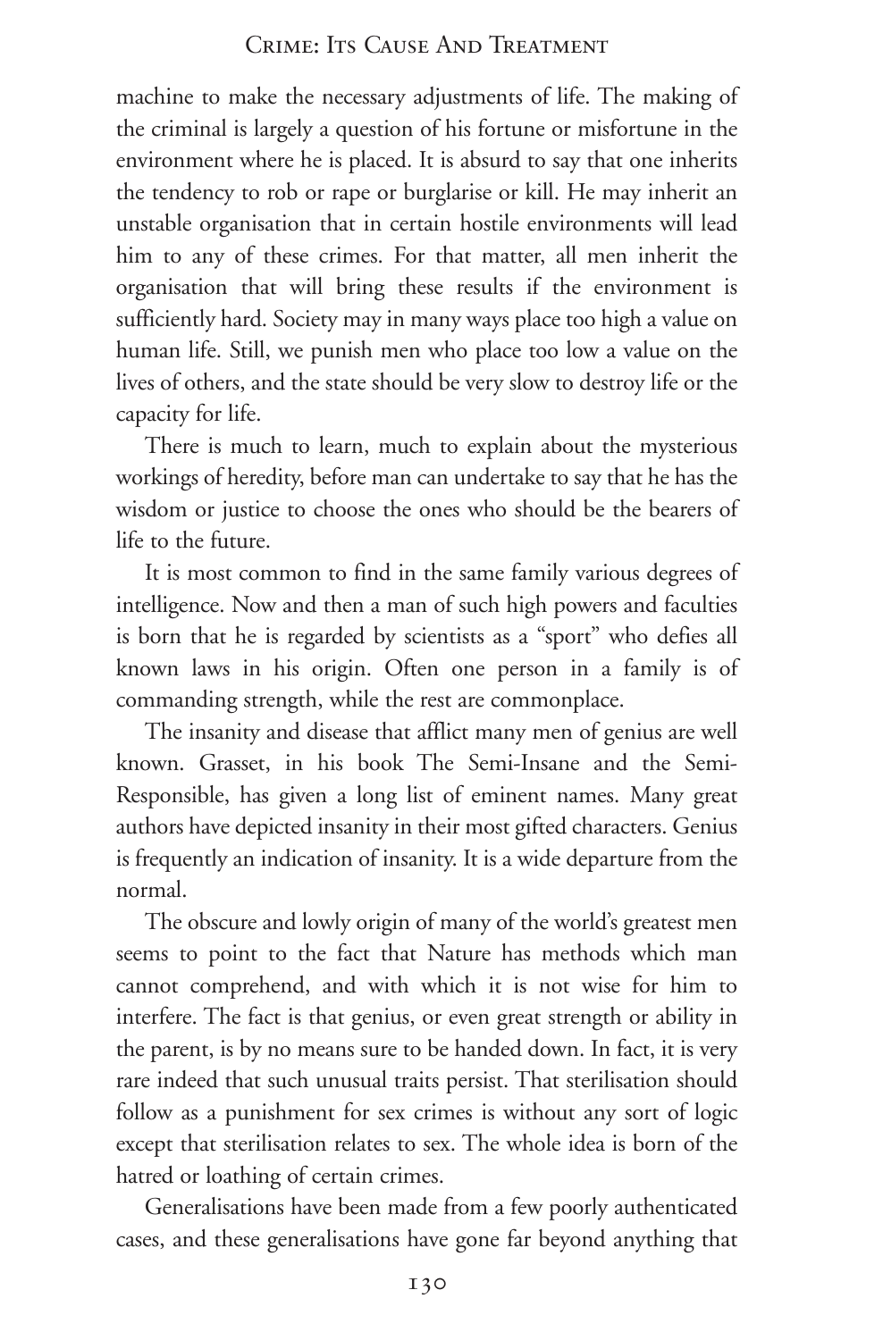machine to make the necessary adjustments of life. The making of the criminal is largely a question of his fortune or misfortune in the environment where he is placed. It is absurd to say that one inherits the tendency to rob or rape or burglarise or kill. He may inherit an unstable organisation that in certain hostile environments will lead him to any of these crimes. For that matter, all men inherit the organisation that will bring these results if the environment is sufficiently hard. Society may in many ways place too high a value on human life. Still, we punish men who place too low a value on the lives of others, and the state should be very slow to destroy life or the capacity for life.

There is much to learn, much to explain about the mysterious workings of heredity, before man can undertake to say that he has the wisdom or justice to choose the ones who should be the bearers of life to the future.

It is most common to find in the same family various degrees of intelligence. Now and then a man of such high powers and faculties is born that he is regarded by scientists as a "sport" who defies all known laws in his origin. Often one person in a family is of commanding strength, while the rest are commonplace.

The insanity and disease that afflict many men of genius are well known. Grasset, in his book The Semi-Insane and the Semi-Responsible, has given a long list of eminent names. Many great authors have depicted insanity in their most gifted characters. Genius is frequently an indication of insanity. It is a wide departure from the normal.

The obscure and lowly origin of many of the world's greatest men seems to point to the fact that Nature has methods which man cannot comprehend, and with which it is not wise for him to interfere. The fact is that genius, or even great strength or ability in the parent, is by no means sure to be handed down. In fact, it is very rare indeed that such unusual traits persist. That sterilisation should follow as a punishment for sex crimes is without any sort of logic except that sterilisation relates to sex. The whole idea is born of the hatred or loathing of certain crimes.

Generalisations have been made from a few poorly authenticated cases, and these generalisations have gone far beyond anything that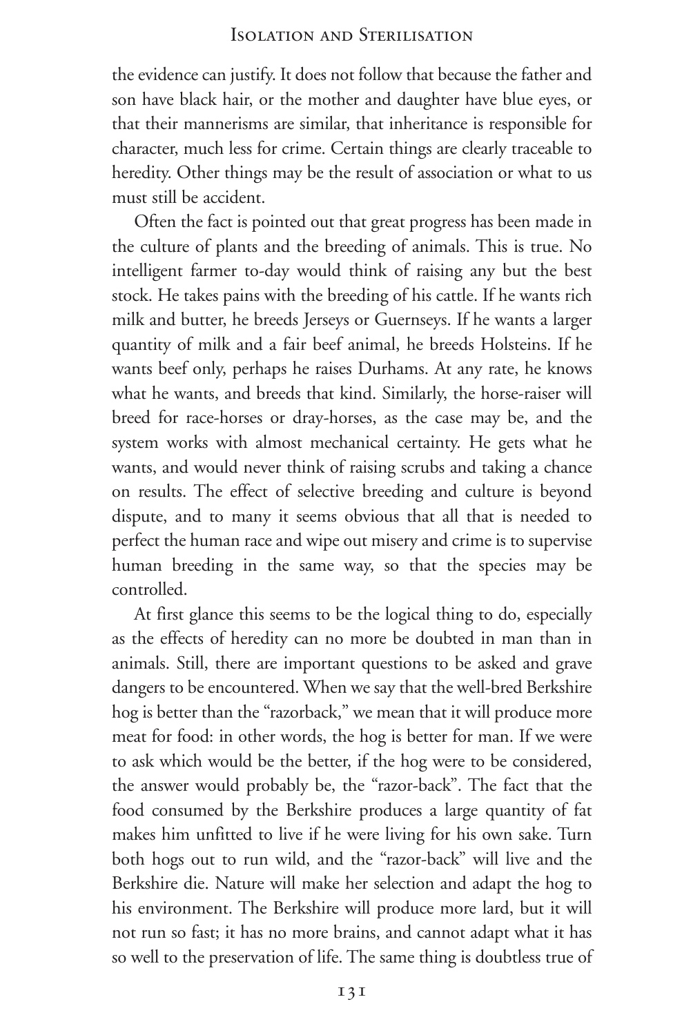the evidence can justify. It does not follow that because the father and son have black hair, or the mother and daughter have blue eyes, or that their mannerisms are similar, that inheritance is responsible for character, much less for crime. Certain things are clearly traceable to heredity. Other things may be the result of association or what to us must still be accident.

Often the fact is pointed out that great progress has been made in the culture of plants and the breeding of animals. This is true. No intelligent farmer to-day would think of raising any but the best stock. He takes pains with the breeding of his cattle. If he wants rich milk and butter, he breeds Jerseys or Guernseys. If he wants a larger quantity of milk and a fair beef animal, he breeds Holsteins. If he wants beef only, perhaps he raises Durhams. At any rate, he knows what he wants, and breeds that kind. Similarly, the horse-raiser will breed for race-horses or dray-horses, as the case may be, and the system works with almost mechanical certainty. He gets what he wants, and would never think of raising scrubs and taking a chance on results. The effect of selective breeding and culture is beyond dispute, and to many it seems obvious that all that is needed to perfect the human race and wipe out misery and crime is to supervise human breeding in the same way, so that the species may be controlled.

At first glance this seems to be the logical thing to do, especially as the effects of heredity can no more be doubted in man than in animals. Still, there are important questions to be asked and grave dangers to be encountered. When we say that the well-bred Berkshire hog is better than the "razorback," we mean that it will produce more meat for food: in other words, the hog is better for man. If we were to ask which would be the better, if the hog were to be considered, the answer would probably be, the "razor-back". The fact that the food consumed by the Berkshire produces a large quantity of fat makes him unfitted to live if he were living for his own sake. Turn both hogs out to run wild, and the "razor-back" will live and the Berkshire die. Nature will make her selection and adapt the hog to his environment. The Berkshire will produce more lard, but it will not run so fast; it has no more brains, and cannot adapt what it has so well to the preservation of life. The same thing is doubtless true of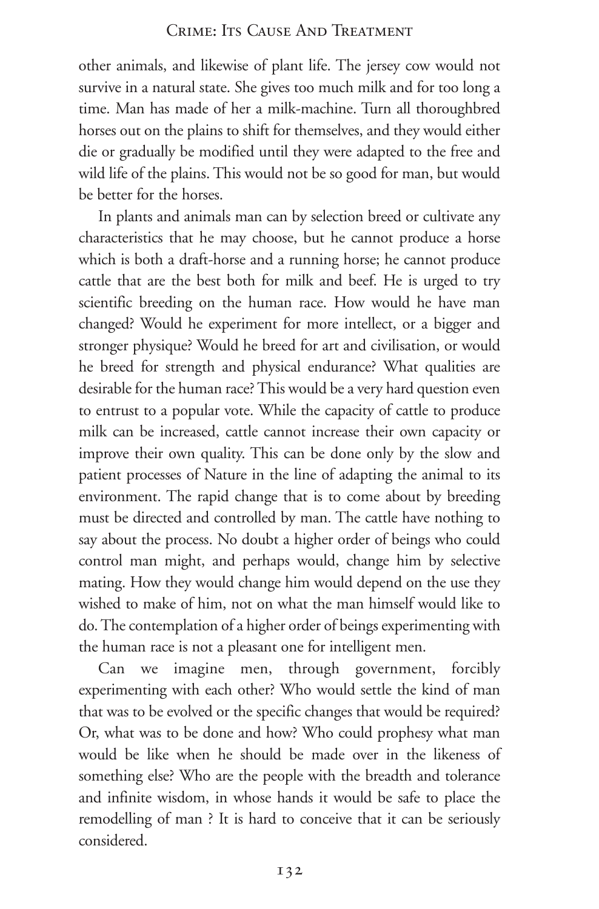other animals, and likewise of plant life. The jersey cow would not survive in a natural state. She gives too much milk and for too long a time. Man has made of her a milk-machine. Turn all thoroughbred horses out on the plains to shift for themselves, and they would either die or gradually be modified until they were adapted to the free and wild life of the plains. This would not be so good for man, but would be better for the horses.

In plants and animals man can by selection breed or cultivate any characteristics that he may choose, but he cannot produce a horse which is both a draft-horse and a running horse; he cannot produce cattle that are the best both for milk and beef. He is urged to try scientific breeding on the human race. How would he have man changed? Would he experiment for more intellect, or a bigger and stronger physique? Would he breed for art and civilisation, or would he breed for strength and physical endurance? What qualities are desirable for the human race? This would be a very hard question even to entrust to a popular vote. While the capacity of cattle to produce milk can be increased, cattle cannot increase their own capacity or improve their own quality. This can be done only by the slow and patient processes of Nature in the line of adapting the animal to its environment. The rapid change that is to come about by breeding must be directed and controlled by man. The cattle have nothing to say about the process. No doubt a higher order of beings who could control man might, and perhaps would, change him by selective mating. How they would change him would depend on the use they wished to make of him, not on what the man himself would like to do. The contemplation of a higher order of beings experimenting with the human race is not a pleasant one for intelligent men.

Can we imagine men, through government, forcibly experimenting with each other? Who would settle the kind of man that was to be evolved or the specific changes that would be required? Or, what was to be done and how? Who could prophesy what man would be like when he should be made over in the likeness of something else? Who are the people with the breadth and tolerance and infinite wisdom, in whose hands it would be safe to place the remodelling of man ? It is hard to conceive that it can be seriously considered.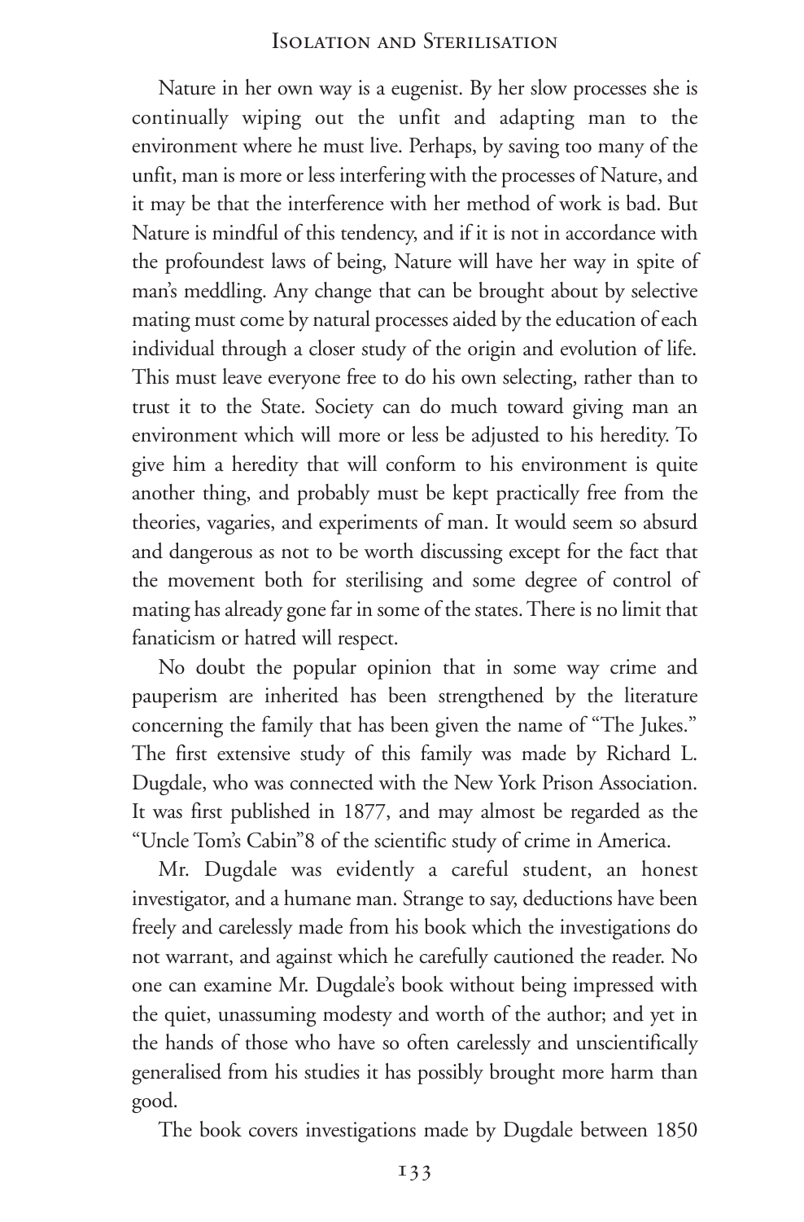Nature in her own way is a eugenist. By her slow processes she is continually wiping out the unfit and adapting man to the environment where he must live. Perhaps, by saving too many of the unfit, man is more or less interfering with the processes of Nature, and it may be that the interference with her method of work is bad. But Nature is mindful of this tendency, and if it is not in accordance with the profoundest laws of being, Nature will have her way in spite of man's meddling. Any change that can be brought about by selective mating must come by natural processes aided by the education of each individual through a closer study of the origin and evolution of life. This must leave everyone free to do his own selecting, rather than to trust it to the State. Society can do much toward giving man an environment which will more or less be adjusted to his heredity. To give him a heredity that will conform to his environment is quite another thing, and probably must be kept practically free from the theories, vagaries, and experiments of man. It would seem so absurd and dangerous as not to be worth discussing except for the fact that the movement both for sterilising and some degree of control of mating has already gone far in some of the states. There is no limit that fanaticism or hatred will respect.

No doubt the popular opinion that in some way crime and pauperism are inherited has been strengthened by the literature concerning the family that has been given the name of "The Jukes." The first extensive study of this family was made by Richard L. Dugdale, who was connected with the New York Prison Association. It was first published in 1877, and may almost be regarded as the "Uncle Tom's Cabin"[8] of the scientific study of crime in America.

Mr. Dugdale was evidently a careful student, an honest investigator, and a humane man. Strange to say, deductions have been freely and carelessly made from his book which the investigations do not warrant, and against which he carefully cautioned the reader. No one can examine Mr. Dugdale's book without being impressed with the quiet, unassuming modesty and worth of the author; and yet in the hands of those who have so often carelessly and unscientifically generalised from his studies it has possibly brought more harm than good.

The book covers investigations made by Dugdale between 1850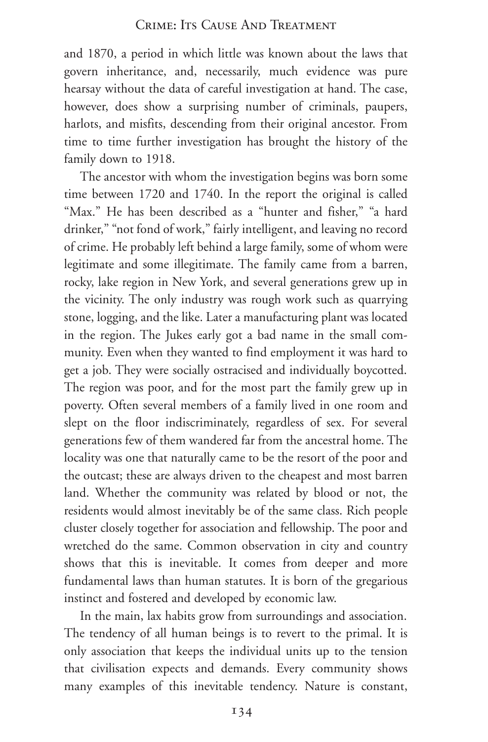and 1870, a period in which little was known about the laws that govern inheritance, and, necessarily, much evidence was pure hearsay without the data of careful investigation at hand. The case, however, does show a surprising number of criminals, paupers, harlots, and misfits, descending from their original ancestor. From time to time further investigation has brought the history of the family down to 1918.

The ancestor with whom the investigation begins was born some time between 1720 and 1740. In the report the original is called "Max." He has been described as a "hunter and fisher," "a hard drinker," "not fond of work," fairly intelligent, and leaving no record of crime. He probably left behind a large family, some of whom were legitimate and some illegitimate. The family came from a barren, rocky, lake region in New York, and several generations grew up in the vicinity. The only industry was rough work such as quarrying stone, logging, and the like. Later a manufacturing plant was located in the region. The Jukes early got a bad name in the small community. Even when they wanted to find employment it was hard to get a job. They were socially ostracised and individually boycotted. The region was poor, and for the most part the family grew up in poverty. Often several members of a family lived in one room and slept on the floor indiscriminately, regardless of sex. For several generations few of them wandered far from the ancestral home. The locality was one that naturally came to be the resort of the poor and the outcast; these are always driven to the cheapest and most barren land. Whether the community was related by blood or not, the residents would almost inevitably be of the same class. Rich people cluster closely together for association and fellowship. The poor and wretched do the same. Common observation in city and country shows that this is inevitable. It comes from deeper and more fundamental laws than human statutes. It is born of the gregarious instinct and fostered and developed by economic law.

In the main, lax habits grow from surroundings and association. The tendency of all human beings is to revert to the primal. It is only association that keeps the individual units up to the tension that civilisation expects and demands. Every community shows many examples of this inevitable tendency. Nature is constant,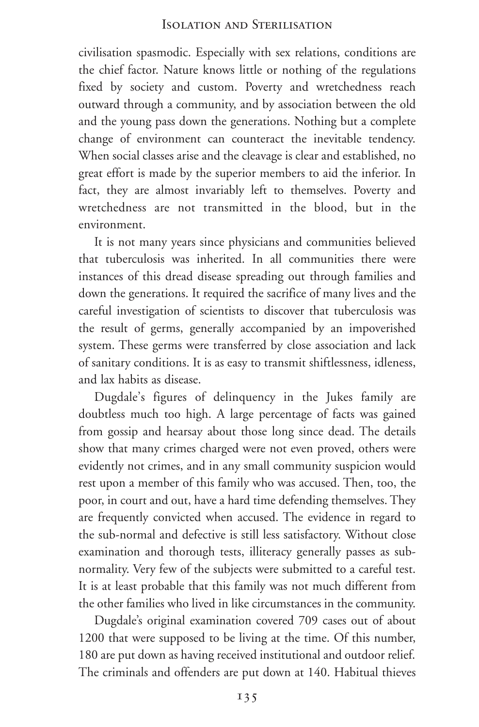civilisation spasmodic. Especially with sex relations, conditions are the chief factor. Nature knows little or nothing of the regulations fixed by society and custom. Poverty and wretchedness reach outward through a community, and by association between the old and the young pass down the generations. Nothing but a complete change of environment can counteract the inevitable tendency. When social classes arise and the cleavage is clear and established, no great effort is made by the superior members to aid the inferior. In fact, they are almost invariably left to themselves. Poverty and wretchedness are not transmitted in the blood, but in the environment.

It is not many years since physicians and communities believed that tuberculosis was inherited. In all communities there were instances of this dread disease spreading out through families and down the generations. It required the sacrifice of many lives and the careful investigation of scientists to discover that tuberculosis was the result of germs, generally accompanied by an impoverished system. These germs were transferred by close association and lack of sanitary conditions. It is as easy to transmit shiftlessness, idleness, and lax habits as disease.

Dugdale's figures of delinquency in the Jukes family are doubtless much too high. A large percentage of facts was gained from gossip and hearsay about those long since dead. The details show that many crimes charged were not even proved, others were evidently not crimes, and in any small community suspicion would rest upon a member of this family who was accused. Then, too, the poor, in court and out, have a hard time defending themselves. They are frequently convicted when accused. The evidence in regard to the sub-normal and defective is still less satisfactory. Without close examination and thorough tests, illiteracy generally passes as sub-normality. Very few of the subjects were submitted to a careful test. It is at least probable that this family was not much different from the other families who lived in like circumstances in the community.

Dugdale's original examination covered 709 cases out of about 1200 that were supposed to be living at the time. Of this number, 180 are put down as having received institutional and outdoor relief. The criminals and offenders are put down at 140. Habitual thieves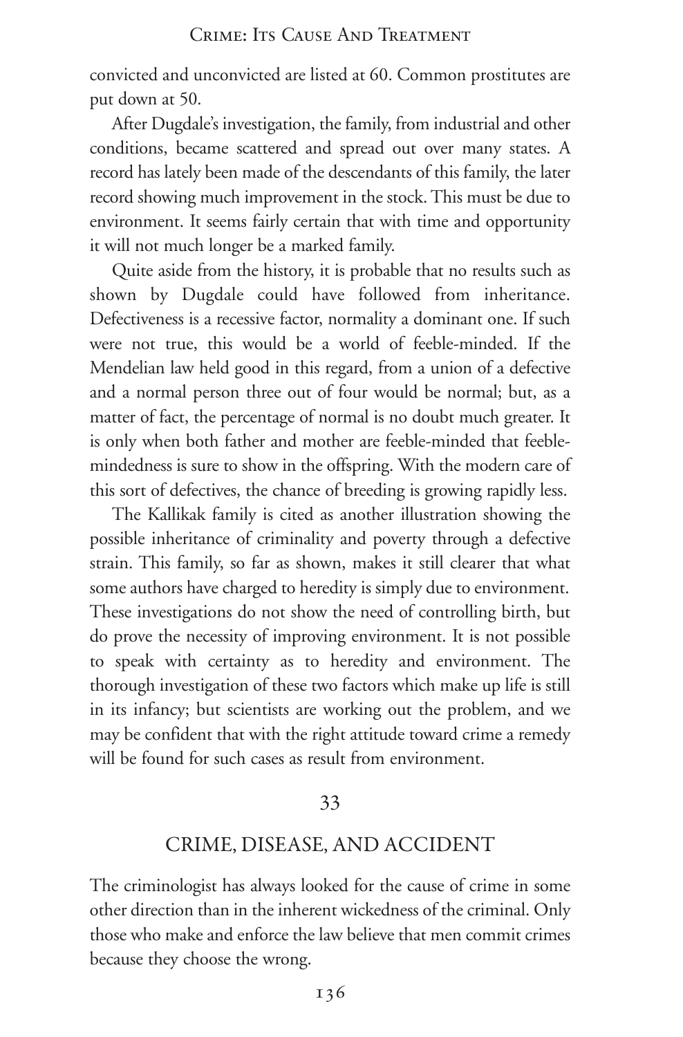convicted and unconvicted are listed at 60. Common prostitutes are put down at 50.

After Dugdale's investigation, the family, from industrial and other conditions, became scattered and spread out over many states. A record has lately been made of the descendants of this family, the later record showing much improvement in the stock. This must be due to environment. It seems fairly certain that with time and opportunity it will not much longer be a marked family.

Quite aside from the history, it is probable that no results such as shown by Dugdale could have followed from inheritance. Defectiveness is a recessive factor, normality a dominant one. If such were not true, this would be a world of feeble-minded. If the Mendelian law held good in this regard, from a union of a defective and a normal person three out of four would be normal; but, as a matter of fact, the percentage of normal is no doubt much greater. It is only when both father and mother are feeble-minded that feeble-mindedness is sure to show in the offspring. With the modern care of this sort of defectives, the chance of breeding is growing rapidly less.

The Kallikak family is cited as another illustration showing the possible inheritance of criminality and poverty through a defective strain. This family, so far as shown, makes it still clearer that what some authors have charged to heredity is simply due to environment. These investigations do not show the need of controlling birth, but do prove the necessity of improving environment. It is not possible to speak with certainty as to heredity and environment. The thorough investigation of these two factors which make up life is still in its infancy; but scientists are working out the problem, and we may be confident that with the right attitude toward crime a remedy will be found for such cases as result from environment.

## 33

## CRIME, DISEASE, AND ACCIDENT

The criminologist has always looked for the cause of crime in some other direction than in the inherent wickedness of the criminal. Only those who make and enforce the law believe that men commit crimes because they choose the wrong.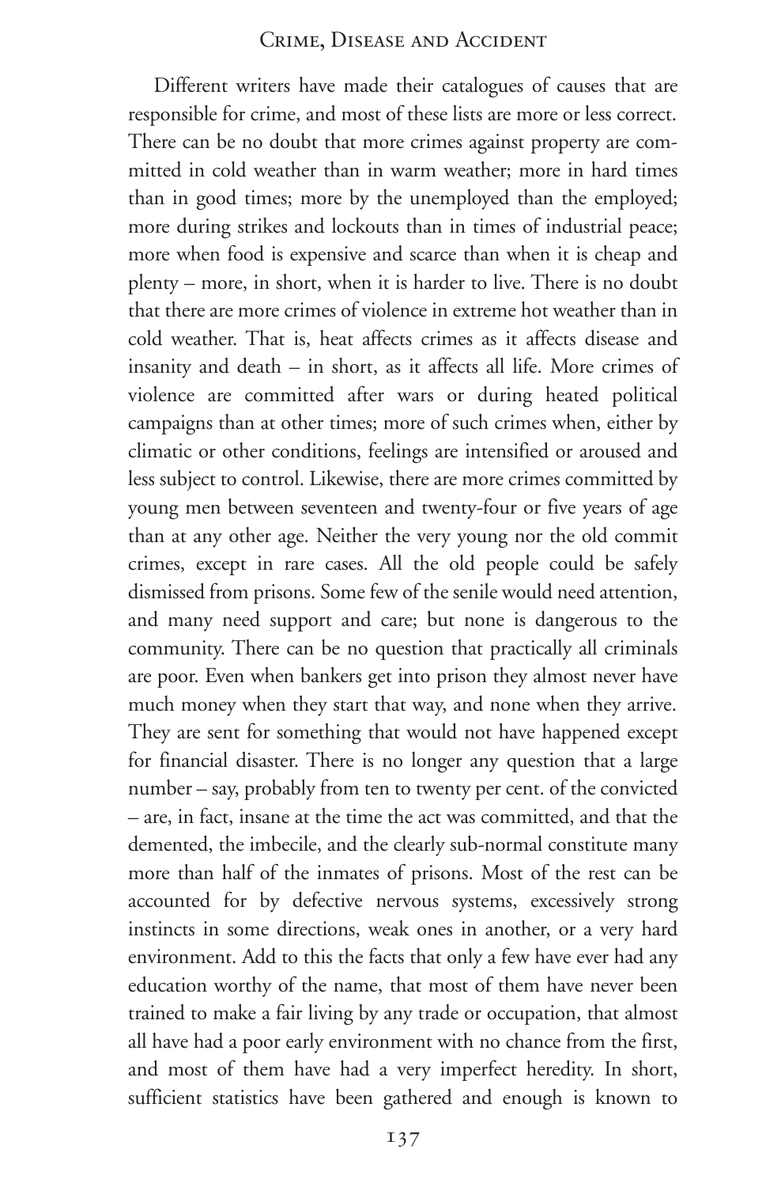Different writers have made their catalogues of causes that are responsible for crime, and most of these lists are more or less correct. There can be no doubt that more crimes against property are committed in cold weather than in warm weather; more in hard times than in good times; more by the unemployed than the employed; more during strikes and lockouts than in times of industrial peace; more when food is expensive and scarce than when it is cheap and plenty – more, in short, when it is harder to live. There is no doubt that there are more crimes of violence in extreme hot weather than in cold weather. That is, heat affects crimes as it affects disease and insanity and death – in short, as it affects all life. More crimes of violence are committed after wars or during heated political campaigns than at other times; more of such crimes when, either by climatic or other conditions, feelings are intensified or aroused and less subject to control. Likewise, there are more crimes committed by young men between seventeen and twenty-four or five years of age than at any other age. Neither the very young nor the old commit crimes, except in rare cases. All the old people could be safely dismissed from prisons. Some few of the senile would need attention, and many need support and care; but none is dangerous to the community. There can be no question that practically all criminals are poor. Even when bankers get into prison they almost never have much money when they start that way, and none when they arrive. They are sent for something that would not have happened except for financial disaster. There is no longer any question that a large number – say, probably from ten to twenty per cent. of the convicted – are, in fact, insane at the time the act was committed, and that the demented, the imbecile, and the clearly sub-normal constitute many more than half of the inmates of prisons. Most of the rest can be accounted for by defective nervous systems, excessively strong instincts in some directions, weak ones in another, or a very hard environment. Add to this the facts that only a few have ever had any education worthy of the name, that most of them have never been trained to make a fair living by any trade or occupation, that almost all have had a poor early environment with no chance from the first, and most of them have had a very imperfect heredity. In short, sufficient statistics have been gathered and enough is known to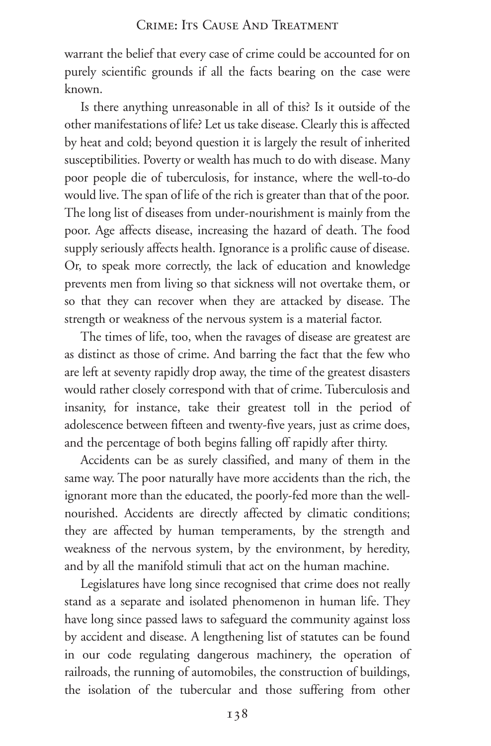warrant the belief that every case of crime could be accounted for on purely scientific grounds if all the facts bearing on the case were known.

Is there anything unreasonable in all of this? Is it outside of the other manifestations of life? Let us take disease. Clearly this is affected by heat and cold; beyond question it is largely the result of inherited susceptibilities. Poverty or wealth has much to do with disease. Many poor people die of tuberculosis, for instance, where the well-to-do would live. The span of life of the rich is greater than that of the poor. The long list of diseases from under-nourishment is mainly from the poor. Age affects disease, increasing the hazard of death. The food supply seriously affects health. Ignorance is a prolific cause of disease. Or, to speak more correctly, the lack of education and knowledge prevents men from living so that sickness will not overtake them, or so that they can recover when they are attacked by disease. The strength or weakness of the nervous system is a material factor.

The times of life, too, when the ravages of disease are greatest are as distinct as those of crime. And barring the fact that the few who are left at seventy rapidly drop away, the time of the greatest disasters would rather closely correspond with that of crime. Tuberculosis and insanity, for instance, take their greatest toll in the period of adolescence between fifteen and twenty-five years, just as crime does, and the percentage of both begins falling off rapidly after thirty.

Accidents can be as surely classified, and many of them in the same way. The poor naturally have more accidents than the rich, the ignorant more than the educated, the poorly-fed more than the well-nourished. Accidents are directly affected by climatic conditions; they are affected by human temperaments, by the strength and weakness of the nervous system, by the environment, by heredity, and by all the manifold stimuli that act on the human machine.

Legislatures have long since recognised that crime does not really stand as a separate and isolated phenomenon in human life. They have long since passed laws to safeguard the community against loss by accident and disease. A lengthening list of statutes can be found in our code regulating dangerous machinery, the operation of railroads, the running of automobiles, the construction of buildings, the isolation of the tubercular and those suffering from other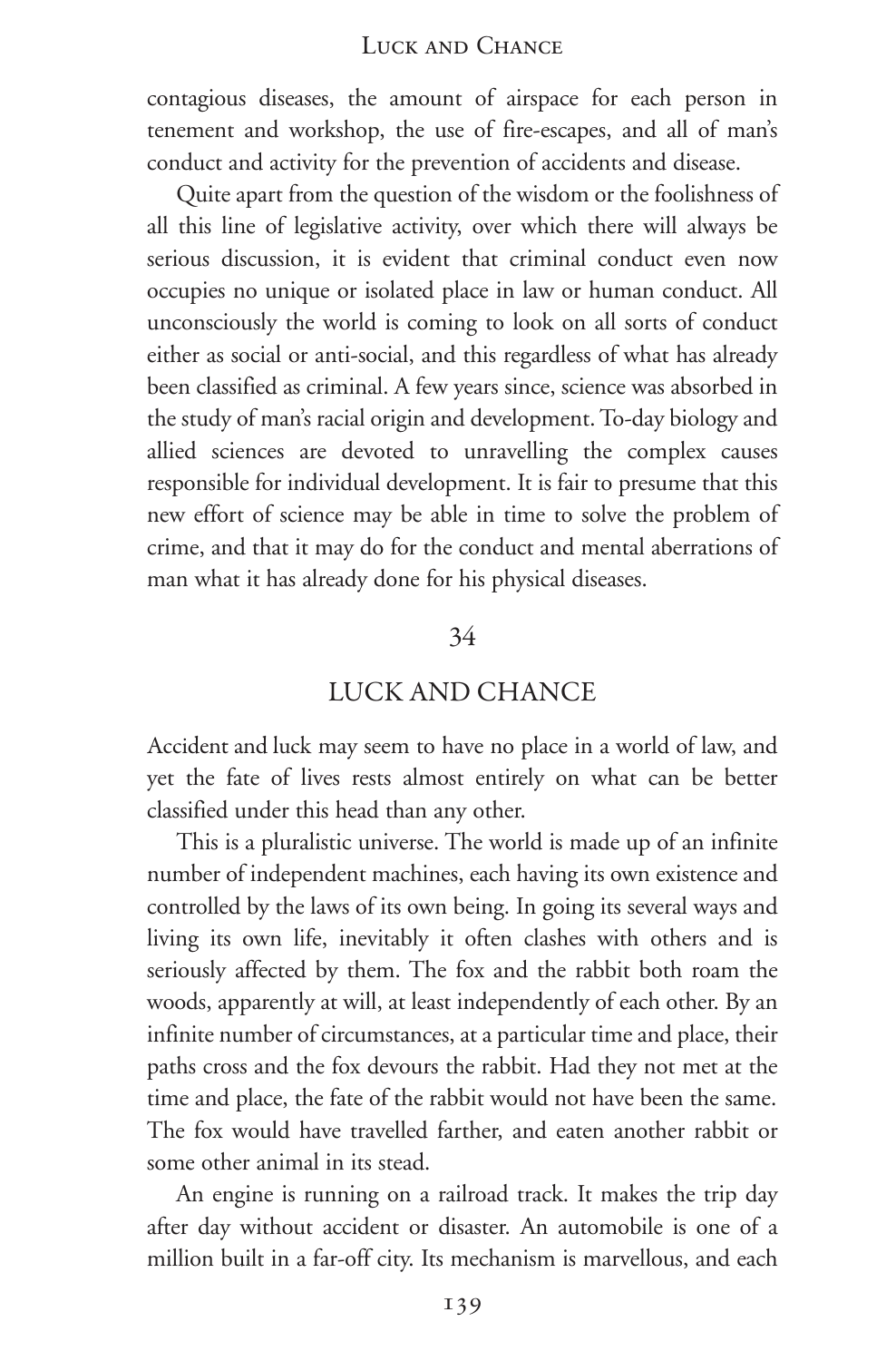contagious diseases, the amount of airspace for each person in tenement and workshop, the use of fire-escapes, and all of man's conduct and activity for the prevention of accidents and disease.

Quite apart from the question of the wisdom or the foolishness of all this line of legislative activity, over which there will always be serious discussion, it is evident that criminal conduct even now occupies no unique or isolated place in law or human conduct. All unconsciously the world is coming to look on all sorts of conduct either as social or anti-social, and this regardless of what has already been classified as criminal. A few years since, science was absorbed in the study of man's racial origin and development. To-day biology and allied sciences are devoted to unravelling the complex causes responsible for individual development. It is fair to presume that this new effort of science may be able in time to solve the problem of crime, and that it may do for the conduct and mental aberrations of man what it has already done for his physical diseases.

## 34

## LUCK AND CHANCE

Accident and luck may seem to have no place in a world of law, and yet the fate of lives rests almost entirely on what can be better classified under this head than any other.

This is a pluralistic universe. The world is made up of an infinite number of independent machines, each having its own existence and controlled by the laws of its own being. In going its several ways and living its own life, inevitably it often clashes with others and is seriously affected by them. The fox and the rabbit both roam the woods, apparently at will, at least independently of each other. By an infinite number of circumstances, at a particular time and place, their paths cross and the fox devours the rabbit. Had they not met at the time and place, the fate of the rabbit would not have been the same. The fox would have travelled farther, and eaten another rabbit or some other animal in its stead.

An engine is running on a railroad track. It makes the trip day after day without accident or disaster. An automobile is one of a million built in a far-off city. Its mechanism is marvellous, and each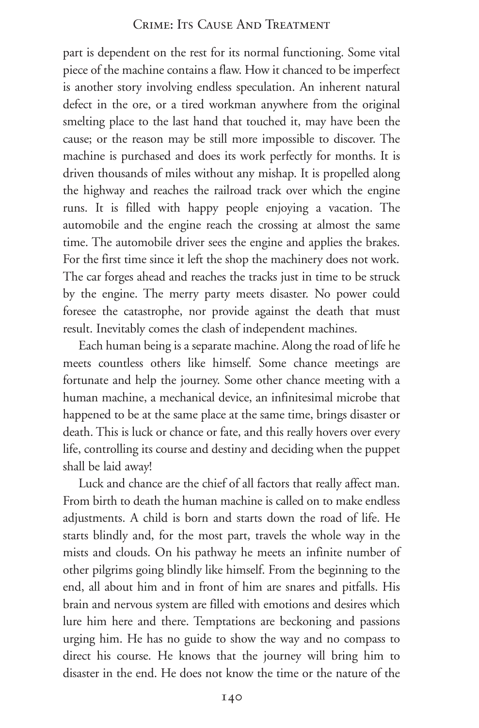part is dependent on the rest for its normal functioning. Some vital piece of the machine contains a flaw. How it chanced to be imperfect is another story involving endless speculation. An inherent natural defect in the ore, or a tired workman anywhere from the original smelting place to the last hand that touched it, may have been the cause; or the reason may be still more impossible to discover. The machine is purchased and does its work perfectly for months. It is driven thousands of miles without any mishap. It is propelled along the highway and reaches the railroad track over which the engine runs. It is filled with happy people enjoying a vacation. The automobile and the engine reach the crossing at almost the same time. The automobile driver sees the engine and applies the brakes. For the first time since it left the shop the machinery does not work. The car forges ahead and reaches the tracks just in time to be struck by the engine. The merry party meets disaster. No power could foresee the catastrophe, nor provide against the death that must result. Inevitably comes the clash of independent machines.

Each human being is a separate machine. Along the road of life he meets countless others like himself. Some chance meetings are fortunate and help the journey. Some other chance meeting with a human machine, a mechanical device, an infinitesimal microbe that happened to be at the same place at the same time, brings disaster or death. This is luck or chance or fate, and this really hovers over every life, controlling its course and destiny and deciding when the puppet shall be laid away!

Luck and chance are the chief of all factors that really affect man. From birth to death the human machine is called on to make endless adjustments. A child is born and starts down the road of life. He starts blindly and, for the most part, travels the whole way in the mists and clouds. On his pathway he meets an infinite number of other pilgrims going blindly like himself. From the beginning to the end, all about him and in front of him are snares and pitfalls. His brain and nervous system are filled with emotions and desires which lure him here and there. Temptations are beckoning and passions urging him. He has no guide to show the way and no compass to direct his course. He knows that the journey will bring him to disaster in the end. He does not know the time or the nature of the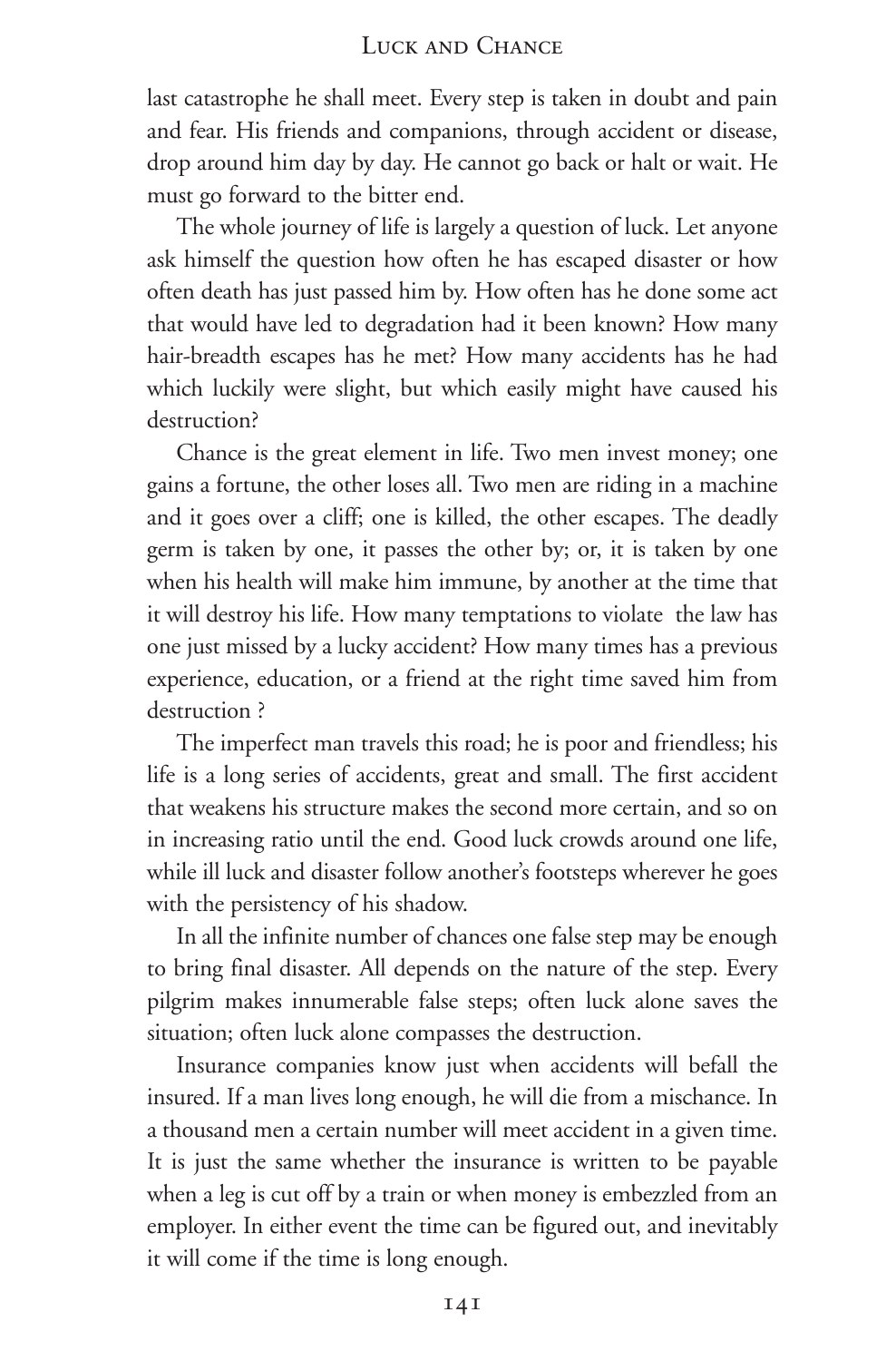last catastrophe he shall meet. Every step is taken in doubt and pain and fear. His friends and companions, through accident or disease, drop around him day by day. He cannot go back or halt or wait. He must go forward to the bitter end.

The whole journey of life is largely a question of luck. Let anyone ask himself the question how often he has escaped disaster or how often death has just passed him by. How often has he done some act that would have led to degradation had it been known? How many hair-breadth escapes has he met? How many accidents has he had which luckily were slight, but which easily might have caused his destruction?

Chance is the great element in life. Two men invest money; one gains a fortune, the other loses all. Two men are riding in a machine and it goes over a cliff; one is killed, the other escapes. The deadly germ is taken by one, it passes the other by; or, it is taken by one when his health will make him immune, by another at the time that it will destroy his life. How many temptations to violate the law has one just missed by a lucky accident? How many times has a previous experience, education, or a friend at the right time saved him from destruction ?

The imperfect man travels this road; he is poor and friendless; his life is a long series of accidents, great and small. The first accident that weakens his structure makes the second more certain, and so on in increasing ratio until the end. Good luck crowds around one life, while ill luck and disaster follow another's footsteps wherever he goes with the persistency of his shadow.

In all the infinite number of chances one false step may be enough to bring final disaster. All depends on the nature of the step. Every pilgrim makes innumerable false steps; often luck alone saves the situation; often luck alone compasses the destruction.

Insurance companies know just when accidents will befall the insured. If a man lives long enough, he will die from a mischance. In a thousand men a certain number will meet accident in a given time. It is just the same whether the insurance is written to be payable when a leg is cut off by a train or when money is embezzled from an employer. In either event the time can be figured out, and inevitably it will come if the time is long enough.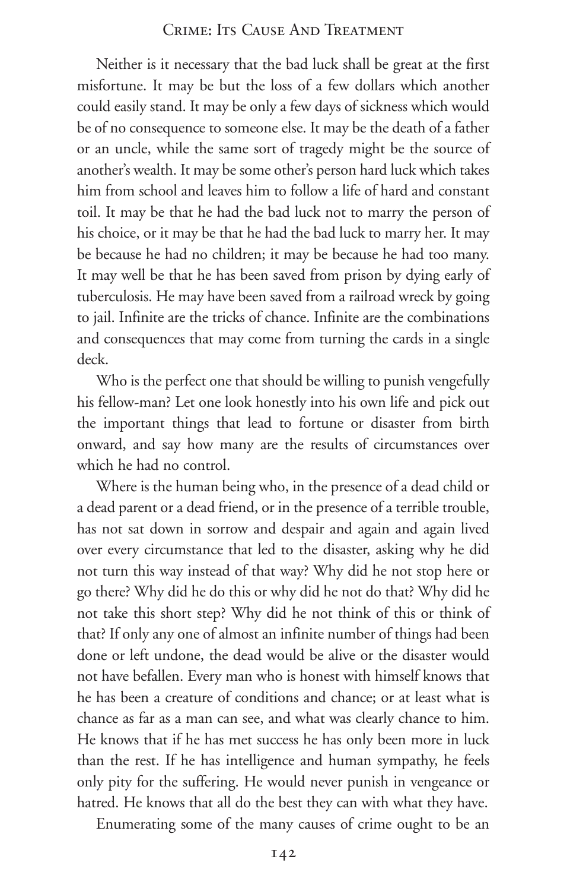Neither is it necessary that the bad luck shall be great at the first misfortune. It may be but the loss of a few dollars which another could easily stand. It may be only a few days of sickness which would be of no consequence to someone else. It may be the death of a father or an uncle, while the same sort of tragedy might be the source of another's wealth. It may be some other's person hard luck which takes him from school and leaves him to follow a life of hard and constant toil. It may be that he had the bad luck not to marry the person of his choice, or it may be that he had the bad luck to marry her. It may be because he had no children; it may be because he had too many. It may well be that he has been saved from prison by dying early of tuberculosis. He may have been saved from a railroad wreck by going to jail. Infinite are the tricks of chance. Infinite are the combinations and consequences that may come from turning the cards in a single deck.

Who is the perfect one that should be willing to punish vengefully his fellow-man? Let one look honestly into his own life and pick out the important things that lead to fortune or disaster from birth onward, and say how many are the results of circumstances over which he had no control.

Where is the human being who, in the presence of a dead child or a dead parent or a dead friend, or in the presence of a terrible trouble, has not sat down in sorrow and despair and again and again lived over every circumstance that led to the disaster, asking why he did not turn this way instead of that way? Why did he not stop here or go there? Why did he do this or why did he not do that? Why did he not take this short step? Why did he not think of this or think of that? If only any one of almost an infinite number of things had been done or left undone, the dead would be alive or the disaster would not have befallen. Every man who is honest with himself knows that he has been a creature of conditions and chance; or at least what is chance as far as a man can see, and what was clearly chance to him. He knows that if he has met success he has only been more in luck than the rest. If he has intelligence and human sympathy, he feels only pity for the suffering. He would never punish in vengeance or hatred. He knows that all do the best they can with what they have.

Enumerating some of the many causes of crime ought to be an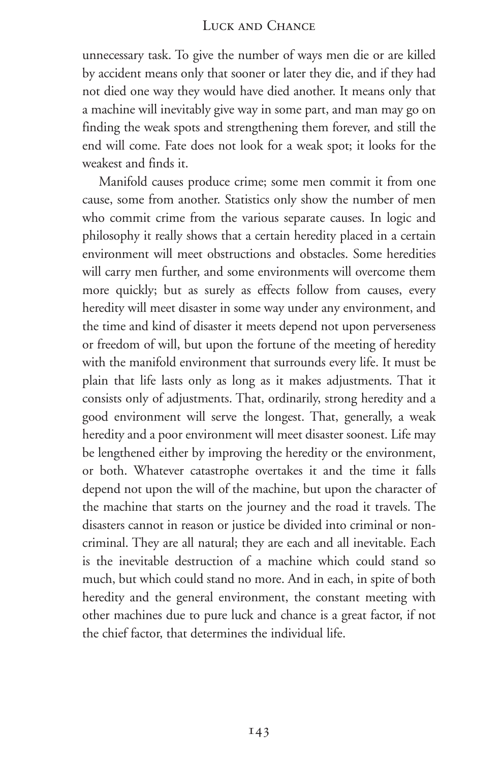unnecessary task. To give the number of ways men die or are killed by accident means only that sooner or later they die, and if they had not died one way they would have died another. It means only that a machine will inevitably give way in some part, and man may go on finding the weak spots and strengthening them forever, and still the end will come. Fate does not look for a weak spot; it looks for the weakest and finds it.

Manifold causes produce crime; some men commit it from one cause, some from another. Statistics only show the number of men who commit crime from the various separate causes. In logic and philosophy it really shows that a certain heredity placed in a certain environment will meet obstructions and obstacles. Some heredities will carry men further, and some environments will overcome them more quickly; but as surely as effects follow from causes, every heredity will meet disaster in some way under any environment, and the time and kind of disaster it meets depend not upon perverseness or freedom of will, but upon the fortune of the meeting of heredity with the manifold environment that surrounds every life. It must be plain that life lasts only as long as it makes adjustments. That it consists only of adjustments. That, ordinarily, strong heredity and a good environment will serve the longest. That, generally, a weak heredity and a poor environment will meet disaster soonest. Life may be lengthened either by improving the heredity or the environment, or both. Whatever catastrophe overtakes it and the time it falls depend not upon the will of the machine, but upon the character of the machine that starts on the journey and the road it travels. The disasters cannot in reason or justice be divided into criminal or non-criminal. They are all natural; they are each and all inevitable. Each is the inevitable destruction of a machine which could stand so much, but which could stand no more. And in each, in spite of both heredity and the general environment, the constant meeting with other machines due to pure luck and chance is a great factor, if not the chief factor, that determines the individual life.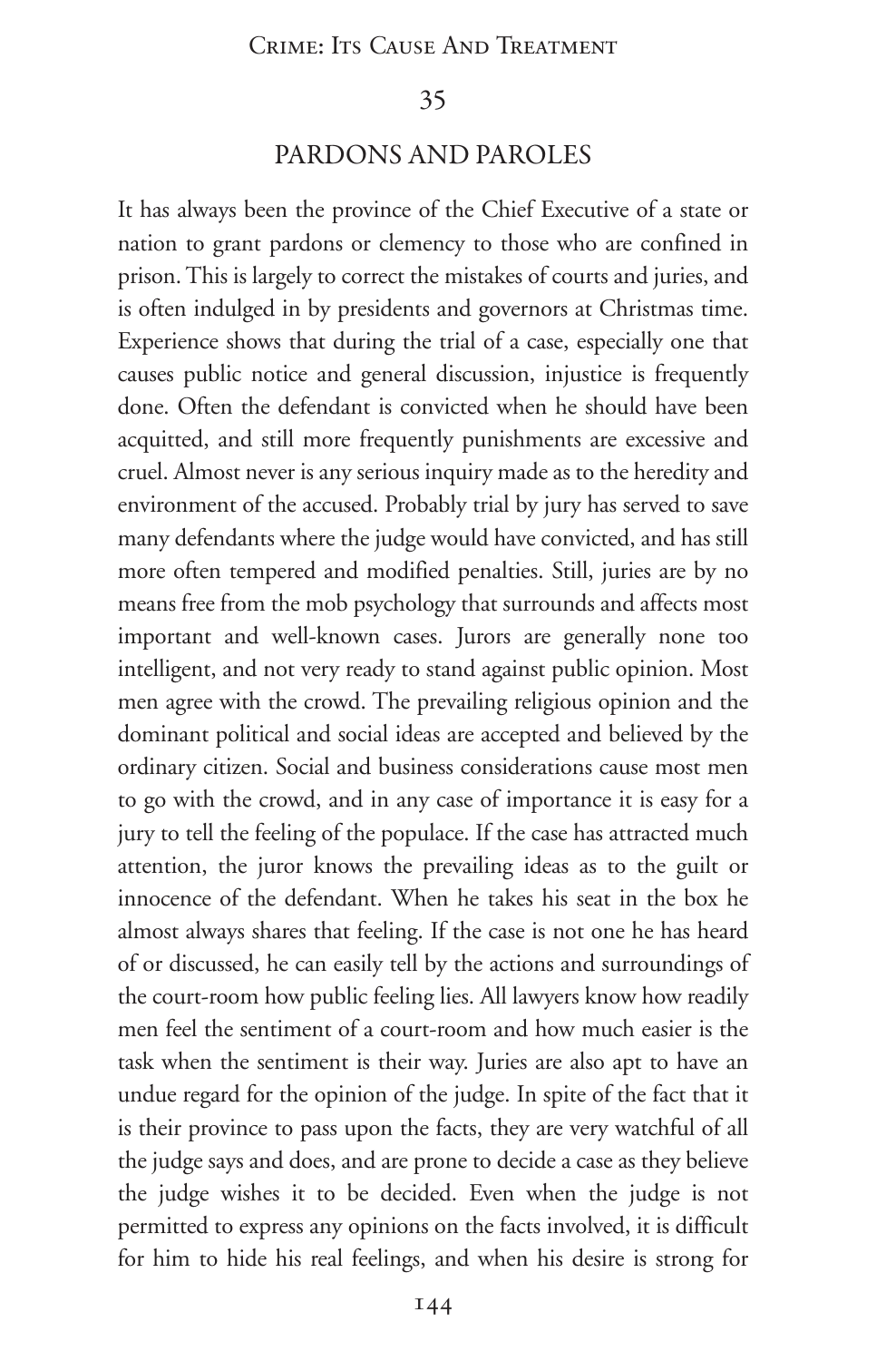## 35

## PARDONS AND PAROLES

It has always been the province of the Chief Executive of a state or nation to grant pardons or clemency to those who are confined in prison. This is largely to correct the mistakes of courts and juries, and is often indulged in by presidents and governors at Christmas time. Experience shows that during the trial of a case, especially one that causes public notice and general discussion, injustice is frequently done. Often the defendant is convicted when he should have been acquitted, and still more frequently punishments are excessive and cruel. Almost never is any serious inquiry made as to the heredity and environment of the accused. Probably trial by jury has served to save many defendants where the judge would have convicted, and has still more often tempered and modified penalties. Still, juries are by no means free from the mob psychology that surrounds and affects most important and well-known cases. Jurors are generally none too intelligent, and not very ready to stand against public opinion. Most men agree with the crowd. The prevailing religious opinion and the dominant political and social ideas are accepted and believed by the ordinary citizen. Social and business considerations cause most men to go with the crowd, and in any case of importance it is easy for a jury to tell the feeling of the populace. If the case has attracted much attention, the juror knows the prevailing ideas as to the guilt or innocence of the defendant. When he takes his seat in the box he almost always shares that feeling. If the case is not one he has heard of or discussed, he can easily tell by the actions and surroundings of the court-room how public feeling lies. All lawyers know how readily men feel the sentiment of a court-room and how much easier is the task when the sentiment is their way. Juries are also apt to have an undue regard for the opinion of the judge. In spite of the fact that it is their province to pass upon the facts, they are very watchful of all the judge says and does, and are prone to decide a case as they believe the judge wishes it to be decided. Even when the judge is not permitted to express any opinions on the facts involved, it is difficult for him to hide his real feelings, and when his desire is strong for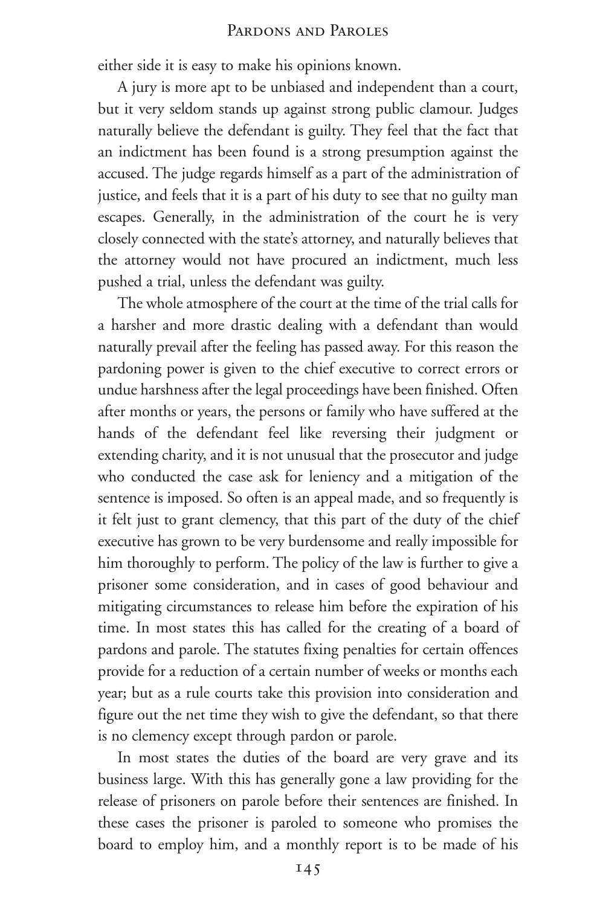either side it is easy to make his opinions known.

A jury is more apt to be unbiased and independent than a court, but it very seldom stands up against strong public clamour. Judges naturally believe the defendant is guilty. They feel that the fact that an indictment has been found is a strong presumption against the accused. The judge regards himself as a part of the administration of justice, and feels that it is a part of his duty to see that no guilty man escapes. Generally, in the administration of the court he is very closely connected with the state's attorney, and naturally believes that the attorney would not have procured an indictment, much less pushed a trial, unless the defendant was guilty.

The whole atmosphere of the court at the time of the trial calls for a harsher and more drastic dealing with a defendant than would naturally prevail after the feeling has passed away. For this reason the pardoning power is given to the chief executive to correct errors or undue harshness after the legal proceedings have been finished. Often after months or years, the persons or family who have suffered at the hands of the defendant feel like reversing their judgment or extending charity, and it is not unusual that the prosecutor and judge who conducted the case ask for leniency and a mitigation of the sentence is imposed. So often is an appeal made, and so frequently is it felt just to grant clemency, that this part of the duty of the chief executive has grown to be very burdensome and really impossible for him thoroughly to perform. The policy of the law is further to give a prisoner some consideration, and in cases of good behaviour and mitigating circumstances to release him before the expiration of his time. In most states this has called for the creating of a board of pardons and parole. The statutes fixing penalties for certain offences provide for a reduction of a certain number of weeks or months each year; but as a rule courts take this provision into consideration and figure out the net time they wish to give the defendant, so that there is no clemency except through pardon or parole.

In most states the duties of the board are very grave and its business large. With this has generally gone a law providing for the release of prisoners on parole before their sentences are finished. In these cases the prisoner is paroled to someone who promises the board to employ him, and a monthly report is to be made of his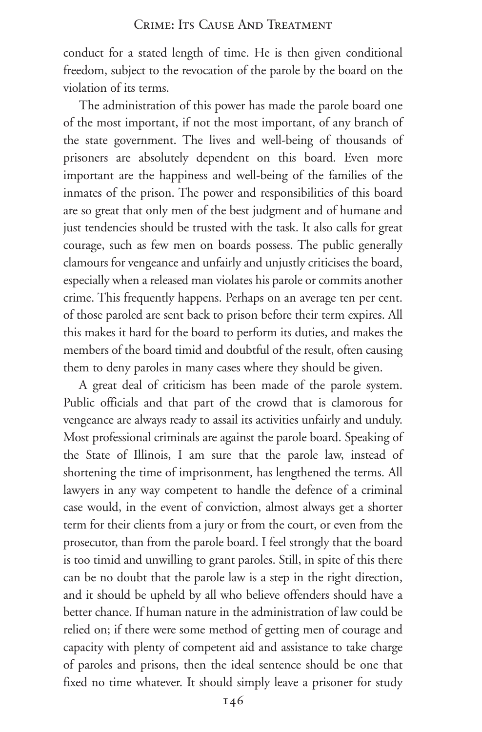conduct for a stated length of time. He is then given conditional freedom, subject to the revocation of the parole by the board on the violation of its terms.

The administration of this power has made the parole board one of the most important, if not the most important, of any branch of the state government. The lives and well-being of thousands of prisoners are absolutely dependent on this board. Even more important are the happiness and well-being of the families of the inmates of the prison. The power and responsibilities of this board are so great that only men of the best judgment and of humane and just tendencies should be trusted with the task. It also calls for great courage, such as few men on boards possess. The public generally clamours for vengeance and unfairly and unjustly criticises the board, especially when a released man violates his parole or commits another crime. This frequently happens. Perhaps on an average ten per cent. of those paroled are sent back to prison before their term expires. All this makes it hard for the board to perform its duties, and makes the members of the board timid and doubtful of the result, often causing them to deny paroles in many cases where they should be given.

A great deal of criticism has been made of the parole system. Public officials and that part of the crowd that is clamorous for vengeance are always ready to assail its activities unfairly and unduly. Most professional criminals are against the parole board. Speaking of the State of Illinois, I am sure that the parole law, instead of shortening the time of imprisonment, has lengthened the terms. All lawyers in any way competent to handle the defence of a criminal case would, in the event of conviction, almost always get a shorter term for their clients from a jury or from the court, or even from the prosecutor, than from the parole board. I feel strongly that the board is too timid and unwilling to grant paroles. Still, in spite of this there can be no doubt that the parole law is a step in the right direction, and it should be upheld by all who believe offenders should have a better chance. If human nature in the administration of law could be relied on; if there were some method of getting men of courage and capacity with plenty of competent aid and assistance to take charge of paroles and prisons, then the ideal sentence should be one that fixed no time whatever. It should simply leave a prisoner for study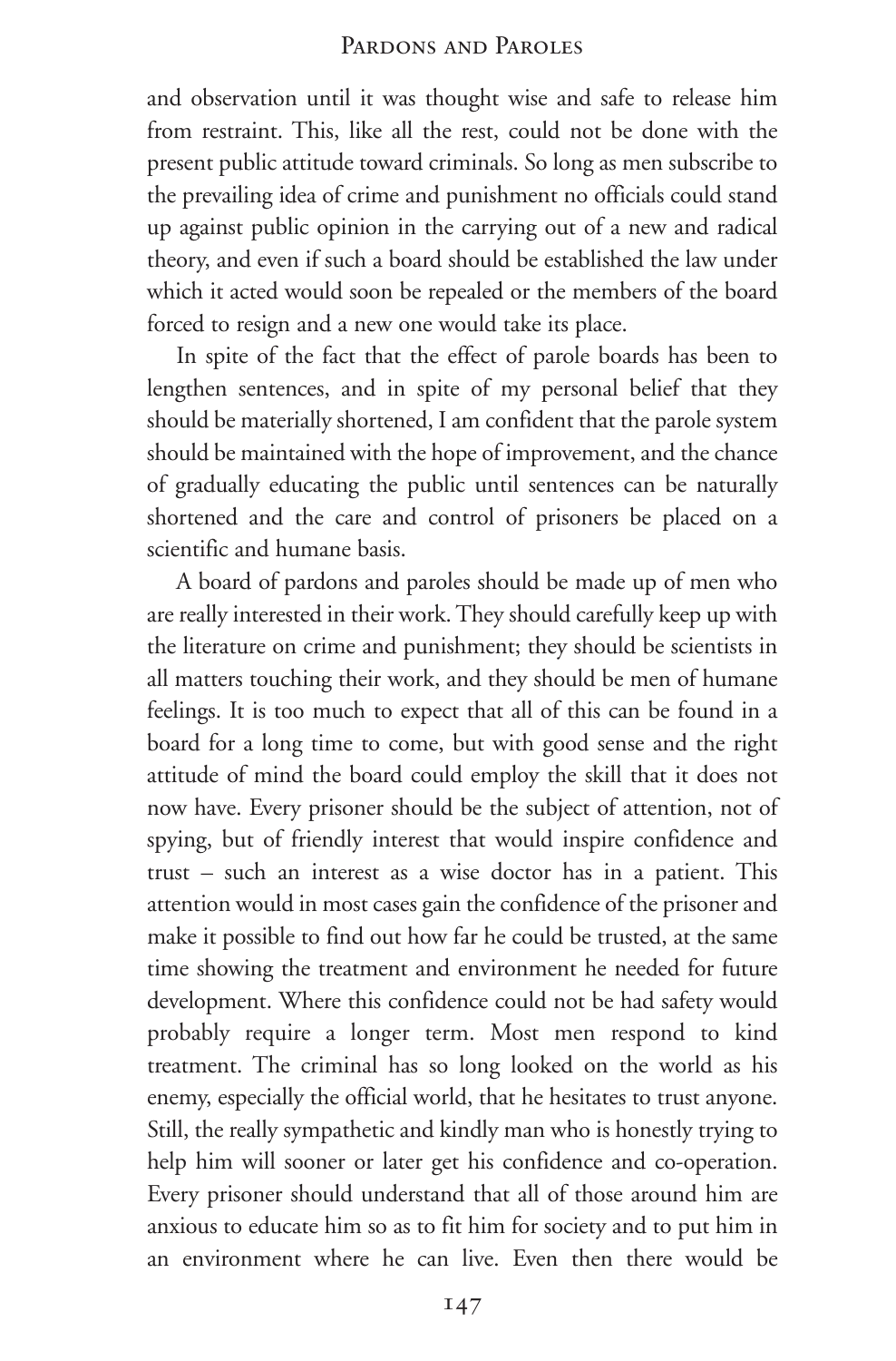and observation until it was thought wise and safe to release him from restraint. This, like all the rest, could not be done with the present public attitude toward criminals. So long as men subscribe to the prevailing idea of crime and punishment no officials could stand up against public opinion in the carrying out of a new and radical theory, and even if such a board should be established the law under which it acted would soon be repealed or the members of the board forced to resign and a new one would take its place.

In spite of the fact that the effect of parole boards has been to lengthen sentences, and in spite of my personal belief that they should be materially shortened, I am confident that the parole system should be maintained with the hope of improvement, and the chance of gradually educating the public until sentences can be naturally shortened and the care and control of prisoners be placed on a scientific and humane basis.

A board of pardons and paroles should be made up of men who are really interested in their work. They should carefully keep up with the literature on crime and punishment; they should be scientists in all matters touching their work, and they should be men of humane feelings. It is too much to expect that all of this can be found in a board for a long time to come, but with good sense and the right attitude of mind the board could employ the skill that it does not now have. Every prisoner should be the subject of attention, not of spying, but of friendly interest that would inspire confidence and trust – such an interest as a wise doctor has in a patient. This attention would in most cases gain the confidence of the prisoner and make it possible to find out how far he could be trusted, at the same time showing the treatment and environment he needed for future development. Where this confidence could not be had safety would probably require a longer term. Most men respond to kind treatment. The criminal has so long looked on the world as his enemy, especially the official world, that he hesitates to trust anyone. Still, the really sympathetic and kindly man who is honestly trying to help him will sooner or later get his confidence and co-operation. Every prisoner should understand that all of those around him are anxious to educate him so as to fit him for society and to put him in an environment where he can live. Even then there would be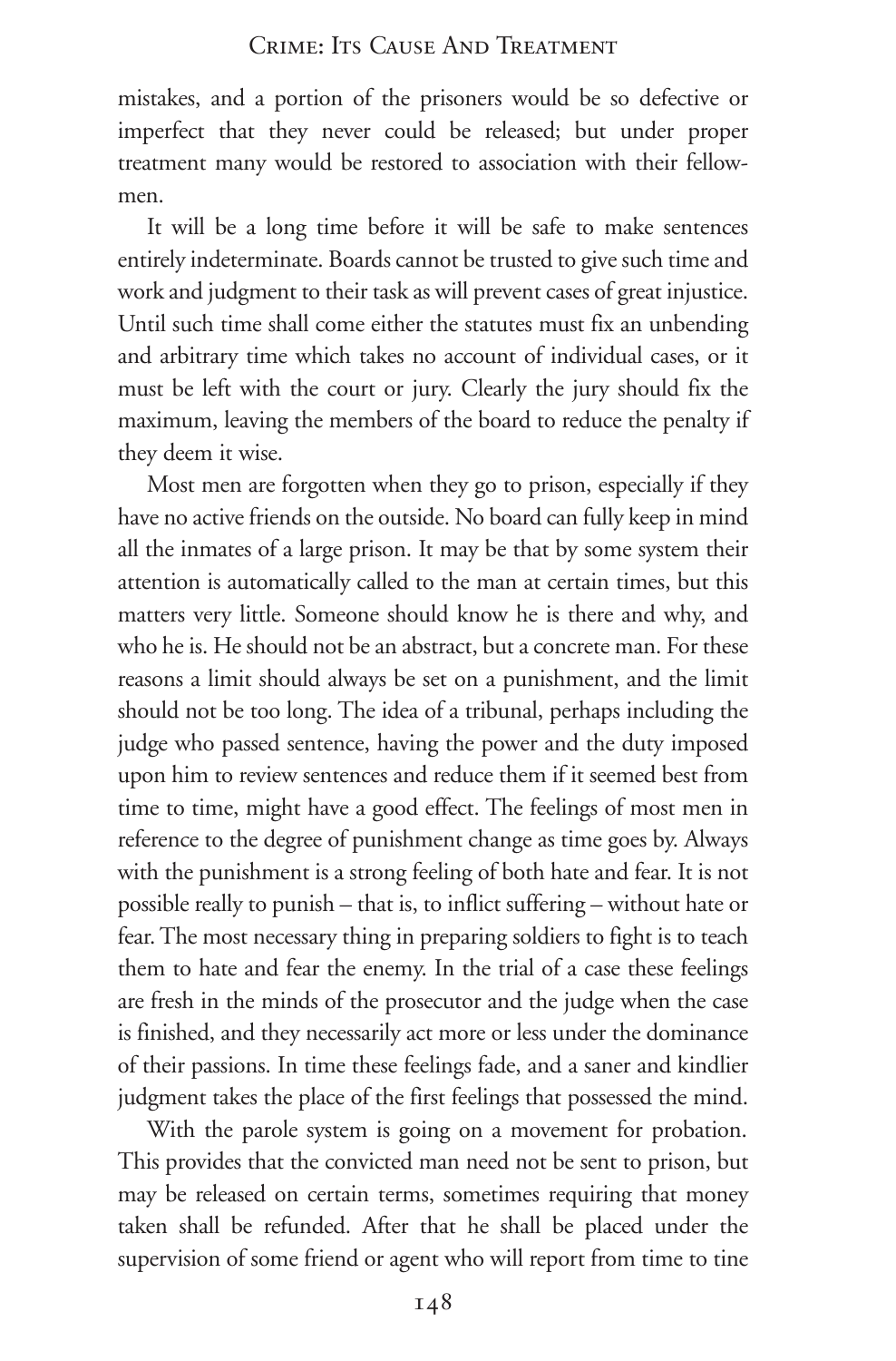mistakes, and a portion of the prisoners would be so defective or imperfect that they never could be released; but under proper treatment many would be restored to association with their fellow-men.

It will be a long time before it will be safe to make sentences entirely indeterminate. Boards cannot be trusted to give such time and work and judgment to their task as will prevent cases of great injustice. Until such time shall come either the statutes must fix an unbending and arbitrary time which takes no account of individual cases, or it must be left with the court or jury. Clearly the jury should fix the maximum, leaving the members of the board to reduce the penalty if they deem it wise.

Most men are forgotten when they go to prison, especially if they have no active friends on the outside. No board can fully keep in mind all the inmates of a large prison. It may be that by some system their attention is automatically called to the man at certain times, but this matters very little. Someone should know he is there and why, and who he is. He should not be an abstract, but a concrete man. For these reasons a limit should always be set on a punishment, and the limit should not be too long. The idea of a tribunal, perhaps including the judge who passed sentence, having the power and the duty imposed upon him to review sentences and reduce them if it seemed best from time to time, might have a good effect. The feelings of most men in reference to the degree of punishment change as time goes by. Always with the punishment is a strong feeling of both hate and fear. It is not possible really to punish – that is, to inflict suffering – without hate or fear. The most necessary thing in preparing soldiers to fight is to teach them to hate and fear the enemy. In the trial of a case these feelings are fresh in the minds of the prosecutor and the judge when the case is finished, and they necessarily act more or less under the dominance of their passions. In time these feelings fade, and a saner and kindlier judgment takes the place of the first feelings that possessed the mind.

With the parole system is going on a movement for probation. This provides that the convicted man need not be sent to prison, but may be released on certain terms, sometimes requiring that money taken shall be refunded. After that he shall be placed under the supervision of some friend or agent who will report from time to tine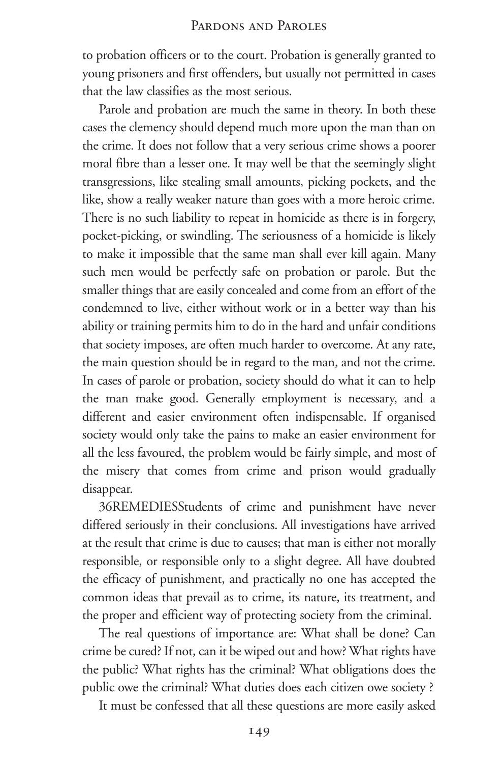to probation officers or to the court. Probation is generally granted to young prisoners and first offenders, but usually not permitted in cases that the law classifies as the most serious.

Parole and probation are much the same in theory. In both these cases the clemency should depend much more upon the man than on the crime. It does not follow that a very serious crime shows a poorer moral fibre than a lesser one. It may well be that the seemingly slight transgressions, like stealing small amounts, picking pockets, and the like, show a really weaker nature than goes with a more heroic crime. There is no such liability to repeat in homicide as there is in forgery, pocket-picking, or swindling. The seriousness of a homicide is likely to make it impossible that the same man shall ever kill again. Many such men would be perfectly safe on probation or parole. But the smaller things that are easily concealed and come from an effort of the condemned to live, either without work or in a better way than his ability or training permits him to do in the hard and unfair conditions that society imposes, are often much harder to overcome. At any rate, the main question should be in regard to the man, and not the crime. In cases of parole or probation, society should do what it can to help the man make good. Generally employment is necessary, and a different and easier environment often indispensable. If organised society would only take the pains to make an easier environment for all the less favoured, the problem would be fairly simple, and most of the misery that comes from crime and prison would gradually disappear.

36REMEDIESStudents of crime and punishment have never differed seriously in their conclusions. All investigations have arrived at the result that crime is due to causes; that man is either not morally responsible, or responsible only to a slight degree. All have doubted the efficacy of punishment, and practically no one has accepted the common ideas that prevail as to crime, its nature, its treatment, and the proper and efficient way of protecting society from the criminal.

The real questions of importance are: What shall be done? Can crime be cured? If not, can it be wiped out and how? What rights have the public? What rights has the criminal? What obligations does the public owe the criminal? What duties does each citizen owe society ?

It must be confessed that all these questions are more easily asked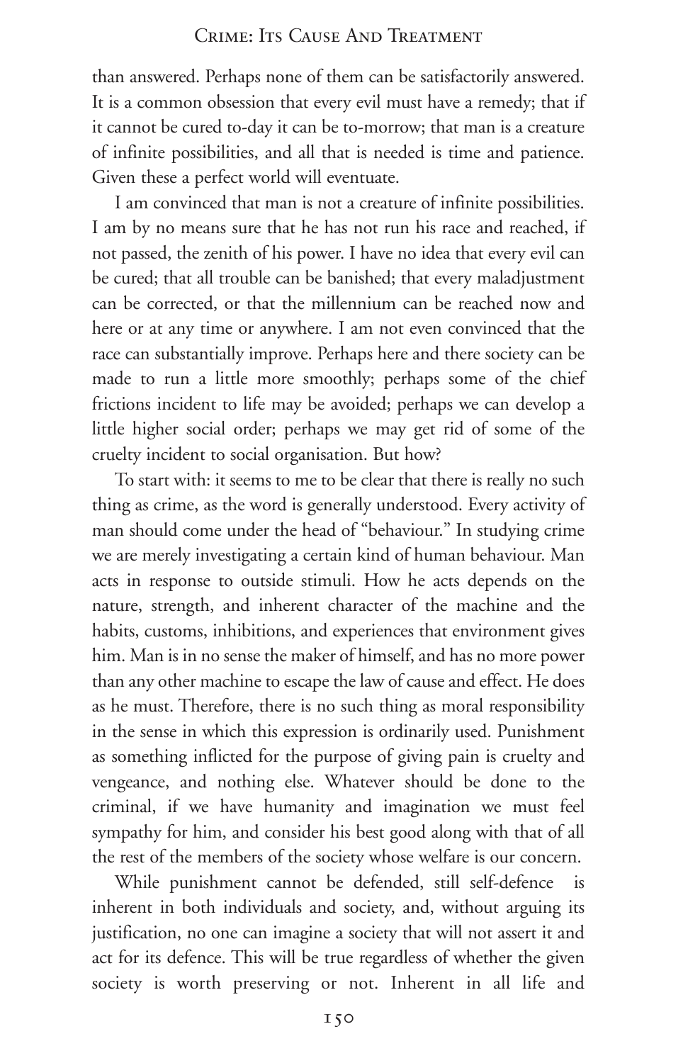than answered. Perhaps none of them can be satisfactorily answered. It is a common obsession that every evil must have a remedy; that if it cannot be cured to-day it can be to-morrow; that man is a creature of infinite possibilities, and all that is needed is time and patience. Given these a perfect world will eventuate.

I am convinced that man is not a creature of infinite possibilities. I am by no means sure that he has not run his race and reached, if not passed, the zenith of his power. I have no idea that every evil can be cured; that all trouble can be banished; that every maladjustment can be corrected, or that the millennium can be reached now and here or at any time or anywhere. I am not even convinced that the race can substantially improve. Perhaps here and there society can be made to run a little more smoothly; perhaps some of the chief frictions incident to life may be avoided; perhaps we can develop a little higher social order; perhaps we may get rid of some of the cruelty incident to social organisation. But how?

To start with: it seems to me to be clear that there is really no such thing as crime, as the word is generally understood. Every activity of man should come under the head of "behaviour." In studying crime we are merely investigating a certain kind of human behaviour. Man acts in response to outside stimuli. How he acts depends on the nature, strength, and inherent character of the machine and the habits, customs, inhibitions, and experiences that environment gives him. Man is in no sense the maker of himself, and has no more power than any other machine to escape the law of cause and effect. He does as he must. Therefore, there is no such thing as moral responsibility in the sense in which this expression is ordinarily used. Punishment as something inflicted for the purpose of giving pain is cruelty and vengeance, and nothing else. Whatever should be done to the criminal, if we have humanity and imagination we must feel sympathy for him, and consider his best good along with that of all the rest of the members of the society whose welfare is our concern.

While punishment cannot be defended, still self-defence is inherent in both individuals and society, and, without arguing its justification, no one can imagine a society that will not assert it and act for its defence. This will be true regardless of whether the given society is worth preserving or not. Inherent in all life and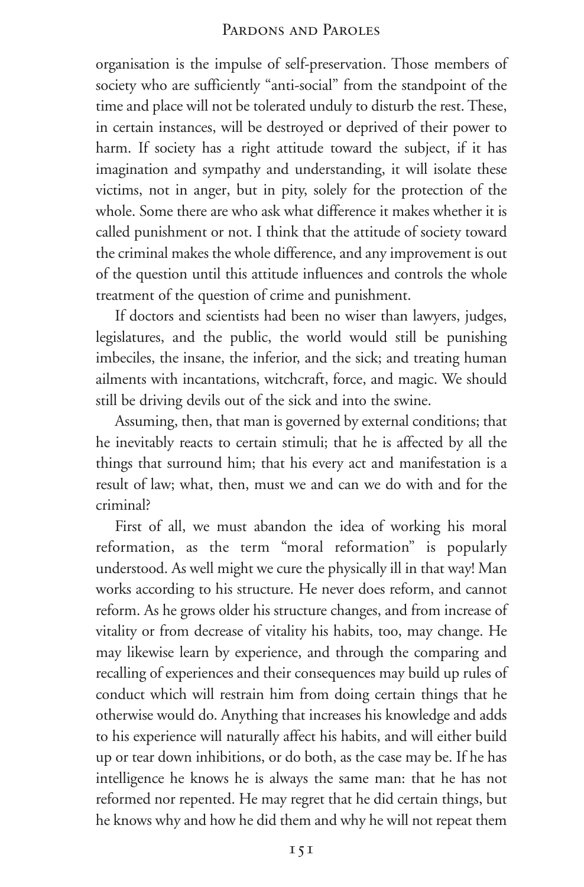organisation is the impulse of self-preservation. Those members of society who are sufficiently "anti-social" from the standpoint of the time and place will not be tolerated unduly to disturb the rest. These, in certain instances, will be destroyed or deprived of their power to harm. If society has a right attitude toward the subject, if it has imagination and sympathy and understanding, it will isolate these victims, not in anger, but in pity, solely for the protection of the whole. Some there are who ask what difference it makes whether it is called punishment or not. I think that the attitude of society toward the criminal makes the whole difference, and any improvement is out of the question until this attitude influences and controls the whole treatment of the question of crime and punishment.

If doctors and scientists had been no wiser than lawyers, judges, legislatures, and the public, the world would still be punishing imbeciles, the insane, the inferior, and the sick; and treating human ailments with incantations, witchcraft, force, and magic. We should still be driving devils out of the sick and into the swine.

Assuming, then, that man is governed by external conditions; that he inevitably reacts to certain stimuli; that he is affected by all the things that surround him; that his every act and manifestation is a result of law; what, then, must we and can we do with and for the criminal?

First of all, we must abandon the idea of working his moral reformation, as the term "moral reformation" is popularly understood. As well might we cure the physically ill in that way! Man works according to his structure. He never does reform, and cannot reform. As he grows older his structure changes, and from increase of vitality or from decrease of vitality his habits, too, may change. He may likewise learn by experience, and through the comparing and recalling of experiences and their consequences may build up rules of conduct which will restrain him from doing certain things that he otherwise would do. Anything that increases his knowledge and adds to his experience will naturally affect his habits, and will either build up or tear down inhibitions, or do both, as the case may be. If he has intelligence he knows he is always the same man: that he has not reformed nor repented. He may regret that he did certain things, but he knows why and how he did them and why he will not repeat them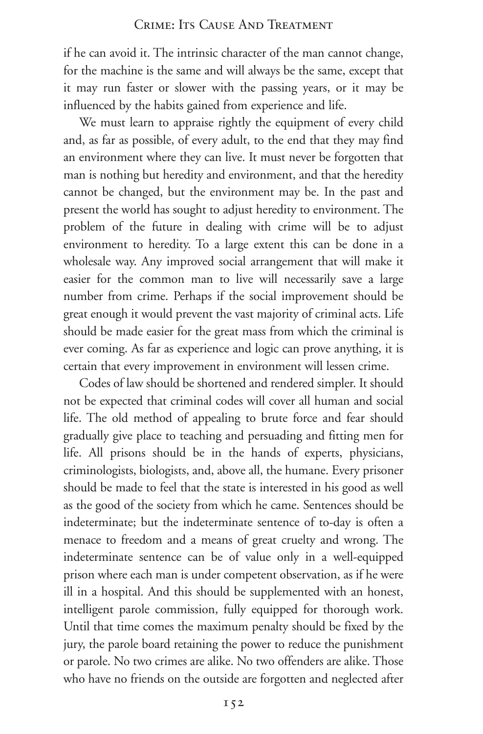if he can avoid it. The intrinsic character of the man cannot change, for the machine is the same and will always be the same, except that it may run faster or slower with the passing years, or it may be influenced by the habits gained from experience and life.

We must learn to appraise rightly the equipment of every child and, as far as possible, of every adult, to the end that they may find an environment where they can live. It must never be forgotten that man is nothing but heredity and environment, and that the heredity cannot be changed, but the environment may be. In the past and present the world has sought to adjust heredity to environment. The problem of the future in dealing with crime will be to adjust environment to heredity. To a large extent this can be done in a wholesale way. Any improved social arrangement that will make it easier for the common man to live will necessarily save a large number from crime. Perhaps if the social improvement should be great enough it would prevent the vast majority of criminal acts. Life should be made easier for the great mass from which the criminal is ever coming. As far as experience and logic can prove anything, it is certain that every improvement in environment will lessen crime.

Codes of law should be shortened and rendered simpler. It should not be expected that criminal codes will cover all human and social life. The old method of appealing to brute force and fear should gradually give place to teaching and persuading and fitting men for life. All prisons should be in the hands of experts, physicians, criminologists, biologists, and, above all, the humane. Every prisoner should be made to feel that the state is interested in his good as well as the good of the society from which he came. Sentences should be indeterminate; but the indeterminate sentence of to-day is often a menace to freedom and a means of great cruelty and wrong. The indeterminate sentence can be of value only in a well-equipped prison where each man is under competent observation, as if he were ill in a hospital. And this should be supplemented with an honest, intelligent parole commission, fully equipped for thorough work. Until that time comes the maximum penalty should be fixed by the jury, the parole board retaining the power to reduce the punishment or parole. No two crimes are alike. No two offenders are alike. Those who have no friends on the outside are forgotten and neglected after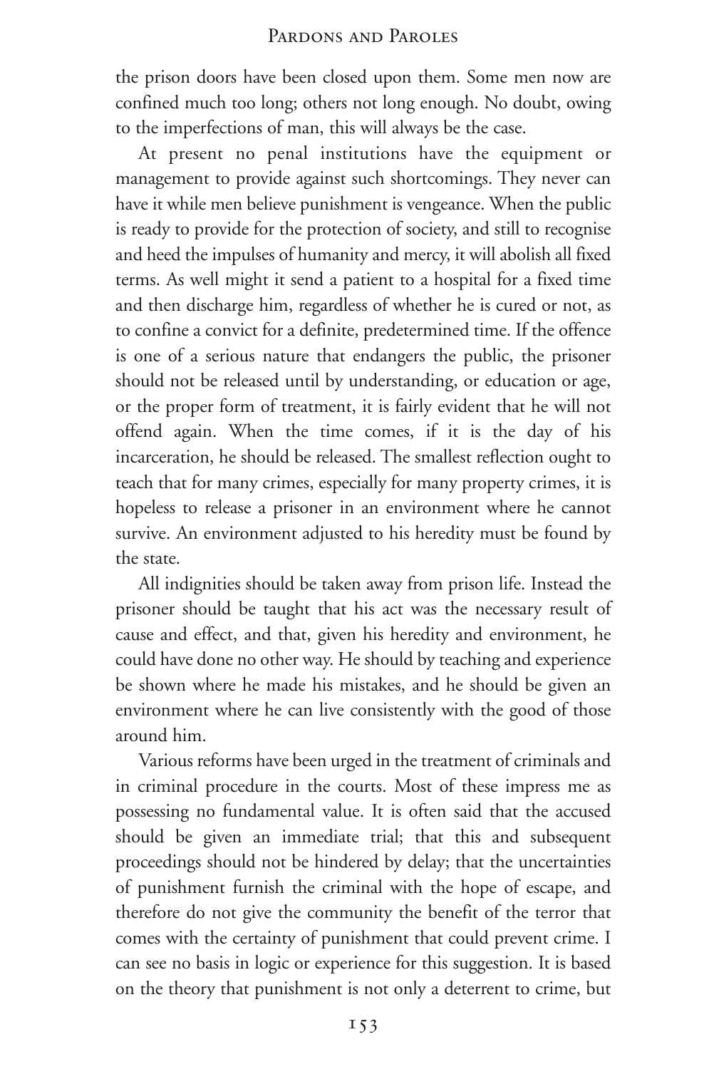the prison doors have been closed upon them. Some men now are confined much too long; others not long enough. No doubt, owing to the imperfections of man, this will always be the case.

At present no penal institutions have the equipment or management to provide against such shortcomings. They never can have it while men believe punishment is vengeance. When the public is ready to provide for the protection of society, and still to recognise and heed the impulses of humanity and mercy, it will abolish all fixed terms. As well might it send a patient to a hospital for a fixed time and then discharge him, regardless of whether he is cured or not, as to confine a convict for a definite, predetermined time. If the offence is one of a serious nature that endangers the public, the prisoner should not be released until by understanding, or education or age, or the proper form of treatment, it is fairly evident that he will not offend again. When the time comes, if it is the day of his incarceration, he should be released. The smallest reflection ought to teach that for many crimes, especially for many property crimes, it is hopeless to release a prisoner in an environment where he cannot survive. An environment adjusted to his heredity must be found by the state.

All indignities should be taken away from prison life. Instead the prisoner should be taught that his act was the necessary result of cause and effect, and that, given his heredity and environment, he could have done no other way. He should by teaching and experience be shown where he made his mistakes, and he should be given an environment where he can live consistently with the good of those around him.

Various reforms have been urged in the treatment of criminals and in criminal procedure in the courts. Most of these impress me as possessing no fundamental value. It is often said that the accused should be given an immediate trial; that this and subsequent proceedings should not be hindered by delay; that the uncertainties of punishment furnish the criminal with the hope of escape, and therefore do not give the community the benefit of the terror that comes with the certainty of punishment that could prevent crime. I can see no basis in logic or experience for this suggestion. It is based on the theory that punishment is not only a deterrent to crime, but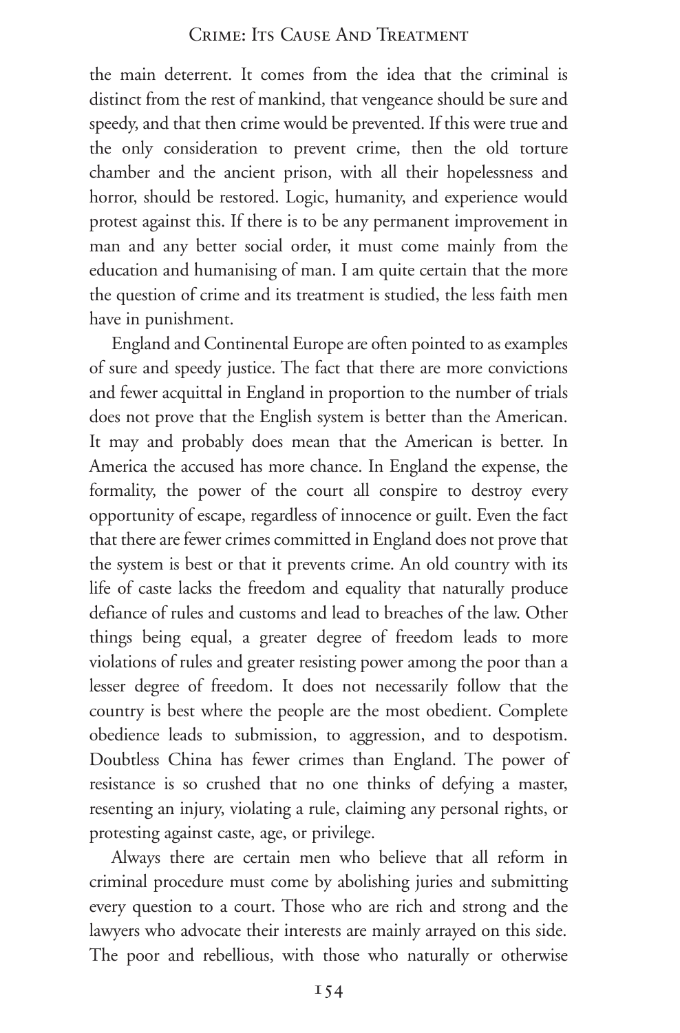the main deterrent. It comes from the idea that the criminal is distinct from the rest of mankind, that vengeance should be sure and speedy, and that then crime would be prevented. If this were true and the only consideration to prevent crime, then the old torture chamber and the ancient prison, with all their hopelessness and horror, should be restored. Logic, humanity, and experience would protest against this. If there is to be any permanent improvement in man and any better social order, it must come mainly from the education and humanising of man. I am quite certain that the more the question of crime and its treatment is studied, the less faith men have in punishment.

England and Continental Europe are often pointed to as examples of sure and speedy justice. The fact that there are more convictions and fewer acquittal in England in proportion to the number of trials does not prove that the English system is better than the American. It may and probably does mean that the American is better. In America the accused has more chance. In England the expense, the formality, the power of the court all conspire to destroy every opportunity of escape, regardless of innocence or guilt. Even the fact that there are fewer crimes committed in England does not prove that the system is best or that it prevents crime. An old country with its life of caste lacks the freedom and equality that naturally produce defiance of rules and customs and lead to breaches of the law. Other things being equal, a greater degree of freedom leads to more violations of rules and greater resisting power among the poor than a lesser degree of freedom. It does not necessarily follow that the country is best where the people are the most obedient. Complete obedience leads to submission, to aggression, and to despotism. Doubtless China has fewer crimes than England. The power of resistance is so crushed that no one thinks of defying a master, resenting an injury, violating a rule, claiming any personal rights, or protesting against caste, age, or privilege.

Always there are certain men who believe that all reform in criminal procedure must come by abolishing juries and submitting every question to a court. Those who are rich and strong and the lawyers who advocate their interests are mainly arrayed on this side. The poor and rebellious, with those who naturally or otherwise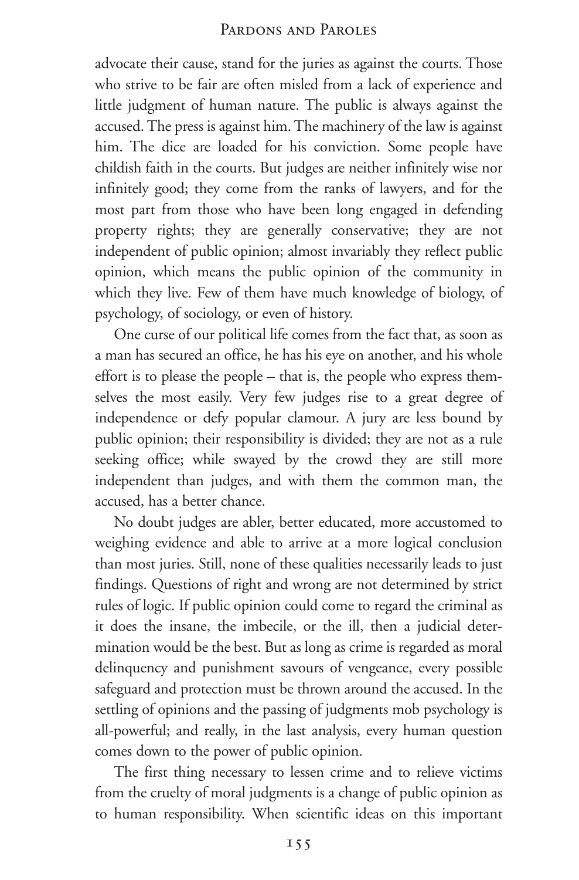advocate their cause, stand for the juries as against the courts. Those who strive to be fair are often misled from a lack of experience and little judgment of human nature. The public is always against the accused. The press is against him. The machinery of the law is against him. The dice are loaded for his conviction. Some people have childish faith in the courts. But judges are neither infinitely wise nor infinitely good; they come from the ranks of lawyers, and for the most part from those who have been long engaged in defending property rights; they are generally conservative; they are not independent of public opinion; almost invariably they reflect public opinion, which means the public opinion of the community in which they live. Few of them have much knowledge of biology, of psychology, of sociology, or even of history.

One curse of our political life comes from the fact that, as soon as a man has secured an office, he has his eye on another, and his whole effort is to please the people – that is, the people who express themselves the most easily. Very few judges rise to a great degree of independence or defy popular clamour. A jury are less bound by public opinion; their responsibility is divided; they are not as a rule seeking office; while swayed by the crowd they are still more independent than judges, and with them the common man, the accused, has a better chance.

No doubt judges are abler, better educated, more accustomed to weighing evidence and able to arrive at a more logical conclusion than most juries. Still, none of these qualities necessarily leads to just findings. Questions of right and wrong are not determined by strict rules of logic. If public opinion could come to regard the criminal as it does the insane, the imbecile, or the ill, then a judicial determination would be the best. But as long as crime is regarded as moral delinquency and punishment savours of vengeance, every possible safeguard and protection must be thrown around the accused. In the settling of opinions and the passing of judgments mob psychology is all-powerful; and really, in the last analysis, every human question comes down to the power of public opinion.

The first thing necessary to lessen crime and to relieve victims from the cruelty of moral judgments is a change of public opinion as to human responsibility. When scientific ideas on this important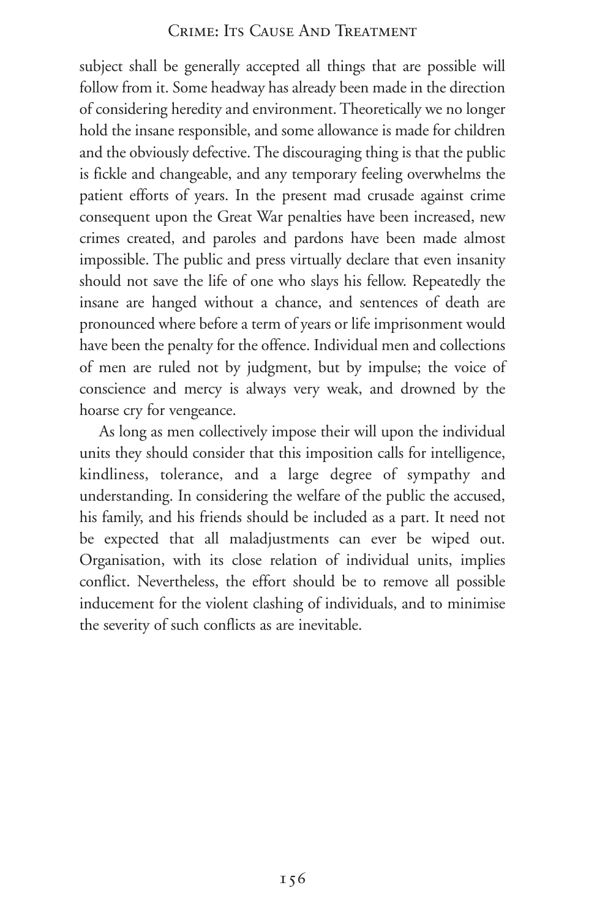subject shall be generally accepted all things that are possible will follow from it. Some headway has already been made in the direction of considering heredity and environment. Theoretically we no longer hold the insane responsible, and some allowance is made for children and the obviously defective. The discouraging thing is that the public is fickle and changeable, and any temporary feeling overwhelms the patient efforts of years. In the present mad crusade against crime consequent upon the Great War penalties have been increased, new crimes created, and paroles and pardons have been made almost impossible. The public and press virtually declare that even insanity should not save the life of one who slays his fellow. Repeatedly the insane are hanged without a chance, and sentences of death are pronounced where before a term of years or life imprisonment would have been the penalty for the offence. Individual men and collections of men are ruled not by judgment, but by impulse; the voice of conscience and mercy is always very weak, and drowned by the hoarse cry for vengeance.

As long as men collectively impose their will upon the individual units they should consider that this imposition calls for intelligence, kindliness, tolerance, and a large degree of sympathy and understanding. In considering the welfare of the public the accused, his family, and his friends should be included as a part. It need not be expected that all maladjustments can ever be wiped out. Organisation, with its close relation of individual units, implies conflict. Nevertheless, the effort should be to remove all possible inducement for the violent clashing of individuals, and to minimise the severity of such conflicts as are inevitable.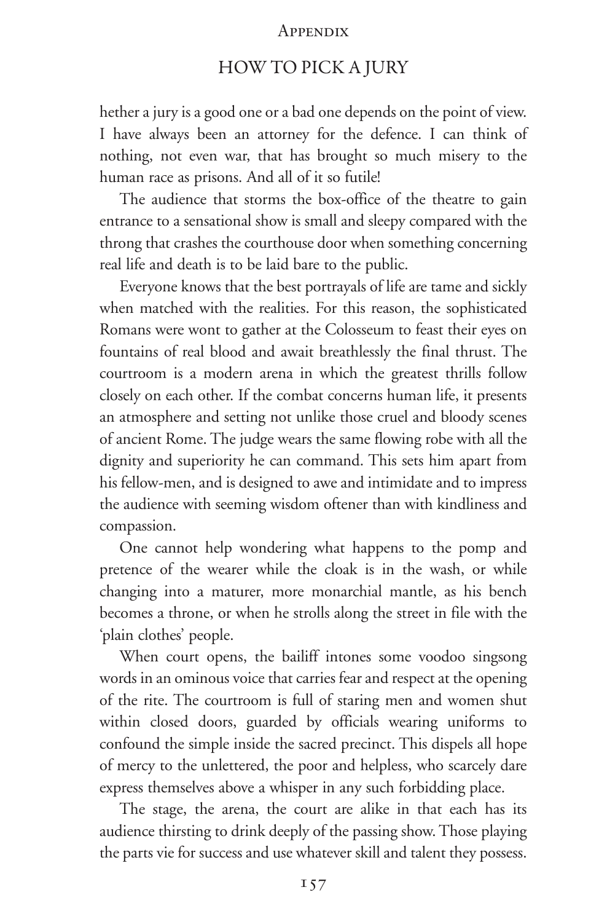Appendix

# HOW TO PICK A JURY

hether a jury is a good one or a bad one depends on the point of view. I have always been an attorney for the defence. I can think of nothing, not even war, that has brought so much misery to the human race as prisons. And all of it so futile!

The audience that storms the box-office of the theatre to gain entrance to a sensational show is small and sleepy compared with the throng that crashes the courthouse door when something concerning real life and death is to be laid bare to the public.

Everyone knows that the best portrayals of life are tame and sickly when matched with the realities. For this reason, the sophisticated Romans were wont to gather at the Colosseum to feast their eyes on fountains of real blood and await breathlessly the final thrust. The courtroom is a modern arena in which the greatest thrills follow closely on each other. If the combat concerns human life, it presents an atmosphere and setting not unlike those cruel and bloody scenes of ancient Rome. The judge wears the same flowing robe with all the dignity and superiority he can command. This sets him apart from his fellow-men, and is designed to awe and intimidate and to impress the audience with seeming wisdom oftener than with kindliness and compassion.

One cannot help wondering what happens to the pomp and pretence of the wearer while the cloak is in the wash, or while changing into a maturer, more monarchial mantle, as his bench becomes a throne, or when he strolls along the street in file with the 'plain clothes' people.

When court opens, the bailiff intones some voodoo singsong words in an ominous voice that carries fear and respect at the opening of the rite. The courtroom is full of staring men and women shut within closed doors, guarded by officials wearing uniforms to confound the simple inside the sacred precinct. This dispels all hope of mercy to the unlettered, the poor and helpless, who scarcely dare express themselves above a whisper in any such forbidding place.

The stage, the arena, the court are alike in that each has its audience thirsting to drink deeply of the passing show. Those playing the parts vie for success and use whatever skill and talent they possess.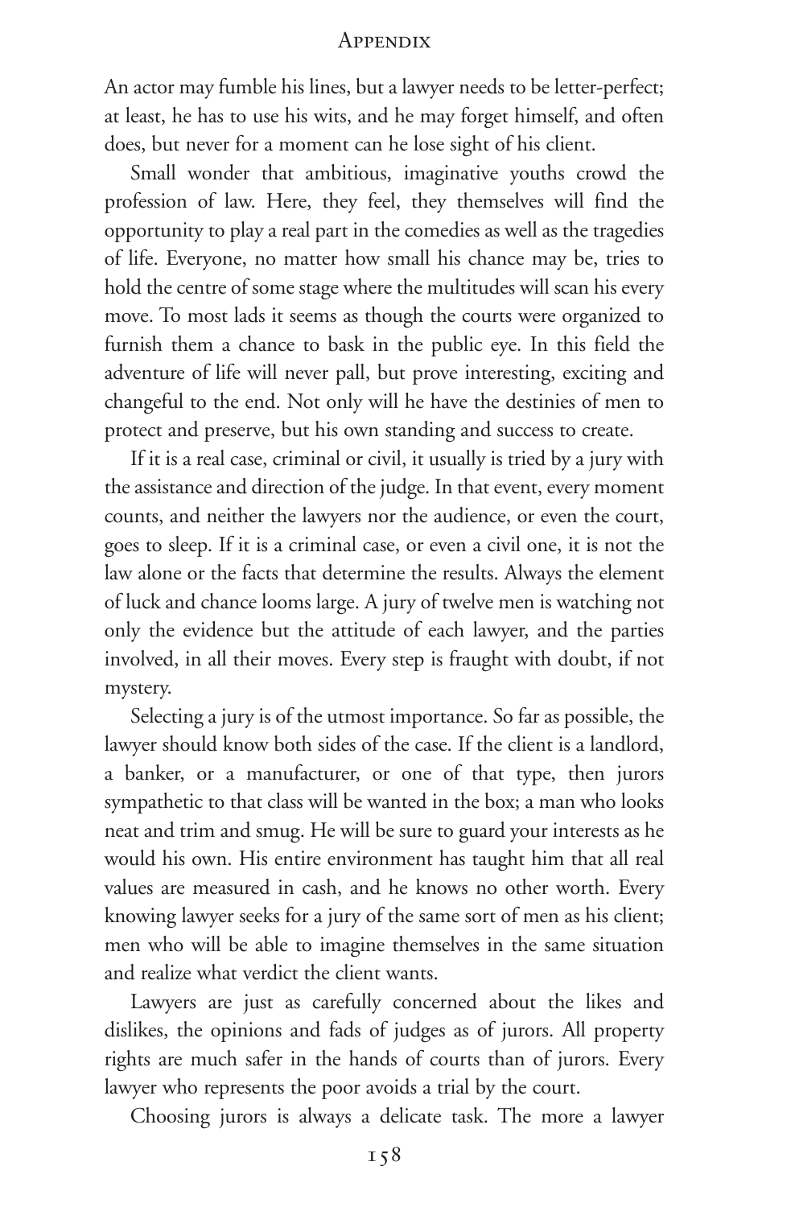An actor may fumble his lines, but a lawyer needs to be letter-perfect; at least, he has to use his wits, and he may forget himself, and often does, but never for a moment can he lose sight of his client.

Small wonder that ambitious, imaginative youths crowd the profession of law. Here, they feel, they themselves will find the opportunity to play a real part in the comedies as well as the tragedies of life. Everyone, no matter how small his chance may be, tries to hold the centre of some stage where the multitudes will scan his every move. To most lads it seems as though the courts were organized to furnish them a chance to bask in the public eye. In this field the adventure of life will never pall, but prove interesting, exciting and changeful to the end. Not only will he have the destinies of men to protect and preserve, but his own standing and success to create.

If it is a real case, criminal or civil, it usually is tried by a jury with the assistance and direction of the judge. In that event, every moment counts, and neither the lawyers nor the audience, or even the court, goes to sleep. If it is a criminal case, or even a civil one, it is not the law alone or the facts that determine the results. Always the element of luck and chance looms large. A jury of twelve men is watching not only the evidence but the attitude of each lawyer, and the parties involved, in all their moves. Every step is fraught with doubt, if not mystery.

Selecting a jury is of the utmost importance. So far as possible, the lawyer should know both sides of the case. If the client is a landlord, a banker, or a manufacturer, or one of that type, then jurors sympathetic to that class will be wanted in the box; a man who looks neat and trim and smug. He will be sure to guard your interests as he would his own. His entire environment has taught him that all real values are measured in cash, and he knows no other worth. Every knowing lawyer seeks for a jury of the same sort of men as his client; men who will be able to imagine themselves in the same situation and realize what verdict the client wants.

Lawyers are just as carefully concerned about the likes and dislikes, the opinions and fads of judges as of jurors. All property rights are much safer in the hands of courts than of jurors. Every lawyer who represents the poor avoids a trial by the court.

Choosing jurors is always a delicate task. The more a lawyer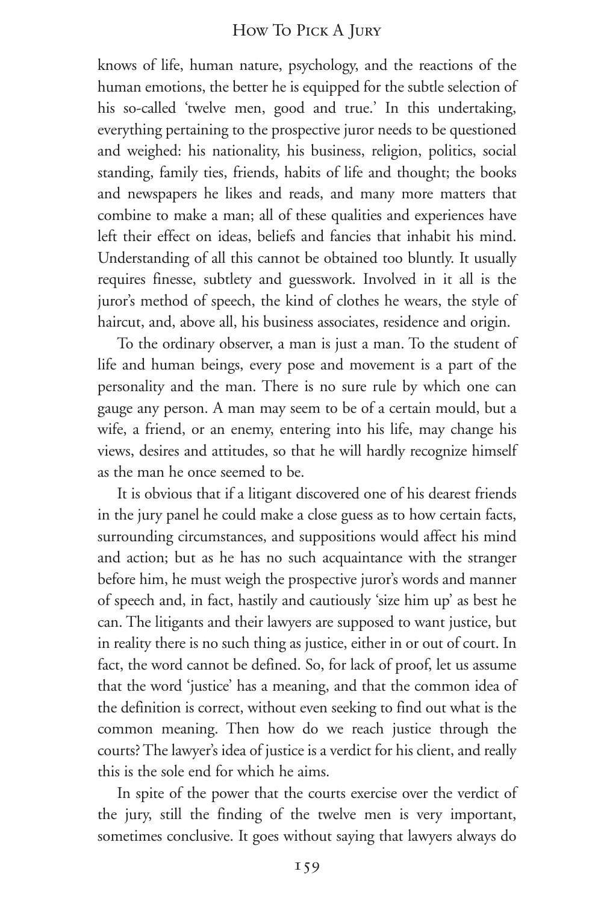knows of life, human nature, psychology, and the reactions of the human emotions, the better he is equipped for the subtle selection of his so-called 'twelve men, good and true.' In this undertaking, everything pertaining to the prospective juror needs to be questioned and weighed: his nationality, his business, religion, politics, social standing, family ties, friends, habits of life and thought; the books and newspapers he likes and reads, and many more matters that combine to make a man; all of these qualities and experiences have left their effect on ideas, beliefs and fancies that inhabit his mind. Understanding of all this cannot be obtained too bluntly. It usually requires finesse, subtlety and guesswork. Involved in it all is the juror's method of speech, the kind of clothes he wears, the style of haircut, and, above all, his business associates, residence and origin.

To the ordinary observer, a man is just a man. To the student of life and human beings, every pose and movement is a part of the personality and the man. There is no sure rule by which one can gauge any person. A man may seem to be of a certain mould, but a wife, a friend, or an enemy, entering into his life, may change his views, desires and attitudes, so that he will hardly recognize himself as the man he once seemed to be.

It is obvious that if a litigant discovered one of his dearest friends in the jury panel he could make a close guess as to how certain facts, surrounding circumstances, and suppositions would affect his mind and action; but as he has no such acquaintance with the stranger before him, he must weigh the prospective juror's words and manner of speech and, in fact, hastily and cautiously 'size him up' as best he can. The litigants and their lawyers are supposed to want justice, but in reality there is no such thing as justice, either in or out of court. In fact, the word cannot be defined. So, for lack of proof, let us assume that the word 'justice' has a meaning, and that the common idea of the definition is correct, without even seeking to find out what is the common meaning. Then how do we reach justice through the courts? The lawyer's idea of justice is a verdict for his client, and really this is the sole end for which he aims.

In spite of the power that the courts exercise over the verdict of the jury, still the finding of the twelve men is very important, sometimes conclusive. It goes without saying that lawyers always do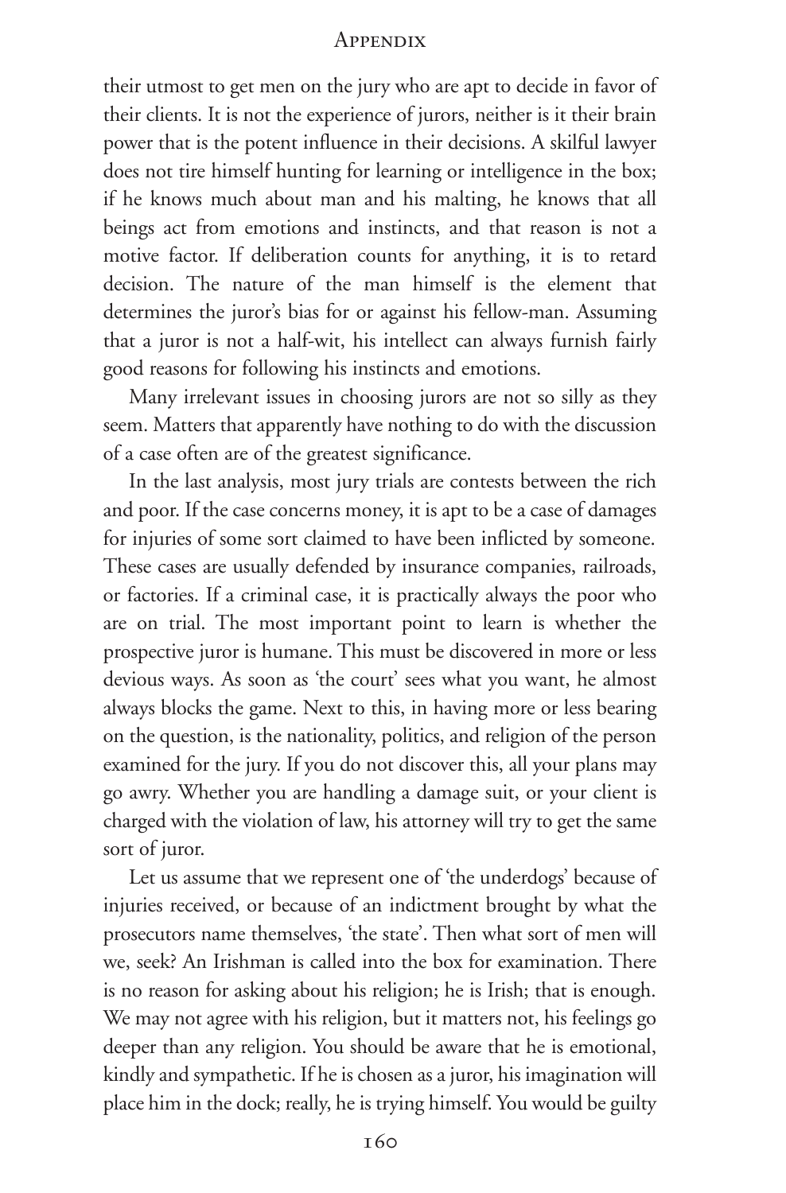their utmost to get men on the jury who are apt to decide in favor of their clients. It is not the experience of jurors, neither is it their brain power that is the potent influence in their decisions. A skilful lawyer does not tire himself hunting for learning or intelligence in the box; if he knows much about man and his malting, he knows that all beings act from emotions and instincts, and that reason is not a motive factor. If deliberation counts for anything, it is to retard decision. The nature of the man himself is the element that determines the juror's bias for or against his fellow-man. Assuming that a juror is not a half-wit, his intellect can always furnish fairly good reasons for following his instincts and emotions.

Many irrelevant issues in choosing jurors are not so silly as they seem. Matters that apparently have nothing to do with the discussion of a case often are of the greatest significance.

In the last analysis, most jury trials are contests between the rich and poor. If the case concerns money, it is apt to be a case of damages for injuries of some sort claimed to have been inflicted by someone. These cases are usually defended by insurance companies, railroads, or factories. If a criminal case, it is practically always the poor who are on trial. The most important point to learn is whether the prospective juror is humane. This must be discovered in more or less devious ways. As soon as 'the court' sees what you want, he almost always blocks the game. Next to this, in having more or less bearing on the question, is the nationality, politics, and religion of the person examined for the jury. If you do not discover this, all your plans may go awry. Whether you are handling a damage suit, or your client is charged with the violation of law, his attorney will try to get the same sort of juror.

Let us assume that we represent one of 'the underdogs' because of injuries received, or because of an indictment brought by what the prosecutors name themselves, 'the state'. Then what sort of men will we, seek? An Irishman is called into the box for examination. There is no reason for asking about his religion; he is Irish; that is enough. We may not agree with his religion, but it matters not, his feelings go deeper than any religion. You should be aware that he is emotional, kindly and sympathetic. If he is chosen as a juror, his imagination will place him in the dock; really, he is trying himself. You would be guilty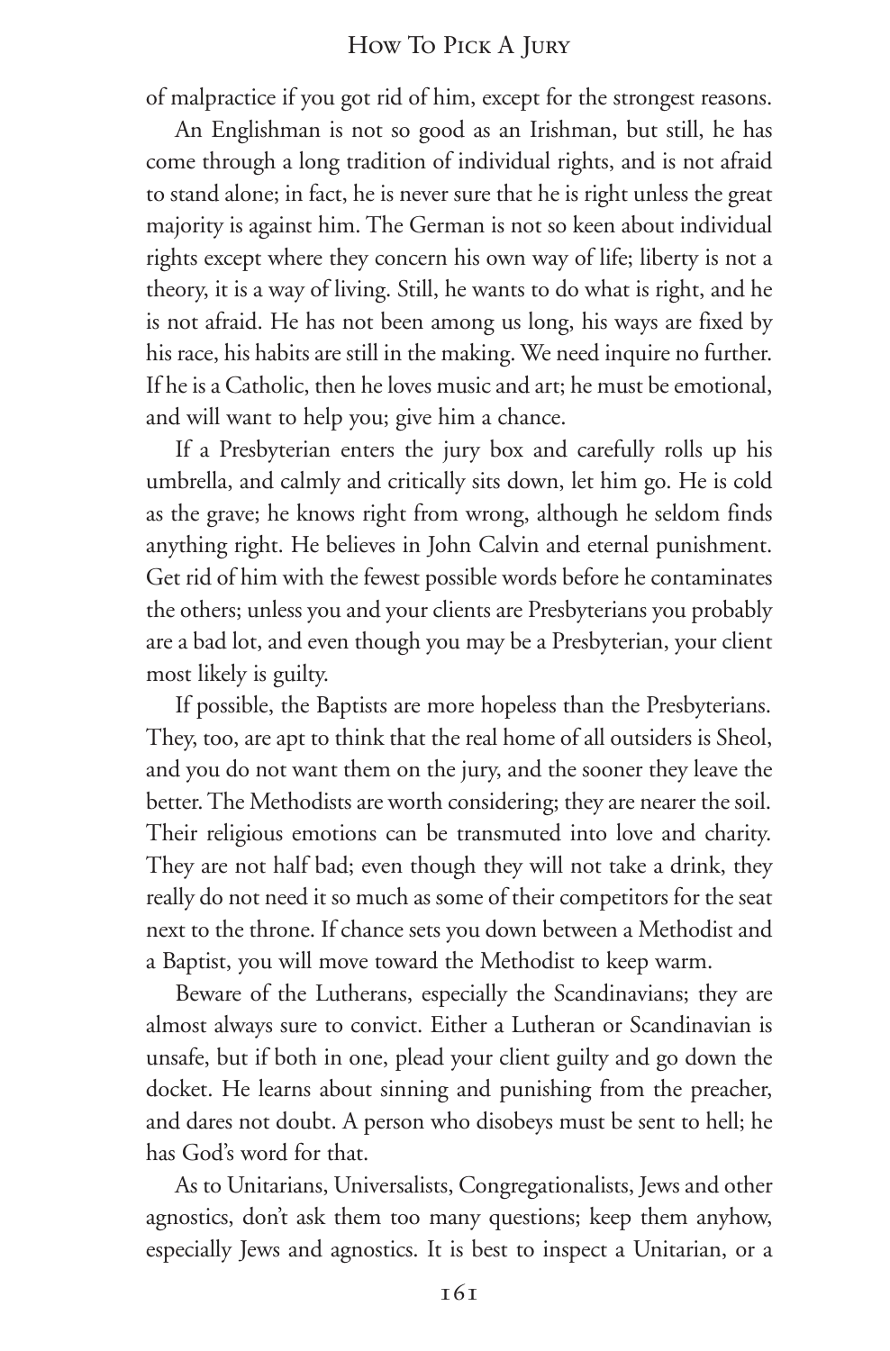of malpractice if you got rid of him, except for the strongest reasons.

An Englishman is not so good as an Irishman, but still, he has come through a long tradition of individual rights, and is not afraid to stand alone; in fact, he is never sure that he is right unless the great majority is against him. The German is not so keen about individual rights except where they concern his own way of life; liberty is not a theory, it is a way of living. Still, he wants to do what is right, and he is not afraid. He has not been among us long, his ways are fixed by his race, his habits are still in the making. We need inquire no further. If he is a Catholic, then he loves music and art; he must be emotional, and will want to help you; give him a chance.

If a Presbyterian enters the jury box and carefully rolls up his umbrella, and calmly and critically sits down, let him go. He is cold as the grave; he knows right from wrong, although he seldom finds anything right. He believes in John Calvin and eternal punishment. Get rid of him with the fewest possible words before he contaminates the others; unless you and your clients are Presbyterians you probably are a bad lot, and even though you may be a Presbyterian, your client most likely is guilty.

If possible, the Baptists are more hopeless than the Presbyterians. They, too, are apt to think that the real home of all outsiders is Sheol, and you do not want them on the jury, and the sooner they leave the better. The Methodists are worth considering; they are nearer the soil. Their religious emotions can be transmuted into love and charity. They are not half bad; even though they will not take a drink, they really do not need it so much as some of their competitors for the seat next to the throne. If chance sets you down between a Methodist and a Baptist, you will move toward the Methodist to keep warm.

Beware of the Lutherans, especially the Scandinavians; they are almost always sure to convict. Either a Lutheran or Scandinavian is unsafe, but if both in one, plead your client guilty and go down the docket. He learns about sinning and punishing from the preacher, and dares not doubt. A person who disobeys must be sent to hell; he has God's word for that.

As to Unitarians, Universalists, Congregationalists, Jews and other agnostics, don't ask them too many questions; keep them anyhow, especially Jews and agnostics. It is best to inspect a Unitarian, or a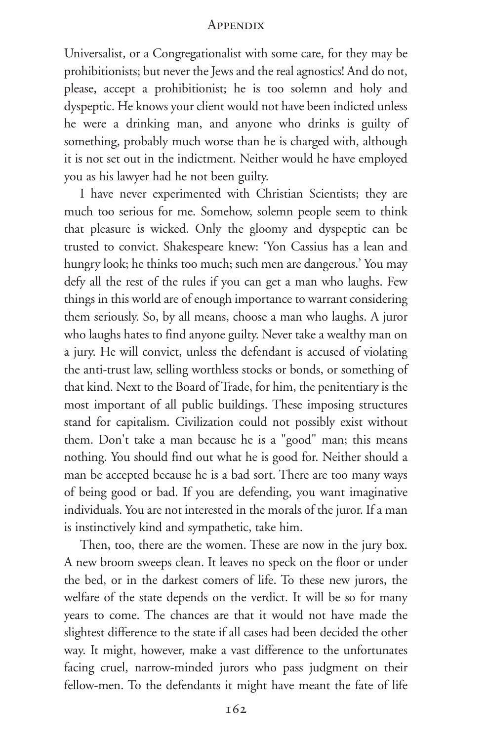Universalist, or a Congregationalist with some care, for they may be prohibitionists; but never the Jews and the real agnostics! And do not, please, accept a prohibitionist; he is too solemn and holy and dyspeptic. He knows your client would not have been indicted unless he were a drinking man, and anyone who drinks is guilty of something, probably much worse than he is charged with, although it is not set out in the indictment. Neither would he have employed you as his lawyer had he not been guilty.

I have never experimented with Christian Scientists; they are much too serious for me. Somehow, solemn people seem to think that pleasure is wicked. Only the gloomy and dyspeptic can be trusted to convict. Shakespeare knew: 'Yon Cassius has a lean and hungry look; he thinks too much; such men are dangerous.' You may defy all the rest of the rules if you can get a man who laughs. Few things in this world are of enough importance to warrant considering them seriously. So, by all means, choose a man who laughs. A juror who laughs hates to find anyone guilty. Never take a wealthy man on a jury. He will convict, unless the defendant is accused of violating the anti-trust law, selling worthless stocks or bonds, or something of that kind. Next to the Board of Trade, for him, the penitentiary is the most important of all public buildings. These imposing structures stand for capitalism. Civilization could not possibly exist without them. Don't take a man because he is a "good" man; this means nothing. You should find out what he is good for. Neither should a man be accepted because he is a bad sort. There are too many ways of being good or bad. If you are defending, you want imaginative individuals. You are not interested in the morals of the juror. If a man is instinctively kind and sympathetic, take him.

Then, too, there are the women. These are now in the jury box. A new broom sweeps clean. It leaves no speck on the floor or under the bed, or in the darkest comers of life. To these new jurors, the welfare of the state depends on the verdict. It will be so for many years to come. The chances are that it would not have made the slightest difference to the state if all cases had been decided the other way. It might, however, make a vast difference to the unfortunates facing cruel, narrow-minded jurors who pass judgment on their fellow-men. To the defendants it might have meant the fate of life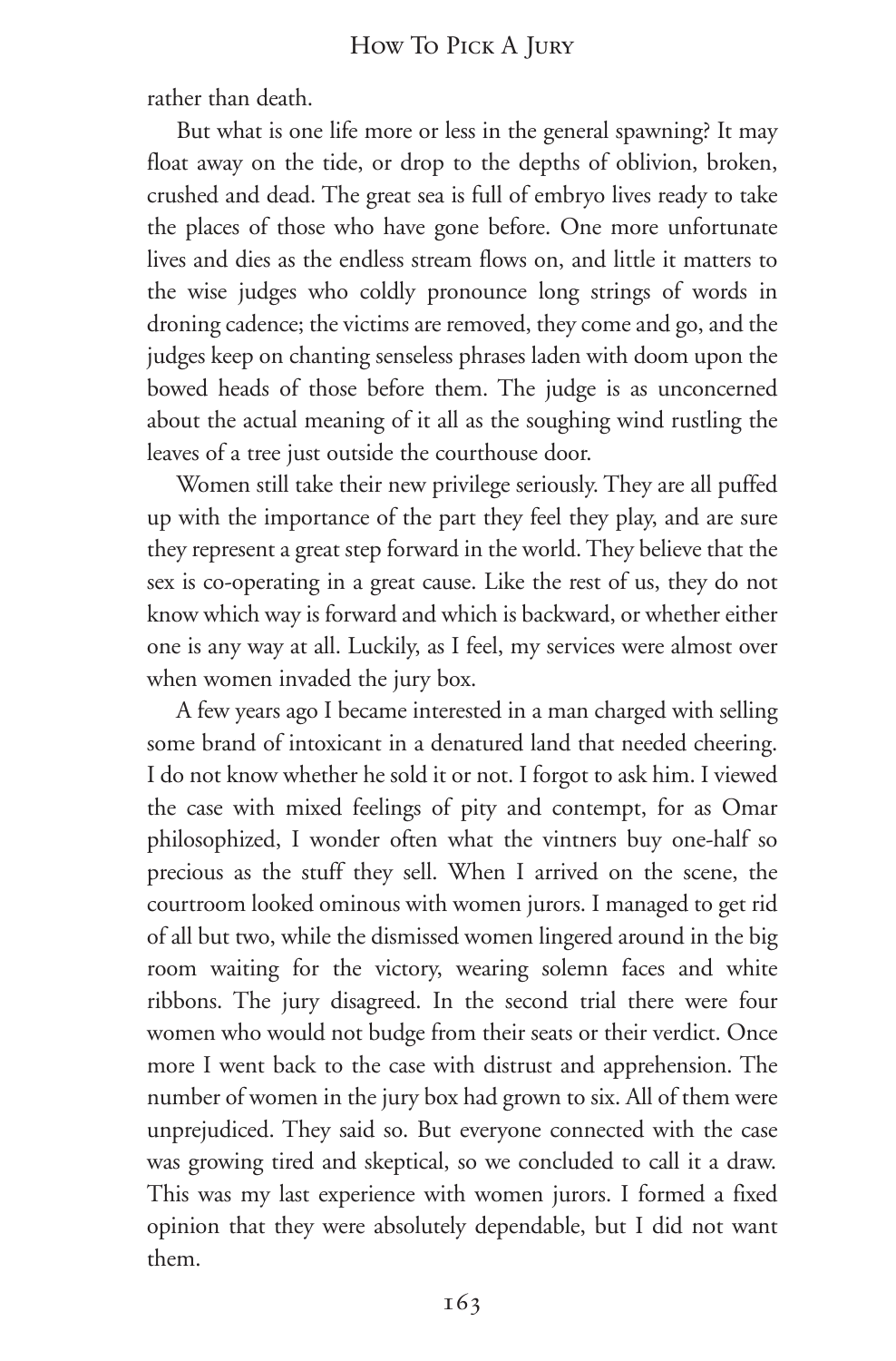rather than death.

But what is one life more or less in the general spawning? It may float away on the tide, or drop to the depths of oblivion, broken, crushed and dead. The great sea is full of embryo lives ready to take the places of those who have gone before. One more unfortunate lives and dies as the endless stream flows on, and little it matters to the wise judges who coldly pronounce long strings of words in droning cadence; the victims are removed, they come and go, and the judges keep on chanting senseless phrases laden with doom upon the bowed heads of those before them. The judge is as unconcerned about the actual meaning of it all as the soughing wind rustling the leaves of a tree just outside the courthouse door.

Women still take their new privilege seriously. They are all puffed up with the importance of the part they feel they play, and are sure they represent a great step forward in the world. They believe that the sex is co-operating in a great cause. Like the rest of us, they do not know which way is forward and which is backward, or whether either one is any way at all. Luckily, as I feel, my services were almost over when women invaded the jury box.

A few years ago I became interested in a man charged with selling some brand of intoxicant in a denatured land that needed cheering. I do not know whether he sold it or not. I forgot to ask him. I viewed the case with mixed feelings of pity and contempt, for as Omar philosophized, I wonder often what the vintners buy one-half so precious as the stuff they sell. When I arrived on the scene, the courtroom looked ominous with women jurors. I managed to get rid of all but two, while the dismissed women lingered around in the big room waiting for the victory, wearing solemn faces and white ribbons. The jury disagreed. In the second trial there were four women who would not budge from their seats or their verdict. Once more I went back to the case with distrust and apprehension. The number of women in the jury box had grown to six. All of them were unprejudiced. They said so. But everyone connected with the case was growing tired and skeptical, so we concluded to call it a draw. This was my last experience with women jurors. I formed a fixed opinion that they were absolutely dependable, but I did not want them.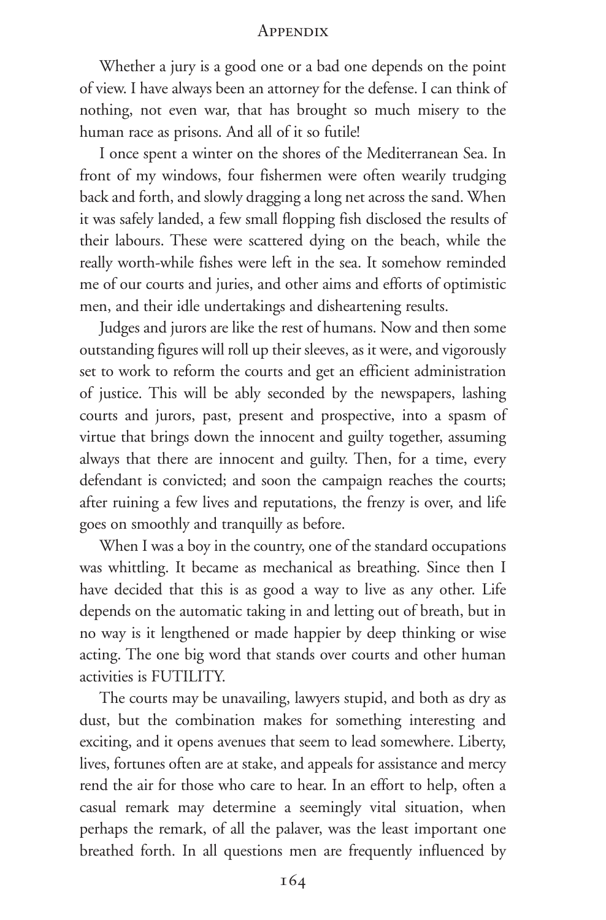Whether a jury is a good one or a bad one depends on the point of view. I have always been an attorney for the defense. I can think of nothing, not even war, that has brought so much misery to the human race as prisons. And all of it so futile!

I once spent a winter on the shores of the Mediterranean Sea. In front of my windows, four fishermen were often wearily trudging back and forth, and slowly dragging a long net across the sand. When it was safely landed, a few small flopping fish disclosed the results of their labours. These were scattered dying on the beach, while the really worth-while fishes were left in the sea. It somehow reminded me of our courts and juries, and other aims and efforts of optimistic men, and their idle undertakings and disheartening results.

Judges and jurors are like the rest of humans. Now and then some outstanding figures will roll up their sleeves, as it were, and vigorously set to work to reform the courts and get an efficient administration of justice. This will be ably seconded by the newspapers, lashing courts and jurors, past, present and prospective, into a spasm of virtue that brings down the innocent and guilty together, assuming always that there are innocent and guilty. Then, for a time, every defendant is convicted; and soon the campaign reaches the courts; after ruining a few lives and reputations, the frenzy is over, and life goes on smoothly and tranquilly as before.

When I was a boy in the country, one of the standard occupations was whittling. It became as mechanical as breathing. Since then I have decided that this is as good a way to live as any other. Life depends on the automatic taking in and letting out of breath, but in no way is it lengthened or made happier by deep thinking or wise acting. The one big word that stands over courts and other human activities is FUTILITY.

The courts may be unavailing, lawyers stupid, and both as dry as dust, but the combination makes for something interesting and exciting, and it opens avenues that seem to lead somewhere. Liberty, lives, fortunes often are at stake, and appeals for assistance and mercy rend the air for those who care to hear. In an effort to help, often a casual remark may determine a seemingly vital situation, when perhaps the remark, of all the palaver, was the least important one breathed forth. In all questions men are frequently influenced by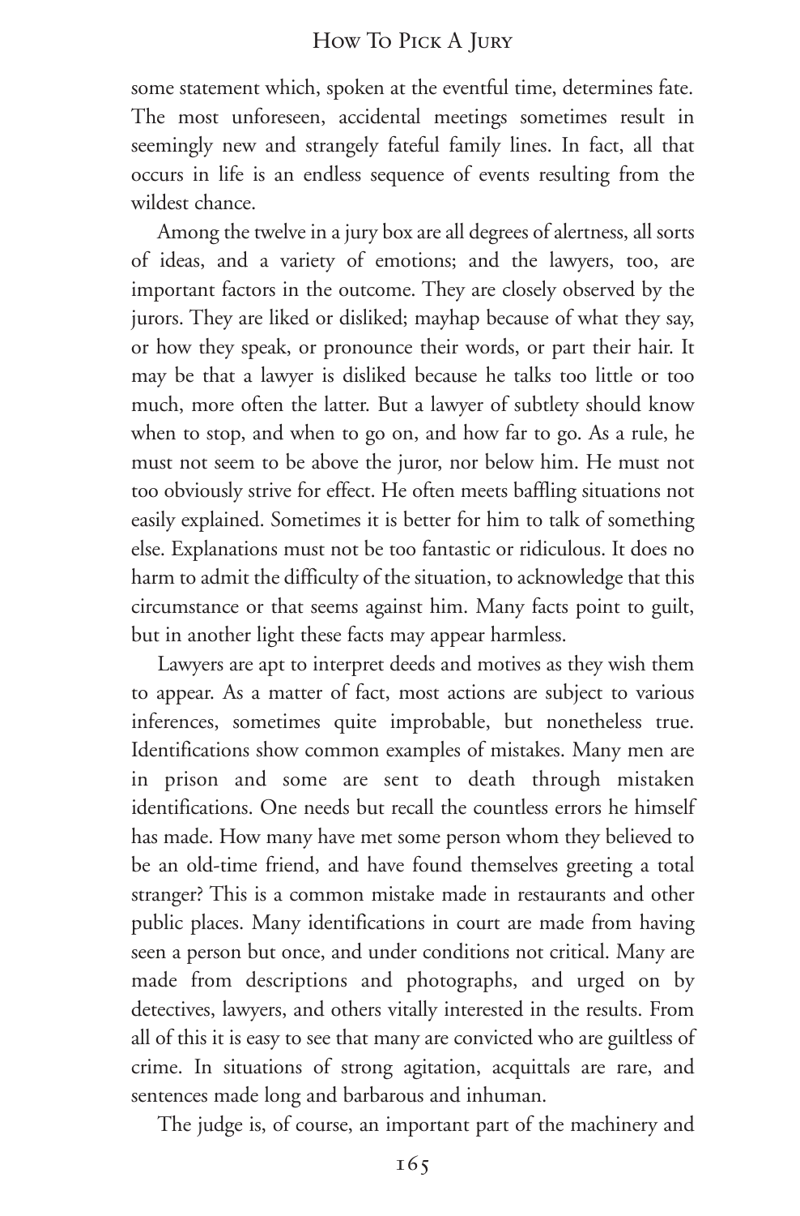some statement which, spoken at the eventful time, determines fate. The most unforeseen, accidental meetings sometimes result in seemingly new and strangely fateful family lines. In fact, all that occurs in life is an endless sequence of events resulting from the wildest chance.

Among the twelve in a jury box are all degrees of alertness, all sorts of ideas, and a variety of emotions; and the lawyers, too, are important factors in the outcome. They are closely observed by the jurors. They are liked or disliked; mayhap because of what they say, or how they speak, or pronounce their words, or part their hair. It may be that a lawyer is disliked because he talks too little or too much, more often the latter. But a lawyer of subtlety should know when to stop, and when to go on, and how far to go. As a rule, he must not seem to be above the juror, nor below him. He must not too obviously strive for effect. He often meets baffling situations not easily explained. Sometimes it is better for him to talk of something else. Explanations must not be too fantastic or ridiculous. It does no harm to admit the difficulty of the situation, to acknowledge that this circumstance or that seems against him. Many facts point to guilt, but in another light these facts may appear harmless.

Lawyers are apt to interpret deeds and motives as they wish them to appear. As a matter of fact, most actions are subject to various inferences, sometimes quite improbable, but nonetheless true. Identifications show common examples of mistakes. Many men are in prison and some are sent to death through mistaken identifications. One needs but recall the countless errors he himself has made. How many have met some person whom they believed to be an old-time friend, and have found themselves greeting a total stranger? This is a common mistake made in restaurants and other public places. Many identifications in court are made from having seen a person but once, and under conditions not critical. Many are made from descriptions and photographs, and urged on by detectives, lawyers, and others vitally interested in the results. From all of this it is easy to see that many are convicted who are guiltless of crime. In situations of strong agitation, acquittals are rare, and sentences made long and barbarous and inhuman.

The judge is, of course, an important part of the machinery and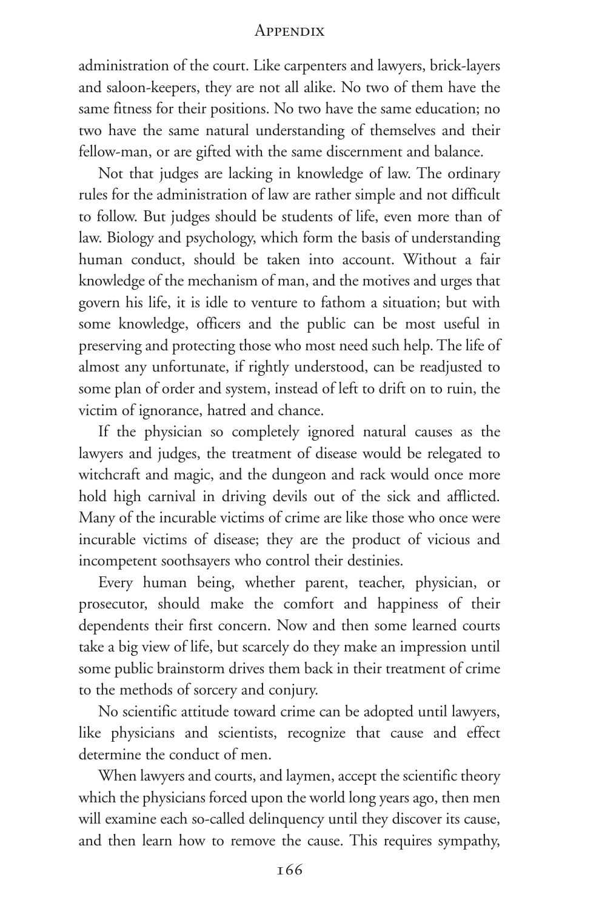administration of the court. Like carpenters and lawyers, brick-layers and saloon-keepers, they are not all alike. No two of them have the same fitness for their positions. No two have the same education; no two have the same natural understanding of themselves and their fellow-man, or are gifted with the same discernment and balance.

Not that judges are lacking in knowledge of law. The ordinary rules for the administration of law are rather simple and not difficult to follow. But judges should be students of life, even more than of law. Biology and psychology, which form the basis of understanding human conduct, should be taken into account. Without a fair knowledge of the mechanism of man, and the motives and urges that govern his life, it is idle to venture to fathom a situation; but with some knowledge, officers and the public can be most useful in preserving and protecting those who most need such help. The life of almost any unfortunate, if rightly understood, can be readjusted to some plan of order and system, instead of left to drift on to ruin, the victim of ignorance, hatred and chance.

If the physician so completely ignored natural causes as the lawyers and judges, the treatment of disease would be relegated to witchcraft and magic, and the dungeon and rack would once more hold high carnival in driving devils out of the sick and afflicted. Many of the incurable victims of crime are like those who once were incurable victims of disease; they are the product of vicious and incompetent soothsayers who control their destinies.

Every human being, whether parent, teacher, physician, or prosecutor, should make the comfort and happiness of their dependents their first concern. Now and then some learned courts take a big view of life, but scarcely do they make an impression until some public brainstorm drives them back in their treatment of crime to the methods of sorcery and conjury.

No scientific attitude toward crime can be adopted until lawyers, like physicians and scientists, recognize that cause and effect determine the conduct of men.

When lawyers and courts, and laymen, accept the scientific theory which the physicians forced upon the world long years ago, then men will examine each so-called delinquency until they discover its cause, and then learn how to remove the cause. This requires sympathy,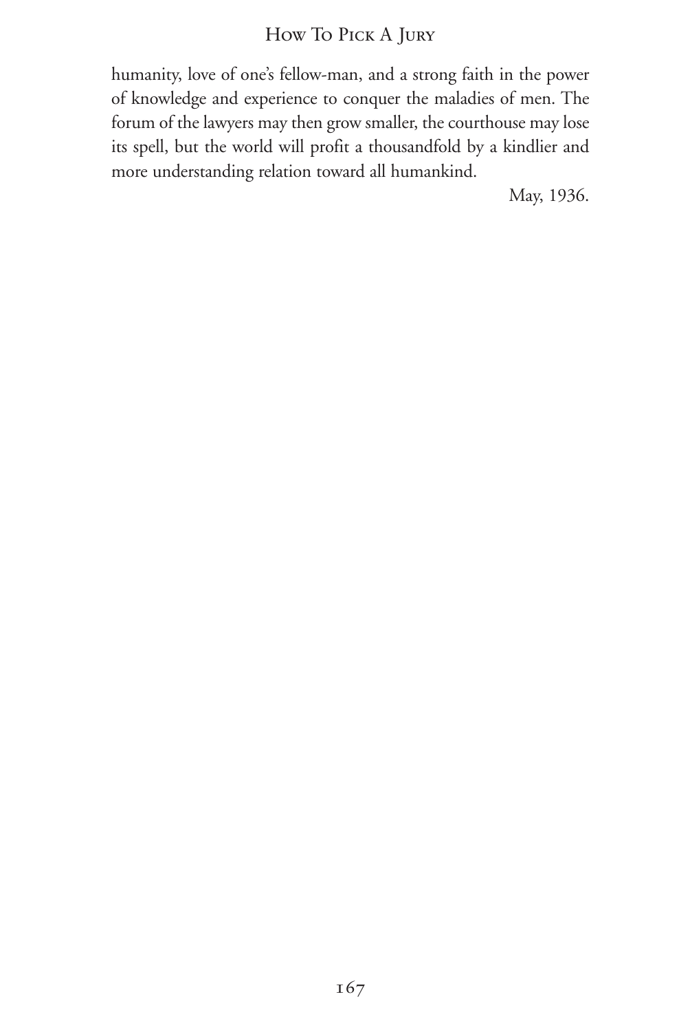humanity, love of one's fellow-man, and a strong faith in the power of knowledge and experience to conquer the maladies of men. The forum of the lawyers may then grow smaller, the courthouse may lose its spell, but the world will profit a thousandfold by a kindlier and more understanding relation toward all humankind.

May, 1936.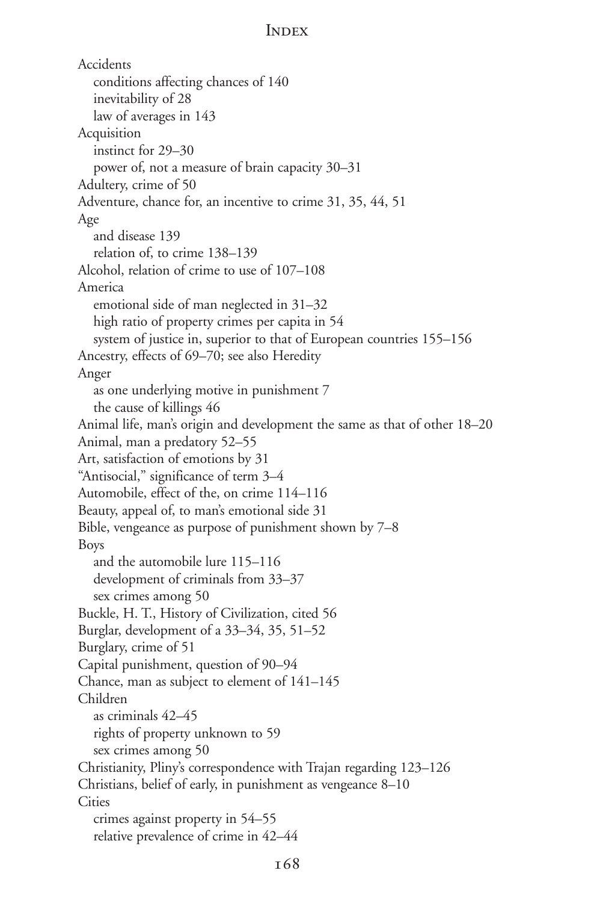# Index

Accidents
  conditions affecting chances of 140
  inevitability of 28
  law of averages in 143
Acquisition
  instinct for 29–30
  power of, not a measure of brain capacity 30–31
Adultery, crime of 50
Adventure, chance for, an incentive to crime 31, 35, 44, 51
Age
  and disease 139
  relation of, to crime 138–139
Alcohol, relation of crime to use of 107–108
America
  emotional side of man neglected in 31–32
  high ratio of property crimes per capita in 54
  system of justice in, superior to that of European countries 155–156
Ancestry, effects of 69–70; see also Heredity
Anger
  as one underlying motive in punishment 7
  the cause of killings 46
Animal life, man's origin and development the same as that of other 18–20
Animal, man a predatory 52–55
Art, satisfaction of emotions by 31
"Antisocial," significance of term 3–4
Automobile, effect of the, on crime 114–116
Beauty, appeal of, to man's emotional side 31
Bible, vengeance as purpose of punishment shown by 7–8
Boys
  and the automobile lure 115–116
  development of criminals from 33–37
  sex crimes among 50
Buckle, H. T., History of Civilization, cited 56
Burglar, development of a 33–34, 35, 51–52
Burglary, crime of 51
Capital punishment, question of 90–94
Chance, man as subject to element of 141–145
Children
  as criminals 42–45
  rights of property unknown to 59
  sex crimes among 50
Christianity, Pliny's correspondence with Trajan regarding 123–126
Christians, belief of early, in punishment as vengeance 8–10
Cities
  crimes against property in 54–55
  relative prevalence of crime in 42–44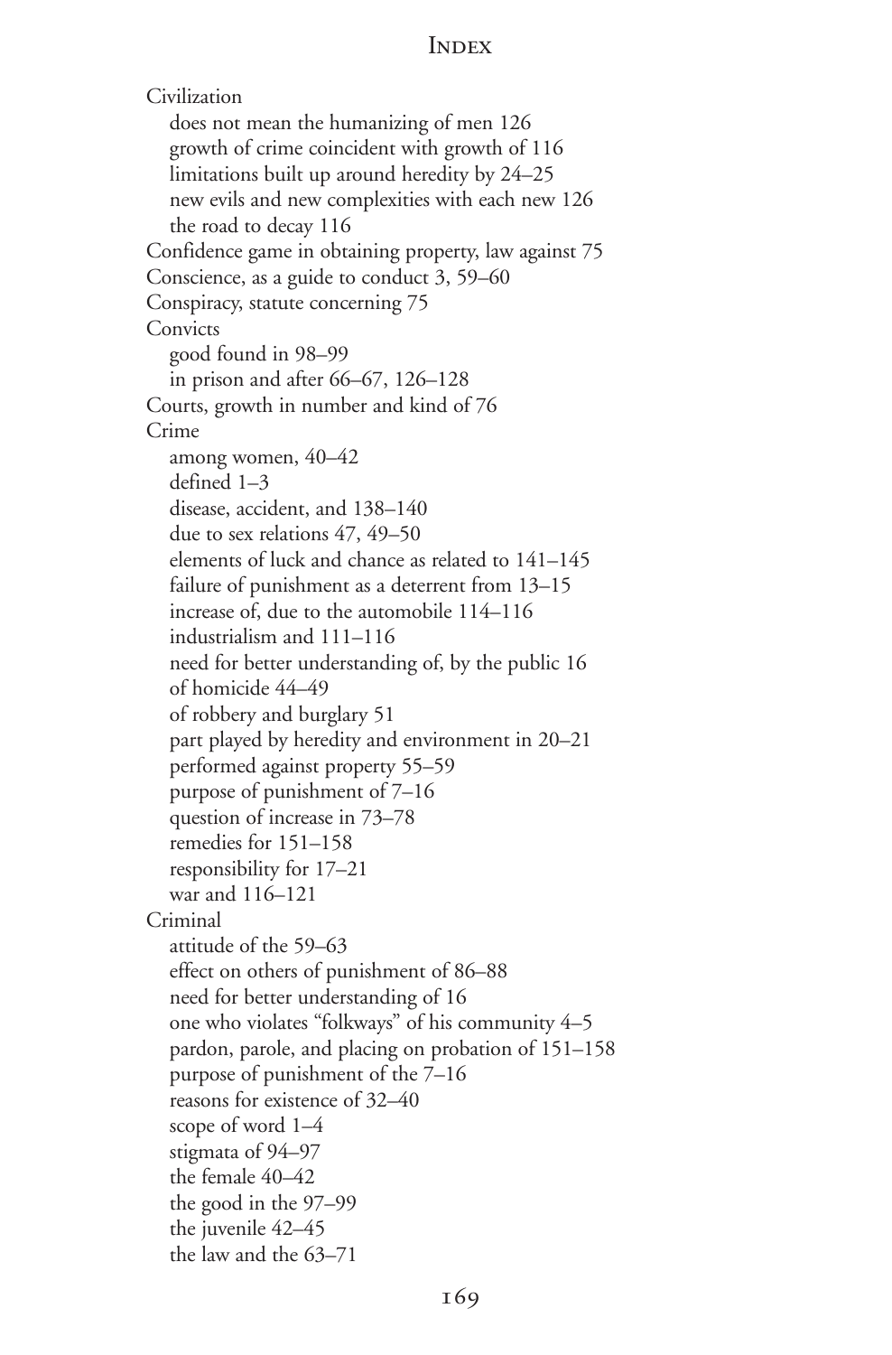Civilization
  does not mean the humanizing of men 126
  growth of crime coincident with growth of 116
  limitations built up around heredity by 24–25
  new evils and new complexities with each new 126
  the road to decay 116
Confidence game in obtaining property, law against 75
Conscience, as a guide to conduct 3, 59–60
Conspiracy, statute concerning 75
Convicts
  good found in 98–99
  in prison and after 66–67, 126–128
Courts, growth in number and kind of 76
Crime
  among women, 40–42
  defined 1–3
  disease, accident, and 138–140
  due to sex relations 47, 49–50
  elements of luck and chance as related to 141–145
  failure of punishment as a deterrent from 13–15
  increase of, due to the automobile 114–116
  industrialism and 111–116
  need for better understanding of, by the public 16
  of homicide 44–49
  of robbery and burglary 51
  part played by heredity and environment in 20–21
  performed against property 55–59
  purpose of punishment of 7–16
  question of increase in 73–78
  remedies for 151–158
  responsibility for 17–21
  war and 116–121
Criminal
  attitude of the 59–63
  effect on others of punishment of 86–88
  need for better understanding of 16
  one who violates "folkways" of his community 4–5
  pardon, parole, and placing on probation of 151–158
  purpose of punishment of the 7–16
  reasons for existence of 32–40
  scope of word 1–4
  stigmata of 94–97
  the female 40–42
  the good in the 97–99
  the juvenile 42–45
  the law and the 63–71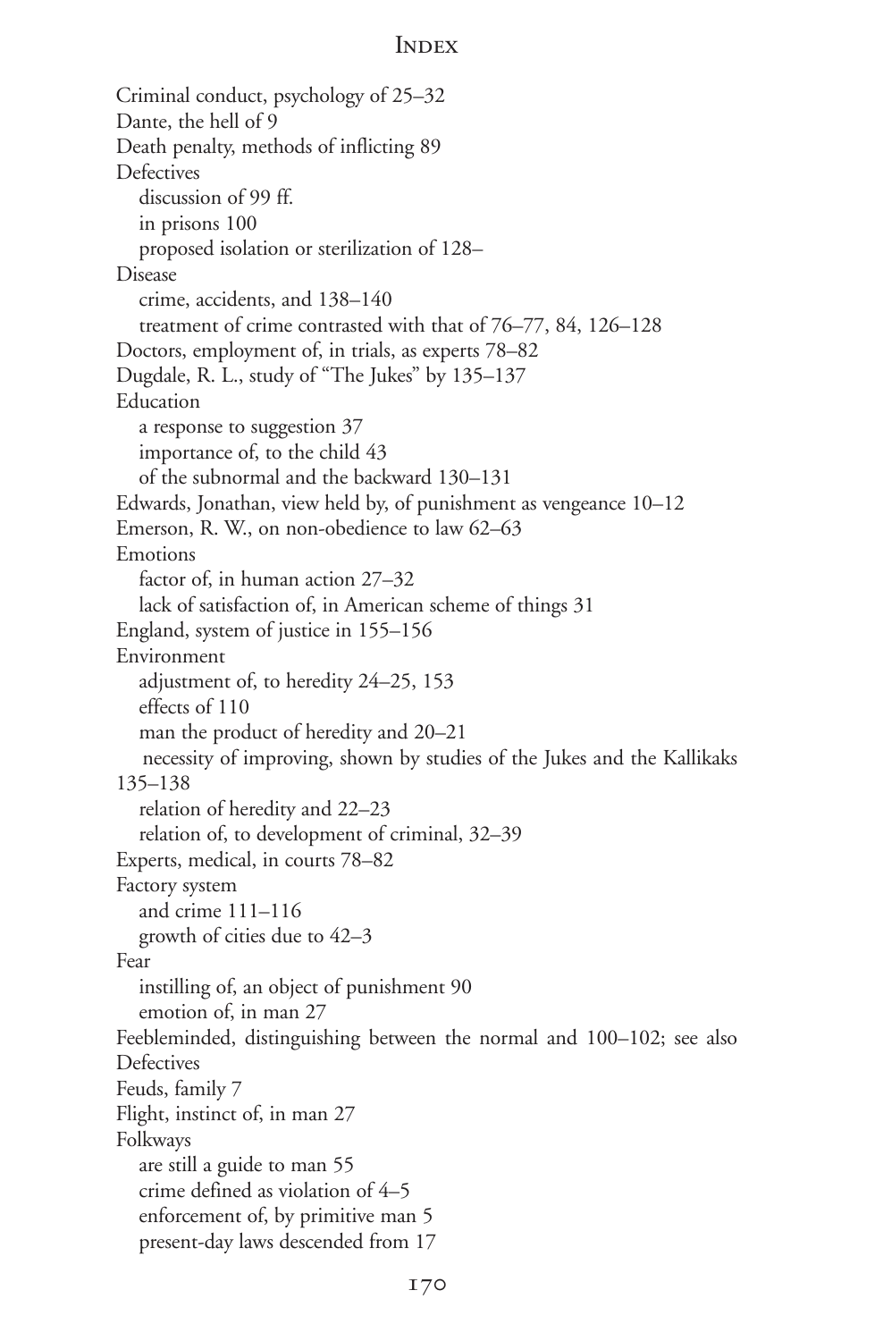Criminal conduct, psychology of 25–32
Dante, the hell of 9
Death penalty, methods of inflicting 89
Defectives
  discussion of 99 ff.
  in prisons 100
  proposed isolation or sterilization of 128–
Disease
  crime, accidents, and 138–140
  treatment of crime contrasted with that of 76–77, 84, 126–128
Doctors, employment of, in trials, as experts 78–82
Dugdale, R. L., study of "The Jukes" by 135–137
Education
  a response to suggestion 37
  importance of, to the child 43
  of the subnormal and the backward 130–131
Edwards, Jonathan, view held by, of punishment as vengeance 10–12
Emerson, R. W., on non-obedience to law 62–63
Emotions
  factor of, in human action 27–32
  lack of satisfaction of, in American scheme of things 31
England, system of justice in 155–156
Environment
  adjustment of, to heredity 24–25, 153
  effects of 110
  man the product of heredity and 20–21
  necessity of improving, shown by studies of the Jukes and the Kallikaks 135–138
  relation of heredity and 22–23
  relation of, to development of criminal, 32–39
Experts, medical, in courts 78–82
Factory system
  and crime 111–116
  growth of cities due to 42–3
Fear
  instilling of, an object of punishment 90
  emotion of, in man 27
Feebleminded, distinguishing between the normal and 100–102; see also Defectives
Feuds, family 7
Flight, instinct of, in man 27
Folkways
  are still a guide to man 55
  crime defined as violation of 4–5
  enforcement of, by primitive man 5
  present-day laws descended from 17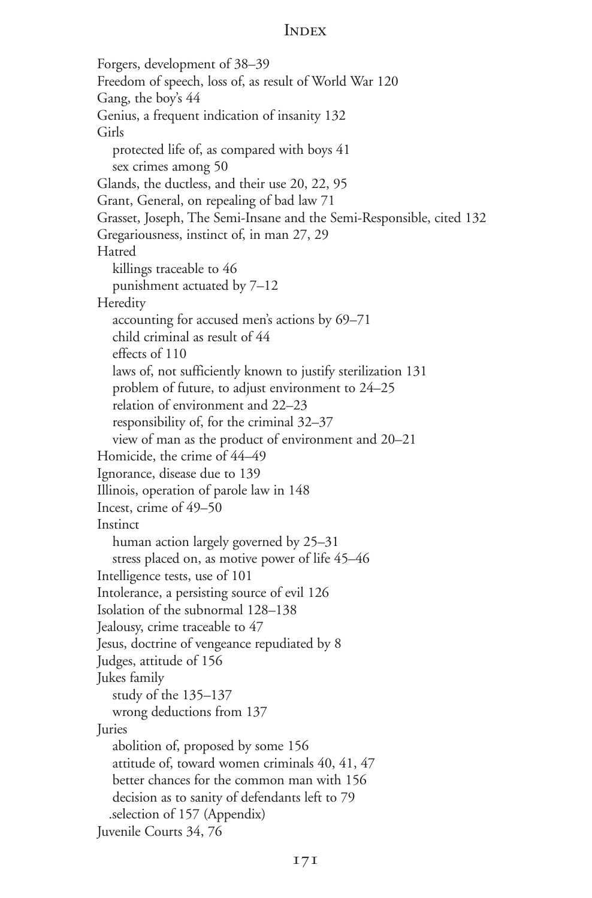Forgers, development of 38–39
Freedom of speech, loss of, as result of World War 120
Gang, the boy's 44
Genius, a frequent indication of insanity 132
Girls
  protected life of, as compared with boys 41
  sex crimes among 50
Glands, the ductless, and their use 20, 22, 95
Grant, General, on repealing of bad law 71
Grasset, Joseph, The Semi-Insane and the Semi-Responsible, cited 132
Gregariousness, instinct of, in man 27, 29
Hatred
  killings traceable to 46
  punishment actuated by 7–12
Heredity
  accounting for accused men's actions by 69–71
  child criminal as result of 44
  effects of 110
  laws of, not sufficiently known to justify sterilization 131
  problem of future, to adjust environment to 24–25
  relation of environment and 22–23
  responsibility of, for the criminal 32–37
  view of man as the product of environment and 20–21
Homicide, the crime of 44–49
Ignorance, disease due to 139
Illinois, operation of parole law in 148
Incest, crime of 49–50
Instinct
  human action largely governed by 25–31
  stress placed on, as motive power of life 45–46
Intelligence tests, use of 101
Intolerance, a persisting source of evil 126
Isolation of the subnormal 128–138
Jealousy, crime traceable to 47
Jesus, doctrine of vengeance repudiated by 8
Judges, attitude of 156
Jukes family
  study of the 135–137
  wrong deductions from 137
Juries
  abolition of, proposed by some 156
  attitude of, toward women criminals 40, 41, 47
  better chances for the common man with 156
  decision as to sanity of defendants left to 79
  .selection of 157 (Appendix)
Juvenile Courts 34, 76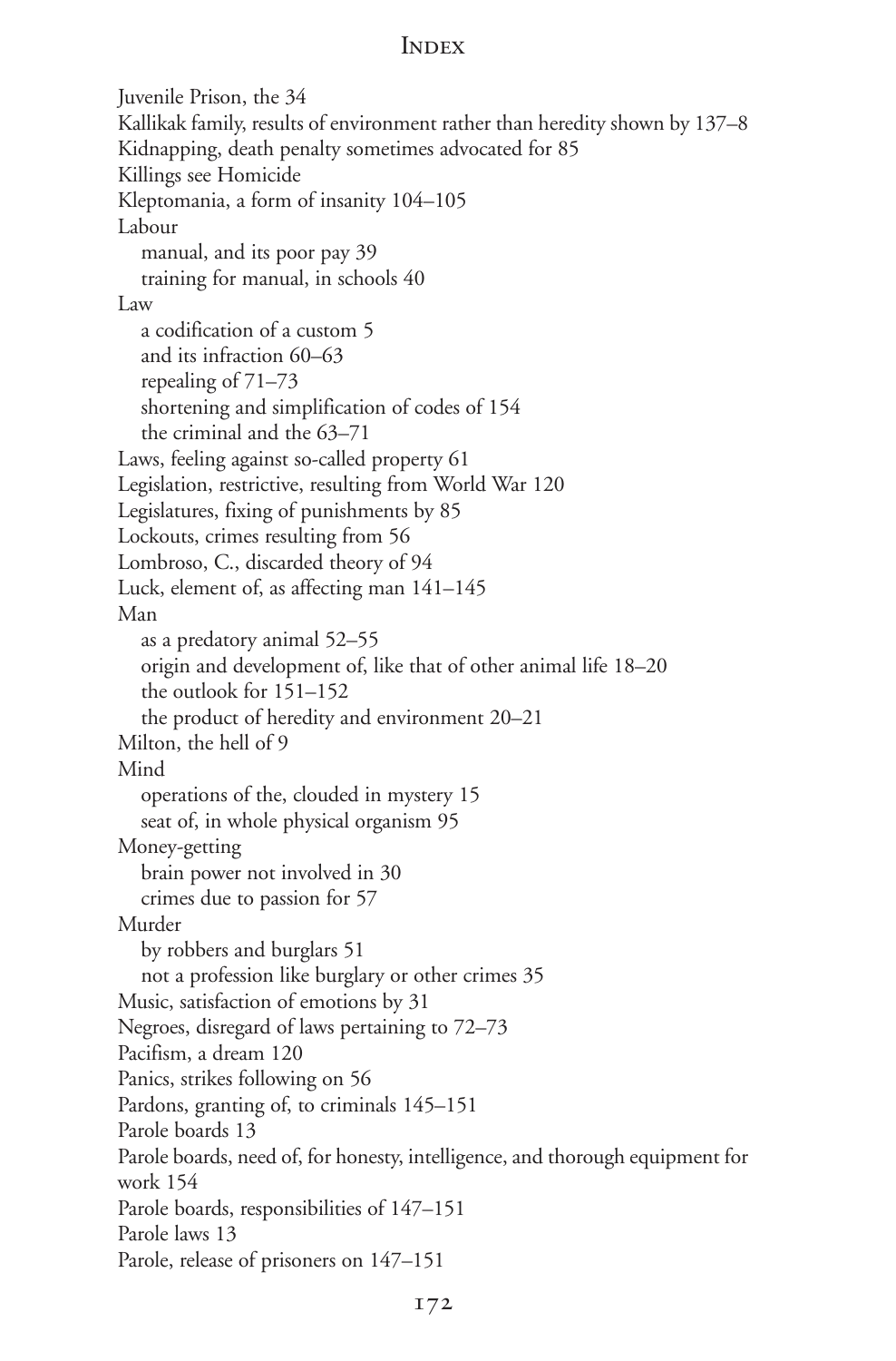Juvenile Prison, the 34

Kallikak family, results of environment rather than heredity shown by 137–8

Kidnapping, death penalty sometimes advocated for 85

Killings see Homicide

Kleptomania, a form of insanity 104–105

Labour

- manual, and its poor pay 39
- training for manual, in schools 40

Law

- a codification of a custom 5
- and its infraction 60–63
- repealing of 71–73
- shortening and simplification of codes of 154
- the criminal and the 63–71

Laws, feeling against so-called property 61

Legislation, restrictive, resulting from World War 120

Legislatures, fixing of punishments by 85

Lockouts, crimes resulting from 56

Lombroso, C., discarded theory of 94

Luck, element of, as affecting man 141–145

Man

- as a predatory animal 52–55
- origin and development of, like that of other animal life 18–20
- the outlook for 151–152
- the product of heredity and environment 20–21

Milton, the hell of 9

Mind

- operations of the, clouded in mystery 15
- seat of, in whole physical organism 95

Money-getting

- brain power not involved in 30
- crimes due to passion for 57

Murder

- by robbers and burglars 51
- not a profession like burglary or other crimes 35

Music, satisfaction of emotions by 31

Negroes, disregard of laws pertaining to 72–73

Pacifism, a dream 120

Panics, strikes following on 56

Pardons, granting of, to criminals 145–151

Parole boards 13

Parole boards, need of, for honesty, intelligence, and thorough equipment for work 154

Parole boards, responsibilities of 147–151

Parole laws 13

Parole, release of prisoners on 147–151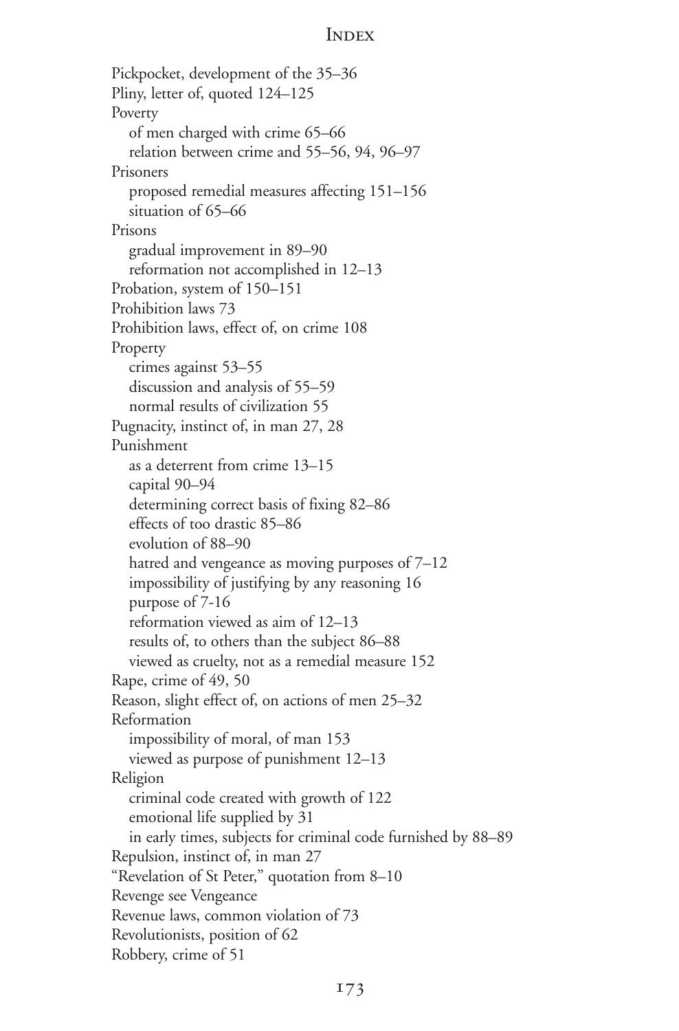Pickpocket, development of the 35–36
Pliny, letter of, quoted 124–125
Poverty
  of men charged with crime 65–66
  relation between crime and 55–56, 94, 96–97
Prisoners
  proposed remedial measures affecting 151–156
  situation of 65–66
Prisons
  gradual improvement in 89–90
  reformation not accomplished in 12–13
Probation, system of 150–151
Prohibition laws 73
Prohibition laws, effect of, on crime 108
Property
  crimes against 53–55
  discussion and analysis of 55–59
  normal results of civilization 55
Pugnacity, instinct of, in man 27, 28
Punishment
  as a deterrent from crime 13–15
  capital 90–94
  determining correct basis of fixing 82–86
  effects of too drastic 85–86
  evolution of 88–90
  hatred and vengeance as moving purposes of 7–12
  impossibility of justifying by any reasoning 16
  purpose of 7-16
  reformation viewed as aim of 12–13
  results of, to others than the subject 86–88
  viewed as cruelty, not as a remedial measure 152
Rape, crime of 49, 50
Reason, slight effect of, on actions of men 25–32
Reformation
  impossibility of moral, of man 153
  viewed as purpose of punishment 12–13
Religion
  criminal code created with growth of 122
  emotional life supplied by 31
  in early times, subjects for criminal code furnished by 88–89
Repulsion, instinct of, in man 27
"Revelation of St Peter," quotation from 8–10
Revenge see Vengeance
Revenue laws, common violation of 73
Revolutionists, position of 62
Robbery, crime of 51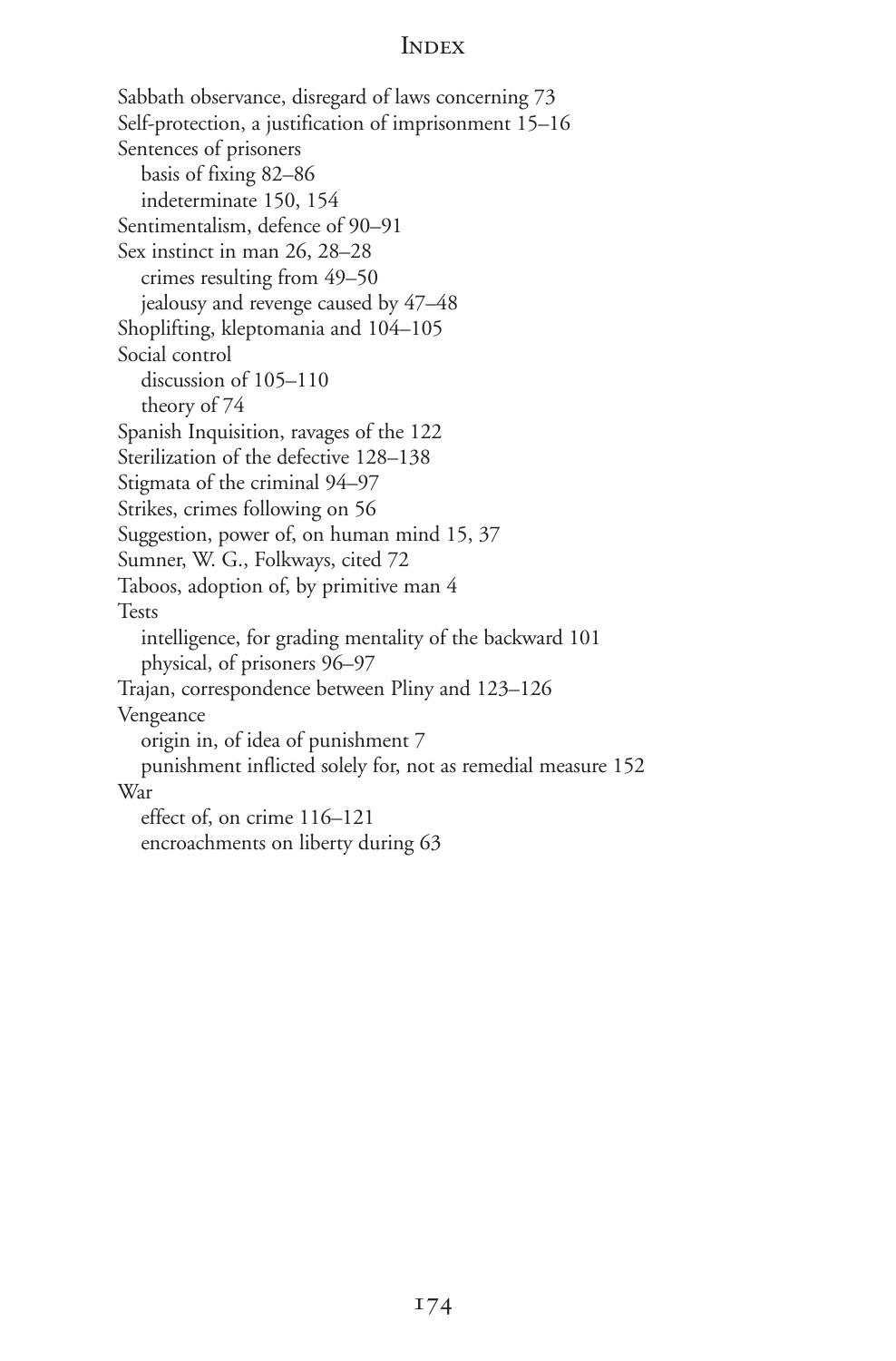Sabbath observance, disregard of laws concerning 73
Self-protection, a justification of imprisonment 15–16
Sentences of prisoners
  basis of fixing 82–86
  indeterminate 150, 154
Sentimentalism, defence of 90–91
Sex instinct in man 26, 28–28
  crimes resulting from 49–50
  jealousy and revenge caused by 47–48
Shoplifting, kleptomania and 104–105
Social control
  discussion of 105–110
  theory of 74
Spanish Inquisition, ravages of the 122
Sterilization of the defective 128–138
Stigmata of the criminal 94–97
Strikes, crimes following on 56
Suggestion, power of, on human mind 15, 37
Sumner, W. G., Folkways, cited 72
Taboos, adoption of, by primitive man 4
Tests
  intelligence, for grading mentality of the backward 101
  physical, of prisoners 96–97
Trajan, correspondence between Pliny and 123–126
Vengeance
  origin in, of idea of punishment 7
  punishment inflicted solely for, not as remedial measure 152
War
  effect of, on crime 116–121
  encroachments on liberty during 63